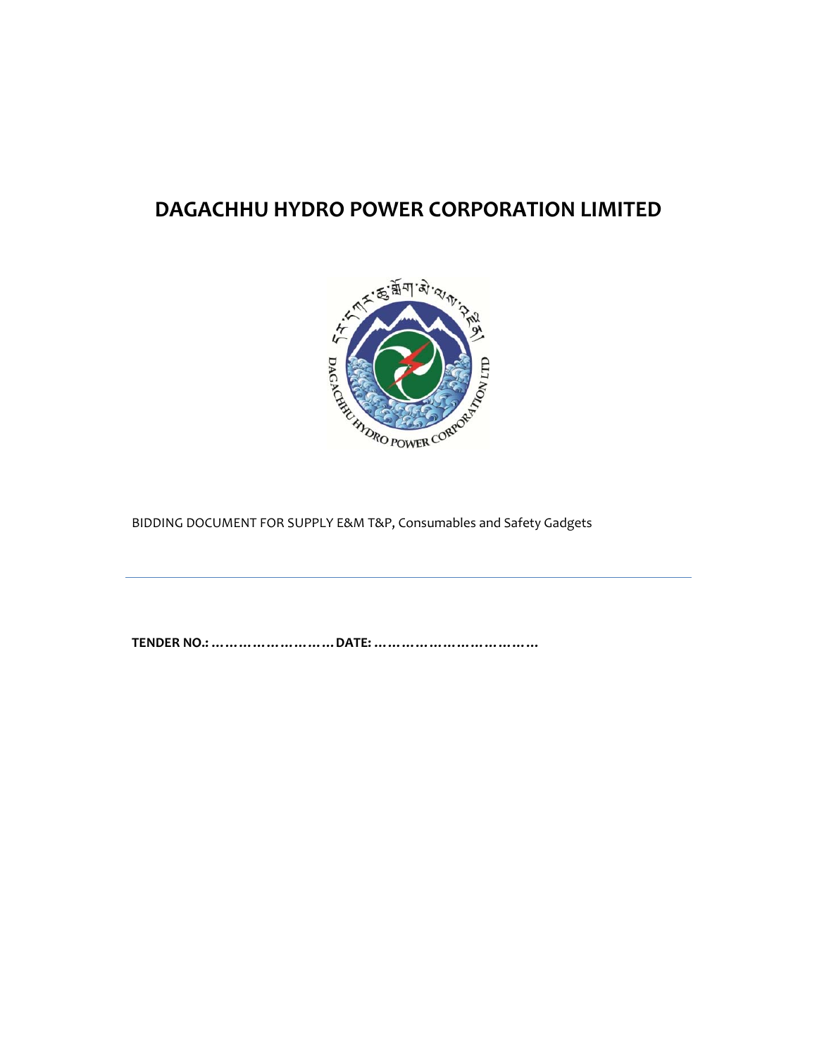# DAGACHHU HYDRO POWER CORPORATION LIMITED

BIDDING DOCUMENT FOR SUPPLY E&M T&P, Consumables and Safety Gadgets

---

**TENDER NO.: ……………………… DATE: ………………………………**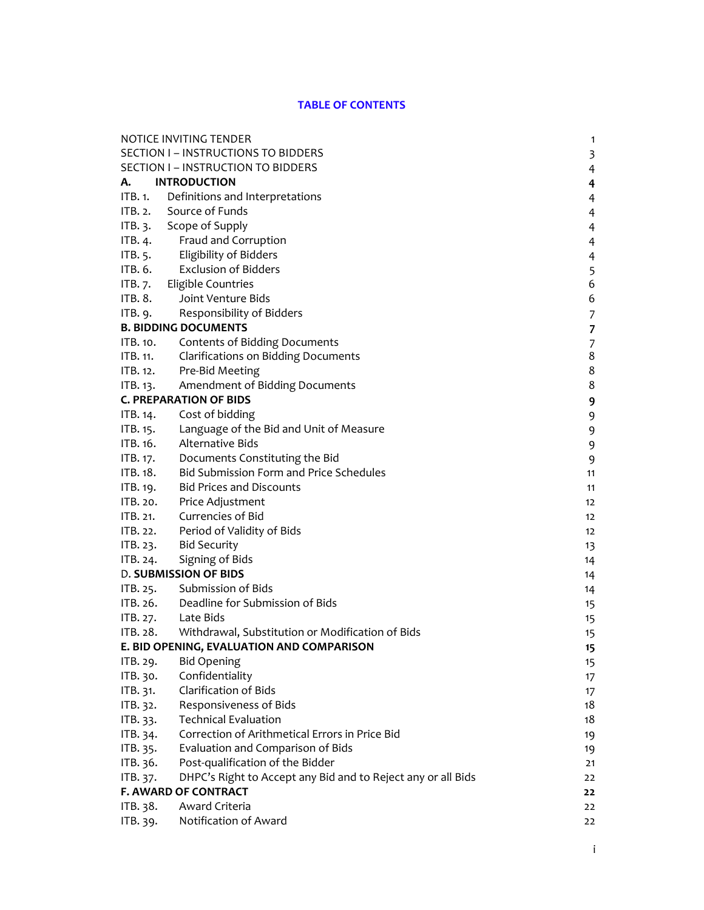## TABLE OF CONTENTS

| | | |
|---|---|---|
| NOTICE INVITING TENDER | | 1 |
| SECTION I – INSTRUCTIONS TO BIDDERS | | 3 |
| SECTION I – INSTRUCTION TO BIDDERS | | 4 |
| **A.** | **INTRODUCTION** | **4** |
| ITB. 1. | Definitions and Interpretations | 4 |
| ITB. 2. | Source of Funds | 4 |
| ITB. 3. | Scope of Supply | 4 |
| ITB. 4. | Fraud and Corruption | 4 |
| ITB. 5. | Eligibility of Bidders | 4 |
| ITB. 6. | Exclusion of Bidders | 5 |
| ITB. 7. | Eligible Countries | 6 |
| ITB. 8. | Joint Venture Bids | 6 |
| ITB. 9. | Responsibility of Bidders | 7 |
| **B. BIDDING DOCUMENTS** | | **7** |
| ITB. 10. | Contents of Bidding Documents | 7 |
| ITB. 11. | Clarifications on Bidding Documents | 8 |
| ITB. 12. | Pre-Bid Meeting | 8 |
| ITB. 13. | Amendment of Bidding Documents | 8 |
| **C. PREPARATION OF BIDS** | | **9** |
| ITB. 14. | Cost of bidding | 9 |
| ITB. 15. | Language of the Bid and Unit of Measure | 9 |
| ITB. 16. | Alternative Bids | 9 |
| ITB. 17. | Documents Constituting the Bid | 9 |
| ITB. 18. | Bid Submission Form and Price Schedules | 11 |
| ITB. 19. | Bid Prices and Discounts | 11 |
| ITB. 20. | Price Adjustment | 12 |
| ITB. 21. | Currencies of Bid | 12 |
| ITB. 22. | Period of Validity of Bids | 12 |
| ITB. 23. | Bid Security | 13 |
| ITB. 24. | Signing of Bids | 14 |
| D. **SUBMISSION OF BIDS** | | 14 |
| ITB. 25. | Submission of Bids | 14 |
| ITB. 26. | Deadline for Submission of Bids | 15 |
| ITB. 27. | Late Bids | 15 |
| ITB. 28. | Withdrawal, Substitution or Modification of Bids | 15 |
| **E. BID OPENING, EVALUATION AND COMPARISON** | | **15** |
| ITB. 29. | Bid Opening | 15 |
| ITB. 30. | Confidentiality | 17 |
| ITB. 31. | Clarification of Bids | 17 |
| ITB. 32. | Responsiveness of Bids | 18 |
| ITB. 33. | Technical Evaluation | 18 |
| ITB. 34. | Correction of Arithmetical Errors in Price Bid | 19 |
| ITB. 35. | Evaluation and Comparison of Bids | 19 |
| ITB. 36. | Post-qualification of the Bidder | 21 |
| ITB. 37. | DHPC's Right to Accept any Bid and to Reject any or all Bids | 22 |
| **F. AWARD OF CONTRACT** | | **22** |
| ITB. 38. | Award Criteria | 22 |
| ITB. 39. | Notification of Award | 22 |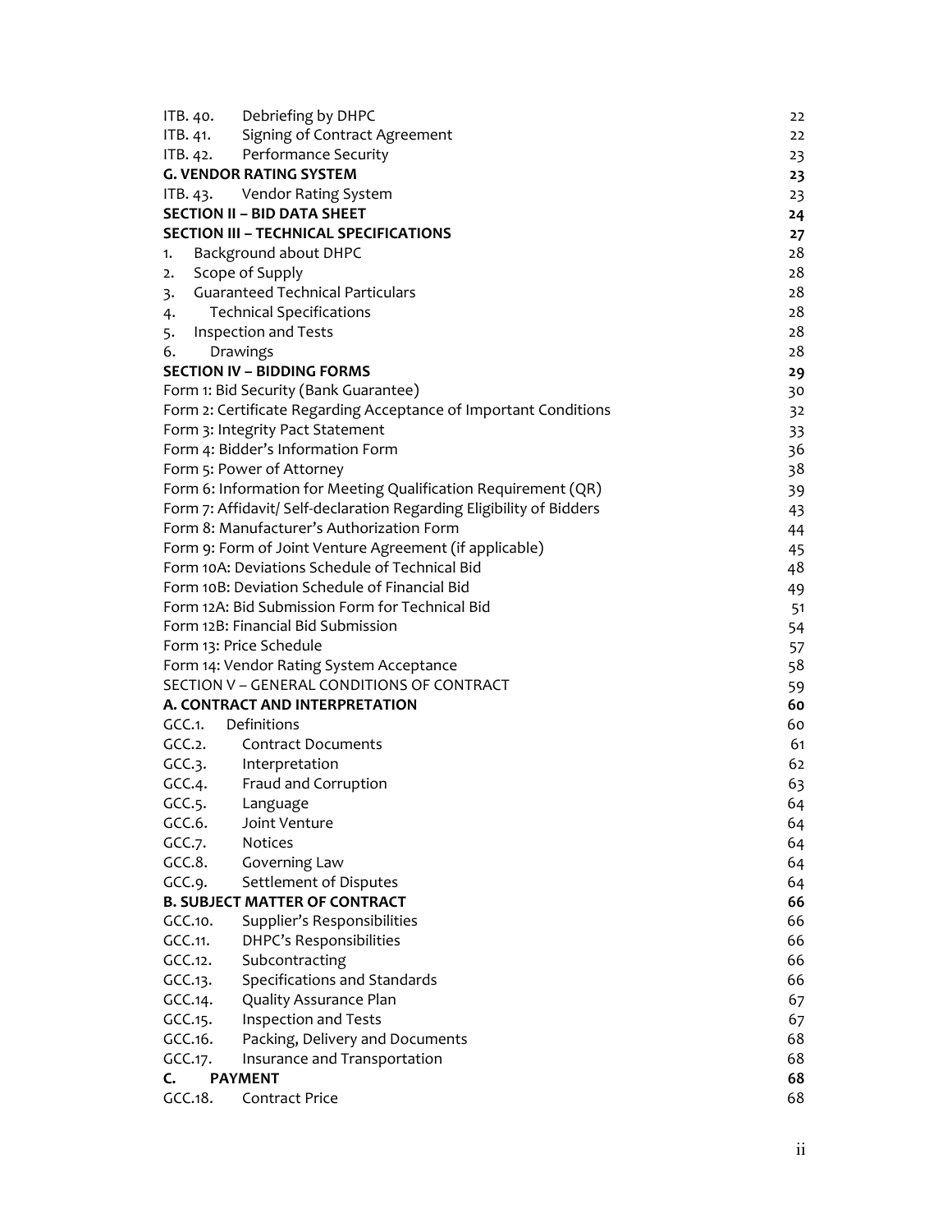| | |
|---|---|
| ITB. 40. Debriefing by DHPC | 22 |
| ITB. 41. Signing of Contract Agreement | 22 |
| ITB. 42. Performance Security | 23 |
| **G. VENDOR RATING SYSTEM** | **23** |
| ITB. 43. Vendor Rating System | 23 |
| **SECTION II – BID DATA SHEET** | **24** |
| **SECTION III – TECHNICAL SPECIFICATIONS** | **27** |
| 1. Background about DHPC | 28 |
| 2. Scope of Supply | 28 |
| 3. Guaranteed Technical Particulars | 28 |
| 4. Technical Specifications | 28 |
| 5. Inspection and Tests | 28 |
| 6. Drawings | 28 |
| **SECTION IV – BIDDING FORMS** | **29** |
| Form 1: Bid Security (Bank Guarantee) | 30 |
| Form 2: Certificate Regarding Acceptance of Important Conditions | 32 |
| Form 3: Integrity Pact Statement | 33 |
| Form 4: Bidder's Information Form | 36 |
| Form 5: Power of Attorney | 38 |
| Form 6: Information for Meeting Qualification Requirement (QR) | 39 |
| Form 7: Affidavit/ Self-declaration Regarding Eligibility of Bidders | 43 |
| Form 8: Manufacturer's Authorization Form | 44 |
| Form 9: Form of Joint Venture Agreement (if applicable) | 45 |
| Form 10A: Deviations Schedule of Technical Bid | 48 |
| Form 10B: Deviation Schedule of Financial Bid | 49 |
| Form 12A: Bid Submission Form for Technical Bid | 51 |
| Form 12B: Financial Bid Submission | 54 |
| Form 13: Price Schedule | 57 |
| Form 14: Vendor Rating System Acceptance | 58 |
| SECTION V – GENERAL CONDITIONS OF CONTRACT | 59 |
| **A. CONTRACT AND INTERPRETATION** | **60** |
| GCC.1. Definitions | 60 |
| GCC.2. Contract Documents | 61 |
| GCC.3. Interpretation | 62 |
| GCC.4. Fraud and Corruption | 63 |
| GCC.5. Language | 64 |
| GCC.6. Joint Venture | 64 |
| GCC.7. Notices | 64 |
| GCC.8. Governing Law | 64 |
| GCC.9. Settlement of Disputes | 64 |
| **B. SUBJECT MATTER OF CONTRACT** | **66** |
| GCC.10. Supplier's Responsibilities | 66 |
| GCC.11. DHPC's Responsibilities | 66 |
| GCC.12. Subcontracting | 66 |
| GCC.13. Specifications and Standards | 66 |
| GCC.14. Quality Assurance Plan | 67 |
| GCC.15. Inspection and Tests | 67 |
| GCC.16. Packing, Delivery and Documents | 68 |
| GCC.17. Insurance and Transportation | 68 |
| **C. PAYMENT** | **68** |
| GCC.18. Contract Price | 68 |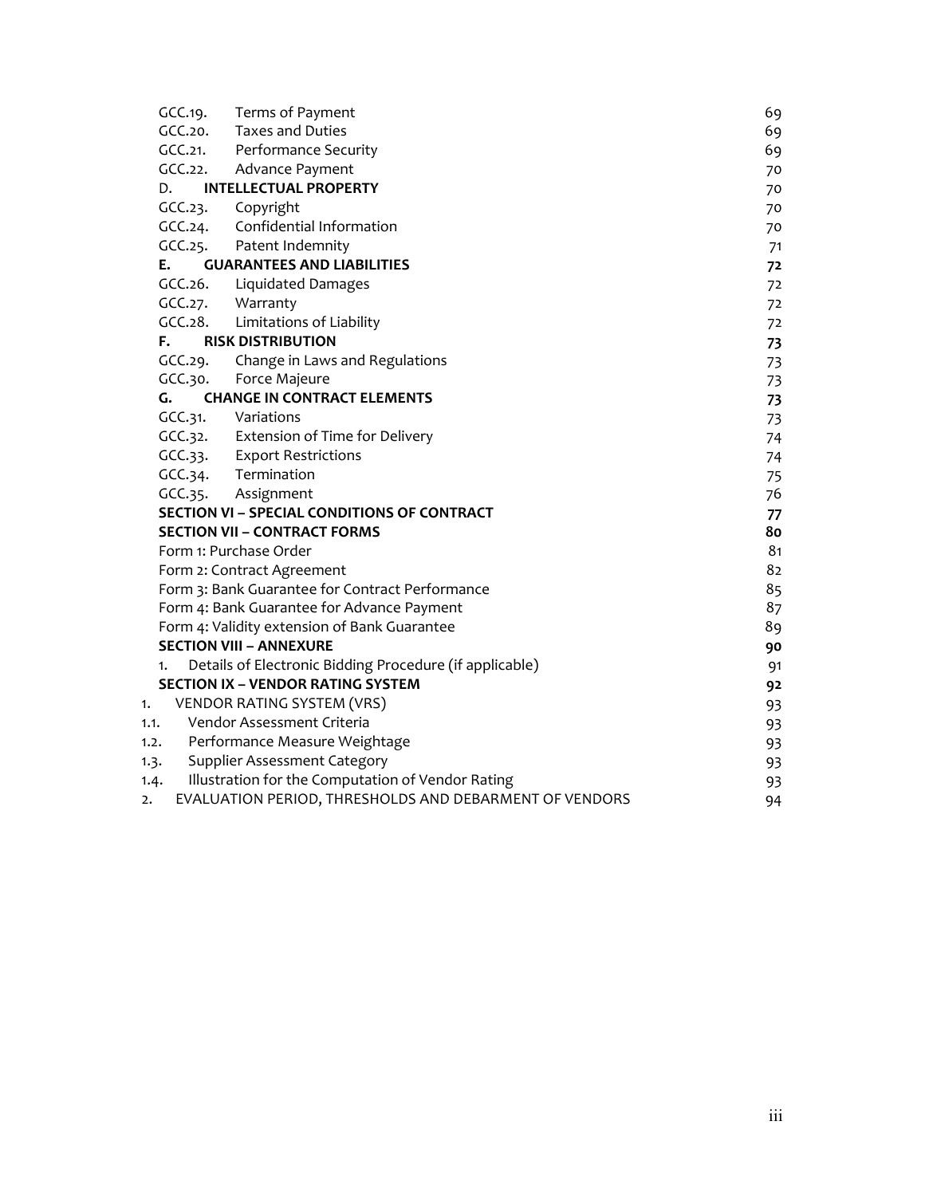| | | |
|---|---|---|
| GCC.19. | Terms of Payment | 69 |
| GCC.20. | Taxes and Duties | 69 |
| GCC.21. | Performance Security | 69 |
| GCC.22. | Advance Payment | 70 |
| D. | **INTELLECTUAL PROPERTY** | 70 |
| GCC.23. | Copyright | 70 |
| GCC.24. | Confidential Information | 70 |
| GCC.25. | Patent Indemnity | 71 |
| **E.** | **GUARANTEES AND LIABILITIES** | **72** |
| GCC.26. | Liquidated Damages | 72 |
| GCC.27. | Warranty | 72 |
| GCC.28. | Limitations of Liability | 72 |
| **F.** | **RISK DISTRIBUTION** | **73** |
| GCC.29. | Change in Laws and Regulations | 73 |
| GCC.30. | Force Majeure | 73 |
| **G.** | **CHANGE IN CONTRACT ELEMENTS** | **73** |
| GCC.31. | Variations | 73 |
| GCC.32. | Extension of Time for Delivery | 74 |
| GCC.33. | Export Restrictions | 74 |
| GCC.34. | Termination | 75 |
| GCC.35. | Assignment | 76 |
| | **SECTION VI – SPECIAL CONDITIONS OF CONTRACT** | **77** |
| | **SECTION VII – CONTRACT FORMS** | **80** |
| | Form 1: Purchase Order | 81 |
| | Form 2: Contract Agreement | 82 |
| | Form 3: Bank Guarantee for Contract Performance | 85 |
| | Form 4: Bank Guarantee for Advance Payment | 87 |
| | Form 4: Validity extension of Bank Guarantee | 89 |
| | **SECTION VIII – ANNEXURE** | **90** |
| 1. | Details of Electronic Bidding Procedure (if applicable) | 91 |
| | **SECTION IX – VENDOR RATING SYSTEM** | **92** |
| 1. | VENDOR RATING SYSTEM (VRS) | 93 |
| 1.1. | Vendor Assessment Criteria | 93 |
| 1.2. | Performance Measure Weightage | 93 |
| 1.3. | Supplier Assessment Category | 93 |
| 1.4. | Illustration for the Computation of Vendor Rating | 93 |
| 2. | EVALUATION PERIOD, THRESHOLDS AND DEBARMENT OF VENDORS | 94 |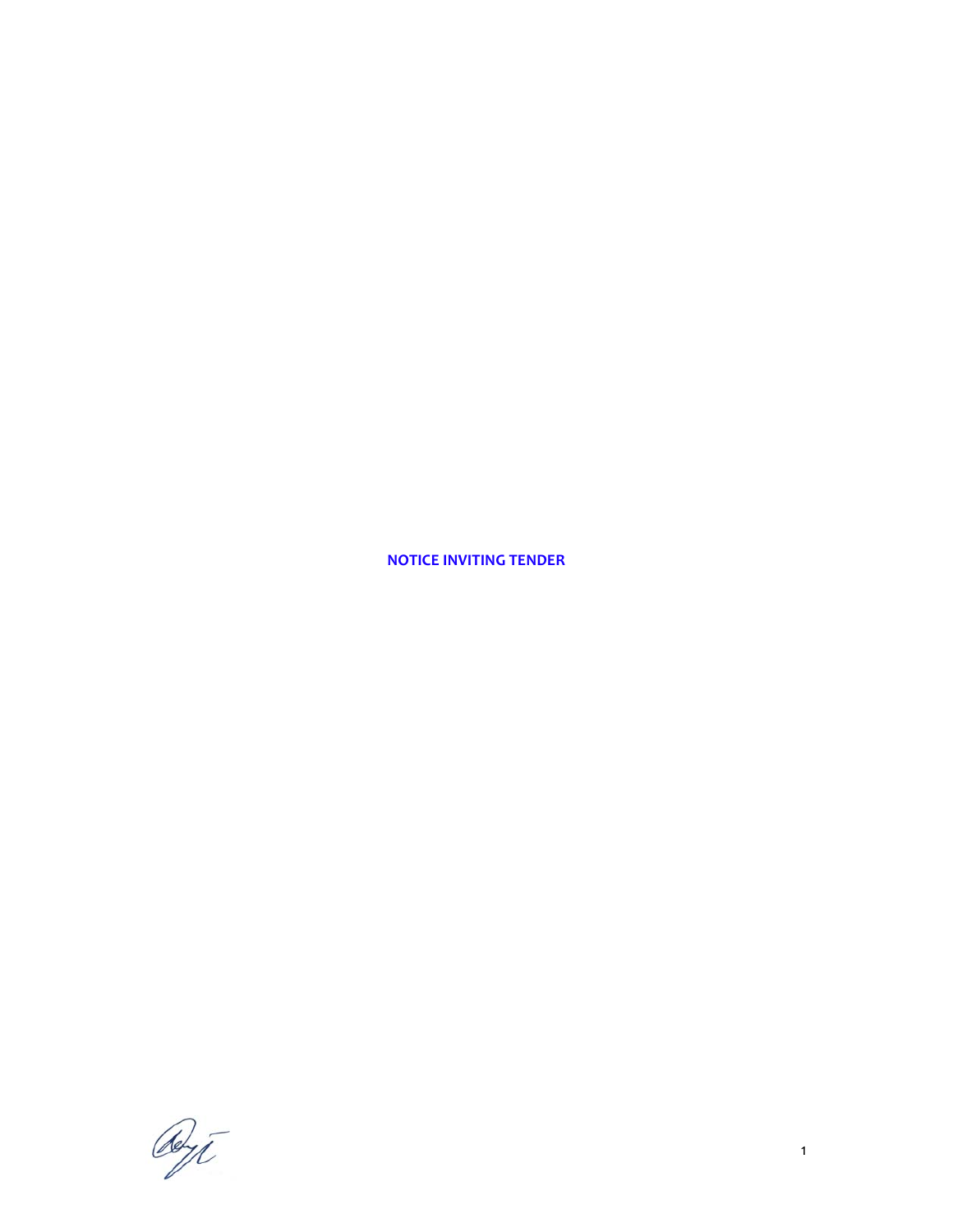# NOTICE INVITING TENDER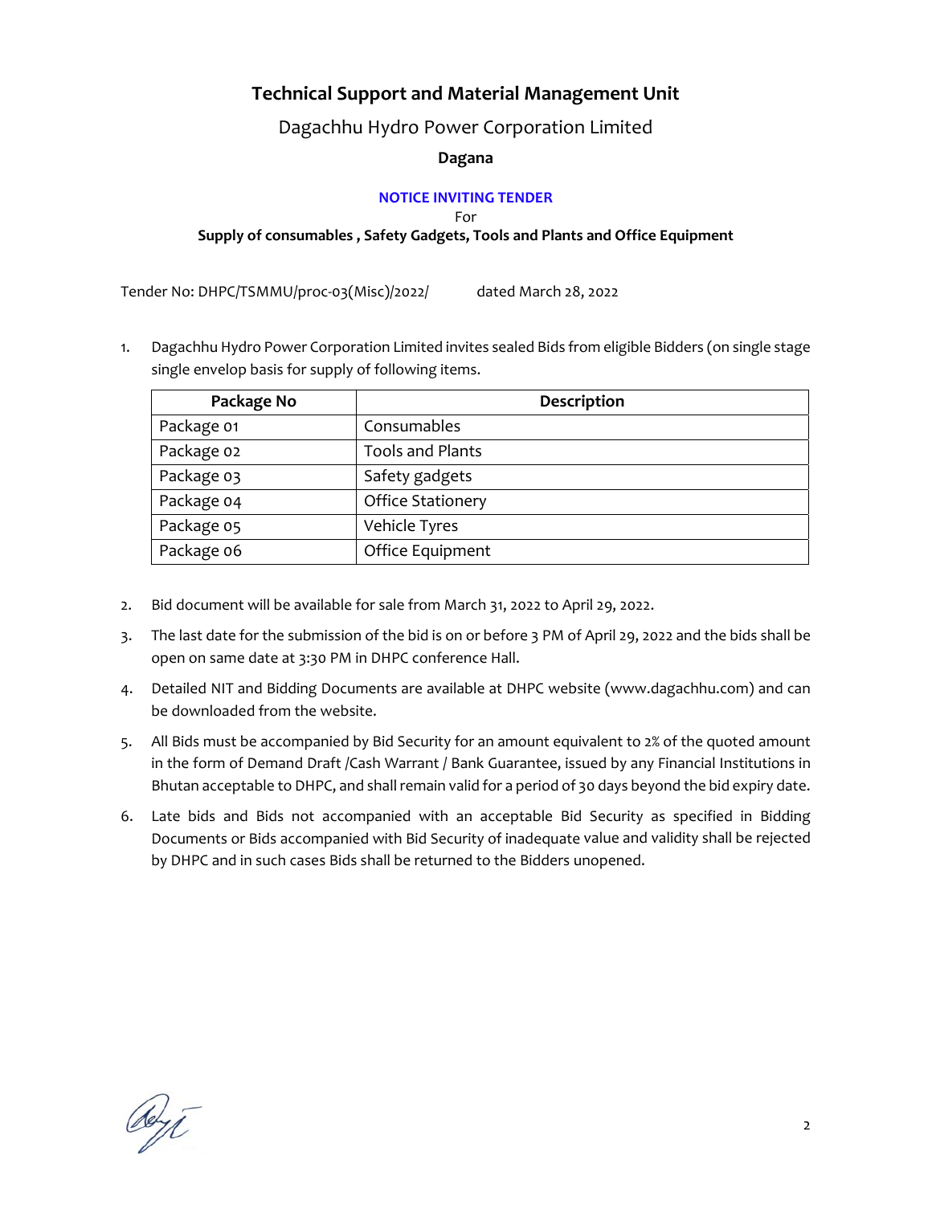# Technical Support and Material Management Unit

Dagachhu Hydro Power Corporation Limited

**Dagana**

**NOTICE INVITING TENDER**

For

**Supply of consumables , Safety Gadgets, Tools and Plants and Office Equipment**

Tender No: DHPC/TSMMU/proc-03(Misc)/2022/ dated March 28, 2022

1. Dagachhu Hydro Power Corporation Limited invites sealed Bids from eligible Bidders (on single stage single envelop basis for supply of following items.

| Package No | Description |
|---|---|
| Package 01 | Consumables |
| Package 02 | Tools and Plants |
| Package 03 | Safety gadgets |
| Package 04 | Office Stationery |
| Package 05 | Vehicle Tyres |
| Package 06 | Office Equipment |

2. Bid document will be available for sale from March 31, 2022 to April 29, 2022.
3. The last date for the submission of the bid is on or before 3 PM of April 29, 2022 and the bids shall be open on same date at 3:30 PM in DHPC conference Hall.
4. Detailed NIT and Bidding Documents are available at DHPC website (www.dagachhu.com) and can be downloaded from the website.
5. All Bids must be accompanied by Bid Security for an amount equivalent to 2% of the quoted amount in the form of Demand Draft /Cash Warrant / Bank Guarantee, issued by any Financial Institutions in Bhutan acceptable to DHPC, and shall remain valid for a period of 30 days beyond the bid expiry date.
6. Late bids and Bids not accompanied with an acceptable Bid Security as specified in Bidding Documents or Bids accompanied with Bid Security of inadequate value and validity shall be rejected by DHPC and in such cases Bids shall be returned to the Bidders unopened.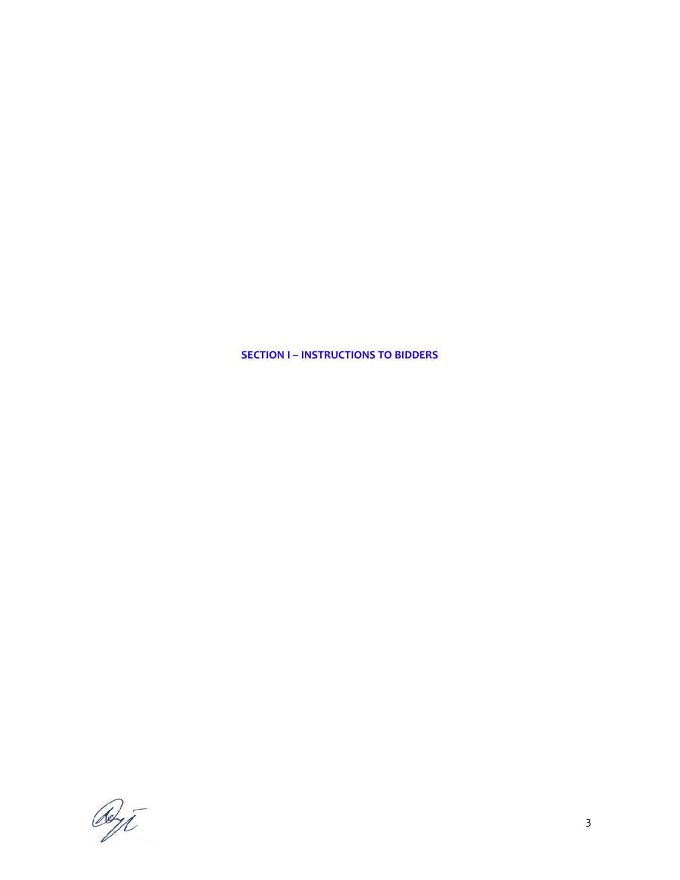# SECTION I – INSTRUCTIONS TO BIDDERS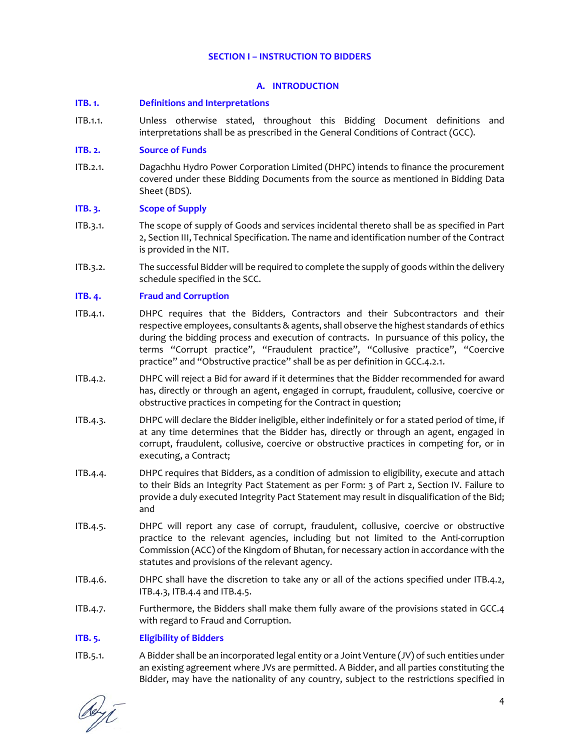## SECTION I – INSTRUCTION TO BIDDERS

### A. INTRODUCTION

**ITB. 1. Definitions and Interpretations**

ITB.1.1. Unless otherwise stated, throughout this Bidding Document definitions and interpretations shall be as prescribed in the General Conditions of Contract (GCC).

**ITB. 2. Source of Funds**

ITB.2.1. Dagachhu Hydro Power Corporation Limited (DHPC) intends to finance the procurement covered under these Bidding Documents from the source as mentioned in Bidding Data Sheet (BDS).

**ITB. 3. Scope of Supply**

ITB.3.1. The scope of supply of Goods and services incidental thereto shall be as specified in Part 2, Section III, Technical Specification. The name and identification number of the Contract is provided in the NIT.

ITB.3.2. The successful Bidder will be required to complete the supply of goods within the delivery schedule specified in the SCC.

**ITB. 4. Fraud and Corruption**

ITB.4.1. DHPC requires that the Bidders, Contractors and their Subcontractors and their respective employees, consultants & agents, shall observe the highest standards of ethics during the bidding process and execution of contracts. In pursuance of this policy, the terms "Corrupt practice", "Fraudulent practice", "Collusive practice", "Coercive practice" and "Obstructive practice" shall be as per definition in GCC.4.2.1.

ITB.4.2. DHPC will reject a Bid for award if it determines that the Bidder recommended for award has, directly or through an agent, engaged in corrupt, fraudulent, collusive, coercive or obstructive practices in competing for the Contract in question;

ITB.4.3. DHPC will declare the Bidder ineligible, either indefinitely or for a stated period of time, if at any time determines that the Bidder has, directly or through an agent, engaged in corrupt, fraudulent, collusive, coercive or obstructive practices in competing for, or in executing, a Contract;

ITB.4.4. DHPC requires that Bidders, as a condition of admission to eligibility, execute and attach to their Bids an Integrity Pact Statement as per Form: 3 of Part 2, Section IV. Failure to provide a duly executed Integrity Pact Statement may result in disqualification of the Bid; and

ITB.4.5. DHPC will report any case of corrupt, fraudulent, collusive, coercive or obstructive practice to the relevant agencies, including but not limited to the Anti-corruption Commission (ACC) of the Kingdom of Bhutan, for necessary action in accordance with the statutes and provisions of the relevant agency.

ITB.4.6. DHPC shall have the discretion to take any or all of the actions specified under ITB.4.2, ITB.4.3, ITB.4.4 and ITB.4.5.

ITB.4.7. Furthermore, the Bidders shall make them fully aware of the provisions stated in GCC.4 with regard to Fraud and Corruption.

**ITB. 5. Eligibility of Bidders**

ITB.5.1. A Bidder shall be an incorporated legal entity or a Joint Venture (JV) of such entities under an existing agreement where JVs are permitted. A Bidder, and all parties constituting the Bidder, may have the nationality of any country, subject to the restrictions specified in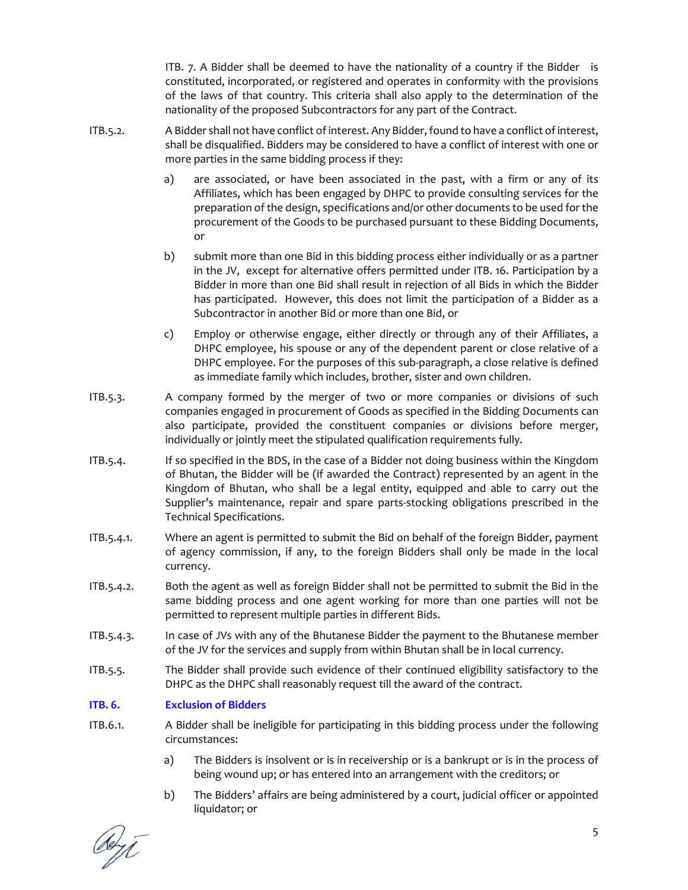ITB. 7. A Bidder shall be deemed to have the nationality of a country if the Bidder is constituted, incorporated, or registered and operates in conformity with the provisions of the laws of that country. This criteria shall also apply to the determination of the nationality of the proposed Subcontractors for any part of the Contract.

ITB.5.2. A Bidder shall not have conflict of interest. Any Bidder, found to have a conflict of interest, shall be disqualified. Bidders may be considered to have a conflict of interest with one or more parties in the same bidding process if they:

a) are associated, or have been associated in the past, with a firm or any of its Affiliates, which has been engaged by DHPC to provide consulting services for the preparation of the design, specifications and/or other documents to be used for the procurement of the Goods to be purchased pursuant to these Bidding Documents, or

b) submit more than one Bid in this bidding process either individually or as a partner in the JV, except for alternative offers permitted under ITB. 16. Participation by a Bidder in more than one Bid shall result in rejection of all Bids in which the Bidder has participated. However, this does not limit the participation of a Bidder as a Subcontractor in another Bid or more than one Bid, or

c) Employ or otherwise engage, either directly or through any of their Affiliates, a DHPC employee, his spouse or any of the dependent parent or close relative of a DHPC employee. For the purposes of this sub-paragraph, a close relative is defined as immediate family which includes, brother, sister and own children.

ITB.5.3. A company formed by the merger of two or more companies or divisions of such companies engaged in procurement of Goods as specified in the Bidding Documents can also participate, provided the constituent companies or divisions before merger, individually or jointly meet the stipulated qualification requirements fully.

ITB.5.4. If so specified in the BDS, in the case of a Bidder not doing business within the Kingdom of Bhutan, the Bidder will be (if awarded the Contract) represented by an agent in the Kingdom of Bhutan, who shall be a legal entity, equipped and able to carry out the Supplier's maintenance, repair and spare parts-stocking obligations prescribed in the Technical Specifications.

ITB.5.4.1. Where an agent is permitted to submit the Bid on behalf of the foreign Bidder, payment of agency commission, if any, to the foreign Bidders shall only be made in the local currency.

ITB.5.4.2. Both the agent as well as foreign Bidder shall not be permitted to submit the Bid in the same bidding process and one agent working for more than one parties will not be permitted to represent multiple parties in different Bids.

ITB.5.4.3. In case of JVs with any of the Bhutanese Bidder the payment to the Bhutanese member of the JV for the services and supply from within Bhutan shall be in local currency.

ITB.5.5. The Bidder shall provide such evidence of their continued eligibility satisfactory to the DHPC as the DHPC shall reasonably request till the award of the contract.

### ITB. 6. Exclusion of Bidders

ITB.6.1. A Bidder shall be ineligible for participating in this bidding process under the following circumstances:

a) The Bidders is insolvent or is in receivership or is a bankrupt or is in the process of being wound up; or has entered into an arrangement with the creditors; or

b) The Bidders' affairs are being administered by a court, judicial officer or appointed liquidator; or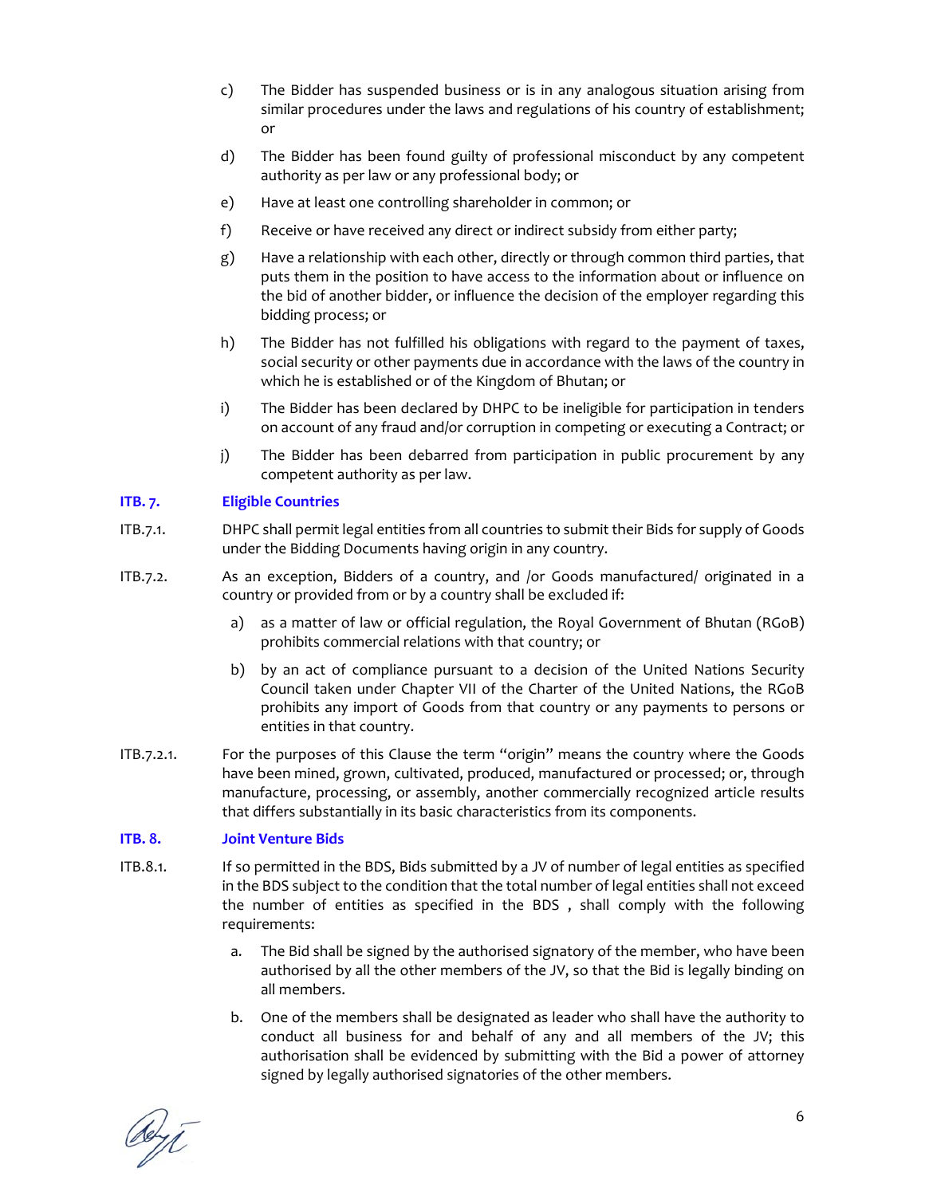c) The Bidder has suspended business or is in any analogous situation arising from similar procedures under the laws and regulations of his country of establishment; or

d) The Bidder has been found guilty of professional misconduct by any competent authority as per law or any professional body; or

e) Have at least one controlling shareholder in common; or

f) Receive or have received any direct or indirect subsidy from either party;

g) Have a relationship with each other, directly or through common third parties, that puts them in the position to have access to the information about or influence on the bid of another bidder, or influence the decision of the employer regarding this bidding process; or

h) The Bidder has not fulfilled his obligations with regard to the payment of taxes, social security or other payments due in accordance with the laws of the country in which he is established or of the Kingdom of Bhutan; or

i) The Bidder has been declared by DHPC to be ineligible for participation in tenders on account of any fraud and/or corruption in competing or executing a Contract; or

j) The Bidder has been debarred from participation in public procurement by any competent authority as per law.

### ITB. 7. Eligible Countries

ITB.7.1. DHPC shall permit legal entities from all countries to submit their Bids for supply of Goods under the Bidding Documents having origin in any country.

ITB.7.2. As an exception, Bidders of a country, and /or Goods manufactured/ originated in a country or provided from or by a country shall be excluded if:

a) as a matter of law or official regulation, the Royal Government of Bhutan (RGoB) prohibits commercial relations with that country; or

b) by an act of compliance pursuant to a decision of the United Nations Security Council taken under Chapter VII of the Charter of the United Nations, the RGoB prohibits any import of Goods from that country or any payments to persons or entities in that country.

ITB.7.2.1. For the purposes of this Clause the term "origin" means the country where the Goods have been mined, grown, cultivated, produced, manufactured or processed; or, through manufacture, processing, or assembly, another commercially recognized article results that differs substantially in its basic characteristics from its components.

### ITB. 8. Joint Venture Bids

ITB.8.1. If so permitted in the BDS, Bids submitted by a JV of number of legal entities as specified in the BDS subject to the condition that the total number of legal entities shall not exceed the number of entities as specified in the BDS , shall comply with the following requirements:

a. The Bid shall be signed by the authorised signatory of the member, who have been authorised by all the other members of the JV, so that the Bid is legally binding on all members.

b. One of the members shall be designated as leader who shall have the authority to conduct all business for and behalf of any and all members of the JV; this authorisation shall be evidenced by submitting with the Bid a power of attorney signed by legally authorised signatories of the other members.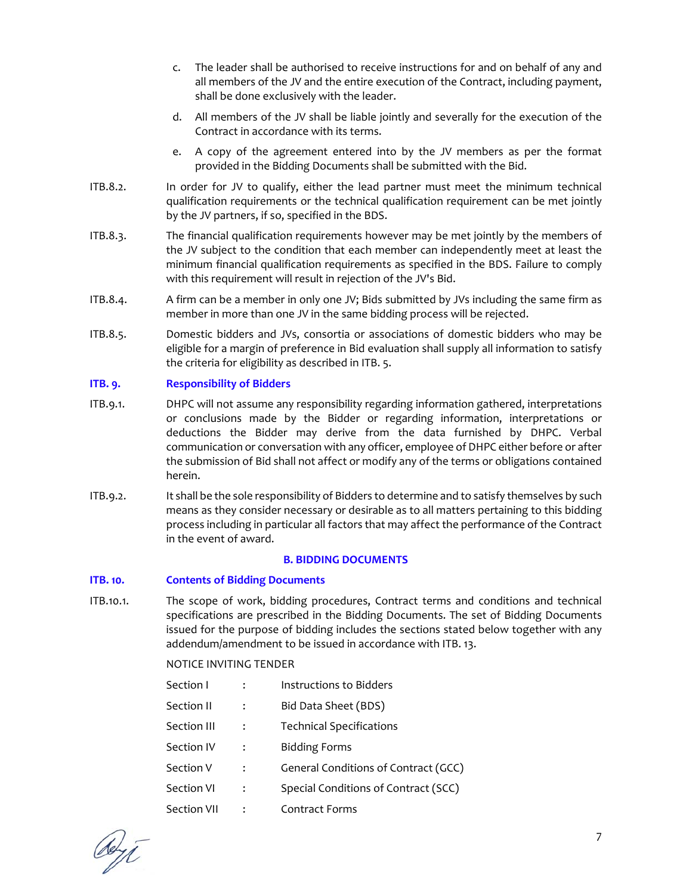c. The leader shall be authorised to receive instructions for and on behalf of any and all members of the JV and the entire execution of the Contract, including payment, shall be done exclusively with the leader.

d. All members of the JV shall be liable jointly and severally for the execution of the Contract in accordance with its terms.

e. A copy of the agreement entered into by the JV members as per the format provided in the Bidding Documents shall be submitted with the Bid.

ITB.8.2. In order for JV to qualify, either the lead partner must meet the minimum technical qualification requirements or the technical qualification requirement can be met jointly by the JV partners, if so, specified in the BDS.

ITB.8.3. The financial qualification requirements however may be met jointly by the members of the JV subject to the condition that each member can independently meet at least the minimum financial qualification requirements as specified in the BDS. Failure to comply with this requirement will result in rejection of the JV's Bid.

ITB.8.4. A firm can be a member in only one JV; Bids submitted by JVs including the same firm as member in more than one JV in the same bidding process will be rejected.

ITB.8.5. Domestic bidders and JVs, consortia or associations of domestic bidders who may be eligible for a margin of preference in Bid evaluation shall supply all information to satisfy the criteria for eligibility as described in ITB. 5.

### ITB. 9. Responsibility of Bidders

ITB.9.1. DHPC will not assume any responsibility regarding information gathered, interpretations or conclusions made by the Bidder or regarding information, interpretations or deductions the Bidder may derive from the data furnished by DHPC. Verbal communication or conversation with any officer, employee of DHPC either before or after the submission of Bid shall not affect or modify any of the terms or obligations contained herein.

ITB.9.2. It shall be the sole responsibility of Bidders to determine and to satisfy themselves by such means as they consider necessary or desirable as to all matters pertaining to this bidding process including in particular all factors that may affect the performance of the Contract in the event of award.

## B. BIDDING DOCUMENTS

### ITB. 10. Contents of Bidding Documents

ITB.10.1. The scope of work, bidding procedures, Contract terms and conditions and technical specifications are prescribed in the Bidding Documents. The set of Bidding Documents issued for the purpose of bidding includes the sections stated below together with any addendum/amendment to be issued in accordance with ITB. 13.

NOTICE INVITING TENDER

| | | |
|---|---|---|
| Section I | : | Instructions to Bidders |
| Section II | : | Bid Data Sheet (BDS) |
| Section III | : | Technical Specifications |
| Section IV | : | Bidding Forms |
| Section V | : | General Conditions of Contract (GCC) |
| Section VI | : | Special Conditions of Contract (SCC) |
| Section VII | : | Contract Forms |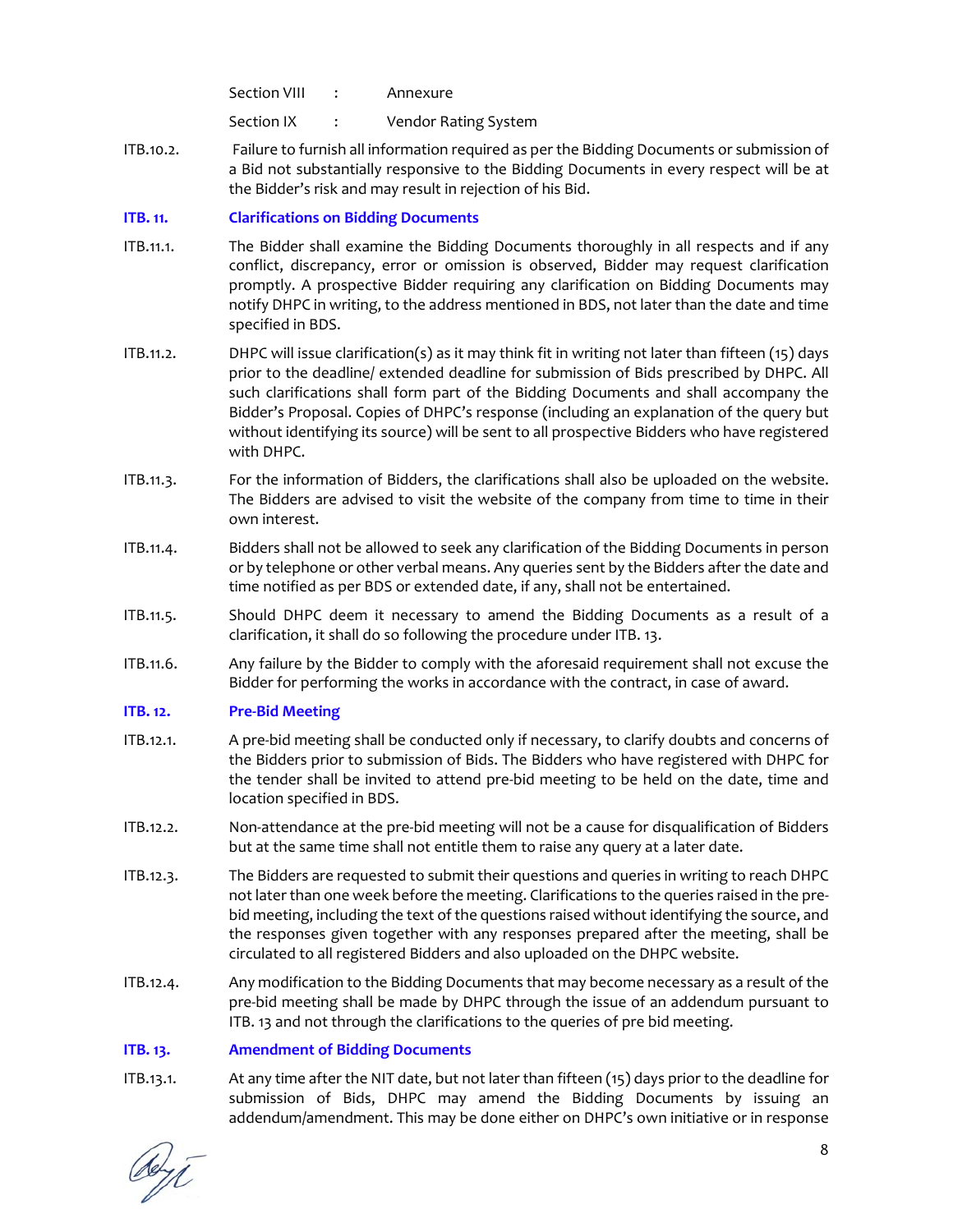Section VIII : Annexure

Section IX : Vendor Rating System

ITB.10.2. Failure to furnish all information required as per the Bidding Documents or submission of a Bid not substantially responsive to the Bidding Documents in every respect will be at the Bidder's risk and may result in rejection of his Bid.

### ITB. 11. Clarifications on Bidding Documents

ITB.11.1. The Bidder shall examine the Bidding Documents thoroughly in all respects and if any conflict, discrepancy, error or omission is observed, Bidder may request clarification promptly. A prospective Bidder requiring any clarification on Bidding Documents may notify DHPC in writing, to the address mentioned in BDS, not later than the date and time specified in BDS.

ITB.11.2. DHPC will issue clarification(s) as it may think fit in writing not later than fifteen (15) days prior to the deadline/ extended deadline for submission of Bids prescribed by DHPC. All such clarifications shall form part of the Bidding Documents and shall accompany the Bidder's Proposal. Copies of DHPC's response (including an explanation of the query but without identifying its source) will be sent to all prospective Bidders who have registered with DHPC.

ITB.11.3. For the information of Bidders, the clarifications shall also be uploaded on the website. The Bidders are advised to visit the website of the company from time to time in their own interest.

ITB.11.4. Bidders shall not be allowed to seek any clarification of the Bidding Documents in person or by telephone or other verbal means. Any queries sent by the Bidders after the date and time notified as per BDS or extended date, if any, shall not be entertained.

ITB.11.5. Should DHPC deem it necessary to amend the Bidding Documents as a result of a clarification, it shall do so following the procedure under ITB. 13.

ITB.11.6. Any failure by the Bidder to comply with the aforesaid requirement shall not excuse the Bidder for performing the works in accordance with the contract, in case of award.

### ITB. 12. Pre-Bid Meeting

ITB.12.1. A pre-bid meeting shall be conducted only if necessary, to clarify doubts and concerns of the Bidders prior to submission of Bids. The Bidders who have registered with DHPC for the tender shall be invited to attend pre-bid meeting to be held on the date, time and location specified in BDS.

ITB.12.2. Non-attendance at the pre-bid meeting will not be a cause for disqualification of Bidders but at the same time shall not entitle them to raise any query at a later date.

ITB.12.3. The Bidders are requested to submit their questions and queries in writing to reach DHPC not later than one week before the meeting. Clarifications to the queries raised in the pre-bid meeting, including the text of the questions raised without identifying the source, and the responses given together with any responses prepared after the meeting, shall be circulated to all registered Bidders and also uploaded on the DHPC website.

ITB.12.4. Any modification to the Bidding Documents that may become necessary as a result of the pre-bid meeting shall be made by DHPC through the issue of an addendum pursuant to ITB. 13 and not through the clarifications to the queries of pre bid meeting.

### ITB. 13. Amendment of Bidding Documents

ITB.13.1. At any time after the NIT date, but not later than fifteen (15) days prior to the deadline for submission of Bids, DHPC may amend the Bidding Documents by issuing an addendum/amendment. This may be done either on DHPC's own initiative or in response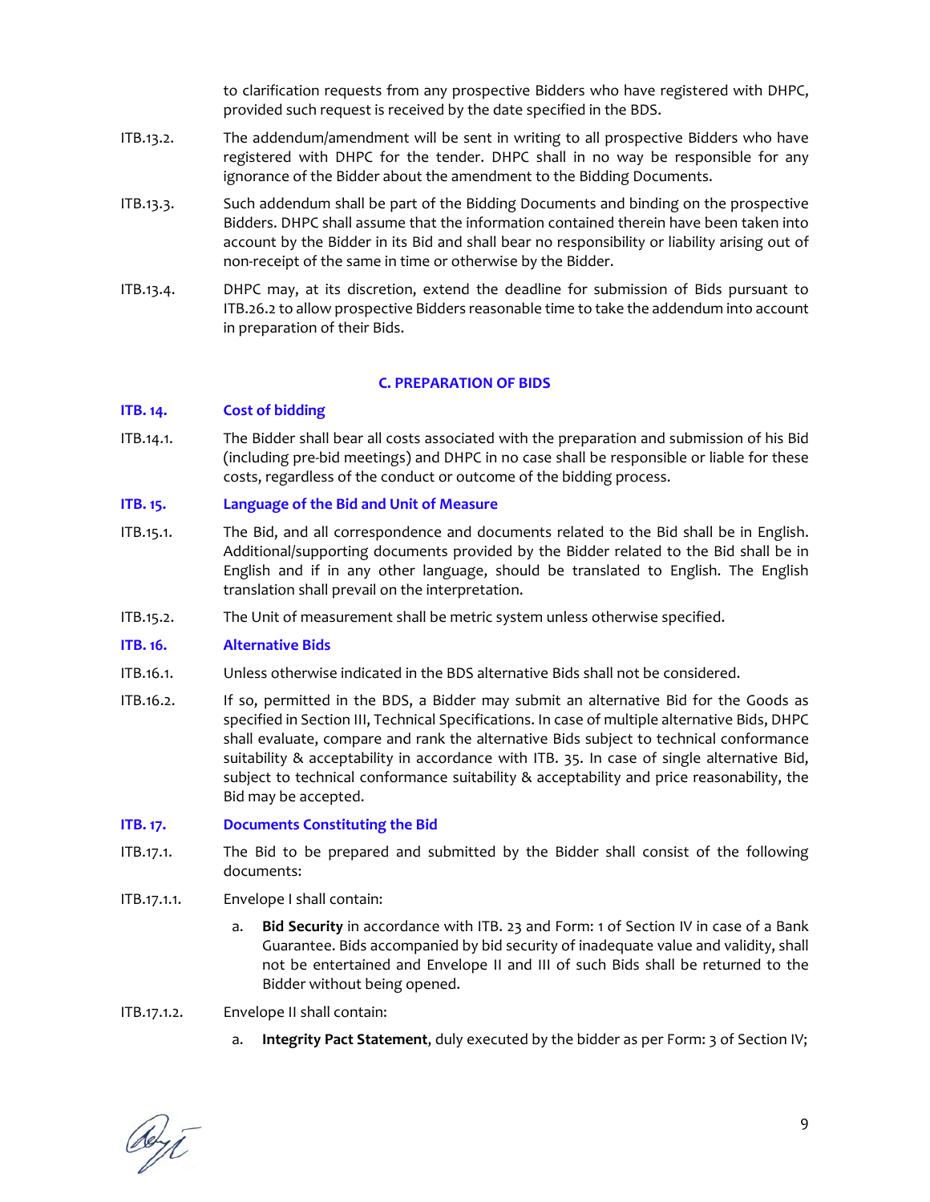to clarification requests from any prospective Bidders who have registered with DHPC, provided such request is received by the date specified in the BDS.

ITB.13.2. The addendum/amendment will be sent in writing to all prospective Bidders who have registered with DHPC for the tender. DHPC shall in no way be responsible for any ignorance of the Bidder about the amendment to the Bidding Documents.

ITB.13.3. Such addendum shall be part of the Bidding Documents and binding on the prospective Bidders. DHPC shall assume that the information contained therein have been taken into account by the Bidder in its Bid and shall bear no responsibility or liability arising out of non-receipt of the same in time or otherwise by the Bidder.

ITB.13.4. DHPC may, at its discretion, extend the deadline for submission of Bids pursuant to ITB.26.2 to allow prospective Bidders reasonable time to take the addendum into account in preparation of their Bids.

## C. PREPARATION OF BIDS

### ITB. 14. Cost of bidding

ITB.14.1. The Bidder shall bear all costs associated with the preparation and submission of his Bid (including pre-bid meetings) and DHPC in no case shall be responsible or liable for these costs, regardless of the conduct or outcome of the bidding process.

### ITB. 15. Language of the Bid and Unit of Measure

ITB.15.1. The Bid, and all correspondence and documents related to the Bid shall be in English. Additional/supporting documents provided by the Bidder related to the Bid shall be in English and if in any other language, should be translated to English. The English translation shall prevail on the interpretation.

ITB.15.2. The Unit of measurement shall be metric system unless otherwise specified.

### ITB. 16. Alternative Bids

ITB.16.1. Unless otherwise indicated in the BDS alternative Bids shall not be considered.

ITB.16.2. If so, permitted in the BDS, a Bidder may submit an alternative Bid for the Goods as specified in Section III, Technical Specifications. In case of multiple alternative Bids, DHPC shall evaluate, compare and rank the alternative Bids subject to technical conformance suitability & acceptability in accordance with ITB. 35. In case of single alternative Bid, subject to technical conformance suitability & acceptability and price reasonability, the Bid may be accepted.

### ITB. 17. Documents Constituting the Bid

ITB.17.1. The Bid to be prepared and submitted by the Bidder shall consist of the following documents:

ITB.17.1.1. Envelope I shall contain:

a. **Bid Security** in accordance with ITB. 23 and Form: 1 of Section IV in case of a Bank Guarantee. Bids accompanied by bid security of inadequate value and validity, shall not be entertained and Envelope II and III of such Bids shall be returned to the Bidder without being opened.

ITB.17.1.2. Envelope II shall contain:

a. **Integrity Pact Statement**, duly executed by the bidder as per Form: 3 of Section IV;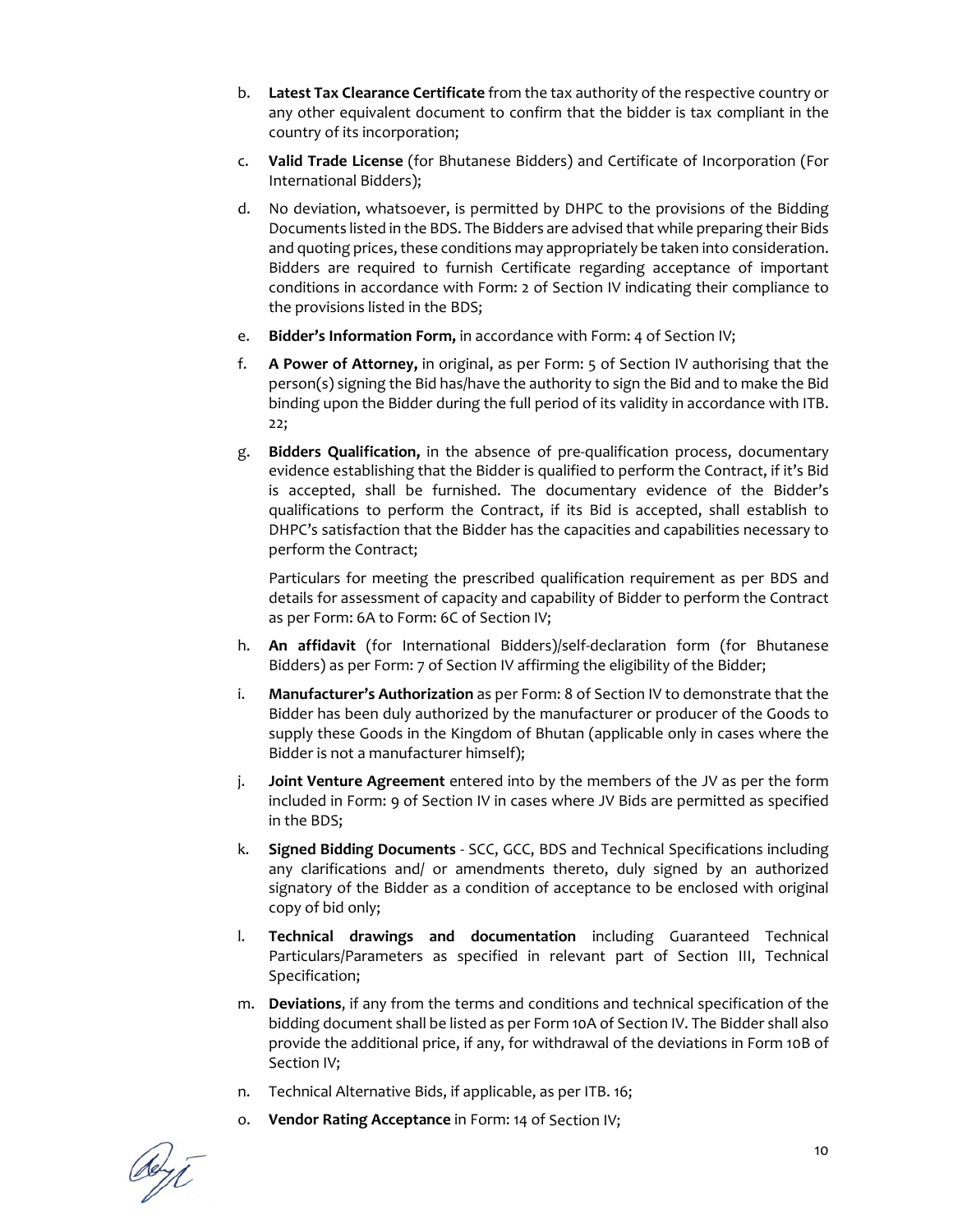b. **Latest Tax Clearance Certificate** from the tax authority of the respective country or any other equivalent document to confirm that the bidder is tax compliant in the country of its incorporation;

c. **Valid Trade License** (for Bhutanese Bidders) and Certificate of Incorporation (For International Bidders);

d. No deviation, whatsoever, is permitted by DHPC to the provisions of the Bidding Documents listed in the BDS. The Bidders are advised that while preparing their Bids and quoting prices, these conditions may appropriately be taken into consideration. Bidders are required to furnish Certificate regarding acceptance of important conditions in accordance with Form: 2 of Section IV indicating their compliance to the provisions listed in the BDS;

e. **Bidder's Information Form,** in accordance with Form: 4 of Section IV;

f. **A Power of Attorney,** in original, as per Form: 5 of Section IV authorising that the person(s) signing the Bid has/have the authority to sign the Bid and to make the Bid binding upon the Bidder during the full period of its validity in accordance with ITB. 22;

g. **Bidders Qualification,** in the absence of pre-qualification process, documentary evidence establishing that the Bidder is qualified to perform the Contract, if it's Bid is accepted, shall be furnished. The documentary evidence of the Bidder's qualifications to perform the Contract, if its Bid is accepted, shall establish to DHPC's satisfaction that the Bidder has the capacities and capabilities necessary to perform the Contract;

   Particulars for meeting the prescribed qualification requirement as per BDS and details for assessment of capacity and capability of Bidder to perform the Contract as per Form: 6A to Form: 6C of Section IV;

h. **An affidavit** (for International Bidders)/self-declaration form (for Bhutanese Bidders) as per Form: 7 of Section IV affirming the eligibility of the Bidder;

i. **Manufacturer's Authorization** as per Form: 8 of Section IV to demonstrate that the Bidder has been duly authorized by the manufacturer or producer of the Goods to supply these Goods in the Kingdom of Bhutan (applicable only in cases where the Bidder is not a manufacturer himself);

j. **Joint Venture Agreement** entered into by the members of the JV as per the form included in Form: 9 of Section IV in cases where JV Bids are permitted as specified in the BDS;

k. **Signed Bidding Documents** - SCC, GCC, BDS and Technical Specifications including any clarifications and/ or amendments thereto, duly signed by an authorized signatory of the Bidder as a condition of acceptance to be enclosed with original copy of bid only;

l. **Technical drawings and documentation** including Guaranteed Technical Particulars/Parameters as specified in relevant part of Section III, Technical Specification;

m. **Deviations**, if any from the terms and conditions and technical specification of the bidding document shall be listed as per Form 10A of Section IV. The Bidder shall also provide the additional price, if any, for withdrawal of the deviations in Form 10B of Section IV;

n. Technical Alternative Bids, if applicable, as per ITB. 16;

o. **Vendor Rating Acceptance** in Form: 14 of Section IV;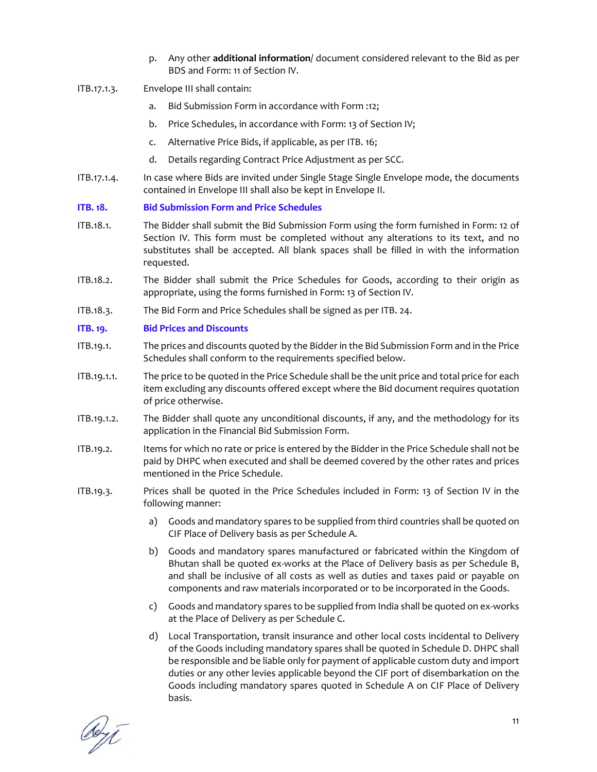p. Any other **additional information**/ document considered relevant to the Bid as per BDS and Form: 11 of Section IV.

ITB.17.1.3. Envelope III shall contain:

a. Bid Submission Form in accordance with Form :12;

b. Price Schedules, in accordance with Form: 13 of Section IV;

c. Alternative Price Bids, if applicable, as per ITB. 16;

d. Details regarding Contract Price Adjustment as per SCC.

ITB.17.1.4. In case where Bids are invited under Single Stage Single Envelope mode, the documents contained in Envelope III shall also be kept in Envelope II.

### ITB. 18. Bid Submission Form and Price Schedules

ITB.18.1. The Bidder shall submit the Bid Submission Form using the form furnished in Form: 12 of Section IV. This form must be completed without any alterations to its text, and no substitutes shall be accepted. All blank spaces shall be filled in with the information requested.

ITB.18.2. The Bidder shall submit the Price Schedules for Goods, according to their origin as appropriate, using the forms furnished in Form: 13 of Section IV.

ITB.18.3. The Bid Form and Price Schedules shall be signed as per ITB. 24.

### ITB. 19. Bid Prices and Discounts

ITB.19.1. The prices and discounts quoted by the Bidder in the Bid Submission Form and in the Price Schedules shall conform to the requirements specified below.

ITB.19.1.1. The price to be quoted in the Price Schedule shall be the unit price and total price for each item excluding any discounts offered except where the Bid document requires quotation of price otherwise.

ITB.19.1.2. The Bidder shall quote any unconditional discounts, if any, and the methodology for its application in the Financial Bid Submission Form.

ITB.19.2. Items for which no rate or price is entered by the Bidder in the Price Schedule shall not be paid by DHPC when executed and shall be deemed covered by the other rates and prices mentioned in the Price Schedule.

ITB.19.3. Prices shall be quoted in the Price Schedules included in Form: 13 of Section IV in the following manner:

a) Goods and mandatory spares to be supplied from third countries shall be quoted on CIF Place of Delivery basis as per Schedule A.

b) Goods and mandatory spares manufactured or fabricated within the Kingdom of Bhutan shall be quoted ex-works at the Place of Delivery basis as per Schedule B, and shall be inclusive of all costs as well as duties and taxes paid or payable on components and raw materials incorporated or to be incorporated in the Goods.

c) Goods and mandatory spares to be supplied from India shall be quoted on ex-works at the Place of Delivery as per Schedule C.

d) Local Transportation, transit insurance and other local costs incidental to Delivery of the Goods including mandatory spares shall be quoted in Schedule D. DHPC shall be responsible and be liable only for payment of applicable custom duty and import duties or any other levies applicable beyond the CIF port of disembarkation on the Goods including mandatory spares quoted in Schedule A on CIF Place of Delivery basis.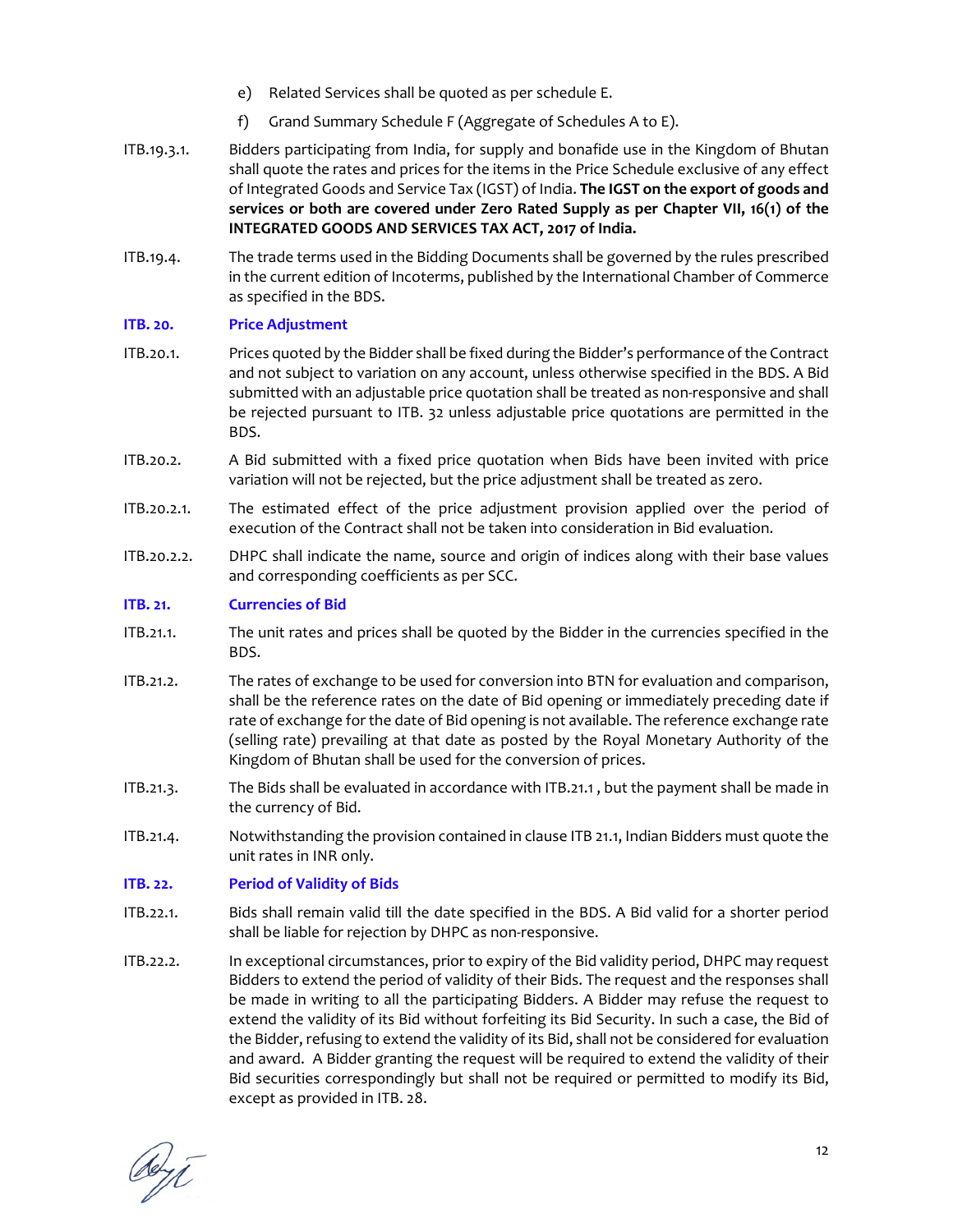e) Related Services shall be quoted as per schedule E.

f) Grand Summary Schedule F (Aggregate of Schedules A to E).

ITB.19.3.1. Bidders participating from India, for supply and bonafide use in the Kingdom of Bhutan shall quote the rates and prices for the items in the Price Schedule exclusive of any effect of Integrated Goods and Service Tax (IGST) of India. **The IGST on the export of goods and services or both are covered under Zero Rated Supply as per Chapter VII, 16(1) of the INTEGRATED GOODS AND SERVICES TAX ACT, 2017 of India.**

ITB.19.4. The trade terms used in the Bidding Documents shall be governed by the rules prescribed in the current edition of Incoterms, published by the International Chamber of Commerce as specified in the BDS.

### ITB. 20. Price Adjustment

ITB.20.1. Prices quoted by the Bidder shall be fixed during the Bidder's performance of the Contract and not subject to variation on any account, unless otherwise specified in the BDS. A Bid submitted with an adjustable price quotation shall be treated as non-responsive and shall be rejected pursuant to ITB. 32 unless adjustable price quotations are permitted in the BDS.

ITB.20.2. A Bid submitted with a fixed price quotation when Bids have been invited with price variation will not be rejected, but the price adjustment shall be treated as zero.

ITB.20.2.1. The estimated effect of the price adjustment provision applied over the period of execution of the Contract shall not be taken into consideration in Bid evaluation.

ITB.20.2.2. DHPC shall indicate the name, source and origin of indices along with their base values and corresponding coefficients as per SCC.

### ITB. 21. Currencies of Bid

ITB.21.1. The unit rates and prices shall be quoted by the Bidder in the currencies specified in the BDS.

ITB.21.2. The rates of exchange to be used for conversion into BTN for evaluation and comparison, shall be the reference rates on the date of Bid opening or immediately preceding date if rate of exchange for the date of Bid opening is not available. The reference exchange rate (selling rate) prevailing at that date as posted by the Royal Monetary Authority of the Kingdom of Bhutan shall be used for the conversion of prices.

ITB.21.3. The Bids shall be evaluated in accordance with ITB.21.1 , but the payment shall be made in the currency of Bid.

ITB.21.4. Notwithstanding the provision contained in clause ITB 21.1, Indian Bidders must quote the unit rates in INR only.

### ITB. 22. Period of Validity of Bids

ITB.22.1. Bids shall remain valid till the date specified in the BDS. A Bid valid for a shorter period shall be liable for rejection by DHPC as non-responsive.

ITB.22.2. In exceptional circumstances, prior to expiry of the Bid validity period, DHPC may request Bidders to extend the period of validity of their Bids. The request and the responses shall be made in writing to all the participating Bidders. A Bidder may refuse the request to extend the validity of its Bid without forfeiting its Bid Security. In such a case, the Bid of the Bidder, refusing to extend the validity of its Bid, shall not be considered for evaluation and award. A Bidder granting the request will be required to extend the validity of their Bid securities correspondingly but shall not be required or permitted to modify its Bid, except as provided in ITB. 28.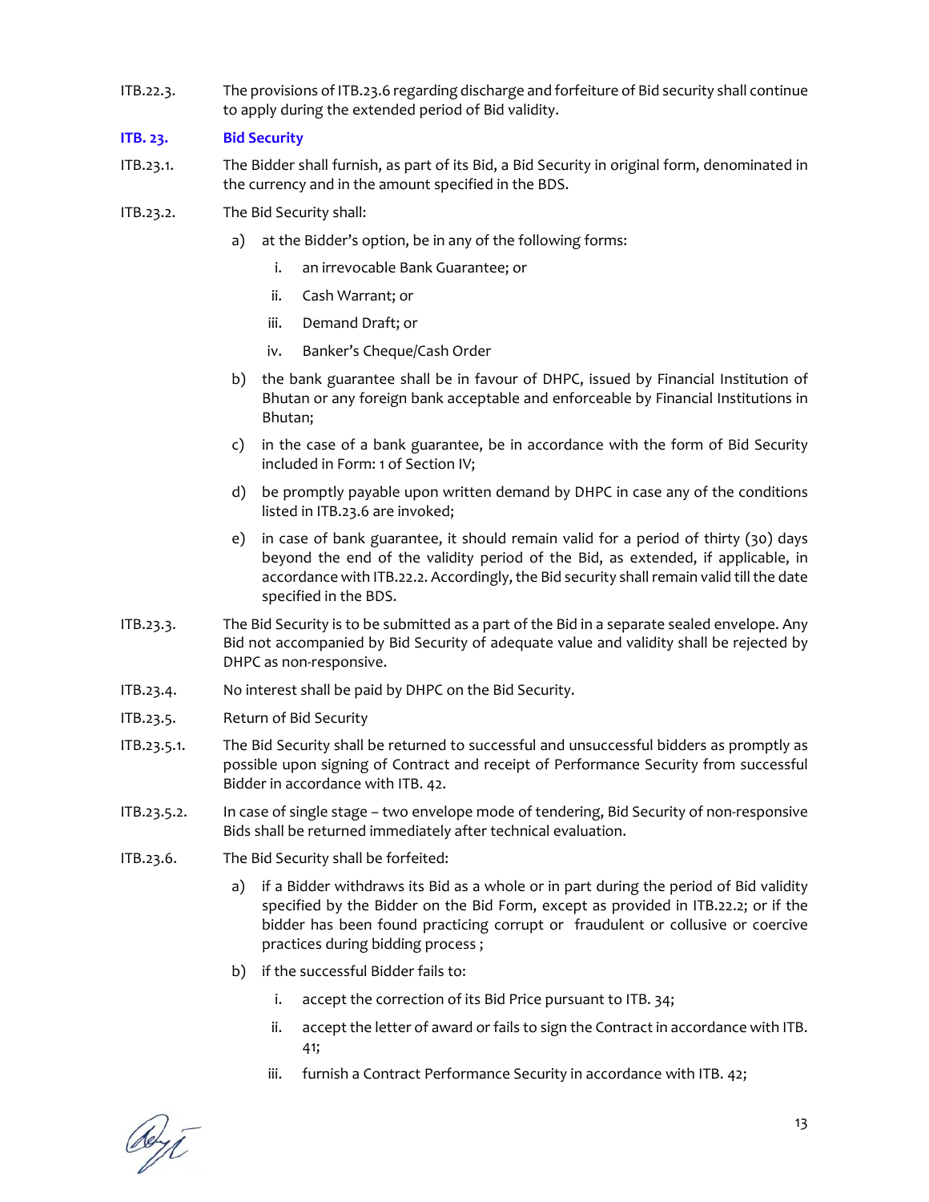ITB.22.3. The provisions of ITB.23.6 regarding discharge and forfeiture of Bid security shall continue to apply during the extended period of Bid validity.

## ITB. 23. Bid Security

ITB.23.1. The Bidder shall furnish, as part of its Bid, a Bid Security in original form, denominated in the currency and in the amount specified in the BDS.

ITB.23.2. The Bid Security shall:

a) at the Bidder's option, be in any of the following forms:

   i. an irrevocable Bank Guarantee; or

   ii. Cash Warrant; or

   iii. Demand Draft; or

   iv. Banker's Cheque/Cash Order

b) the bank guarantee shall be in favour of DHPC, issued by Financial Institution of Bhutan or any foreign bank acceptable and enforceable by Financial Institutions in Bhutan;

c) in the case of a bank guarantee, be in accordance with the form of Bid Security included in Form: 1 of Section IV;

d) be promptly payable upon written demand by DHPC in case any of the conditions listed in ITB.23.6 are invoked;

e) in case of bank guarantee, it should remain valid for a period of thirty (30) days beyond the end of the validity period of the Bid, as extended, if applicable, in accordance with ITB.22.2. Accordingly, the Bid security shall remain valid till the date specified in the BDS.

ITB.23.3. The Bid Security is to be submitted as a part of the Bid in a separate sealed envelope. Any Bid not accompanied by Bid Security of adequate value and validity shall be rejected by DHPC as non-responsive.

ITB.23.4. No interest shall be paid by DHPC on the Bid Security.

ITB.23.5. Return of Bid Security

ITB.23.5.1. The Bid Security shall be returned to successful and unsuccessful bidders as promptly as possible upon signing of Contract and receipt of Performance Security from successful Bidder in accordance with ITB. 42.

ITB.23.5.2. In case of single stage – two envelope mode of tendering, Bid Security of non-responsive Bids shall be returned immediately after technical evaluation.

ITB.23.6. The Bid Security shall be forfeited:

a) if a Bidder withdraws its Bid as a whole or in part during the period of Bid validity specified by the Bidder on the Bid Form, except as provided in ITB.22.2; or if the bidder has been found practicing corrupt or fraudulent or collusive or coercive practices during bidding process ;

b) if the successful Bidder fails to:

   i. accept the correction of its Bid Price pursuant to ITB. 34;

   ii. accept the letter of award or fails to sign the Contract in accordance with ITB. 41;

   iii. furnish a Contract Performance Security in accordance with ITB. 42;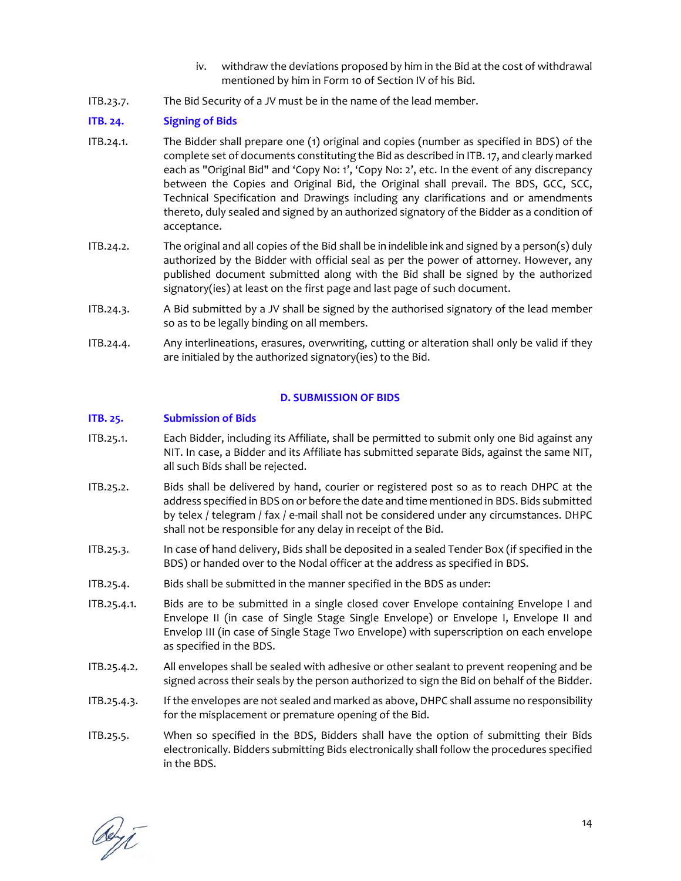iv. withdraw the deviations proposed by him in the Bid at the cost of withdrawal mentioned by him in Form 10 of Section IV of his Bid.

ITB.23.7. The Bid Security of a JV must be in the name of the lead member.

### ITB. 24. Signing of Bids

ITB.24.1. The Bidder shall prepare one (1) original and copies (number as specified in BDS) of the complete set of documents constituting the Bid as described in ITB. 17, and clearly marked each as "Original Bid" and 'Copy No: 1', 'Copy No: 2', etc. In the event of any discrepancy between the Copies and Original Bid, the Original shall prevail. The BDS, GCC, SCC, Technical Specification and Drawings including any clarifications and or amendments thereto, duly sealed and signed by an authorized signatory of the Bidder as a condition of acceptance.

ITB.24.2. The original and all copies of the Bid shall be in indelible ink and signed by a person(s) duly authorized by the Bidder with official seal as per the power of attorney. However, any published document submitted along with the Bid shall be signed by the authorized signatory(ies) at least on the first page and last page of such document.

ITB.24.3. A Bid submitted by a JV shall be signed by the authorised signatory of the lead member so as to be legally binding on all members.

ITB.24.4. Any interlineations, erasures, overwriting, cutting or alteration shall only be valid if they are initialed by the authorized signatory(ies) to the Bid.

## D. SUBMISSION OF BIDS

### ITB. 25. Submission of Bids

ITB.25.1. Each Bidder, including its Affiliate, shall be permitted to submit only one Bid against any NIT. In case, a Bidder and its Affiliate has submitted separate Bids, against the same NIT, all such Bids shall be rejected.

ITB.25.2. Bids shall be delivered by hand, courier or registered post so as to reach DHPC at the address specified in BDS on or before the date and time mentioned in BDS. Bids submitted by telex / telegram / fax / e-mail shall not be considered under any circumstances. DHPC shall not be responsible for any delay in receipt of the Bid.

ITB.25.3. In case of hand delivery, Bids shall be deposited in a sealed Tender Box (if specified in the BDS) or handed over to the Nodal officer at the address as specified in BDS.

ITB.25.4. Bids shall be submitted in the manner specified in the BDS as under:

ITB.25.4.1. Bids are to be submitted in a single closed cover Envelope containing Envelope I and Envelope II (in case of Single Stage Single Envelope) or Envelope I, Envelope II and Envelop III (in case of Single Stage Two Envelope) with superscription on each envelope as specified in the BDS.

ITB.25.4.2. All envelopes shall be sealed with adhesive or other sealant to prevent reopening and be signed across their seals by the person authorized to sign the Bid on behalf of the Bidder.

ITB.25.4.3. If the envelopes are not sealed and marked as above, DHPC shall assume no responsibility for the misplacement or premature opening of the Bid.

ITB.25.5. When so specified in the BDS, Bidders shall have the option of submitting their Bids electronically. Bidders submitting Bids electronically shall follow the procedures specified in the BDS.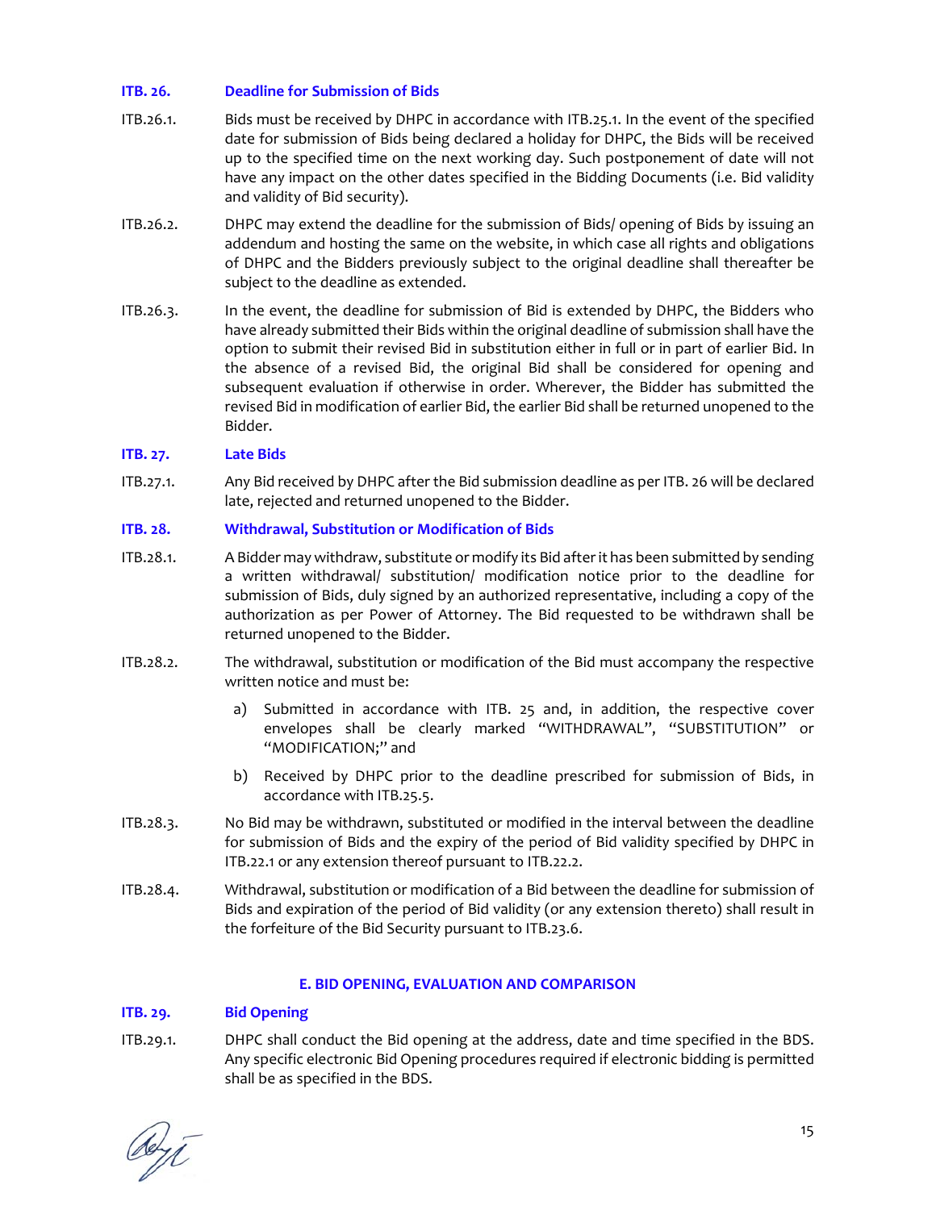### ITB. 26. Deadline for Submission of Bids

ITB.26.1. Bids must be received by DHPC in accordance with ITB.25.1. In the event of the specified date for submission of Bids being declared a holiday for DHPC, the Bids will be received up to the specified time on the next working day. Such postponement of date will not have any impact on the other dates specified in the Bidding Documents (i.e. Bid validity and validity of Bid security).

ITB.26.2. DHPC may extend the deadline for the submission of Bids/ opening of Bids by issuing an addendum and hosting the same on the website, in which case all rights and obligations of DHPC and the Bidders previously subject to the original deadline shall thereafter be subject to the deadline as extended.

ITB.26.3. In the event, the deadline for submission of Bid is extended by DHPC, the Bidders who have already submitted their Bids within the original deadline of submission shall have the option to submit their revised Bid in substitution either in full or in part of earlier Bid. In the absence of a revised Bid, the original Bid shall be considered for opening and subsequent evaluation if otherwise in order. Wherever, the Bidder has submitted the revised Bid in modification of earlier Bid, the earlier Bid shall be returned unopened to the Bidder.

### ITB. 27. Late Bids

ITB.27.1. Any Bid received by DHPC after the Bid submission deadline as per ITB. 26 will be declared late, rejected and returned unopened to the Bidder.

### ITB. 28. Withdrawal, Substitution or Modification of Bids

ITB.28.1. A Bidder may withdraw, substitute or modify its Bid after it has been submitted by sending a written withdrawal/ substitution/ modification notice prior to the deadline for submission of Bids, duly signed by an authorized representative, including a copy of the authorization as per Power of Attorney. The Bid requested to be withdrawn shall be returned unopened to the Bidder.

ITB.28.2. The withdrawal, substitution or modification of the Bid must accompany the respective written notice and must be:

a) Submitted in accordance with ITB. 25 and, in addition, the respective cover envelopes shall be clearly marked "WITHDRAWAL", "SUBSTITUTION" or "MODIFICATION;" and

b) Received by DHPC prior to the deadline prescribed for submission of Bids, in accordance with ITB.25.5.

ITB.28.3. No Bid may be withdrawn, substituted or modified in the interval between the deadline for submission of Bids and the expiry of the period of Bid validity specified by DHPC in ITB.22.1 or any extension thereof pursuant to ITB.22.2.

ITB.28.4. Withdrawal, substitution or modification of a Bid between the deadline for submission of Bids and expiration of the period of Bid validity (or any extension thereto) shall result in the forfeiture of the Bid Security pursuant to ITB.23.6.

## E. BID OPENING, EVALUATION AND COMPARISON

### ITB. 29. Bid Opening

ITB.29.1. DHPC shall conduct the Bid opening at the address, date and time specified in the BDS. Any specific electronic Bid Opening procedures required if electronic bidding is permitted shall be as specified in the BDS.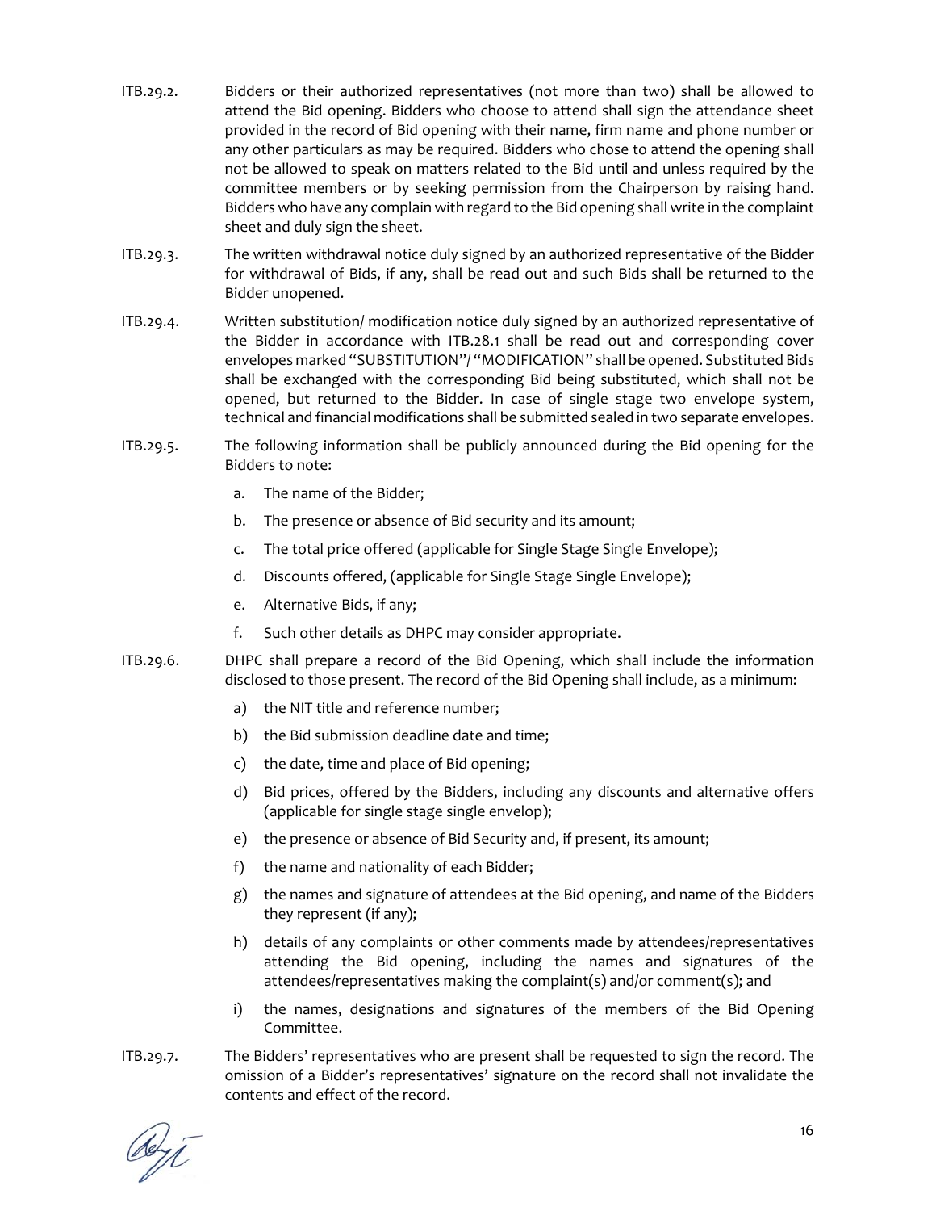ITB.29.2. Bidders or their authorized representatives (not more than two) shall be allowed to attend the Bid opening. Bidders who choose to attend shall sign the attendance sheet provided in the record of Bid opening with their name, firm name and phone number or any other particulars as may be required. Bidders who chose to attend the opening shall not be allowed to speak on matters related to the Bid until and unless required by the committee members or by seeking permission from the Chairperson by raising hand. Bidders who have any complain with regard to the Bid opening shall write in the complaint sheet and duly sign the sheet.

ITB.29.3. The written withdrawal notice duly signed by an authorized representative of the Bidder for withdrawal of Bids, if any, shall be read out and such Bids shall be returned to the Bidder unopened.

ITB.29.4. Written substitution/ modification notice duly signed by an authorized representative of the Bidder in accordance with ITB.28.1 shall be read out and corresponding cover envelopes marked "SUBSTITUTION"/ "MODIFICATION" shall be opened. Substituted Bids shall be exchanged with the corresponding Bid being substituted, which shall not be opened, but returned to the Bidder. In case of single stage two envelope system, technical and financial modifications shall be submitted sealed in two separate envelopes.

ITB.29.5. The following information shall be publicly announced during the Bid opening for the Bidders to note:

a. The name of the Bidder;
b. The presence or absence of Bid security and its amount;
c. The total price offered (applicable for Single Stage Single Envelope);
d. Discounts offered, (applicable for Single Stage Single Envelope);
e. Alternative Bids, if any;
f. Such other details as DHPC may consider appropriate.

ITB.29.6. DHPC shall prepare a record of the Bid Opening, which shall include the information disclosed to those present. The record of the Bid Opening shall include, as a minimum:

a) the NIT title and reference number;
b) the Bid submission deadline date and time;
c) the date, time and place of Bid opening;
d) Bid prices, offered by the Bidders, including any discounts and alternative offers (applicable for single stage single envelop);
e) the presence or absence of Bid Security and, if present, its amount;
f) the name and nationality of each Bidder;
g) the names and signature of attendees at the Bid opening, and name of the Bidders they represent (if any);
h) details of any complaints or other comments made by attendees/representatives attending the Bid opening, including the names and signatures of the attendees/representatives making the complaint(s) and/or comment(s); and
i) the names, designations and signatures of the members of the Bid Opening Committee.

ITB.29.7. The Bidders' representatives who are present shall be requested to sign the record. The omission of a Bidder's representatives' signature on the record shall not invalidate the contents and effect of the record.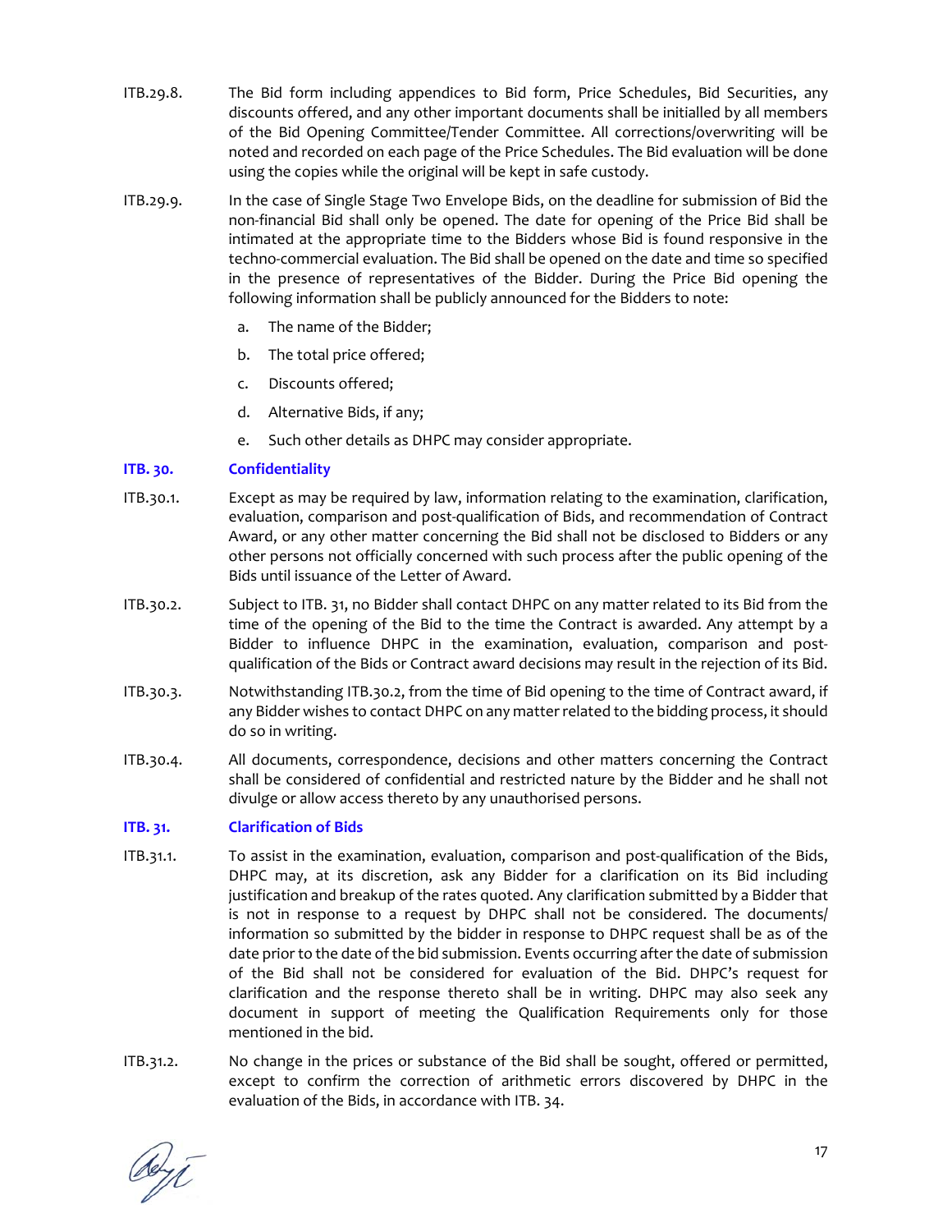ITB.29.8. The Bid form including appendices to Bid form, Price Schedules, Bid Securities, any discounts offered, and any other important documents shall be initialled by all members of the Bid Opening Committee/Tender Committee. All corrections/overwriting will be noted and recorded on each page of the Price Schedules. The Bid evaluation will be done using the copies while the original will be kept in safe custody.

ITB.29.9. In the case of Single Stage Two Envelope Bids, on the deadline for submission of Bid the non-financial Bid shall only be opened. The date for opening of the Price Bid shall be intimated at the appropriate time to the Bidders whose Bid is found responsive in the techno-commercial evaluation. The Bid shall be opened on the date and time so specified in the presence of representatives of the Bidder. During the Price Bid opening the following information shall be publicly announced for the Bidders to note:

a. The name of the Bidder;

b. The total price offered;

c. Discounts offered;

d. Alternative Bids, if any;

e. Such other details as DHPC may consider appropriate.

### ITB. 30. Confidentiality

ITB.30.1. Except as may be required by law, information relating to the examination, clarification, evaluation, comparison and post-qualification of Bids, and recommendation of Contract Award, or any other matter concerning the Bid shall not be disclosed to Bidders or any other persons not officially concerned with such process after the public opening of the Bids until issuance of the Letter of Award.

ITB.30.2. Subject to ITB. 31, no Bidder shall contact DHPC on any matter related to its Bid from the time of the opening of the Bid to the time the Contract is awarded. Any attempt by a Bidder to influence DHPC in the examination, evaluation, comparison and post-qualification of the Bids or Contract award decisions may result in the rejection of its Bid.

ITB.30.3. Notwithstanding ITB.30.2, from the time of Bid opening to the time of Contract award, if any Bidder wishes to contact DHPC on any matter related to the bidding process, it should do so in writing.

ITB.30.4. All documents, correspondence, decisions and other matters concerning the Contract shall be considered of confidential and restricted nature by the Bidder and he shall not divulge or allow access thereto by any unauthorised persons.

### ITB. 31. Clarification of Bids

ITB.31.1. To assist in the examination, evaluation, comparison and post-qualification of the Bids, DHPC may, at its discretion, ask any Bidder for a clarification on its Bid including justification and breakup of the rates quoted. Any clarification submitted by a Bidder that is not in response to a request by DHPC shall not be considered. The documents/ information so submitted by the bidder in response to DHPC request shall be as of the date prior to the date of the bid submission. Events occurring after the date of submission of the Bid shall not be considered for evaluation of the Bid. DHPC's request for clarification and the response thereto shall be in writing. DHPC may also seek any document in support of meeting the Qualification Requirements only for those mentioned in the bid.

ITB.31.2. No change in the prices or substance of the Bid shall be sought, offered or permitted, except to confirm the correction of arithmetic errors discovered by DHPC in the evaluation of the Bids, in accordance with ITB. 34.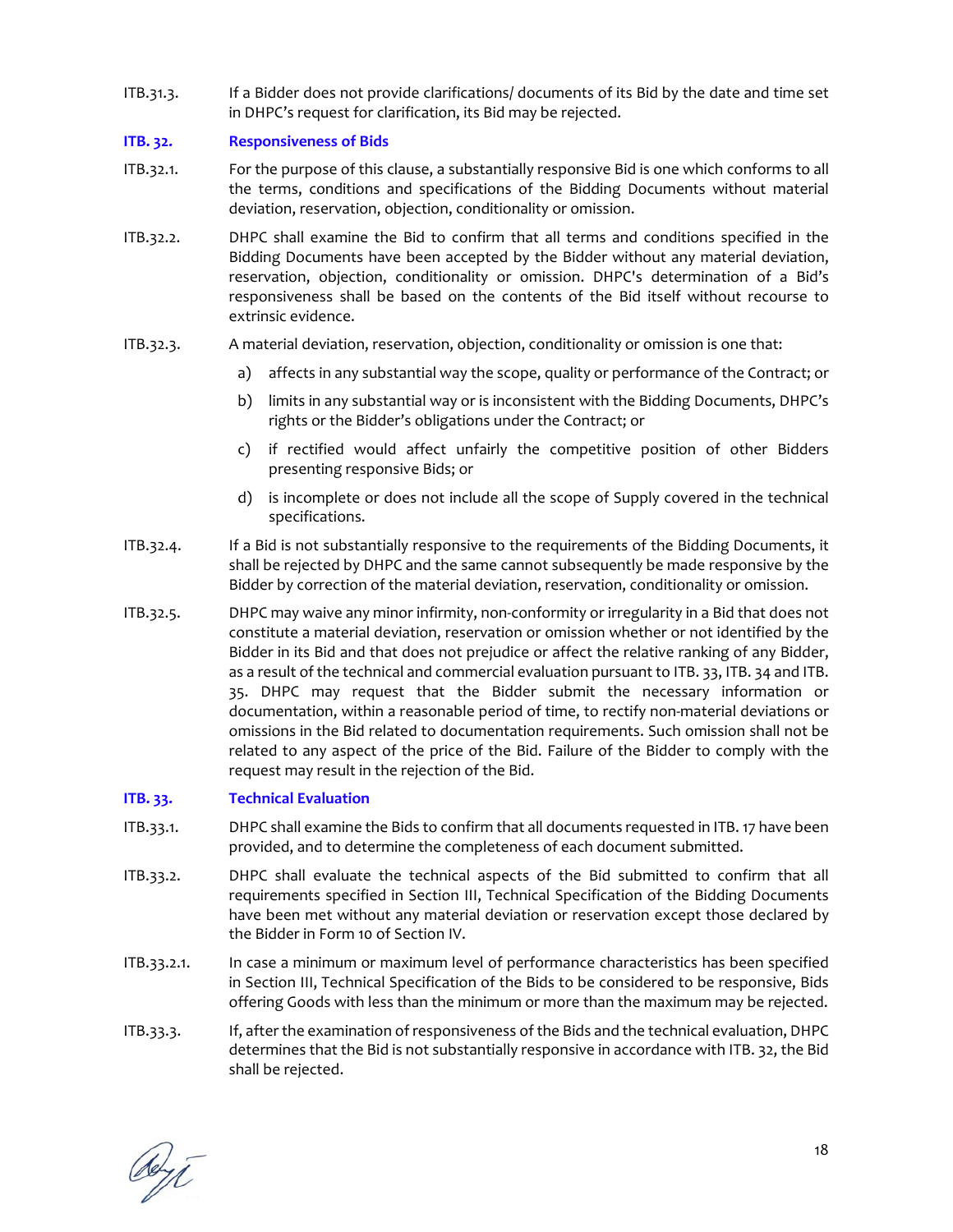ITB.31.3. If a Bidder does not provide clarifications/ documents of its Bid by the date and time set in DHPC's request for clarification, its Bid may be rejected.

## ITB. 32. Responsiveness of Bids

ITB.32.1. For the purpose of this clause, a substantially responsive Bid is one which conforms to all the terms, conditions and specifications of the Bidding Documents without material deviation, reservation, objection, conditionality or omission.

ITB.32.2. DHPC shall examine the Bid to confirm that all terms and conditions specified in the Bidding Documents have been accepted by the Bidder without any material deviation, reservation, objection, conditionality or omission. DHPC's determination of a Bid's responsiveness shall be based on the contents of the Bid itself without recourse to extrinsic evidence.

ITB.32.3. A material deviation, reservation, objection, conditionality or omission is one that:

a) affects in any substantial way the scope, quality or performance of the Contract; or

b) limits in any substantial way or is inconsistent with the Bidding Documents, DHPC's rights or the Bidder's obligations under the Contract; or

c) if rectified would affect unfairly the competitive position of other Bidders presenting responsive Bids; or

d) is incomplete or does not include all the scope of Supply covered in the technical specifications.

ITB.32.4. If a Bid is not substantially responsive to the requirements of the Bidding Documents, it shall be rejected by DHPC and the same cannot subsequently be made responsive by the Bidder by correction of the material deviation, reservation, conditionality or omission.

ITB.32.5. DHPC may waive any minor infirmity, non-conformity or irregularity in a Bid that does not constitute a material deviation, reservation or omission whether or not identified by the Bidder in its Bid and that does not prejudice or affect the relative ranking of any Bidder, as a result of the technical and commercial evaluation pursuant to ITB. 33, ITB. 34 and ITB. 35. DHPC may request that the Bidder submit the necessary information or documentation, within a reasonable period of time, to rectify non-material deviations or omissions in the Bid related to documentation requirements. Such omission shall not be related to any aspect of the price of the Bid. Failure of the Bidder to comply with the request may result in the rejection of the Bid.

## ITB. 33. Technical Evaluation

ITB.33.1. DHPC shall examine the Bids to confirm that all documents requested in ITB. 17 have been provided, and to determine the completeness of each document submitted.

ITB.33.2. DHPC shall evaluate the technical aspects of the Bid submitted to confirm that all requirements specified in Section III, Technical Specification of the Bidding Documents have been met without any material deviation or reservation except those declared by the Bidder in Form 10 of Section IV.

ITB.33.2.1. In case a minimum or maximum level of performance characteristics has been specified in Section III, Technical Specification of the Bids to be considered to be responsive, Bids offering Goods with less than the minimum or more than the maximum may be rejected.

ITB.33.3. If, after the examination of responsiveness of the Bids and the technical evaluation, DHPC determines that the Bid is not substantially responsive in accordance with ITB. 32, the Bid shall be rejected.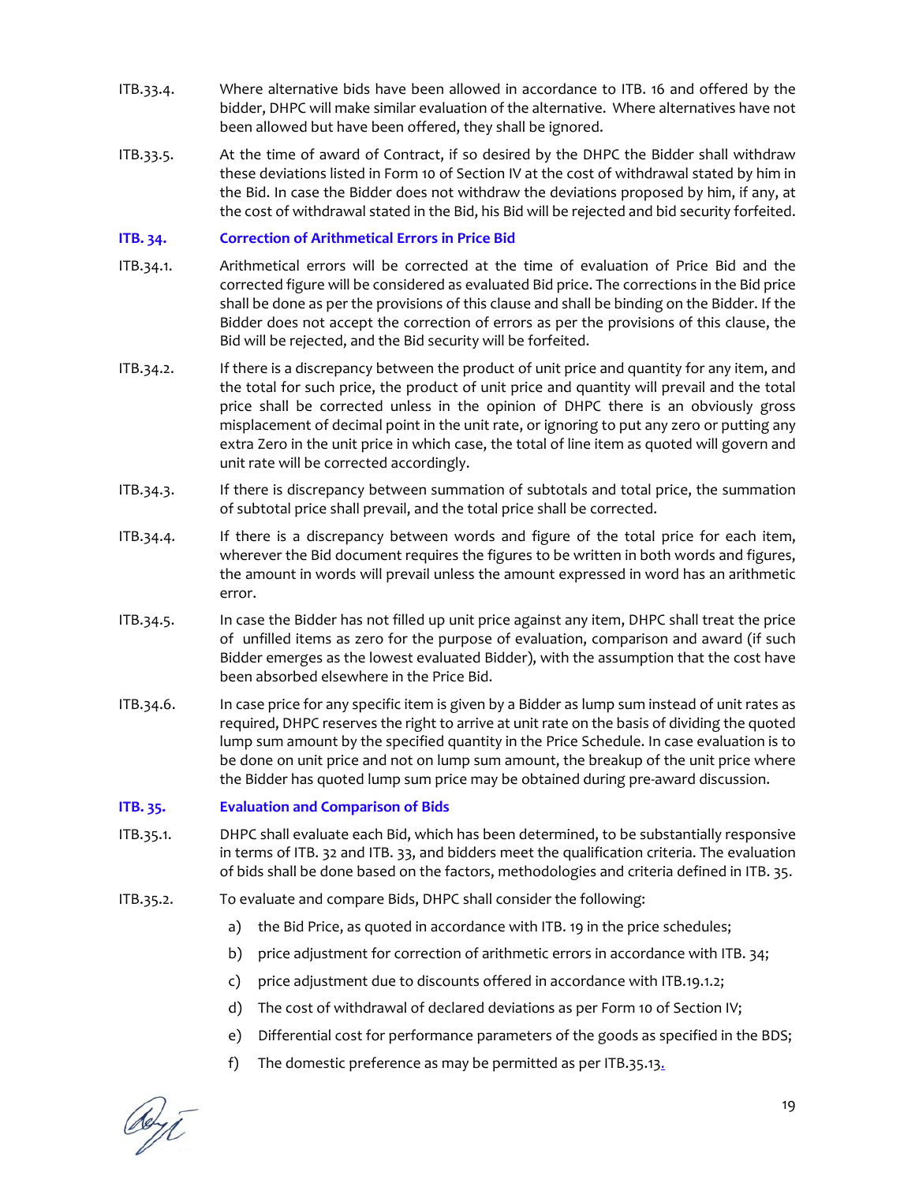ITB.33.4. Where alternative bids have been allowed in accordance to ITB. 16 and offered by the bidder, DHPC will make similar evaluation of the alternative. Where alternatives have not been allowed but have been offered, they shall be ignored.

ITB.33.5. At the time of award of Contract, if so desired by the DHPC the Bidder shall withdraw these deviations listed in Form 10 of Section IV at the cost of withdrawal stated by him in the Bid. In case the Bidder does not withdraw the deviations proposed by him, if any, at the cost of withdrawal stated in the Bid, his Bid will be rejected and bid security forfeited.

### ITB. 34. Correction of Arithmetical Errors in Price Bid

ITB.34.1. Arithmetical errors will be corrected at the time of evaluation of Price Bid and the corrected figure will be considered as evaluated Bid price. The corrections in the Bid price shall be done as per the provisions of this clause and shall be binding on the Bidder. If the Bidder does not accept the correction of errors as per the provisions of this clause, the Bid will be rejected, and the Bid security will be forfeited.

ITB.34.2. If there is a discrepancy between the product of unit price and quantity for any item, and the total for such price, the product of unit price and quantity will prevail and the total price shall be corrected unless in the opinion of DHPC there is an obviously gross misplacement of decimal point in the unit rate, or ignoring to put any zero or putting any extra Zero in the unit price in which case, the total of line item as quoted will govern and unit rate will be corrected accordingly.

ITB.34.3. If there is discrepancy between summation of subtotals and total price, the summation of subtotal price shall prevail, and the total price shall be corrected.

ITB.34.4. If there is a discrepancy between words and figure of the total price for each item, wherever the Bid document requires the figures to be written in both words and figures, the amount in words will prevail unless the amount expressed in word has an arithmetic error.

ITB.34.5. In case the Bidder has not filled up unit price against any item, DHPC shall treat the price of unfilled items as zero for the purpose of evaluation, comparison and award (if such Bidder emerges as the lowest evaluated Bidder), with the assumption that the cost have been absorbed elsewhere in the Price Bid.

ITB.34.6. In case price for any specific item is given by a Bidder as lump sum instead of unit rates as required, DHPC reserves the right to arrive at unit rate on the basis of dividing the quoted lump sum amount by the specified quantity in the Price Schedule. In case evaluation is to be done on unit price and not on lump sum amount, the breakup of the unit price where the Bidder has quoted lump sum price may be obtained during pre-award discussion.

### ITB. 35. Evaluation and Comparison of Bids

ITB.35.1. DHPC shall evaluate each Bid, which has been determined, to be substantially responsive in terms of ITB. 32 and ITB. 33, and bidders meet the qualification criteria. The evaluation of bids shall be done based on the factors, methodologies and criteria defined in ITB. 35.

ITB.35.2. To evaluate and compare Bids, DHPC shall consider the following:

a) the Bid Price, as quoted in accordance with ITB. 19 in the price schedules;

b) price adjustment for correction of arithmetic errors in accordance with ITB. 34;

c) price adjustment due to discounts offered in accordance with ITB.19.1.2;

d) The cost of withdrawal of declared deviations as per Form 10 of Section IV;

e) Differential cost for performance parameters of the goods as specified in the BDS;

f) The domestic preference as may be permitted as per ITB.35.13.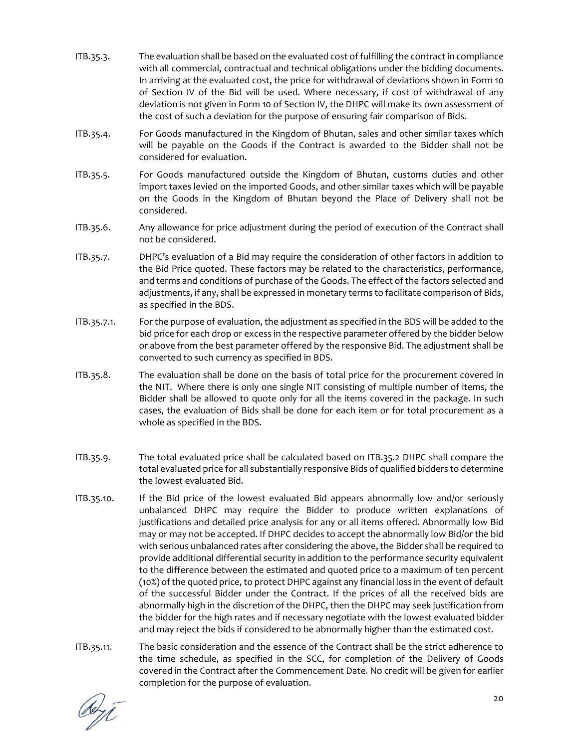ITB.35.3. The evaluation shall be based on the evaluated cost of fulfilling the contract in compliance with all commercial, contractual and technical obligations under the bidding documents. In arriving at the evaluated cost, the price for withdrawal of deviations shown in Form 10 of Section IV of the Bid will be used. Where necessary, if cost of withdrawal of any deviation is not given in Form 10 of Section IV, the DHPC will make its own assessment of the cost of such a deviation for the purpose of ensuring fair comparison of Bids.

ITB.35.4. For Goods manufactured in the Kingdom of Bhutan, sales and other similar taxes which will be payable on the Goods if the Contract is awarded to the Bidder shall not be considered for evaluation.

ITB.35.5. For Goods manufactured outside the Kingdom of Bhutan, customs duties and other import taxes levied on the imported Goods, and other similar taxes which will be payable on the Goods in the Kingdom of Bhutan beyond the Place of Delivery shall not be considered.

ITB.35.6. Any allowance for price adjustment during the period of execution of the Contract shall not be considered.

ITB.35.7. DHPC's evaluation of a Bid may require the consideration of other factors in addition to the Bid Price quoted. These factors may be related to the characteristics, performance, and terms and conditions of purchase of the Goods. The effect of the factors selected and adjustments, if any, shall be expressed in monetary terms to facilitate comparison of Bids, as specified in the BDS.

ITB.35.7.1. For the purpose of evaluation, the adjustment as specified in the BDS will be added to the bid price for each drop or excess in the respective parameter offered by the bidder below or above from the best parameter offered by the responsive Bid. The adjustment shall be converted to such currency as specified in BDS.

ITB.35.8. The evaluation shall be done on the basis of total price for the procurement covered in the NIT. Where there is only one single NIT consisting of multiple number of items, the Bidder shall be allowed to quote only for all the items covered in the package. In such cases, the evaluation of Bids shall be done for each item or for total procurement as a whole as specified in the BDS.

ITB.35.9. The total evaluated price shall be calculated based on ITB.35.2 DHPC shall compare the total evaluated price for all substantially responsive Bids of qualified bidders to determine the lowest evaluated Bid.

ITB.35.10. If the Bid price of the lowest evaluated Bid appears abnormally low and/or seriously unbalanced DHPC may require the Bidder to produce written explanations of justifications and detailed price analysis for any or all items offered. Abnormally low Bid may or may not be accepted. If DHPC decides to accept the abnormally low Bid/or the bid with serious unbalanced rates after considering the above, the Bidder shall be required to provide additional differential security in addition to the performance security equivalent to the difference between the estimated and quoted price to a maximum of ten percent (10%) of the quoted price, to protect DHPC against any financial loss in the event of default of the successful Bidder under the Contract. If the prices of all the received bids are abnormally high in the discretion of the DHPC, then the DHPC may seek justification from the bidder for the high rates and if necessary negotiate with the lowest evaluated bidder and may reject the bids if considered to be abnormally higher than the estimated cost.

ITB.35.11. The basic consideration and the essence of the Contract shall be the strict adherence to the time schedule, as specified in the SCC, for completion of the Delivery of Goods covered in the Contract after the Commencement Date. No credit will be given for earlier completion for the purpose of evaluation.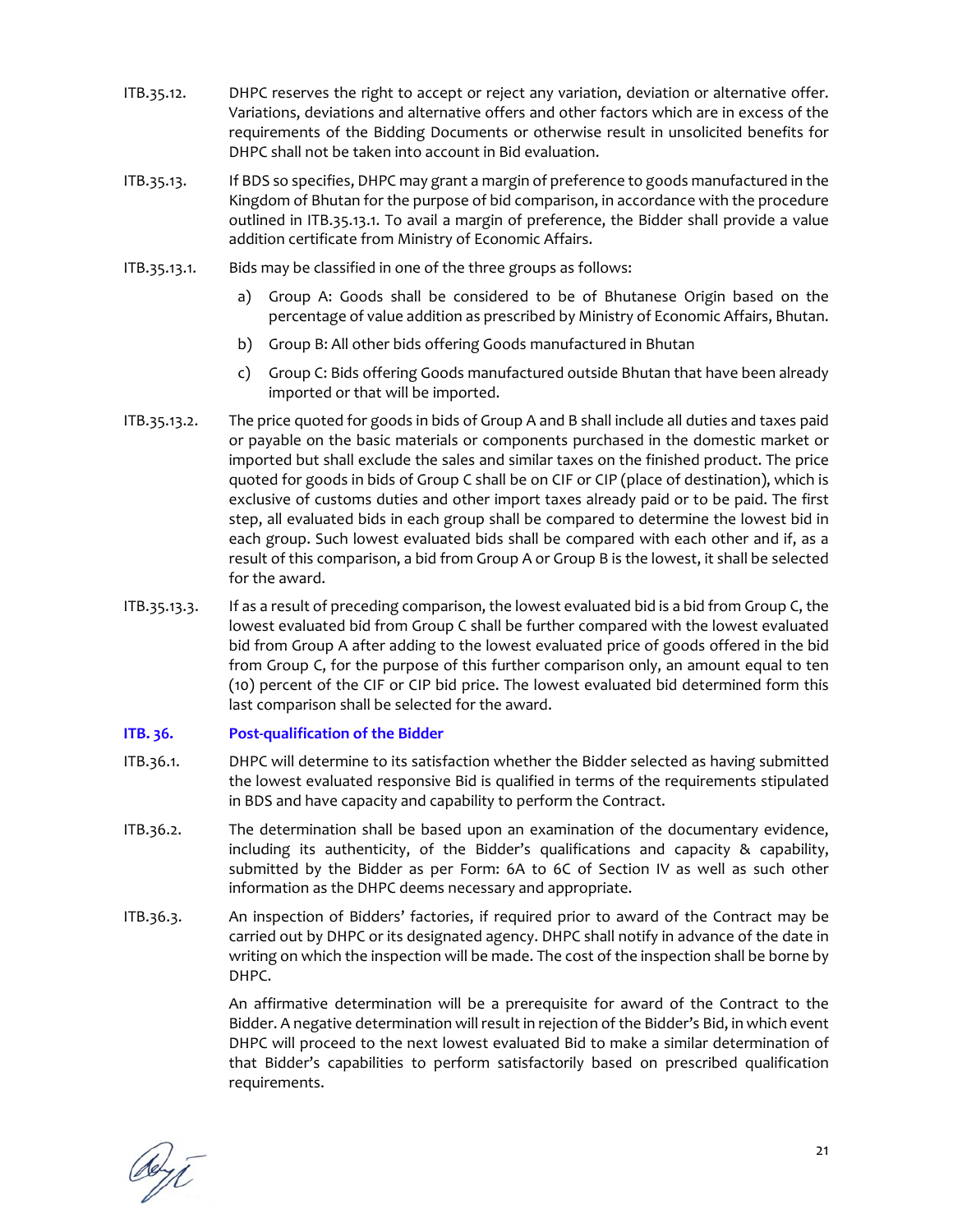ITB.35.12. DHPC reserves the right to accept or reject any variation, deviation or alternative offer. Variations, deviations and alternative offers and other factors which are in excess of the requirements of the Bidding Documents or otherwise result in unsolicited benefits for DHPC shall not be taken into account in Bid evaluation.

ITB.35.13. If BDS so specifies, DHPC may grant a margin of preference to goods manufactured in the Kingdom of Bhutan for the purpose of bid comparison, in accordance with the procedure outlined in ITB.35.13.1. To avail a margin of preference, the Bidder shall provide a value addition certificate from Ministry of Economic Affairs.

ITB.35.13.1. Bids may be classified in one of the three groups as follows:

a) Group A: Goods shall be considered to be of Bhutanese Origin based on the percentage of value addition as prescribed by Ministry of Economic Affairs, Bhutan.

b) Group B: All other bids offering Goods manufactured in Bhutan

c) Group C: Bids offering Goods manufactured outside Bhutan that have been already imported or that will be imported.

ITB.35.13.2. The price quoted for goods in bids of Group A and B shall include all duties and taxes paid or payable on the basic materials or components purchased in the domestic market or imported but shall exclude the sales and similar taxes on the finished product. The price quoted for goods in bids of Group C shall be on CIF or CIP (place of destination), which is exclusive of customs duties and other import taxes already paid or to be paid. The first step, all evaluated bids in each group shall be compared to determine the lowest bid in each group. Such lowest evaluated bids shall be compared with each other and if, as a result of this comparison, a bid from Group A or Group B is the lowest, it shall be selected for the award.

ITB.35.13.3. If as a result of preceding comparison, the lowest evaluated bid is a bid from Group C, the lowest evaluated bid from Group C shall be further compared with the lowest evaluated bid from Group A after adding to the lowest evaluated price of goods offered in the bid from Group C, for the purpose of this further comparison only, an amount equal to ten (10) percent of the CIF or CIP bid price. The lowest evaluated bid determined form this last comparison shall be selected for the award.

### ITB. 36. Post-qualification of the Bidder

ITB.36.1. DHPC will determine to its satisfaction whether the Bidder selected as having submitted the lowest evaluated responsive Bid is qualified in terms of the requirements stipulated in BDS and have capacity and capability to perform the Contract.

ITB.36.2. The determination shall be based upon an examination of the documentary evidence, including its authenticity, of the Bidder's qualifications and capacity & capability, submitted by the Bidder as per Form: 6A to 6C of Section IV as well as such other information as the DHPC deems necessary and appropriate.

ITB.36.3. An inspection of Bidders' factories, if required prior to award of the Contract may be carried out by DHPC or its designated agency. DHPC shall notify in advance of the date in writing on which the inspection will be made. The cost of the inspection shall be borne by DHPC.

An affirmative determination will be a prerequisite for award of the Contract to the Bidder. A negative determination will result in rejection of the Bidder's Bid, in which event DHPC will proceed to the next lowest evaluated Bid to make a similar determination of that Bidder's capabilities to perform satisfactorily based on prescribed qualification requirements.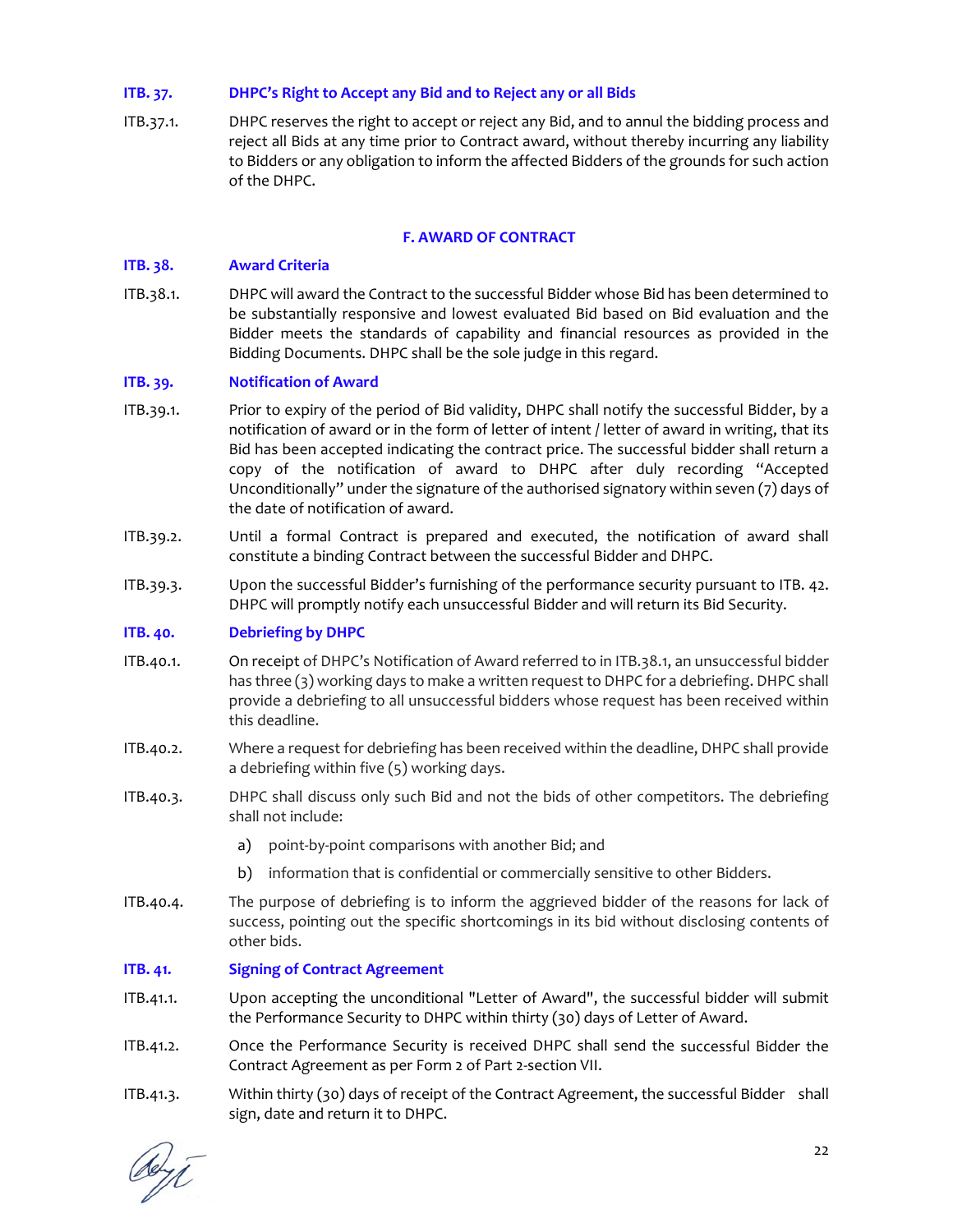**ITB. 37. DHPC's Right to Accept any Bid and to Reject any or all Bids**

ITB.37.1. DHPC reserves the right to accept or reject any Bid, and to annul the bidding process and reject all Bids at any time prior to Contract award, without thereby incurring any liability to Bidders or any obligation to inform the affected Bidders of the grounds for such action of the DHPC.

## F. AWARD OF CONTRACT

**ITB. 38. Award Criteria**

ITB.38.1. DHPC will award the Contract to the successful Bidder whose Bid has been determined to be substantially responsive and lowest evaluated Bid based on Bid evaluation and the Bidder meets the standards of capability and financial resources as provided in the Bidding Documents. DHPC shall be the sole judge in this regard.

**ITB. 39. Notification of Award**

ITB.39.1. Prior to expiry of the period of Bid validity, DHPC shall notify the successful Bidder, by a notification of award or in the form of letter of intent / letter of award in writing, that its Bid has been accepted indicating the contract price. The successful bidder shall return a copy of the notification of award to DHPC after duly recording "Accepted Unconditionally" under the signature of the authorised signatory within seven (7) days of the date of notification of award.

ITB.39.2. Until a formal Contract is prepared and executed, the notification of award shall constitute a binding Contract between the successful Bidder and DHPC.

ITB.39.3. Upon the successful Bidder's furnishing of the performance security pursuant to ITB. 42. DHPC will promptly notify each unsuccessful Bidder and will return its Bid Security.

**ITB. 40. Debriefing by DHPC**

ITB.40.1. On receipt of DHPC's Notification of Award referred to in ITB.38.1, an unsuccessful bidder has three (3) working days to make a written request to DHPC for a debriefing. DHPC shall provide a debriefing to all unsuccessful bidders whose request has been received within this deadline.

ITB.40.2. Where a request for debriefing has been received within the deadline, DHPC shall provide a debriefing within five (5) working days.

ITB.40.3. DHPC shall discuss only such Bid and not the bids of other competitors. The debriefing shall not include:

a) point-by-point comparisons with another Bid; and

b) information that is confidential or commercially sensitive to other Bidders.

ITB.40.4. The purpose of debriefing is to inform the aggrieved bidder of the reasons for lack of success, pointing out the specific shortcomings in its bid without disclosing contents of other bids.

**ITB. 41. Signing of Contract Agreement**

ITB.41.1. Upon accepting the unconditional "Letter of Award", the successful bidder will submit the Performance Security to DHPC within thirty (30) days of Letter of Award.

ITB.41.2. Once the Performance Security is received DHPC shall send the successful Bidder the Contract Agreement as per Form 2 of Part 2-section VII.

ITB.41.3. Within thirty (30) days of receipt of the Contract Agreement, the successful Bidder shall sign, date and return it to DHPC.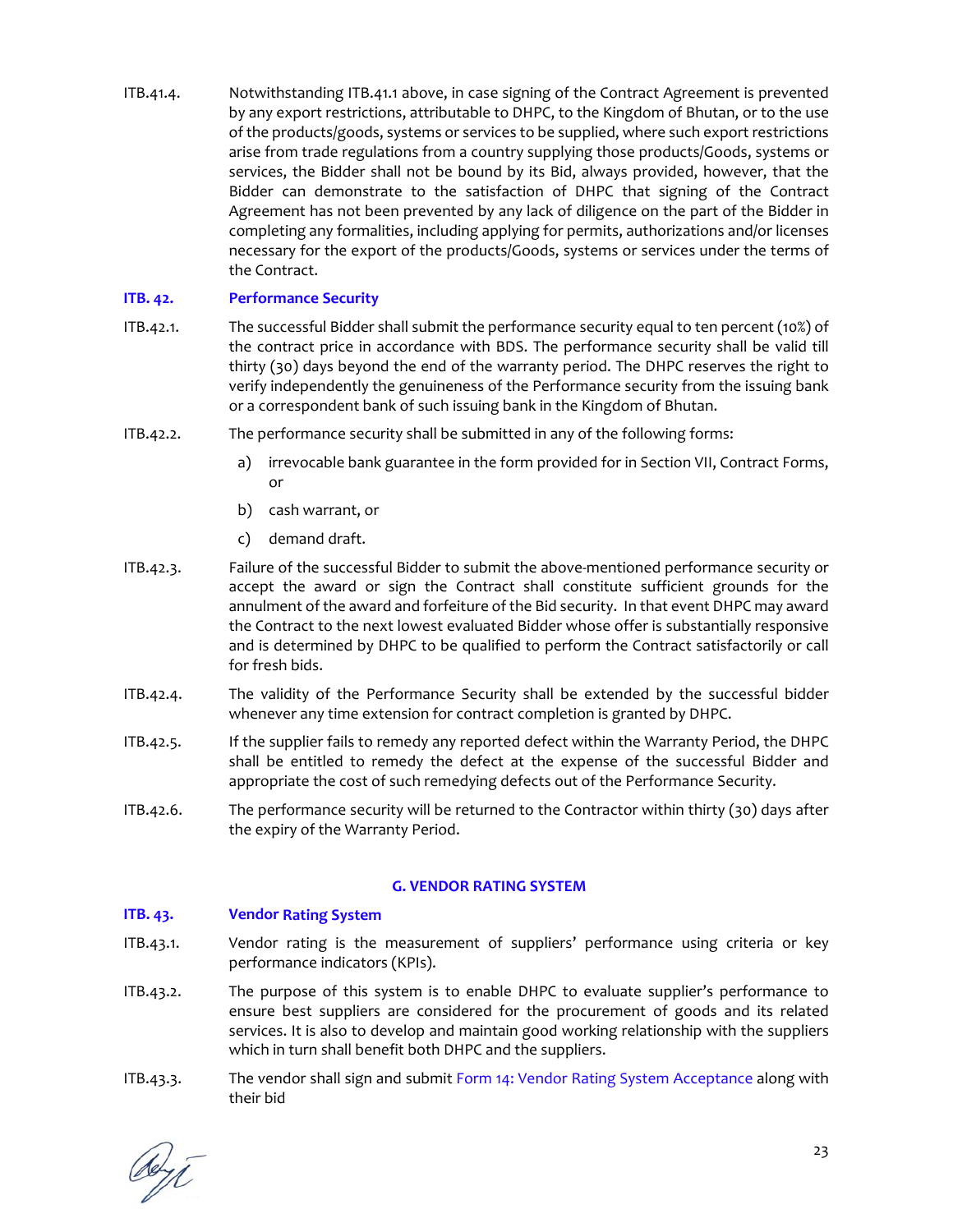ITB.41.4. Notwithstanding ITB.41.1 above, in case signing of the Contract Agreement is prevented by any export restrictions, attributable to DHPC, to the Kingdom of Bhutan, or to the use of the products/goods, systems or services to be supplied, where such export restrictions arise from trade regulations from a country supplying those products/Goods, systems or services, the Bidder shall not be bound by its Bid, always provided, however, that the Bidder can demonstrate to the satisfaction of DHPC that signing of the Contract Agreement has not been prevented by any lack of diligence on the part of the Bidder in completing any formalities, including applying for permits, authorizations and/or licenses necessary for the export of the products/Goods, systems or services under the terms of the Contract.

### ITB. 42. Performance Security

ITB.42.1. The successful Bidder shall submit the performance security equal to ten percent (10%) of the contract price in accordance with BDS. The performance security shall be valid till thirty (30) days beyond the end of the warranty period. The DHPC reserves the right to verify independently the genuineness of the Performance security from the issuing bank or a correspondent bank of such issuing bank in the Kingdom of Bhutan.

ITB.42.2. The performance security shall be submitted in any of the following forms:

a) irrevocable bank guarantee in the form provided for in Section VII, Contract Forms, or

b) cash warrant, or

c) demand draft.

ITB.42.3. Failure of the successful Bidder to submit the above-mentioned performance security or accept the award or sign the Contract shall constitute sufficient grounds for the annulment of the award and forfeiture of the Bid security. In that event DHPC may award the Contract to the next lowest evaluated Bidder whose offer is substantially responsive and is determined by DHPC to be qualified to perform the Contract satisfactorily or call for fresh bids.

ITB.42.4. The validity of the Performance Security shall be extended by the successful bidder whenever any time extension for contract completion is granted by DHPC.

ITB.42.5. If the supplier fails to remedy any reported defect within the Warranty Period, the DHPC shall be entitled to remedy the defect at the expense of the successful Bidder and appropriate the cost of such remedying defects out of the Performance Security.

ITB.42.6. The performance security will be returned to the Contractor within thirty (30) days after the expiry of the Warranty Period.

## G. VENDOR RATING SYSTEM

### ITB. 43. Vendor Rating System

ITB.43.1. Vendor rating is the measurement of suppliers' performance using criteria or key performance indicators (KPIs).

ITB.43.2. The purpose of this system is to enable DHPC to evaluate supplier's performance to ensure best suppliers are considered for the procurement of goods and its related services. It is also to develop and maintain good working relationship with the suppliers which in turn shall benefit both DHPC and the suppliers.

ITB.43.3. The vendor shall sign and submit Form 14: Vendor Rating System Acceptance along with their bid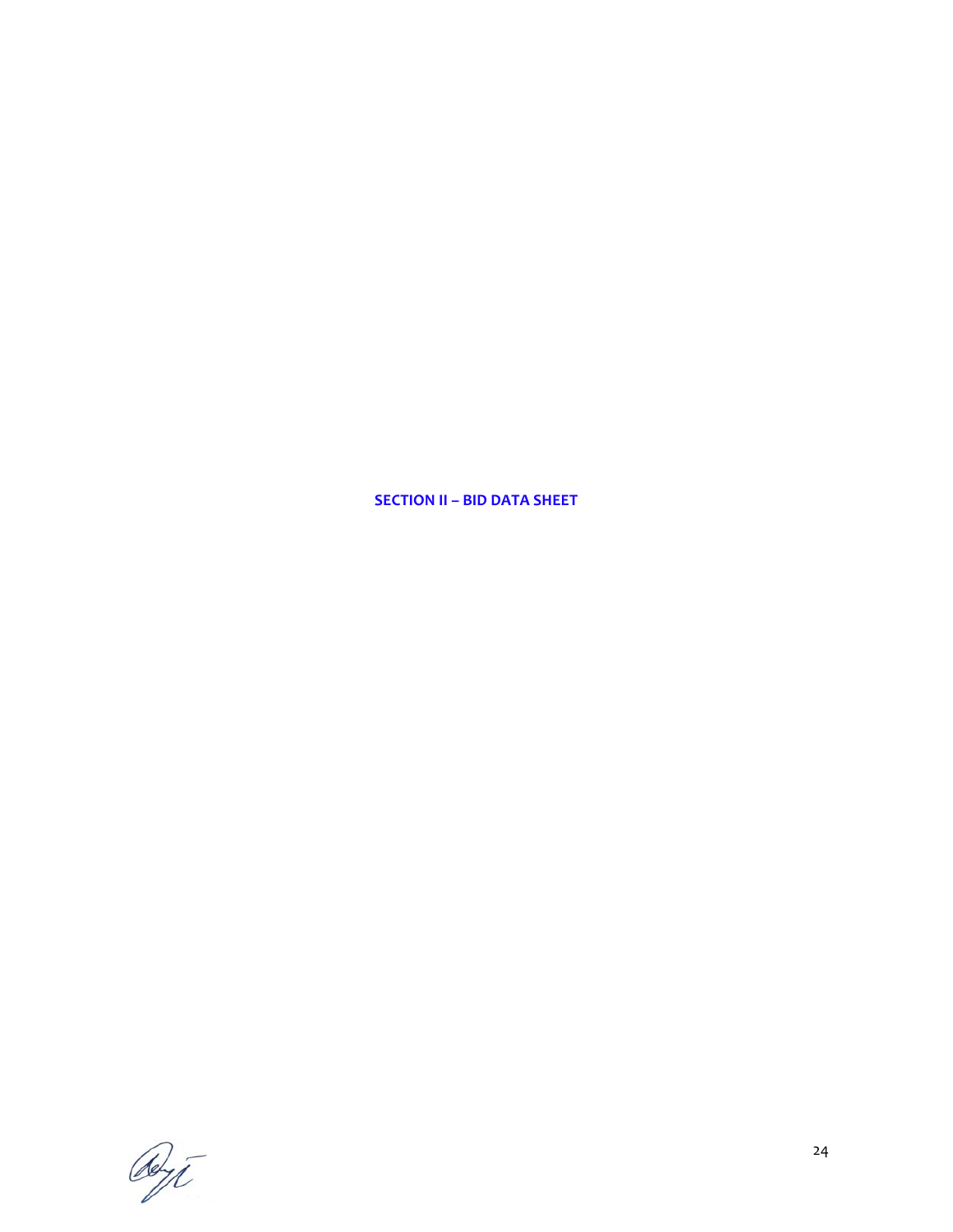# SECTION II – BID DATA SHEET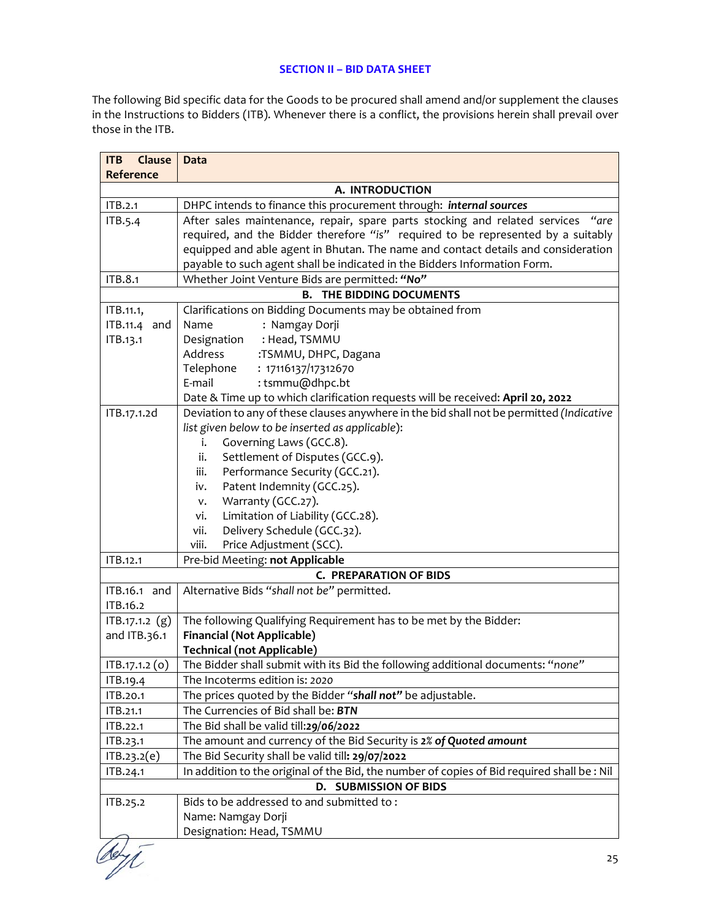## SECTION II – BID DATA SHEET

The following Bid specific data for the Goods to be procured shall amend and/or supplement the clauses in the Instructions to Bidders (ITB). Whenever there is a conflict, the provisions herein shall prevail over those in the ITB.

| ITB Clause Reference | Data |
|---|---|
| | **A. INTRODUCTION** |
| ITB.2.1 | DHPC intends to finance this procurement through: ***internal sources*** |
| ITB.5.4 | After sales maintenance, repair, spare parts stocking and related services *"are* required, and the Bidder therefore *"is"* required to be represented by a suitably equipped and able agent in Bhutan. The name and contact details and consideration payable to such agent shall be indicated in the Bidders Information Form. |
| ITB.8.1 | Whether Joint Venture Bids are permitted: **"No"** |
| | **B. THE BIDDING DOCUMENTS** |
| ITB.11.1, ITB.11.4 and ITB.13.1 | Clarifications on Bidding Documents may be obtained from<br>Name : Namgay Dorji<br>Designation : Head, TSMMU<br>Address :TSMMU, DHPC, Dagana<br>Telephone : 17116137/17312670<br>E-mail : tsmmu@dhpc.bt<br>Date & Time up to which clarification requests will be received: **April 20, 2022** |
| ITB.17.1.2d | Deviation to any of these clauses anywhere in the bid shall not be permitted *(Indicative list given below to be inserted as applicable)*:<br>i. Governing Laws (GCC.8).<br>ii. Settlement of Disputes (GCC.9).<br>iii. Performance Security (GCC.21).<br>iv. Patent Indemnity (GCC.25).<br>v. Warranty (GCC.27).<br>vi. Limitation of Liability (GCC.28).<br>vii. Delivery Schedule (GCC.32).<br>viii. Price Adjustment (SCC). |
| ITB.12.1 | Pre-bid Meeting: **not Applicable** |
| | **C. PREPARATION OF BIDS** |
| ITB.16.1 and ITB.16.2 | Alternative Bids *"shall not be"* permitted. |
| ITB.17.1.2 (g) and ITB.36.1 | The following Qualifying Requirement has to be met by the Bidder:<br>**Financial (Not Applicable)**<br>**Technical (not Applicable)** |
| ITB.17.1.2 (o) | The Bidder shall submit with its Bid the following additional documents: *"none"* |
| ITB.19.4 | The Incoterms edition is: *2020* |
| ITB.20.1 | The prices quoted by the Bidder *"**shall not**"* be adjustable. |
| ITB.21.1 | The Currencies of Bid shall be: ***BTN*** |
| ITB.22.1 | The Bid shall be valid till:***29/06/2022*** |
| ITB.23.1 | The amount and currency of the Bid Security is ***2% of Quoted amount*** |
| ITB.23.2(e) | The Bid Security shall be valid till**: 29/07/2022** |
| ITB.24.1 | In addition to the original of the Bid, the number of copies of Bid required shall be : Nil |
| | **D. SUBMISSION OF BIDS** |
| ITB.25.2 | Bids to be addressed to and submitted to :<br>Name: Namgay Dorji<br>Designation: Head, TSMMU |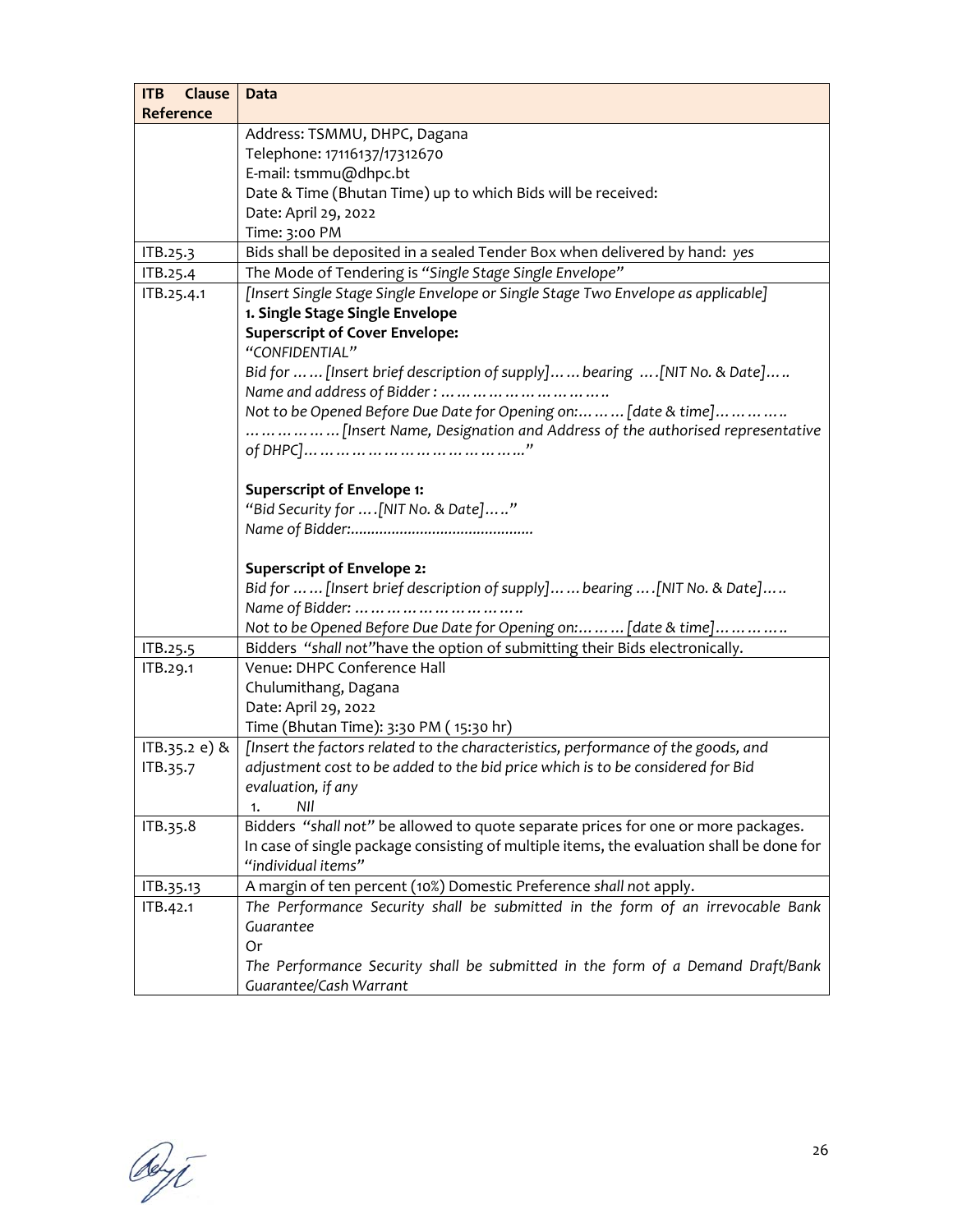| ITB Clause Reference | Data |
|---|---|
| | Address: TSMMU, DHPC, Dagana<br>Telephone: 17116137/17312670<br>E-mail: tsmmu@dhpc.bt<br>Date & Time (Bhutan Time) up to which Bids will be received:<br>Date: April 29, 2022<br>Time: 3:00 PM |
| ITB.25.3 | Bids shall be deposited in a sealed Tender Box when delivered by hand: *yes* |
| ITB.25.4 | The Mode of Tendering is *"Single Stage Single Envelope"* |
| ITB.25.4.1 | *[Insert Single Stage Single Envelope or Single Stage Two Envelope as applicable]*<br>**1. Single Stage Single Envelope**<br>**Superscript of Cover Envelope:**<br>*"CONFIDENTIAL"*<br>*Bid for ……[Insert brief description of supply]……bearing ….[NIT No. & Date]…..*<br>*Name and address of Bidder : ………………………….*<br>*Not to be Opened Before Due Date for Opening on:………[date & time]…………..*<br>*……………[Insert Name, Designation and Address of the authorised representative of DHPC]…………………………………..."*<br><br>**Superscript of Envelope 1:**<br>*"Bid Security for ….[NIT No. & Date]….."*<br>*Name of Bidder:............................................*<br><br>**Superscript of Envelope 2:**<br>*Bid for ……[Insert brief description of supply]……bearing ….[NIT No. & Date]…..*<br>*Name of Bidder: ………………………….*<br>*Not to be Opened Before Due Date for Opening on:………[date & time]…………..* |
| ITB.25.5 | Bidders *"shall not"* have the option of submitting their Bids electronically. |
| ITB.29.1 | Venue: DHPC Conference Hall<br>Chulumithang, Dagana<br>Date: April 29, 2022<br>Time (Bhutan Time): 3:30 PM ( 15:30 hr) |
| ITB.35.2 e) & ITB.35.7 | *[Insert the factors related to the characteristics, performance of the goods, and adjustment cost to be added to the bid price which is to be considered for Bid evaluation, if any*<br>1. *NIl* |
| ITB.35.8 | Bidders *"shall not"* be allowed to quote separate prices for one or more packages. In case of single package consisting of multiple items, the evaluation shall be done for *"individual items"* |
| ITB.35.13 | A margin of ten percent (10%) Domestic Preference *shall not* apply. |
| ITB.42.1 | *The Performance Security shall be submitted in the form of an irrevocable Bank Guarantee*<br>Or<br>*The Performance Security shall be submitted in the form of a Demand Draft/Bank Guarantee/Cash Warrant* |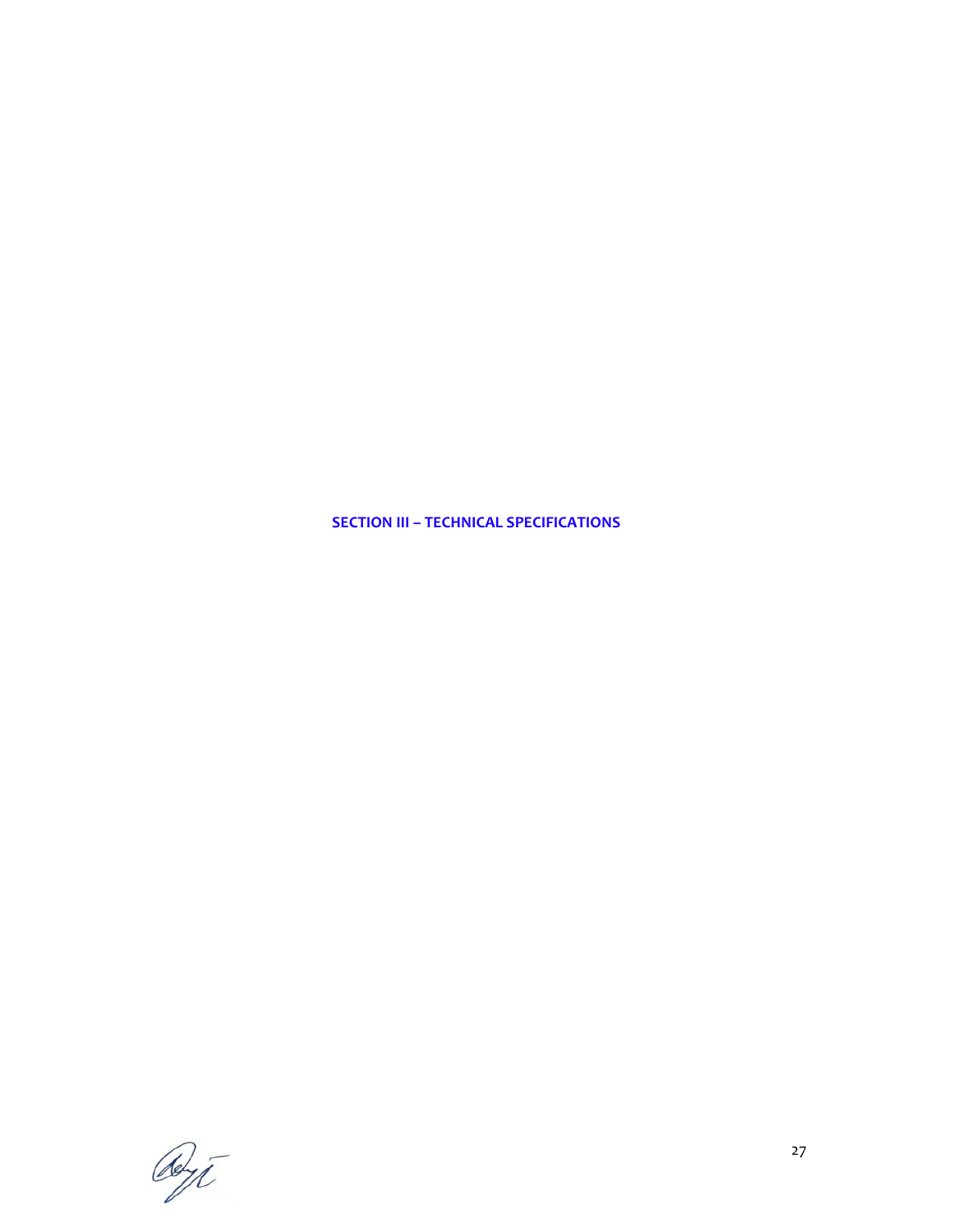# SECTION III – TECHNICAL SPECIFICATIONS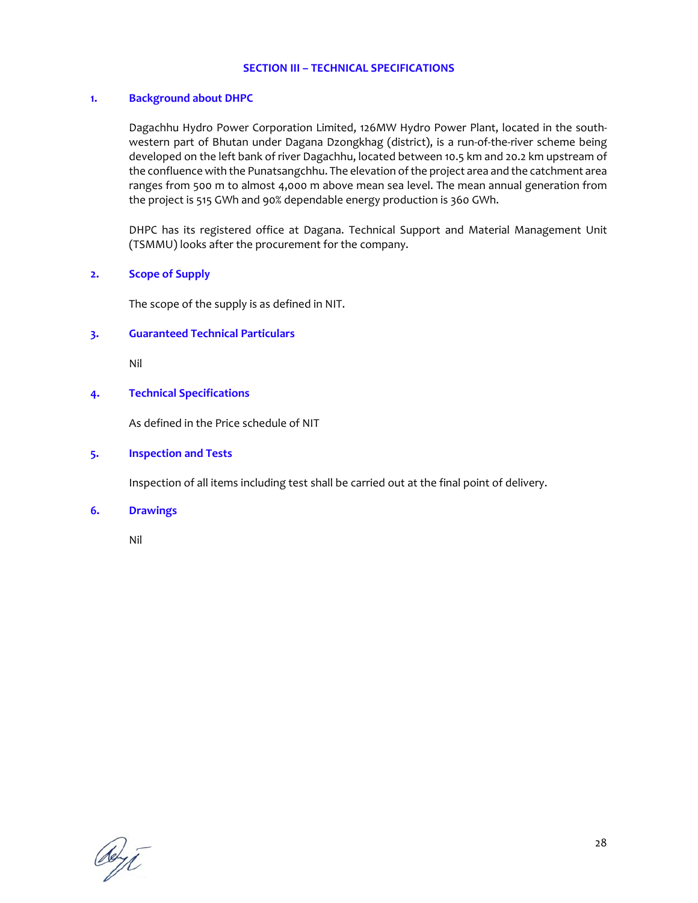# SECTION III – TECHNICAL SPECIFICATIONS

## 1. Background about DHPC

Dagachhu Hydro Power Corporation Limited, 126MW Hydro Power Plant, located in the south-western part of Bhutan under Dagana Dzongkhag (district), is a run-of-the-river scheme being developed on the left bank of river Dagachhu, located between 10.5 km and 20.2 km upstream of the confluence with the Punatsangchhu. The elevation of the project area and the catchment area ranges from 500 m to almost 4,000 m above mean sea level. The mean annual generation from the project is 515 GWh and 90% dependable energy production is 360 GWh.

DHPC has its registered office at Dagana. Technical Support and Material Management Unit (TSMMU) looks after the procurement for the company.

## 2. Scope of Supply

The scope of the supply is as defined in NIT.

## 3. Guaranteed Technical Particulars

Nil

## 4. Technical Specifications

As defined in the Price schedule of NIT

## 5. Inspection and Tests

Inspection of all items including test shall be carried out at the final point of delivery.

## 6. Drawings

Nil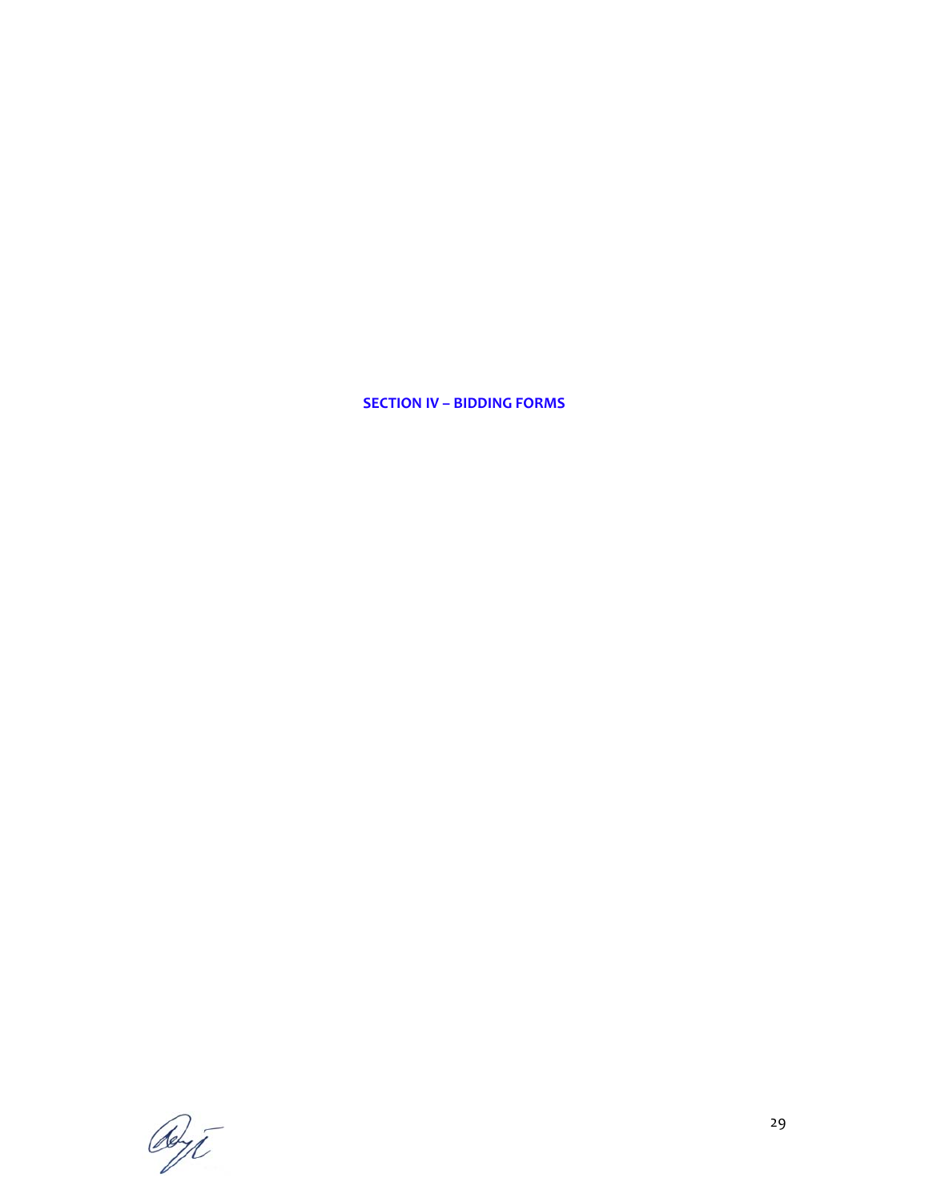# SECTION IV – BIDDING FORMS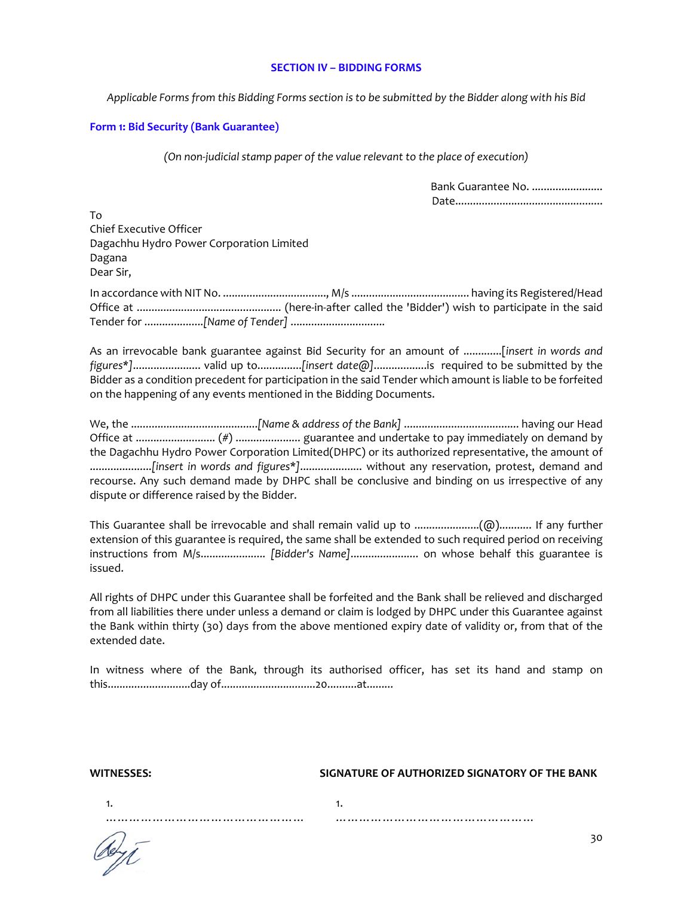# SECTION IV – BIDDING FORMS

*Applicable Forms from this Bidding Forms section is to be submitted by the Bidder along with his Bid*

## Form 1: Bid Security (Bank Guarantee)

*(On non-judicial stamp paper of the value relevant to the place of execution)*

Bank Guarantee No. ........................
Date.................................................

To
Chief Executive Officer
Dagachhu Hydro Power Corporation Limited
Dagana
Dear Sir,

In accordance with NIT No. ..................................., M/s ........................................ having its Registered/Head Office at ................................................ (here-in-after called the 'Bidder') wish to participate in the said Tender for ....................*[Name of Tender]* ...............................

As an irrevocable bank guarantee against Bid Security for an amount of .............[*insert in words and figures**]....................... valid up to...............[*insert date@*]..................is required to be submitted by the Bidder as a condition precedent for participation in the said Tender which amount is liable to be forfeited on the happening of any events mentioned in the Bidding Documents.

We, the ..........................................*[Name & address of the Bank]* ...................................... having our Head Office at ........................... (#) ...................... guarantee and undertake to pay immediately on demand by the Dagachhu Hydro Power Corporation Limited(DHPC) or its authorized representative, the amount of .....................[*insert in words and figures**]..................... without any reservation, protest, demand and recourse. Any such demand made by DHPC shall be conclusive and binding on us irrespective of any dispute or difference raised by the Bidder.

This Guarantee shall be irrevocable and shall remain valid up to ......................(@)........... If any further extension of this guarantee is required, the same shall be extended to such required period on receiving instructions from M/s...................... *[Bidder's Name]*....................... on whose behalf this guarantee is issued.

All rights of DHPC under this Guarantee shall be forfeited and the Bank shall be relieved and discharged from all liabilities there under unless a demand or claim is lodged by DHPC under this Guarantee against the Bank within thirty (30) days from the above mentioned expiry date of validity or, from that of the extended date.

In witness where of the Bank, through its authorised officer, has set its hand and stamp on this............................day of................................20..........at.........

**WITNESSES:**

1. ……………………………………………

**SIGNATURE OF AUTHORIZED SIGNATORY OF THE BANK**

1. ……………………………………………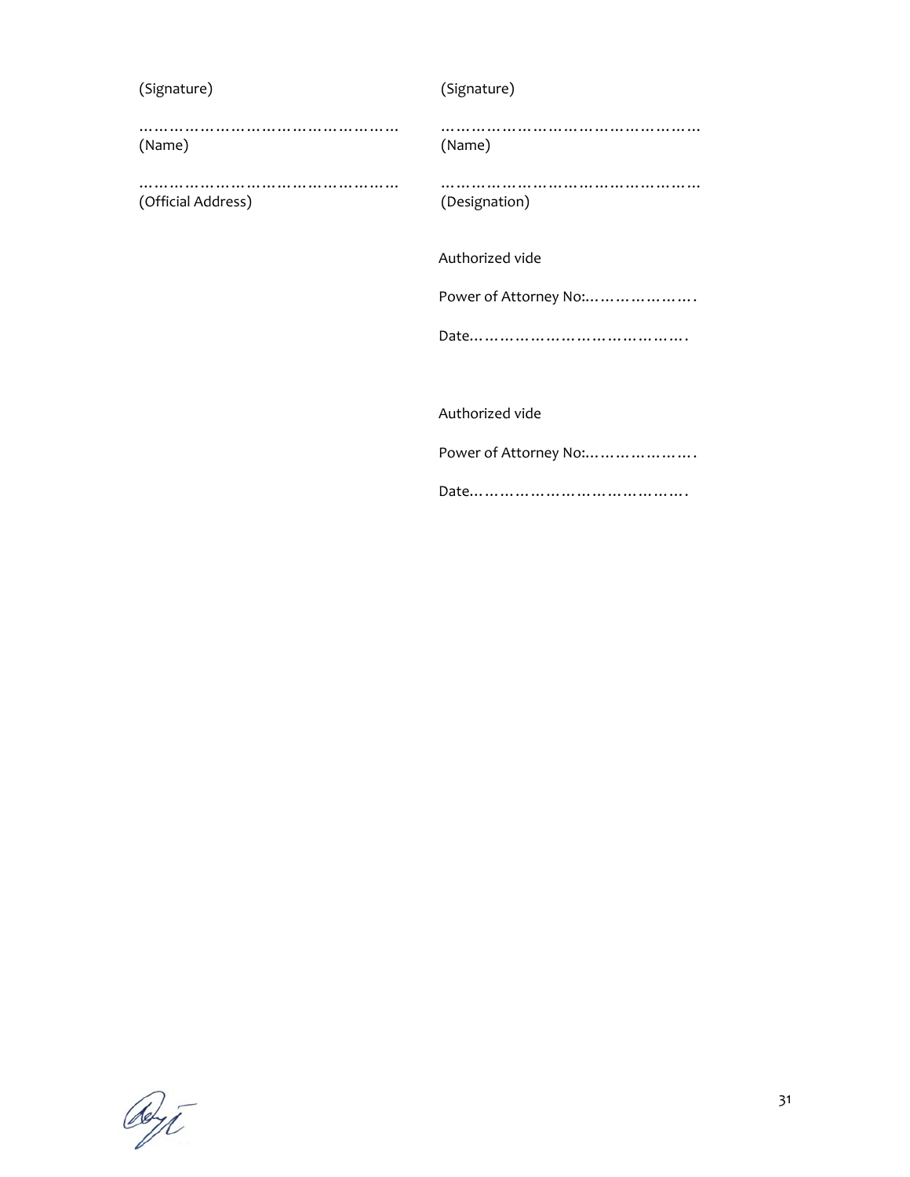| (Signature) | (Signature) |
|---|---|
| ………………………………………… | ………………………………………… |
| (Name) | (Name) |
| ………………………………………… | ………………………………………… |
| (Official Address) | (Designation) |

Authorized vide

Power of Attorney No:………………….

Date…………………………………….

Authorized vide

Power of Attorney No:………………….

Date…………………………………….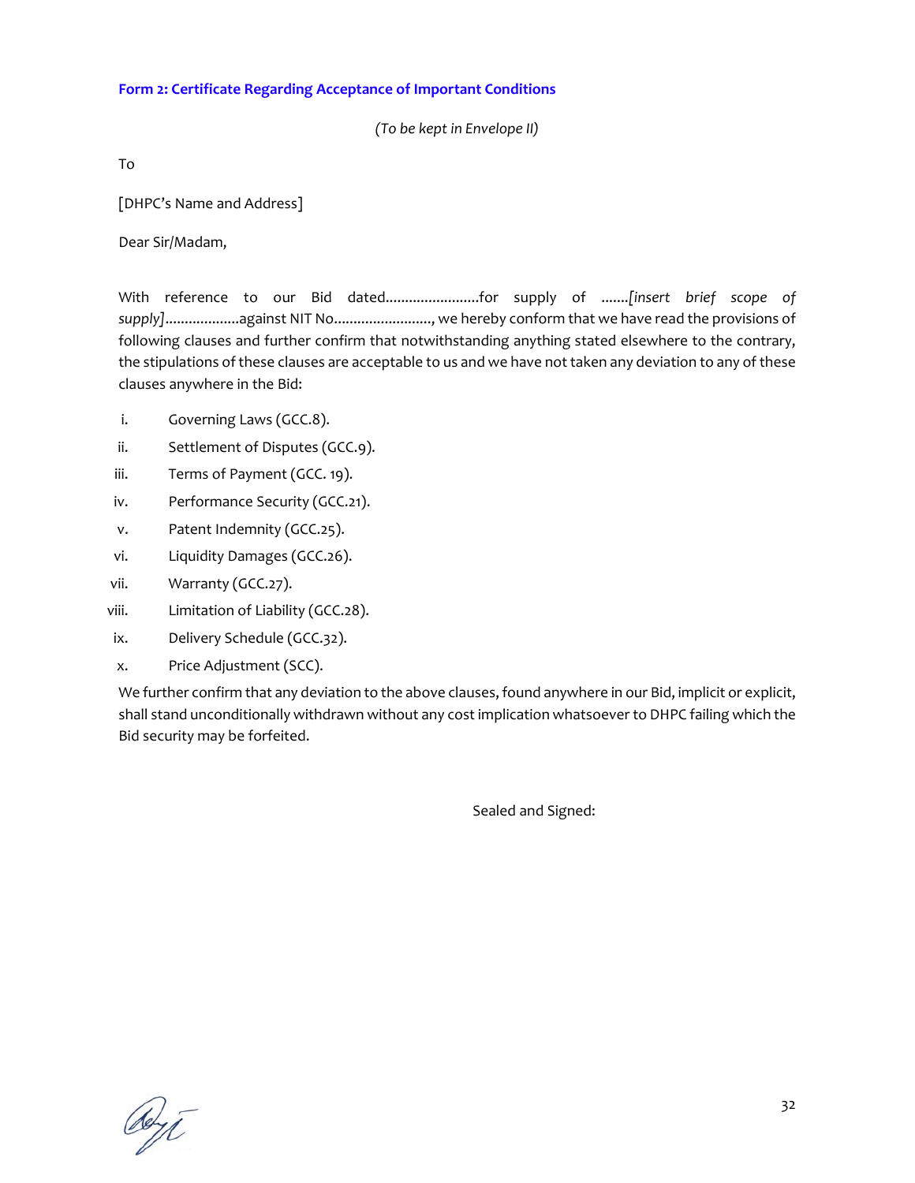**Form 2: Certificate Regarding Acceptance of Important Conditions**

*(To be kept in Envelope II)*

To

[DHPC's Name and Address]

Dear Sir/Madam,

With reference to our Bid dated........................for supply of .......*[insert brief scope of supply]*..................against NIT No........................., we hereby conform that we have read the provisions of following clauses and further confirm that notwithstanding anything stated elsewhere to the contrary, the stipulations of these clauses are acceptable to us and we have not taken any deviation to any of these clauses anywhere in the Bid:

i. Governing Laws (GCC.8).

ii. Settlement of Disputes (GCC.9).

iii. Terms of Payment (GCC. 19).

iv. Performance Security (GCC.21).

v. Patent Indemnity (GCC.25).

vi. Liquidity Damages (GCC.26).

vii. Warranty (GCC.27).

viii. Limitation of Liability (GCC.28).

ix. Delivery Schedule (GCC.32).

x. Price Adjustment (SCC).

We further confirm that any deviation to the above clauses, found anywhere in our Bid, implicit or explicit, shall stand unconditionally withdrawn without any cost implication whatsoever to DHPC failing which the Bid security may be forfeited.

Sealed and Signed: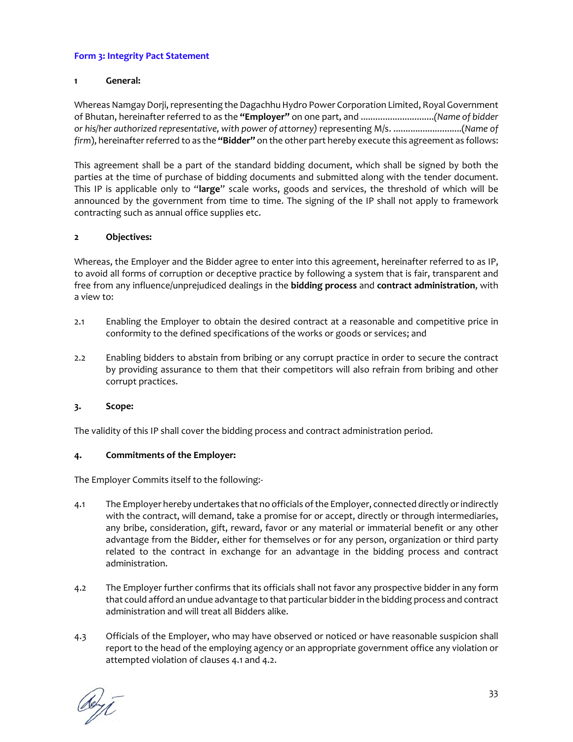**Form 3: Integrity Pact Statement**

**1 General:**

Whereas Namgay Dorji, representing the Dagachhu Hydro Power Corporation Limited, Royal Government of Bhutan, hereinafter referred to as the **"Employer"** on one part, and ...............................*(Name of bidder or his/her authorized representative, with power of attorney)* representing M/s. ............................(*Name of firm*), hereinafter referred to as the **"Bidder"** on the other part hereby execute this agreement as follows:

This agreement shall be a part of the standard bidding document, which shall be signed by both the parties at the time of purchase of bidding documents and submitted along with the tender document. This IP is applicable only to "**large**" scale works, goods and services, the threshold of which will be announced by the government from time to time. The signing of the IP shall not apply to framework contracting such as annual office supplies etc.

**2 Objectives:**

Whereas, the Employer and the Bidder agree to enter into this agreement, hereinafter referred to as IP, to avoid all forms of corruption or deceptive practice by following a system that is fair, transparent and free from any influence/unprejudiced dealings in the **bidding process** and **contract administration**, with a view to:

2.1 Enabling the Employer to obtain the desired contract at a reasonable and competitive price in conformity to the defined specifications of the works or goods or services; and

2.2 Enabling bidders to abstain from bribing or any corrupt practice in order to secure the contract by providing assurance to them that their competitors will also refrain from bribing and other corrupt practices.

**3. Scope:**

The validity of this IP shall cover the bidding process and contract administration period.

**4. Commitments of the Employer:**

The Employer Commits itself to the following:-

4.1 The Employer hereby undertakes that no officials of the Employer, connected directly or indirectly with the contract, will demand, take a promise for or accept, directly or through intermediaries, any bribe, consideration, gift, reward, favor or any material or immaterial benefit or any other advantage from the Bidder, either for themselves or for any person, organization or third party related to the contract in exchange for an advantage in the bidding process and contract administration.

4.2 The Employer further confirms that its officials shall not favor any prospective bidder in any form that could afford an undue advantage to that particular bidder in the bidding process and contract administration and will treat all Bidders alike.

4.3 Officials of the Employer, who may have observed or noticed or have reasonable suspicion shall report to the head of the employing agency or an appropriate government office any violation or attempted violation of clauses 4.1 and 4.2.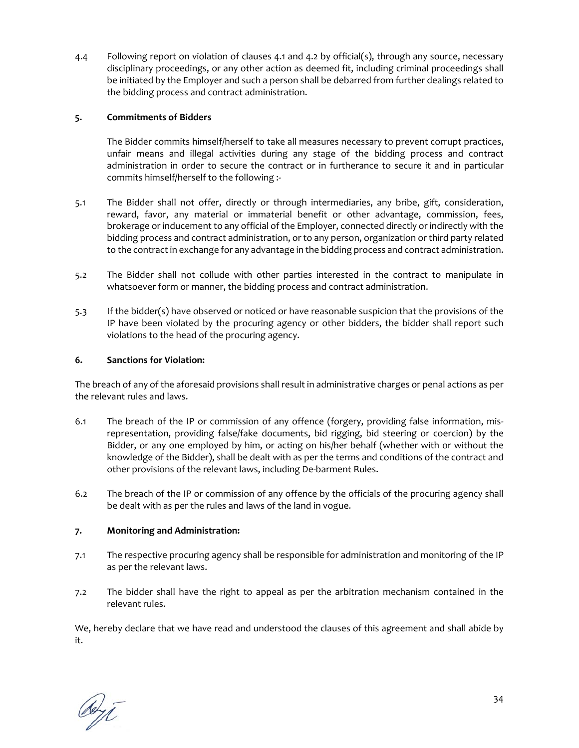4.4 Following report on violation of clauses 4.1 and 4.2 by official(s), through any source, necessary disciplinary proceedings, or any other action as deemed fit, including criminal proceedings shall be initiated by the Employer and such a person shall be debarred from further dealings related to the bidding process and contract administration.

**5. Commitments of Bidders**

The Bidder commits himself/herself to take all measures necessary to prevent corrupt practices, unfair means and illegal activities during any stage of the bidding process and contract administration in order to secure the contract or in furtherance to secure it and in particular commits himself/herself to the following :-

5.1 The Bidder shall not offer, directly or through intermediaries, any bribe, gift, consideration, reward, favor, any material or immaterial benefit or other advantage, commission, fees, brokerage or inducement to any official of the Employer, connected directly or indirectly with the bidding process and contract administration, or to any person, organization or third party related to the contract in exchange for any advantage in the bidding process and contract administration.

5.2 The Bidder shall not collude with other parties interested in the contract to manipulate in whatsoever form or manner, the bidding process and contract administration.

5.3 If the bidder(s) have observed or noticed or have reasonable suspicion that the provisions of the IP have been violated by the procuring agency or other bidders, the bidder shall report such violations to the head of the procuring agency.

**6. Sanctions for Violation:**

The breach of any of the aforesaid provisions shall result in administrative charges or penal actions as per the relevant rules and laws.

6.1 The breach of the IP or commission of any offence (forgery, providing false information, mis-representation, providing false/fake documents, bid rigging, bid steering or coercion) by the Bidder, or any one employed by him, or acting on his/her behalf (whether with or without the knowledge of the Bidder), shall be dealt with as per the terms and conditions of the contract and other provisions of the relevant laws, including De-barment Rules.

6.2 The breach of the IP or commission of any offence by the officials of the procuring agency shall be dealt with as per the rules and laws of the land in vogue.

**7. Monitoring and Administration:**

7.1 The respective procuring agency shall be responsible for administration and monitoring of the IP as per the relevant laws.

7.2 The bidder shall have the right to appeal as per the arbitration mechanism contained in the relevant rules.

We, hereby declare that we have read and understood the clauses of this agreement and shall abide by it.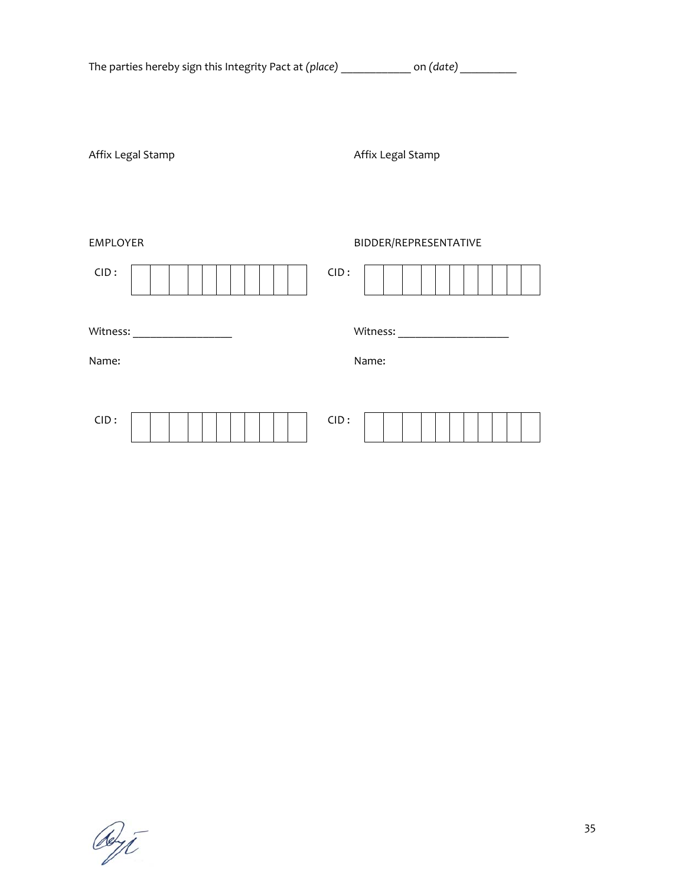The parties hereby sign this Integrity Pact at *(place)* ____________ on *(date)* __________

| Affix Legal Stamp | Affix Legal Stamp |
| --- | --- |
| EMPLOYER | BIDDER/REPRESENTATIVE |
| CID : | CID : |
| Witness: __________________ | Witness: ____________________ |
| Name: | Name: |
| CID : | CID : |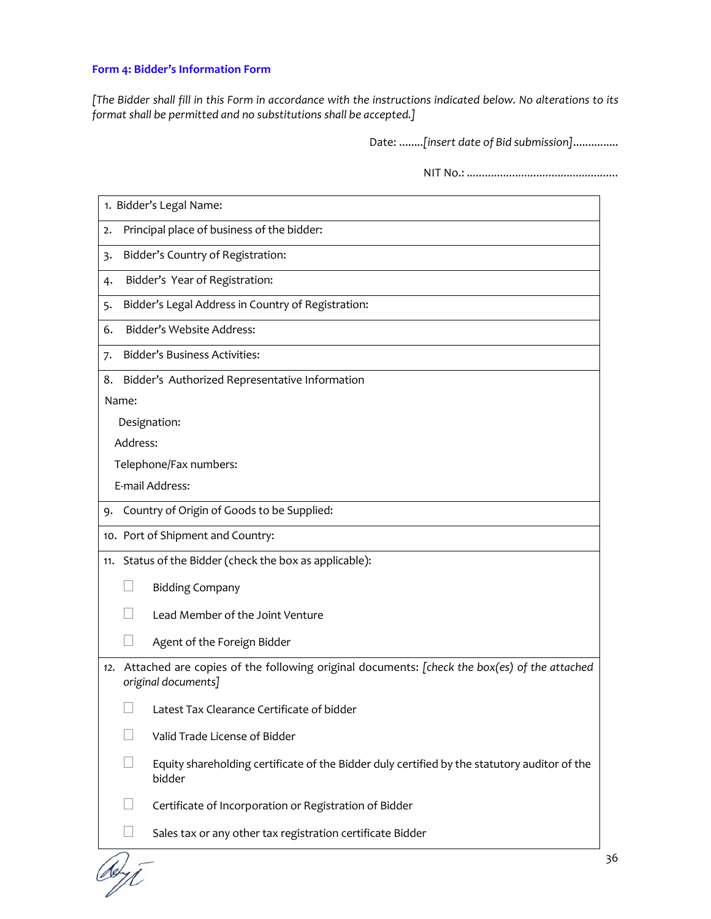### Form 4: Bidder's Information Form

*[The Bidder shall fill in this Form in accordance with the instructions indicated below. No alterations to its format shall be permitted and no substitutions shall be accepted.]*

Date: ........*[insert date of Bid submission]*..............

NIT No.: .................................................

| |
|---|
| 1. Bidder's Legal Name: |
| 2. Principal place of business of the bidder: |
| 3. Bidder's Country of Registration: |
| 4. Bidder's Year of Registration: |
| 5. Bidder's Legal Address in Country of Registration: |
| 6. Bidder's Website Address: |
| 7. Bidder's Business Activities: |
| 8. Bidder's Authorized Representative Information<br>Name:<br>Designation:<br>Address:<br>Telephone/Fax numbers:<br>E-mail Address: |
| 9. Country of Origin of Goods to be Supplied: |
| 10. Port of Shipment and Country: |
| 11. Status of the Bidder (check the box as applicable):<br>☐ Bidding Company<br>☐ Lead Member of the Joint Venture<br>☐ Agent of the Foreign Bidder |
| 12. Attached are copies of the following original documents: *[check the box(es) of the attached original documents]*<br>☐ Latest Tax Clearance Certificate of bidder<br>☐ Valid Trade License of Bidder<br>☐ Equity shareholding certificate of the Bidder duly certified by the statutory auditor of the bidder<br>☐ Certificate of Incorporation or Registration of Bidder<br>☐ Sales tax or any other tax registration certificate Bidder |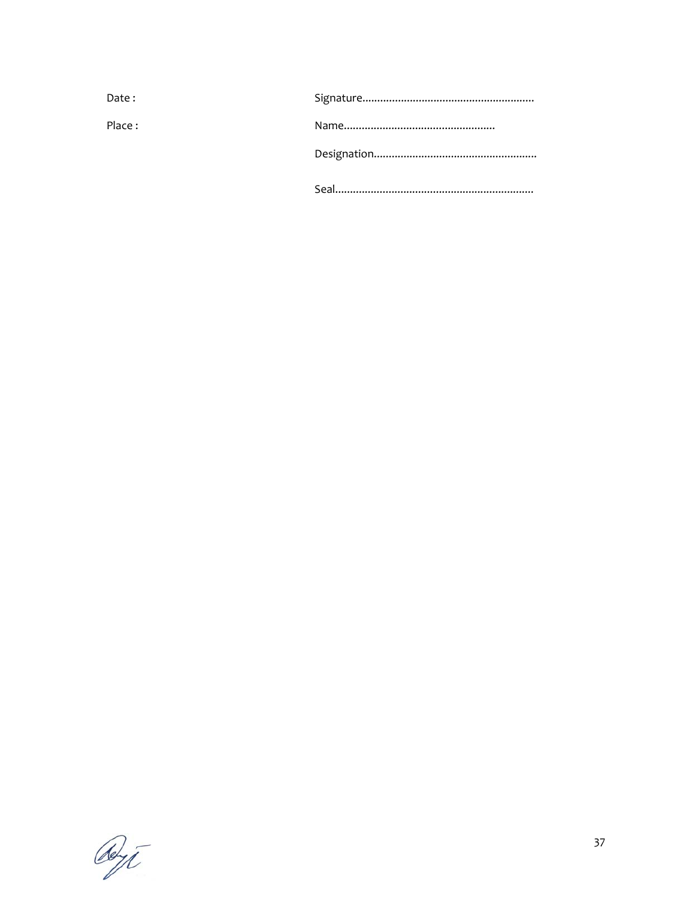Date :

Place :

Signature..........................................................

Name...................................................

Designation.......................................................

Seal...................................................................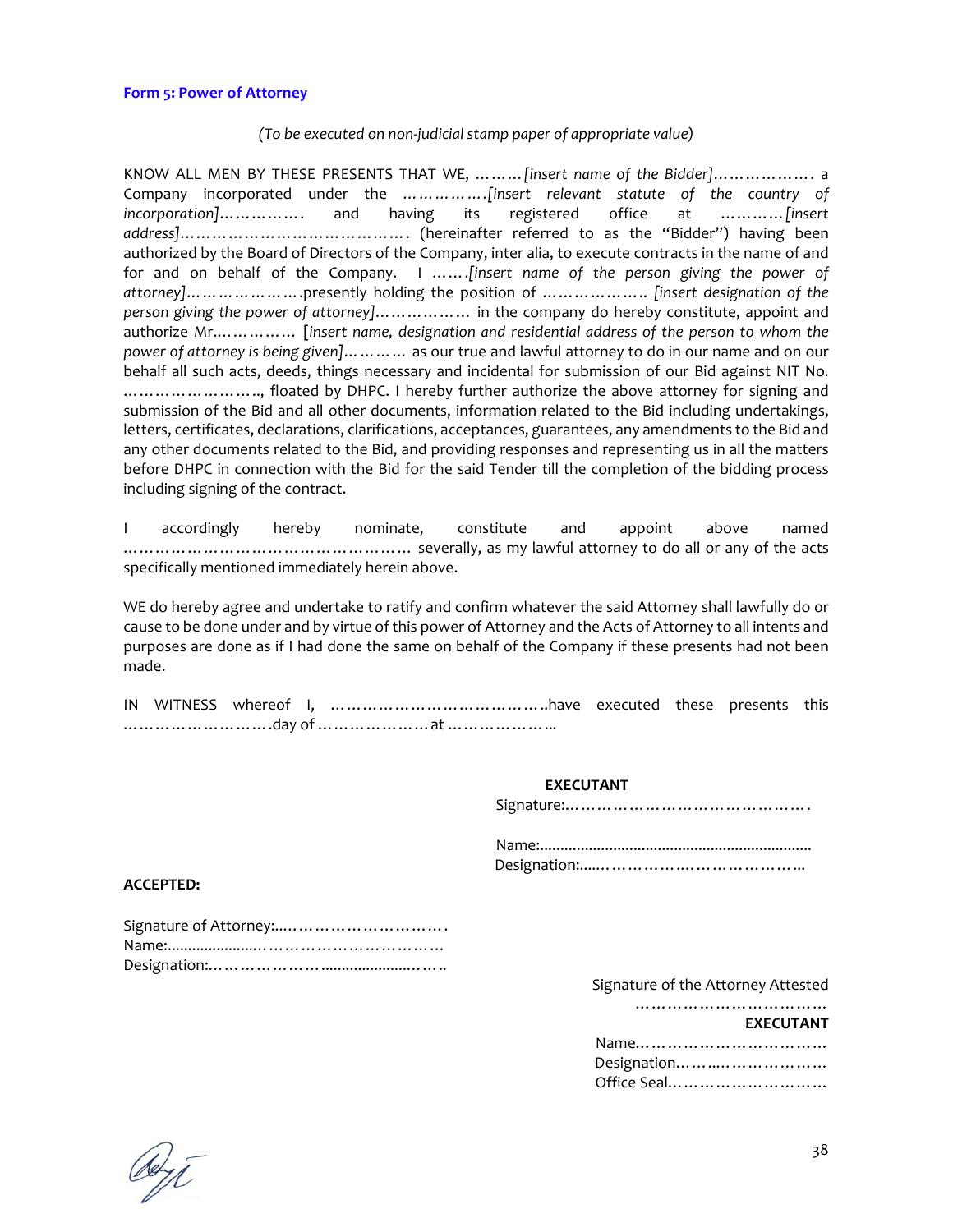### Form 5: Power of Attorney

*(To be executed on non-judicial stamp paper of appropriate value)*

KNOW ALL MEN BY THESE PRESENTS THAT WE, ………*[insert name of the Bidder]*………………. a Company incorporated under the …………….*[insert relevant statute of the country of incorporation]*……………. and having its registered office at …………*[insert address]*……………………………………. (hereinafter referred to as the "Bidder") having been authorized by the Board of Directors of the Company, inter alia, to execute contracts in the name of and for and on behalf of the Company. I …….*[insert name of the person giving the power of attorney]*………………….presently holding the position of ……………….. *[insert designation of the person giving the power of attorney]*……………… in the company do hereby constitute, appoint and authorize Mr.…………… [*insert name, designation and residential address of the person to whom the power of attorney is being given]*………… as our true and lawful attorney to do in our name and on our behalf all such acts, deeds, things necessary and incidental for submission of our Bid against NIT No. …………………….., floated by DHPC. I hereby further authorize the above attorney for signing and submission of the Bid and all other documents, information related to the Bid including undertakings, letters, certificates, declarations, clarifications, acceptances, guarantees, any amendments to the Bid and any other documents related to the Bid, and providing responses and representing us in all the matters before DHPC in connection with the Bid for the said Tender till the completion of the bidding process including signing of the contract.

I accordingly hereby nominate, constitute and appoint above named ……………………………………………… severally, as my lawful attorney to do all or any of the acts specifically mentioned immediately herein above.

WE do hereby agree and undertake to ratify and confirm whatever the said Attorney shall lawfully do or cause to be done under and by virtue of this power of Attorney and the Acts of Attorney to all intents and purposes are done as if I had done the same on behalf of the Company if these presents had not been made.

IN WITNESS whereof I, …………………………………..have executed these presents this ……………………….day of ………………… at ………………..

**EXECUTANT**

Signature:……………………………………….

Name:...................................................................

Designation:.....………………..………………..

**ACCEPTED:**

Signature of Attorney:...……………………….

Name:......................……………………………

Designation:.…………………......................……..

Signature of the Attorney Attested

………………………………

**EXECUTANT**

Name………………………………

Designation……...………………

Office Seal…………………………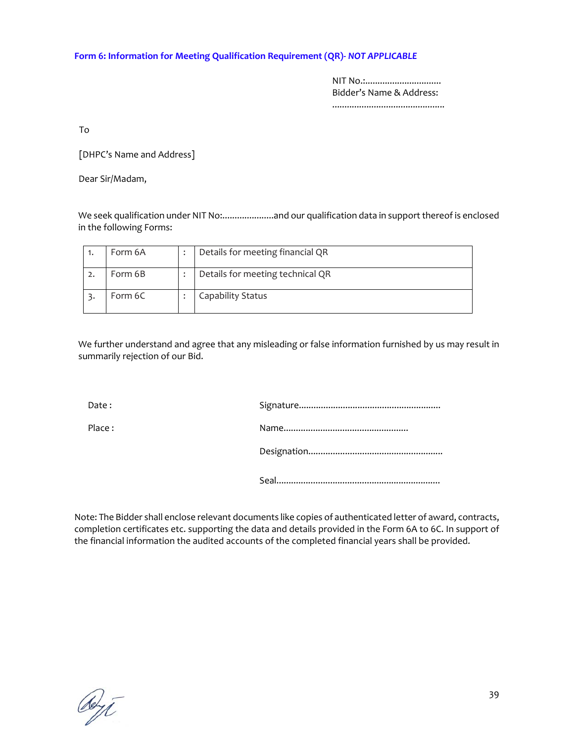### Form 6: Information for Meeting Qualification Requirement (QR)- *NOT APPLICABLE*

NIT No.:...............................
Bidder's Name & Address:
.............................................

To

[DHPC's Name and Address]

Dear Sir/Madam,

We seek qualification under NIT No:.....................and our qualification data in support thereof is enclosed in the following Forms:

| | | | |
|---|---|---|---|
| 1. | Form 6A | : | Details for meeting financial QR |
| 2. | Form 6B | : | Details for meeting technical QR |
| 3. | Form 6C | : | Capability Status |

We further understand and agree that any misleading or false information furnished by us may result in summarily rejection of our Bid.

Date : Signature.........................................................

Place : Name..................................................

Designation......................................................

Seal..................................................................

Note: The Bidder shall enclose relevant documents like copies of authenticated letter of award, contracts, completion certificates etc. supporting the data and details provided in the Form 6A to 6C. In support of the financial information the audited accounts of the completed financial years shall be provided.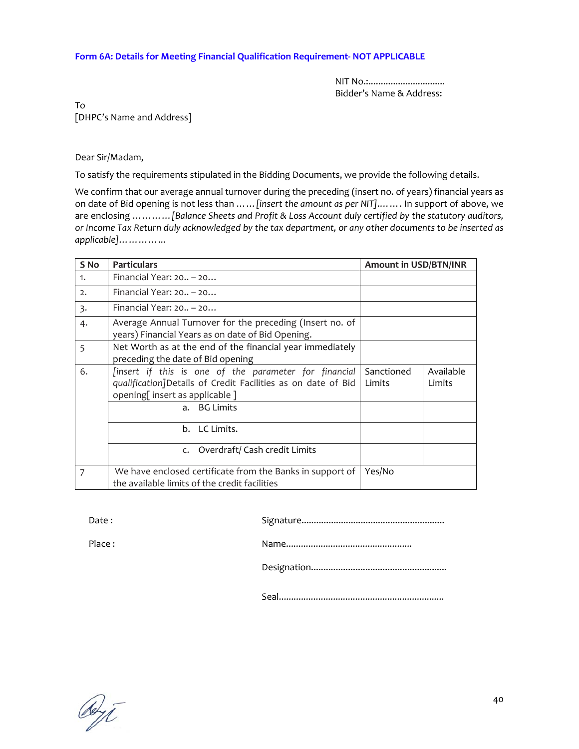### Form 6A: Details for Meeting Financial Qualification Requirement- NOT APPLICABLE

NIT No.:...............................
Bidder's Name & Address:

To
[DHPC's Name and Address]

Dear Sir/Madam,

To satisfy the requirements stipulated in the Bidding Documents, we provide the following details.

We confirm that our average annual turnover during the preceding (insert no. of years) financial years as on date of Bid opening is not less than ……*[insert the amount as per NIT]*……. In support of above, we are enclosing ……….*[Balance Sheets and Profit & Loss Account duly certified by the statutory auditors, or Income Tax Return duly acknowledged by the tax department, or any other documents to be inserted as applicable]*………...

| S No | Particulars | Amount in USD/BTN/INR | |
|---|---|---|---|
| 1. | Financial Year: 20.. – 20… | | |
| 2. | Financial Year: 20.. – 20… | | |
| 3. | Financial Year: 20.. – 20… | | |
| 4. | Average Annual Turnover for the preceding (Insert no. of years) Financial Years as on date of Bid Opening. | | |
| 5 | Net Worth as at the end of the financial year immediately preceding the date of Bid opening | | |
| 6. | *[insert if this is one of the parameter for financial qualification]* Details of Credit Facilities as on date of Bid opening[ insert as applicable ] | Sanctioned Limits | Available Limits |
| | a. BG Limits | | |
| | b. LC Limits. | | |
| | c. Overdraft/ Cash credit Limits | | |
| 7 | We have enclosed certificate from the Banks in support of the available limits of the credit facilities | Yes/No | |

Date :

Place :

Signature..........................................................

Name..................................................

Designation......................................................

Seal..................................................................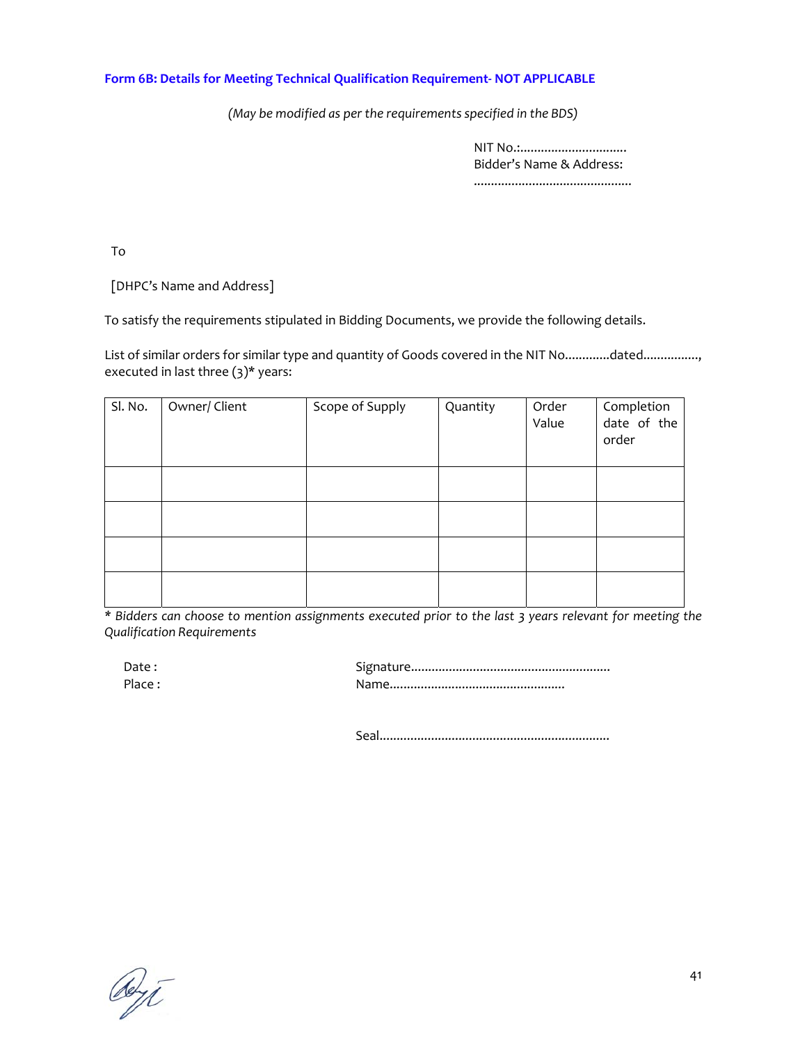### Form 6B: Details for Meeting Technical Qualification Requirement- NOT APPLICABLE

*(May be modified as per the requirements specified in the BDS)*

NIT No.:..............................
Bidder's Name & Address:
.............................................

To

[DHPC's Name and Address]

To satisfy the requirements stipulated in Bidding Documents, we provide the following details.

List of similar orders for similar type and quantity of Goods covered in the NIT No............dated................, executed in last three (3)* years:

| Sl. No. | Owner/ Client | Scope of Supply | Quantity | Order Value | Completion date of the order |
|---|---|---|---|---|---|
| | | | | | |
| | | | | | |
| | | | | | |
| | | | | | |

*\* Bidders can choose to mention assignments executed prior to the last 3 years relevant for meeting the Qualification Requirements*

Date :
Place :

Signature.........................................................
Name..................................................

Seal..................................................................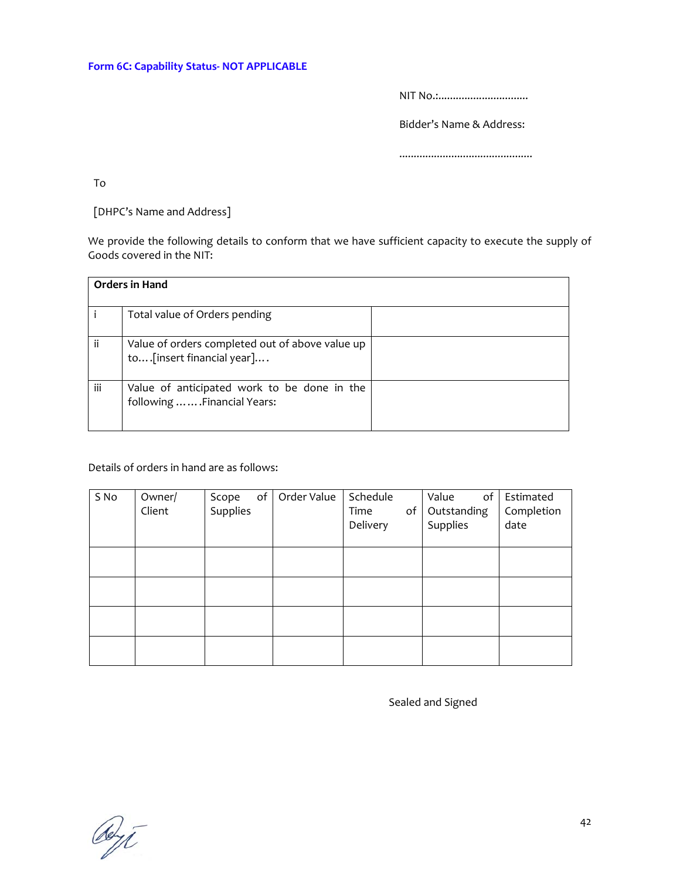**Form 6C: Capability Status- NOT APPLICABLE**

NIT No.:...............................

Bidder's Name & Address:

..............................................

To

[DHPC's Name and Address]

We provide the following details to conform that we have sufficient capacity to execute the supply of Goods covered in the NIT:

| **Orders in Hand** | | |
|---|---|---|
| i | Total value of Orders pending | |
| ii | Value of orders completed out of above value up to….[insert financial year]…. | |
| iii | Value of anticipated work to be done in the following …….Financial Years: | |

Details of orders in hand are as follows:

| S No | Owner/ Client | Scope of Supplies | Order Value | Schedule Time of Delivery | Value of Outstanding Supplies | Estimated Completion date |
|---|---|---|---|---|---|---|
| | | | | | | |
| | | | | | | |
| | | | | | | |
| | | | | | | |

Sealed and Signed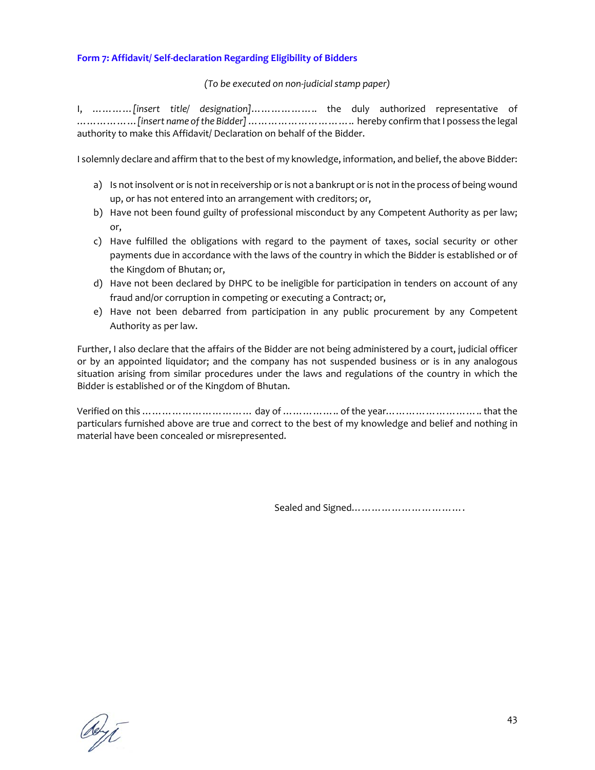### Form 7: Affidavit/ Self-declaration Regarding Eligibility of Bidders

*(To be executed on non-judicial stamp paper)*

I, …………*[insert title/ designation]*……………….. the duly authorized representative of ………………*[insert name of the Bidder]* ………………………….. hereby confirm that I possess the legal authority to make this Affidavit/ Declaration on behalf of the Bidder.

I solemnly declare and affirm that to the best of my knowledge, information, and belief, the above Bidder:

a) Is not insolvent or is not in receivership or is not a bankrupt or is not in the process of being wound up, or has not entered into an arrangement with creditors; or,
b) Have not been found guilty of professional misconduct by any Competent Authority as per law; or,
c) Have fulfilled the obligations with regard to the payment of taxes, social security or other payments due in accordance with the laws of the country in which the Bidder is established or of the Kingdom of Bhutan; or,
d) Have not been declared by DHPC to be ineligible for participation in tenders on account of any fraud and/or corruption in competing or executing a Contract; or,
e) Have not been debarred from participation in any public procurement by any Competent Authority as per law.

Further, I also declare that the affairs of the Bidder are not being administered by a court, judicial officer or by an appointed liquidator; and the company has not suspended business or is in any analogous situation arising from similar procedures under the laws and regulations of the country in which the Bidder is established or of the Kingdom of Bhutan.

Verified on this ………………………… day of …………….. of the year……………………….. that the particulars furnished above are true and correct to the best of my knowledge and belief and nothing in material have been concealed or misrepresented.

Sealed and Signed…………………………….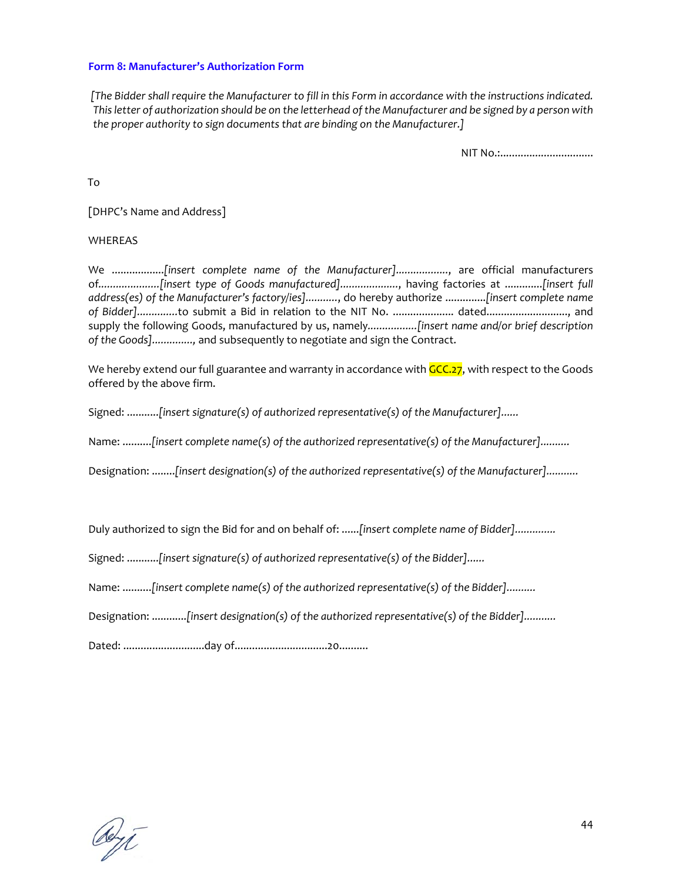### Form 8: Manufacturer's Authorization Form

*[The Bidder shall require the Manufacturer to fill in this Form in accordance with the instructions indicated. This letter of authorization should be on the letterhead of the Manufacturer and be signed by a person with the proper authority to sign documents that are binding on the Manufacturer.]*

NIT No.:...............................

To

[DHPC's Name and Address]

WHEREAS

We ..................*[insert complete name of the Manufacturer]*.................., are official manufacturers of.....................*[insert type of Goods manufactured]*...................., having factories at .............*[insert full address(es) of the Manufacturer's factory/ies]*..........., do hereby authorize ..............*[insert complete name of Bidder]*.............to submit a Bid in relation to the NIT No. ..................... dated............................, and supply the following Goods, manufactured by us, namely.................*[insert name and/or brief description of the Goods]*.............., and subsequently to negotiate and sign the Contract.

We hereby extend our full guarantee and warranty in accordance with GCC.27, with respect to the Goods offered by the above firm.

Signed: ...........*[insert signature(s) of authorized representative(s) of the Manufacturer]*......

Name: ..........*[insert complete name(s) of the authorized representative(s) of the Manufacturer]*..........

Designation: ........*[insert designation(s) of the authorized representative(s) of the Manufacturer]*...........

Duly authorized to sign the Bid for and on behalf of: ......*[insert complete name of Bidder]*.............

Signed: ...........*[insert signature(s) of authorized representative(s) of the Bidder]*......

Name: ..........*[insert complete name(s) of the authorized representative(s) of the Bidder]*..........

Designation: ............*[insert designation(s) of the authorized representative(s) of the Bidder]*...........

Dated: ............................day of...............................20..........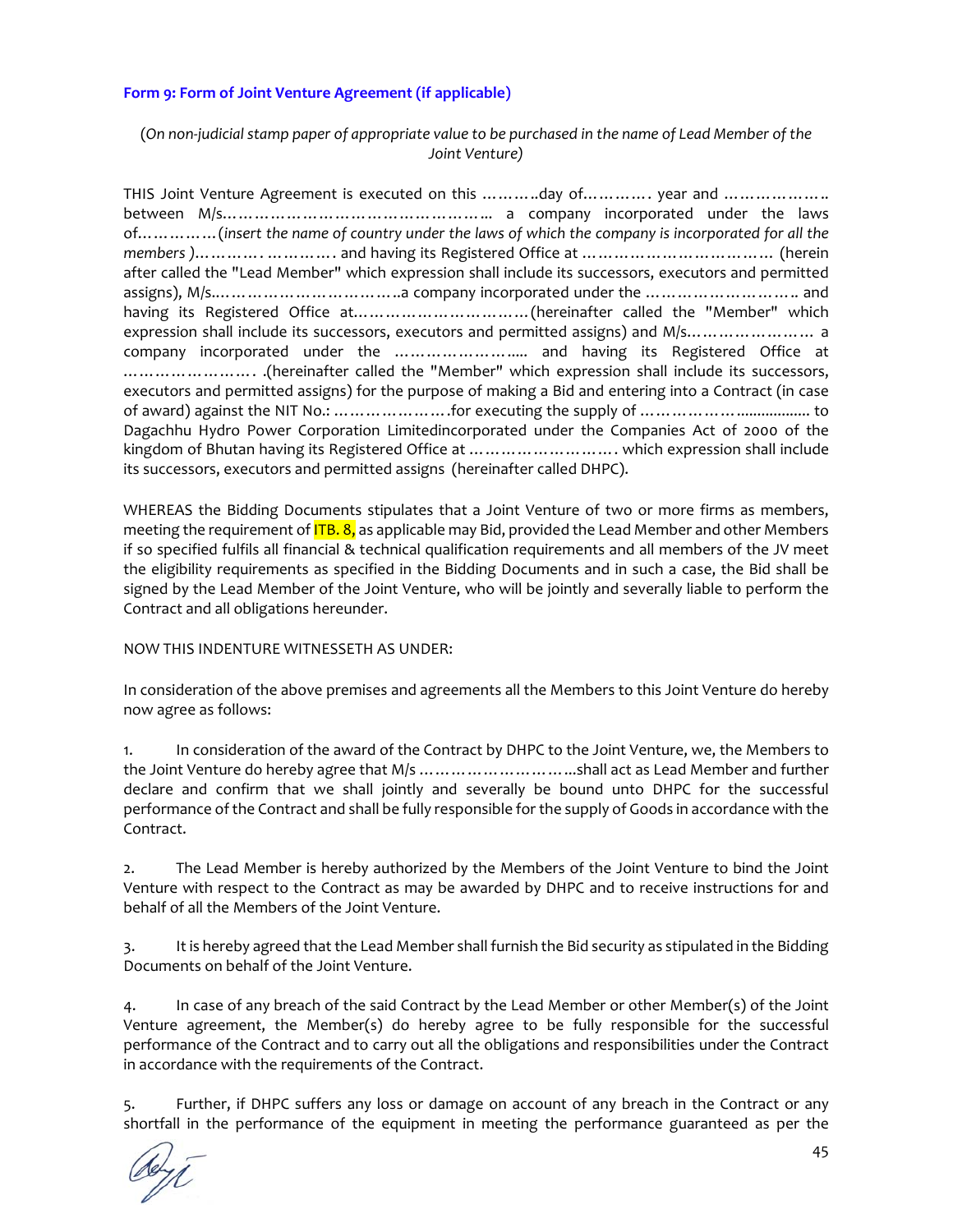### Form 9: Form of Joint Venture Agreement (if applicable)

(*On non-judicial stamp paper of appropriate value to be purchased in the name of Lead Member of the Joint Venture*)

THIS Joint Venture Agreement is executed on this ………..day of…………. year and ……………….. between M/s…………………………………………... a company incorporated under the laws of……………(*insert the name of country under the laws of which the company is incorporated for all the members* )…………. …………. and having its Registered Office at ……………………………… (herein after called the "Lead Member" which expression shall include its successors, executors and permitted assigns), M/s..…………………………….a company incorporated under the ……………………….. and having its Registered Office at…………………………(hereinafter called the "Member" which expression shall include its successors, executors and permitted assigns) and M/s…………………… a company incorporated under the …………………..... and having its Registered Office at ……………………. .(hereinafter called the "Member" which expression shall include its successors, executors and permitted assigns) for the purpose of making a Bid and entering into a Contract (in case of award) against the NIT No.: ………………….for executing the supply of ………………................. to Dagachhu Hydro Power Corporation Limitedincorporated under the Companies Act of 2000 of the kingdom of Bhutan having its Registered Office at ……………………. which expression shall include its successors, executors and permitted assigns (hereinafter called DHPC).

WHEREAS the Bidding Documents stipulates that a Joint Venture of two or more firms as members, meeting the requirement of ITB. 8, as applicable may Bid, provided the Lead Member and other Members if so specified fulfils all financial & technical qualification requirements and all members of the JV meet the eligibility requirements as specified in the Bidding Documents and in such a case, the Bid shall be signed by the Lead Member of the Joint Venture, who will be jointly and severally liable to perform the Contract and all obligations hereunder.

NOW THIS INDENTURE WITNESSETH AS UNDER:

In consideration of the above premises and agreements all the Members to this Joint Venture do hereby now agree as follows:

1. In consideration of the award of the Contract by DHPC to the Joint Venture, we, the Members to the Joint Venture do hereby agree that M/s ………………………...shall act as Lead Member and further declare and confirm that we shall jointly and severally be bound unto DHPC for the successful performance of the Contract and shall be fully responsible for the supply of Goods in accordance with the Contract.

2. The Lead Member is hereby authorized by the Members of the Joint Venture to bind the Joint Venture with respect to the Contract as may be awarded by DHPC and to receive instructions for and behalf of all the Members of the Joint Venture.

3. It is hereby agreed that the Lead Member shall furnish the Bid security as stipulated in the Bidding Documents on behalf of the Joint Venture.

4. In case of any breach of the said Contract by the Lead Member or other Member(s) of the Joint Venture agreement, the Member(s) do hereby agree to be fully responsible for the successful performance of the Contract and to carry out all the obligations and responsibilities under the Contract in accordance with the requirements of the Contract.

5. Further, if DHPC suffers any loss or damage on account of any breach in the Contract or any shortfall in the performance of the equipment in meeting the performance guaranteed as per the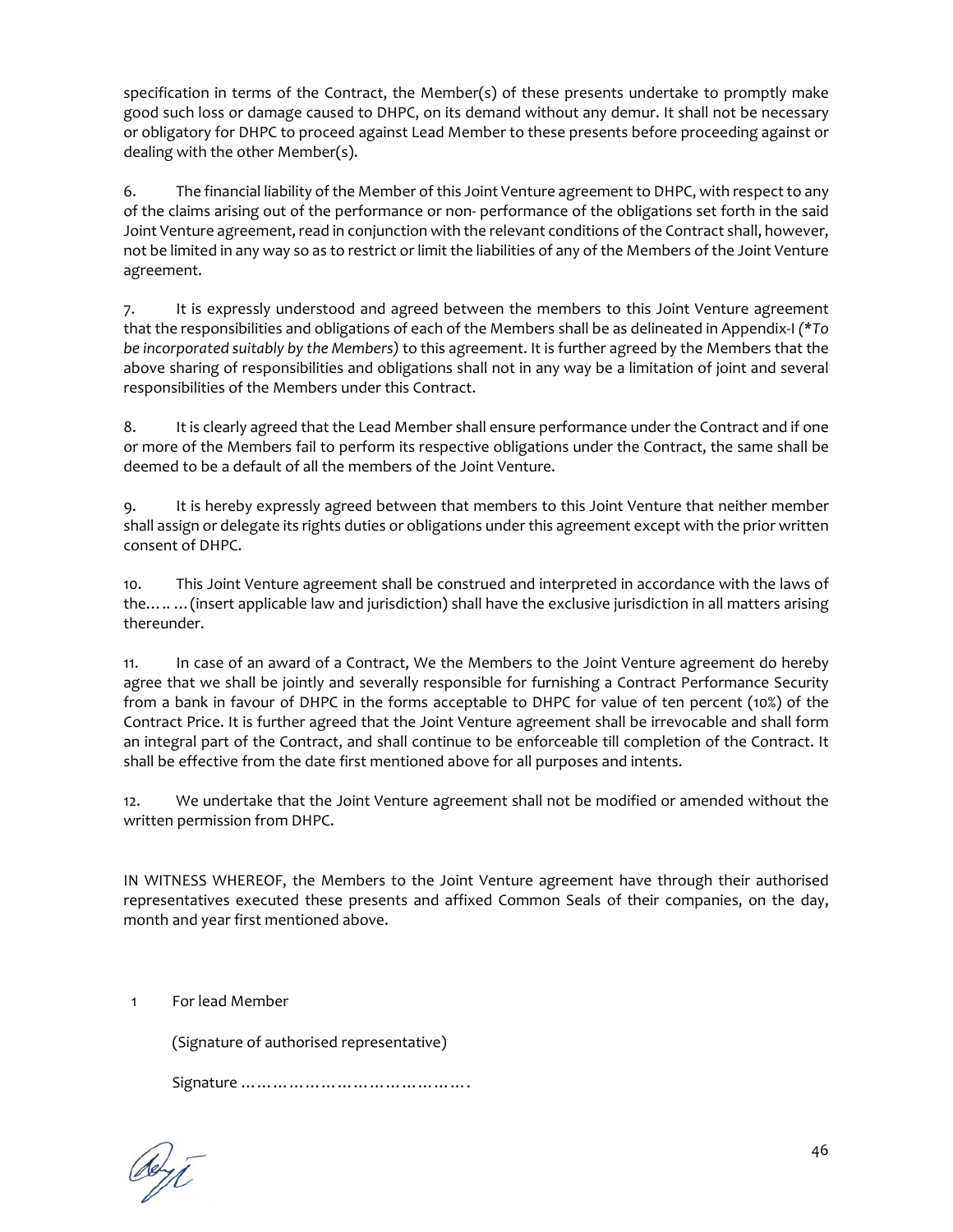specification in terms of the Contract, the Member(s) of these presents undertake to promptly make good such loss or damage caused to DHPC, on its demand without any demur. It shall not be necessary or obligatory for DHPC to proceed against Lead Member to these presents before proceeding against or dealing with the other Member(s).

6. The financial liability of the Member of this Joint Venture agreement to DHPC, with respect to any of the claims arising out of the performance or non- performance of the obligations set forth in the said Joint Venture agreement, read in conjunction with the relevant conditions of the Contract shall, however, not be limited in any way so as to restrict or limit the liabilities of any of the Members of the Joint Venture agreement.

7. It is expressly understood and agreed between the members to this Joint Venture agreement that the responsibilities and obligations of each of the Members shall be as delineated in Appendix-I *(\*To be incorporated suitably by the Members)* to this agreement. It is further agreed by the Members that the above sharing of responsibilities and obligations shall not in any way be a limitation of joint and several responsibilities of the Members under this Contract.

8. It is clearly agreed that the Lead Member shall ensure performance under the Contract and if one or more of the Members fail to perform its respective obligations under the Contract, the same shall be deemed to be a default of all the members of the Joint Venture.

9. It is hereby expressly agreed between that members to this Joint Venture that neither member shall assign or delegate its rights duties or obligations under this agreement except with the prior written consent of DHPC.

10. This Joint Venture agreement shall be construed and interpreted in accordance with the laws of the………(insert applicable law and jurisdiction) shall have the exclusive jurisdiction in all matters arising thereunder.

11. In case of an award of a Contract, We the Members to the Joint Venture agreement do hereby agree that we shall be jointly and severally responsible for furnishing a Contract Performance Security from a bank in favour of DHPC in the forms acceptable to DHPC for value of ten percent (10%) of the Contract Price. It is further agreed that the Joint Venture agreement shall be irrevocable and shall form an integral part of the Contract, and shall continue to be enforceable till completion of the Contract. It shall be effective from the date first mentioned above for all purposes and intents.

12. We undertake that the Joint Venture agreement shall not be modified or amended without the written permission from DHPC.

IN WITNESS WHEREOF, the Members to the Joint Venture agreement have through their authorised representatives executed these presents and affixed Common Seals of their companies, on the day, month and year first mentioned above.

1 For lead Member

(Signature of authorised representative)

Signature …………………………………….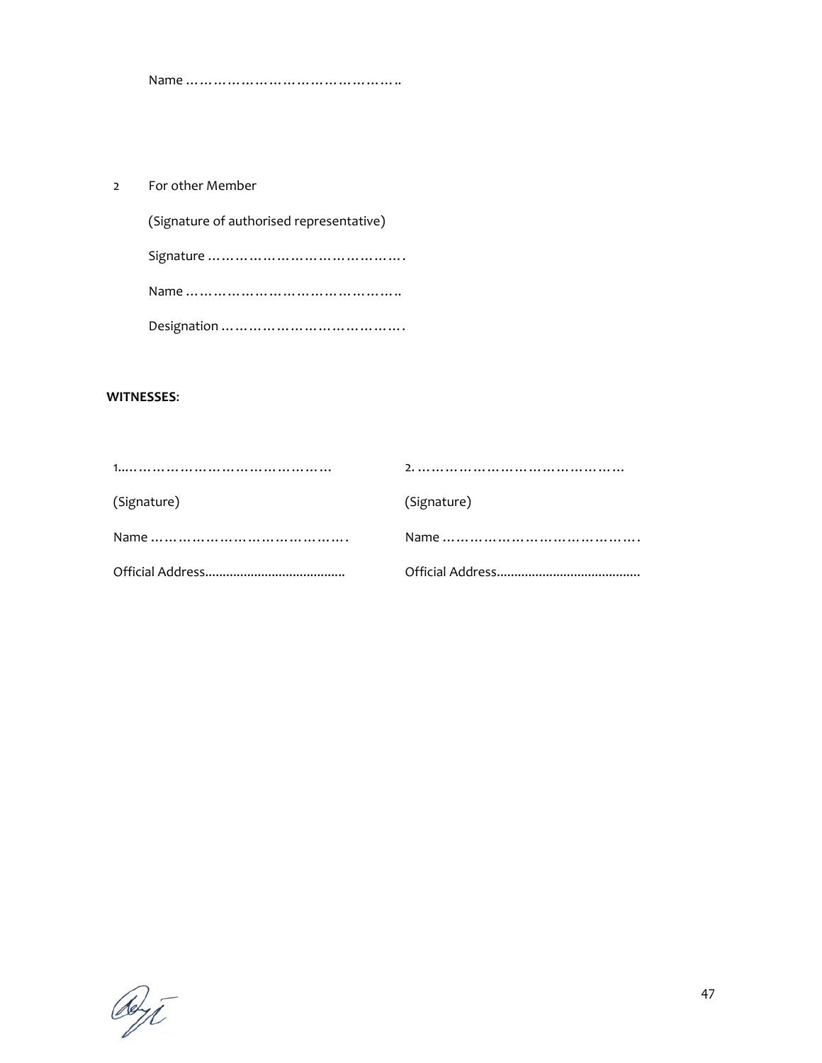Name ………………………………………..

2 For other Member

(Signature of authorised representative)

Signature …………………………………….

Name ………………………………………..

Designation ………………………………….

**WITNESSES**:

1...……………………………………… 

(Signature)

Name …………………………………….

Official Address.......................................

2. ………………………………………

(Signature)

Name …………………………………….

Official Address........................................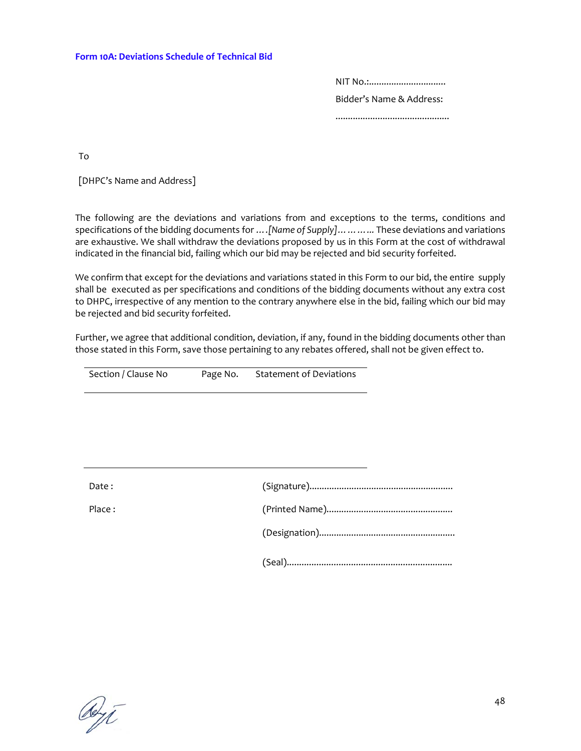### Form 10A: Deviations Schedule of Technical Bid

NIT No.:..............................

Bidder's Name & Address:

.............................................

To

[DHPC's Name and Address]

The following are the deviations and variations from and exceptions to the terms, conditions and specifications of the bidding documents for *….[Name of Supply]………..* These deviations and variations are exhaustive. We shall withdraw the deviations proposed by us in this Form at the cost of withdrawal indicated in the financial bid, failing which our bid may be rejected and bid security forfeited.

We confirm that except for the deviations and variations stated in this Form to our bid, the entire supply shall be executed as per specifications and conditions of the bidding documents without any extra cost to DHPC, irrespective of any mention to the contrary anywhere else in the bid, failing which our bid may be rejected and bid security forfeited.

Further, we agree that additional condition, deviation, if any, found in the bidding documents other than those stated in this Form, save those pertaining to any rebates offered, shall not be given effect to.

| Section / Clause No | Page No. | Statement of Deviations |
|---|---|---|
| | | |

Date :

Place :

(Signature)........................................................

(Printed Name)..................................................

(Designation)......................................................

(Seal)..................................................................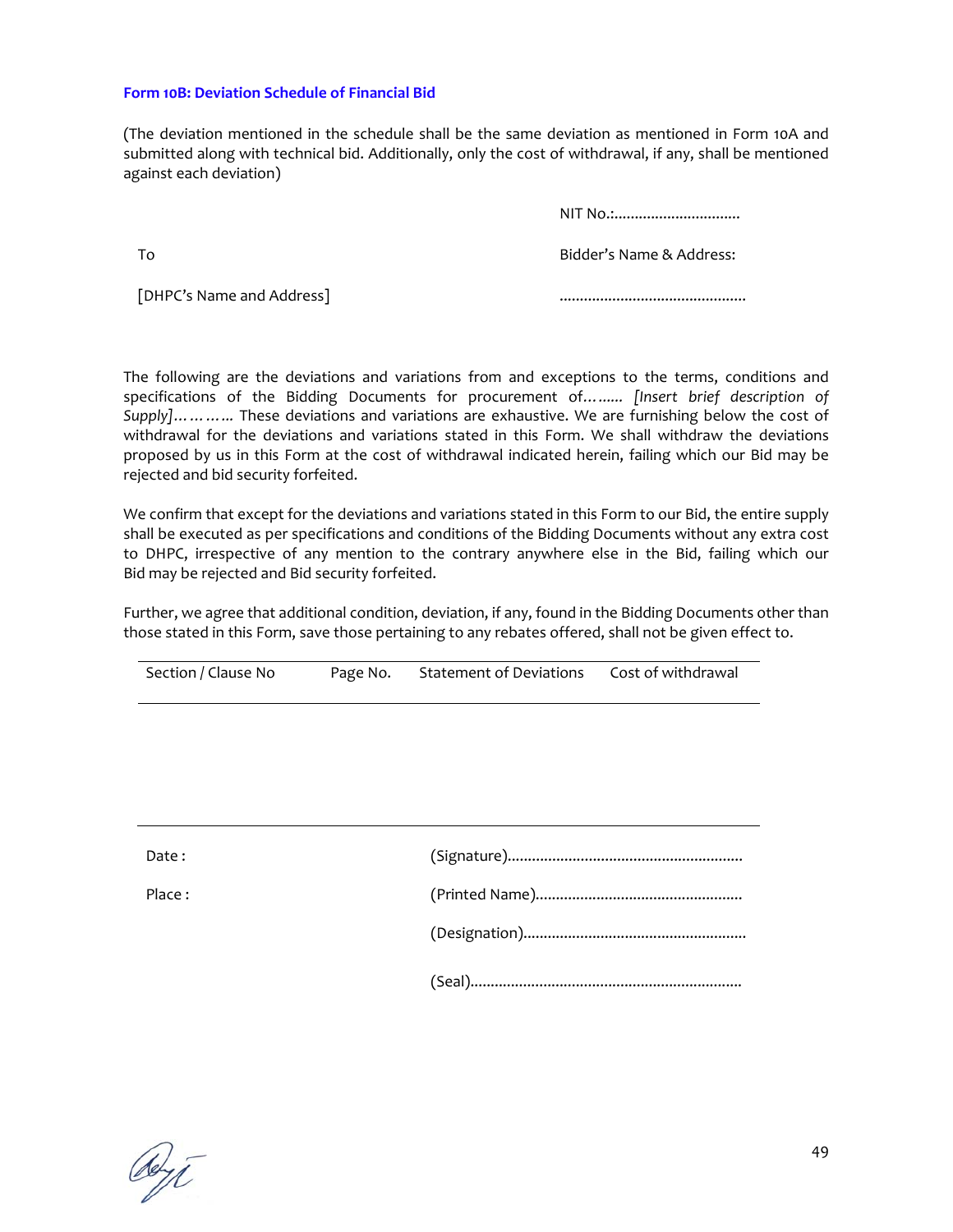### Form 10B: Deviation Schedule of Financial Bid

(The deviation mentioned in the schedule shall be the same deviation as mentioned in Form 10A and submitted along with technical bid. Additionally, only the cost of withdrawal, if any, shall be mentioned against each deviation)

NIT No.:...............................

To

[DHPC's Name and Address]

Bidder's Name & Address:

.............................................

The following are the deviations and variations from and exceptions to the terms, conditions and specifications of the Bidding Documents for procurement of*……..* *[Insert brief description of Supply]…………* These deviations and variations are exhaustive. We are furnishing below the cost of withdrawal for the deviations and variations stated in this Form. We shall withdraw the deviations proposed by us in this Form at the cost of withdrawal indicated herein, failing which our Bid may be rejected and bid security forfeited.

We confirm that except for the deviations and variations stated in this Form to our Bid, the entire supply shall be executed as per specifications and conditions of the Bidding Documents without any extra cost to DHPC, irrespective of any mention to the contrary anywhere else in the Bid, failing which our Bid may be rejected and Bid security forfeited.

Further, we agree that additional condition, deviation, if any, found in the Bidding Documents other than those stated in this Form, save those pertaining to any rebates offered, shall not be given effect to.

| Section / Clause No | Page No. | Statement of Deviations | Cost of withdrawal |
|---|---|---|---|
| | | | |

Date :

Place :

(Signature)..........................................................

(Printed Name)..................................................

(Designation)......................................................

(Seal)..................................................................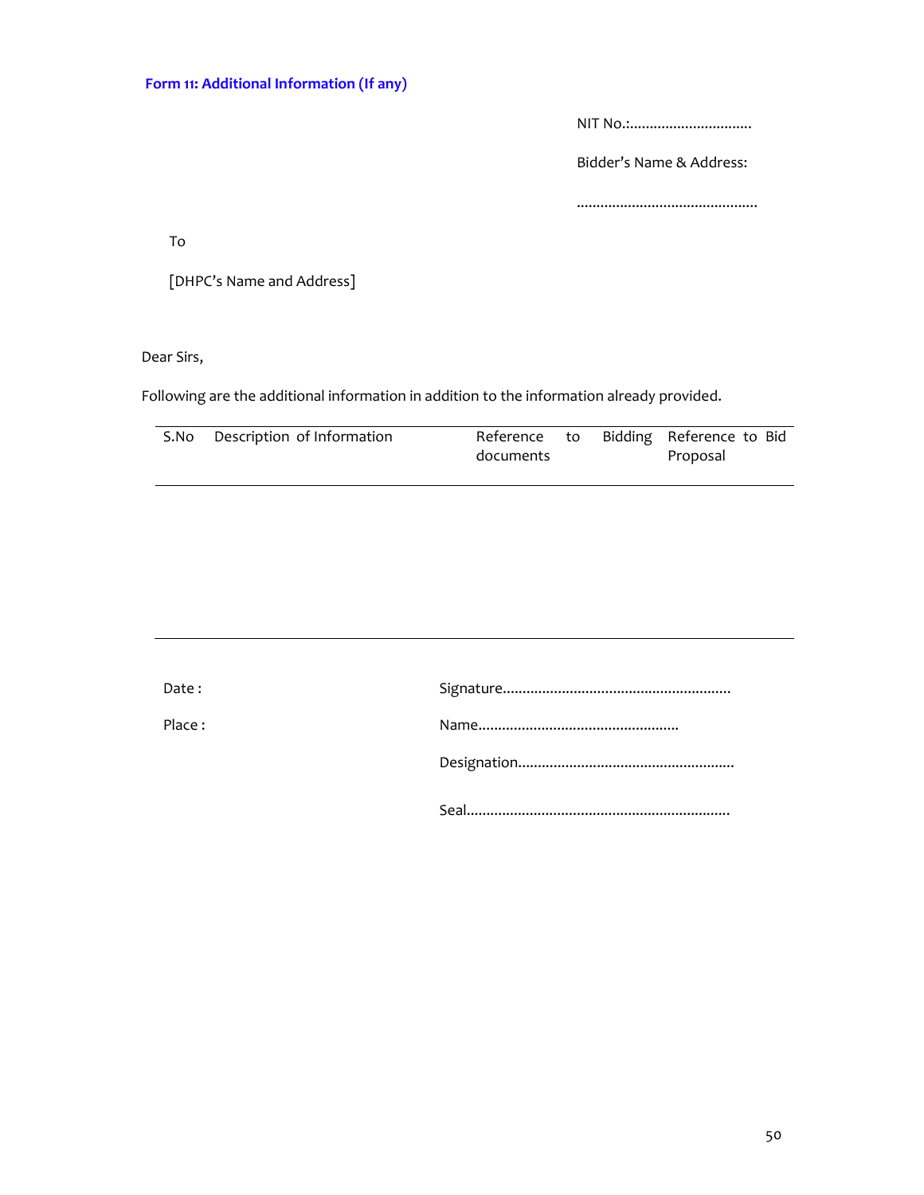**Form 11: Additional Information (If any)**

NIT No.:...............................

Bidder's Name & Address:

.............................................

To

[DHPC's Name and Address]

Dear Sirs,

Following are the additional information in addition to the information already provided.

| S.No | Description of Information | Reference to Bidding documents | Reference to Bid Proposal |
|---|---|---|---|
| | | | |

Date :

Place :

Signature.........................................................

Name..................................................

Designation......................................................

Seal..................................................................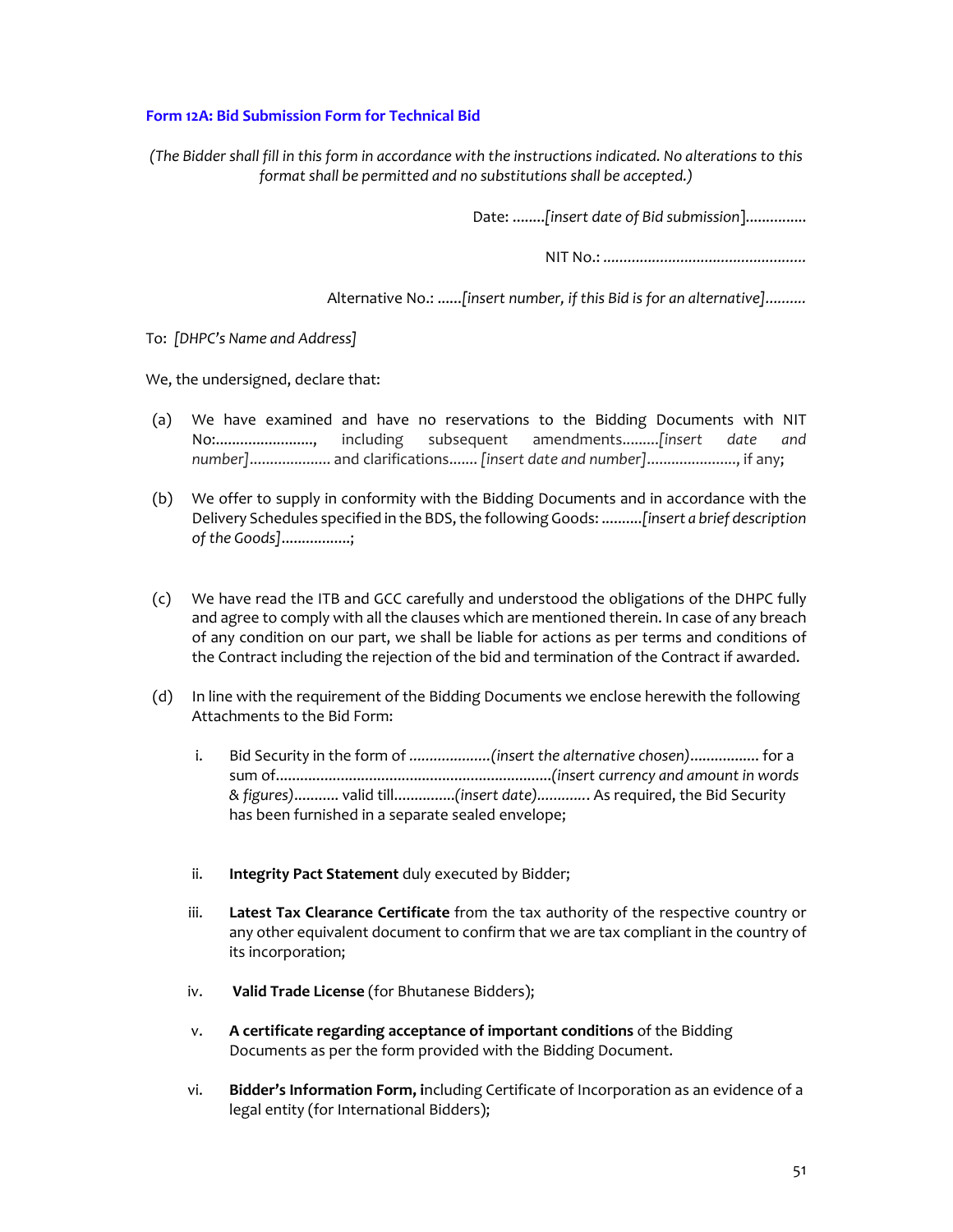### Form 12A: Bid Submission Form for Technical Bid

*(The Bidder shall fill in this form in accordance with the instructions indicated. No alterations to this format shall be permitted and no substitutions shall be accepted.)*

Date: ........*[insert date of Bid submission]*..............

NIT No.: .................................................

Alternative No.: ......*[insert number, if this Bid is for an alternative]*.........

To: *[DHPC's Name and Address]*

We, the undersigned, declare that:

(a) We have examined and have no reservations to the Bidding Documents with NIT No:......................., including subsequent amendments.........*[insert date and number]*.................... and clarifications....... *[insert date and number]*......................, if any;

(b) We offer to supply in conformity with the Bidding Documents and in accordance with the Delivery Schedules specified in the BDS, the following Goods: ..........*[insert a brief description of the Goods]*.................;

(c) We have read the ITB and GCC carefully and understood the obligations of the DHPC fully and agree to comply with all the clauses which are mentioned therein. In case of any breach of any condition on our part, we shall be liable for actions as per terms and conditions of the Contract including the rejection of the bid and termination of the Contract if awarded.

(d) In line with the requirement of the Bidding Documents we enclose herewith the following Attachments to the Bid Form:

   i. Bid Security in the form of ....................*(insert the alternative chosen)*................. for a sum of...................................................................*(insert currency and amount in words & figures)*........... valid till..............*(insert date)*............ As required, the Bid Security has been furnished in a separate sealed envelope;

   ii. **Integrity Pact Statement** duly executed by Bidder;

   iii. **Latest Tax Clearance Certificate** from the tax authority of the respective country or any other equivalent document to confirm that we are tax compliant in the country of its incorporation;

   iv. **Valid Trade License** (for Bhutanese Bidders);

   v. **A certificate regarding acceptance of important conditions** of the Bidding Documents as per the form provided with the Bidding Document.

   vi. **Bidder's Information Form, i**ncluding Certificate of Incorporation as an evidence of a legal entity (for International Bidders);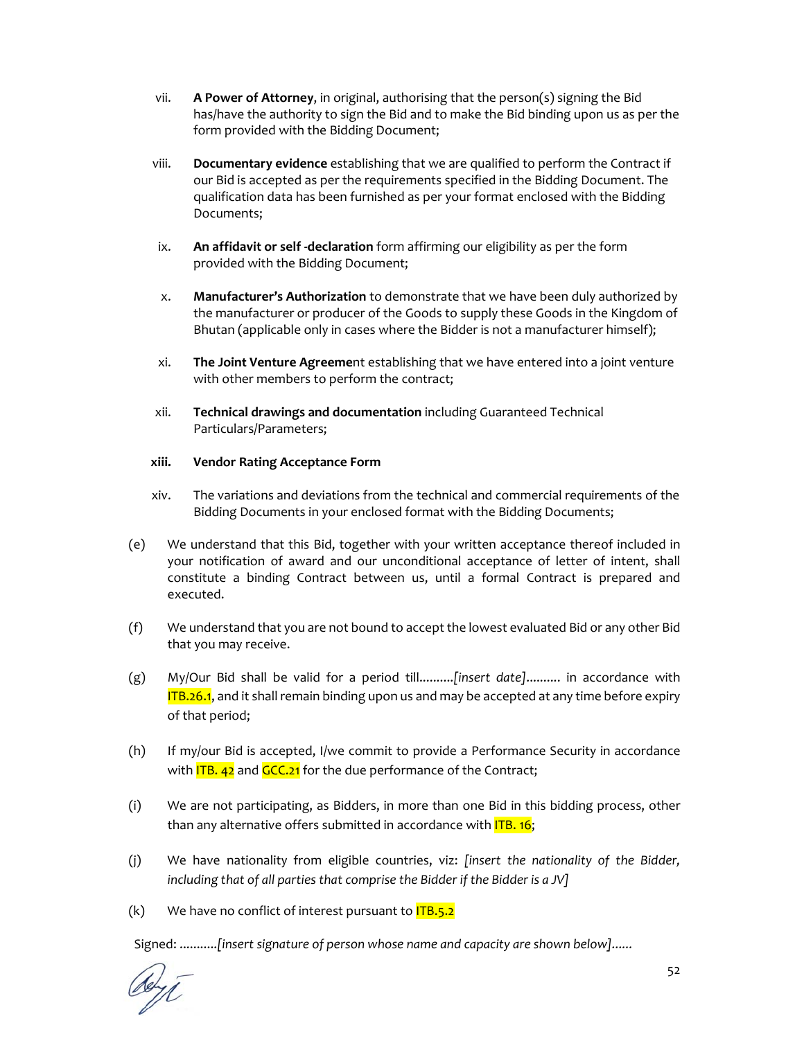vii. **A Power of Attorney**, in original, authorising that the person(s) signing the Bid has/have the authority to sign the Bid and to make the Bid binding upon us as per the form provided with the Bidding Document;

viii. **Documentary evidence** establishing that we are qualified to perform the Contract if our Bid is accepted as per the requirements specified in the Bidding Document. The qualification data has been furnished as per your format enclosed with the Bidding Documents;

ix. **An affidavit or self -declaration** form affirming our eligibility as per the form provided with the Bidding Document;

x. **Manufacturer's Authorization** to demonstrate that we have been duly authorized by the manufacturer or producer of the Goods to supply these Goods in the Kingdom of Bhutan (applicable only in cases where the Bidder is not a manufacturer himself);

xi. **The Joint Venture Agreeme**nt establishing that we have entered into a joint venture with other members to perform the contract;

xii. **Technical drawings and documentation** including Guaranteed Technical Particulars/Parameters;

**xiii. Vendor Rating Acceptance Form**

xiv. The variations and deviations from the technical and commercial requirements of the Bidding Documents in your enclosed format with the Bidding Documents;

(e) We understand that this Bid, together with your written acceptance thereof included in your notification of award and our unconditional acceptance of letter of intent, shall constitute a binding Contract between us, until a formal Contract is prepared and executed.

(f) We understand that you are not bound to accept the lowest evaluated Bid or any other Bid that you may receive.

(g) My/Our Bid shall be valid for a period till..........*[insert date]*.......... in accordance with ITB.26.1, and it shall remain binding upon us and may be accepted at any time before expiry of that period;

(h) If my/our Bid is accepted, I/we commit to provide a Performance Security in accordance with ITB. 42 and GCC.21 for the due performance of the Contract;

(i) We are not participating, as Bidders, in more than one Bid in this bidding process, other than any alternative offers submitted in accordance with ITB. 16;

(j) We have nationality from eligible countries, viz: *[insert the nationality of the Bidder, including that of all parties that comprise the Bidder if the Bidder is a JV]*

(k) We have no conflict of interest pursuant to ITB.5.2

Signed: ...........*[insert signature of person whose name and capacity are shown below]*......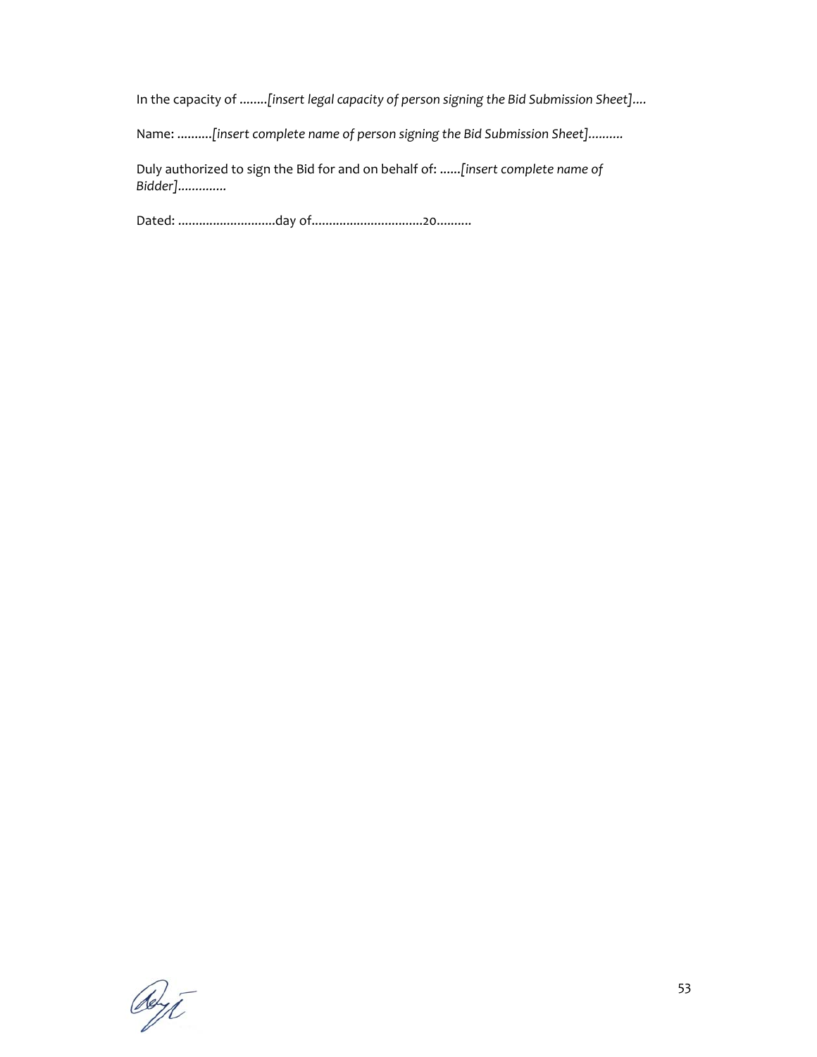In the capacity of ........*[insert legal capacity of person signing the Bid Submission Sheet]....*

Name: ..........*[insert complete name of person signing the Bid Submission Sheet]..........*

Duly authorized to sign the Bid for and on behalf of: ......*[insert complete name of Bidder].............*

Dated: ............................day of................................20..........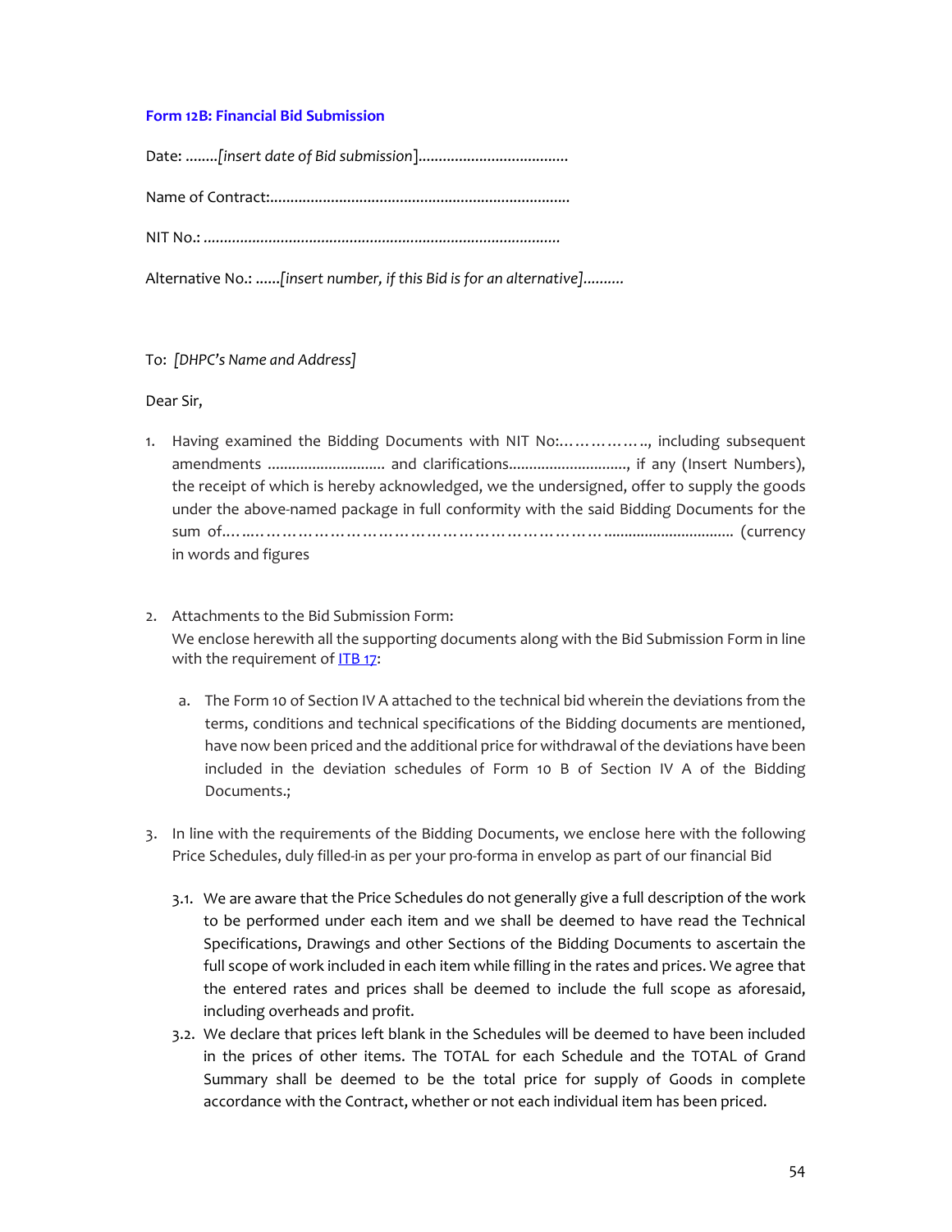### Form 12B: Financial Bid Submission

Date: ........*[insert date of Bid submission]*.....................................

Name of Contract:..........................................................................

NIT No.: .......................................................................................

Alternative No.: ......*[insert number, if this Bid is for an alternative]*..........

To: *[DHPC's Name and Address]*

Dear Sir,

1. Having examined the Bidding Documents with NIT No:…………….., including subsequent amendments ............................. and clarifications............................., if any (Insert Numbers), the receipt of which is hereby acknowledged, we the undersigned, offer to supply the goods under the above-named package in full conformity with the said Bidding Documents for the sum of.…...………………………………………………………............................... (currency in words and figures

2. Attachments to the Bid Submission Form:
   We enclose herewith all the supporting documents along with the Bid Submission Form in line with the requirement of ITB 17:

   a. The Form 10 of Section IV A attached to the technical bid wherein the deviations from the terms, conditions and technical specifications of the Bidding documents are mentioned, have now been priced and the additional price for withdrawal of the deviations have been included in the deviation schedules of Form 10 B of Section IV A of the Bidding Documents.;

3. In line with the requirements of the Bidding Documents, we enclose here with the following Price Schedules, duly filled-in as per your pro-forma in envelop as part of our financial Bid

   3.1. We are aware that the Price Schedules do not generally give a full description of the work to be performed under each item and we shall be deemed to have read the Technical Specifications, Drawings and other Sections of the Bidding Documents to ascertain the full scope of work included in each item while filling in the rates and prices. We agree that the entered rates and prices shall be deemed to include the full scope as aforesaid, including overheads and profit.

   3.2. We declare that prices left blank in the Schedules will be deemed to have been included in the prices of other items. The TOTAL for each Schedule and the TOTAL of Grand Summary shall be deemed to be the total price for supply of Goods in complete accordance with the Contract, whether or not each individual item has been priced.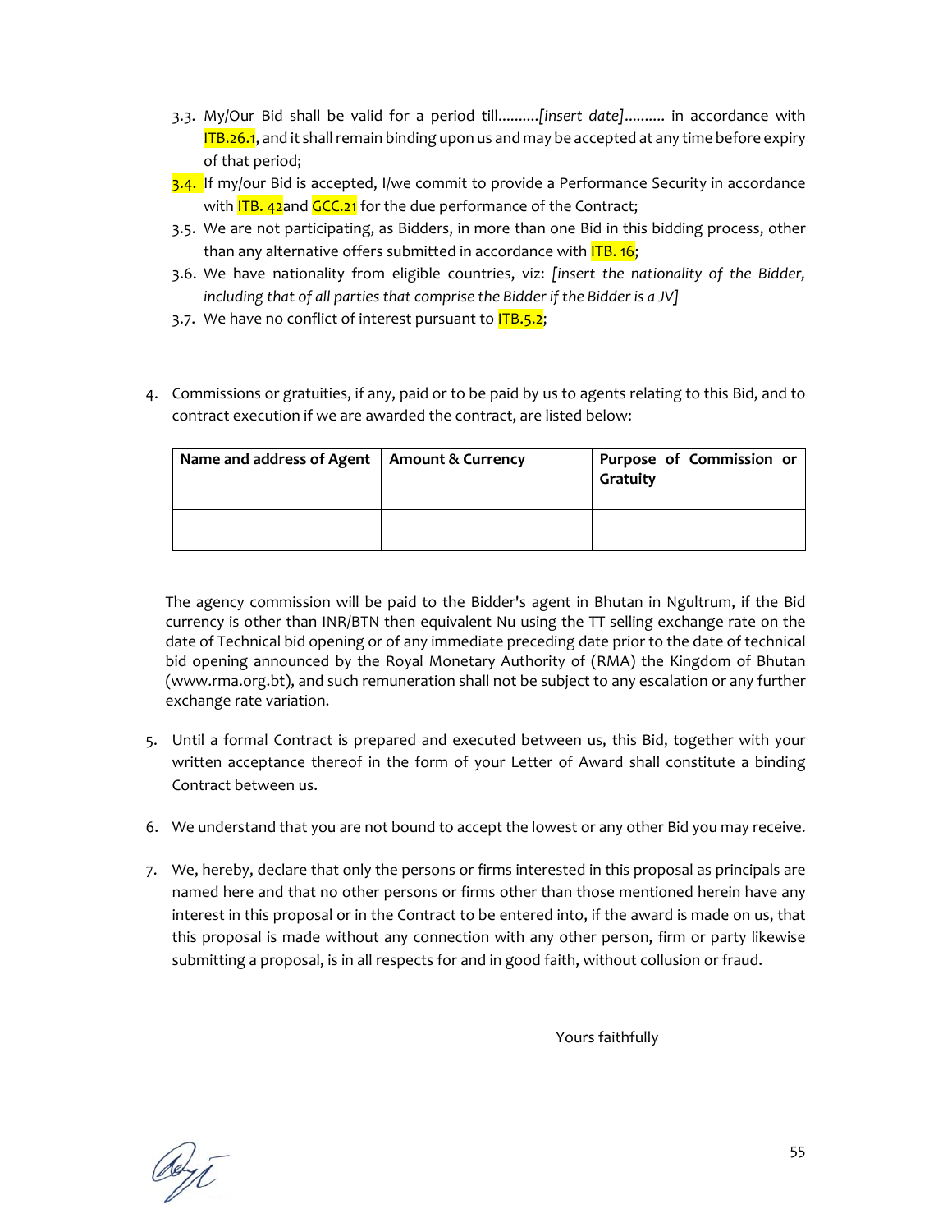3.3. My/Our Bid shall be valid for a period till..........*[insert date]*.......... in accordance with ITB.26.1, and it shall remain binding upon us and may be accepted at any time before expiry of that period;

3.4. If my/our Bid is accepted, I/we commit to provide a Performance Security in accordance with ITB. 42and GCC.21 for the due performance of the Contract;

3.5. We are not participating, as Bidders, in more than one Bid in this bidding process, other than any alternative offers submitted in accordance with ITB. 16;

3.6. We have nationality from eligible countries, viz: *[insert the nationality of the Bidder, including that of all parties that comprise the Bidder if the Bidder is a JV]*

3.7. We have no conflict of interest pursuant to ITB.5.2;

4. Commissions or gratuities, if any, paid or to be paid by us to agents relating to this Bid, and to contract execution if we are awarded the contract, are listed below:

| Name and address of Agent | Amount & Currency | Purpose of Commission or Gratuity |
|---|---|---|
| | | |

The agency commission will be paid to the Bidder's agent in Bhutan in Ngultrum, if the Bid currency is other than INR/BTN then equivalent Nu using the TT selling exchange rate on the date of Technical bid opening or of any immediate preceding date prior to the date of technical bid opening announced by the Royal Monetary Authority of (RMA) the Kingdom of Bhutan (www.rma.org.bt), and such remuneration shall not be subject to any escalation or any further exchange rate variation.

5. Until a formal Contract is prepared and executed between us, this Bid, together with your written acceptance thereof in the form of your Letter of Award shall constitute a binding Contract between us.

6. We understand that you are not bound to accept the lowest or any other Bid you may receive.

7. We, hereby, declare that only the persons or firms interested in this proposal as principals are named here and that no other persons or firms other than those mentioned herein have any interest in this proposal or in the Contract to be entered into, if the award is made on us, that this proposal is made without any connection with any other person, firm or party likewise submitting a proposal, is in all respects for and in good faith, without collusion or fraud.

Yours faithfully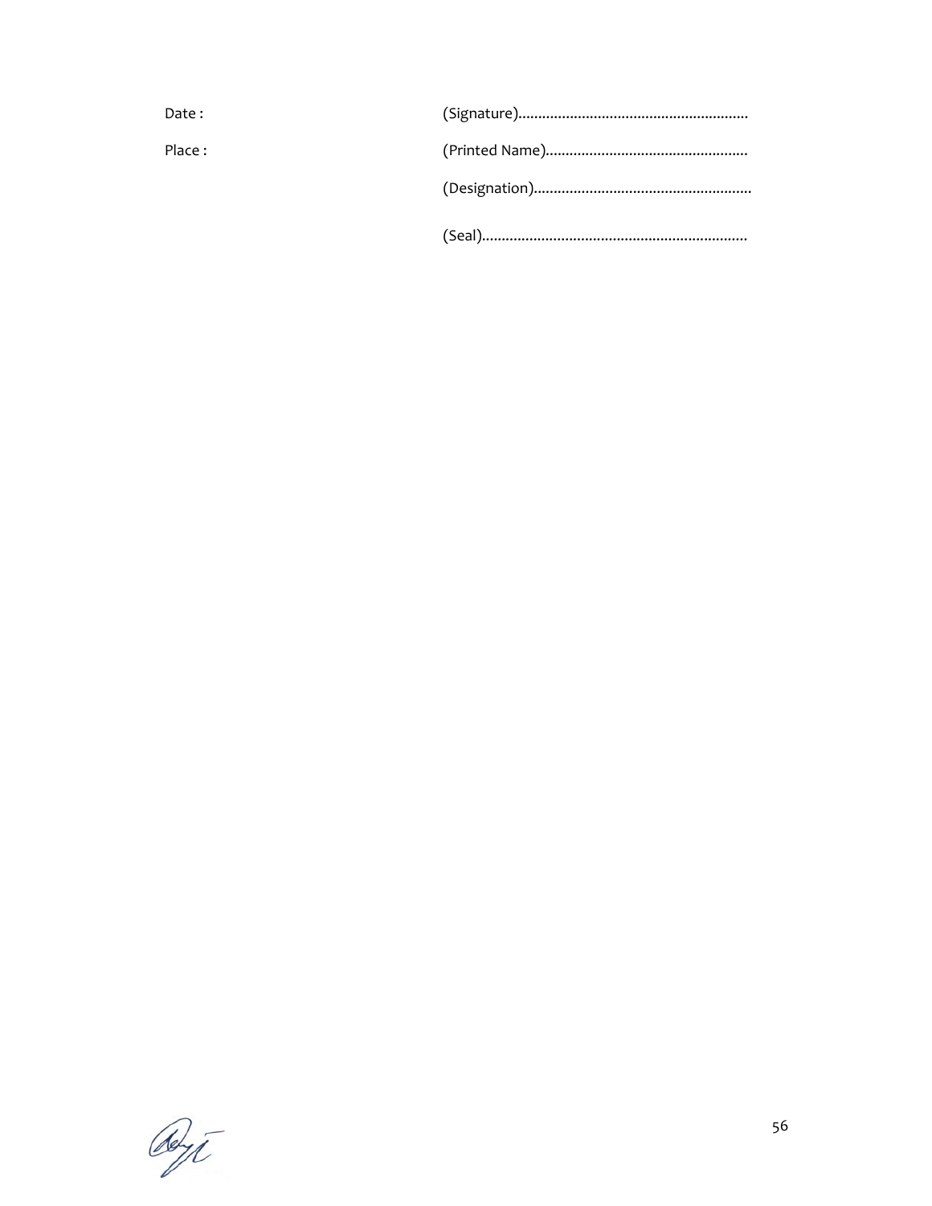Date : (Signature)..........................................................

Place : (Printed Name)...................................................

(Designation).......................................................

(Seal)...................................................................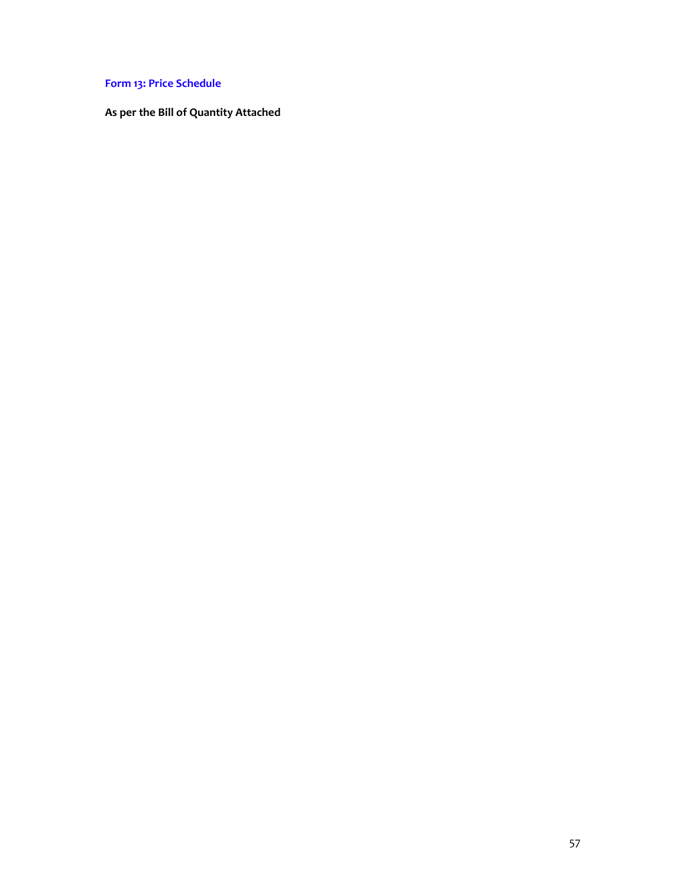### Form 13: Price Schedule

**As per the Bill of Quantity Attached**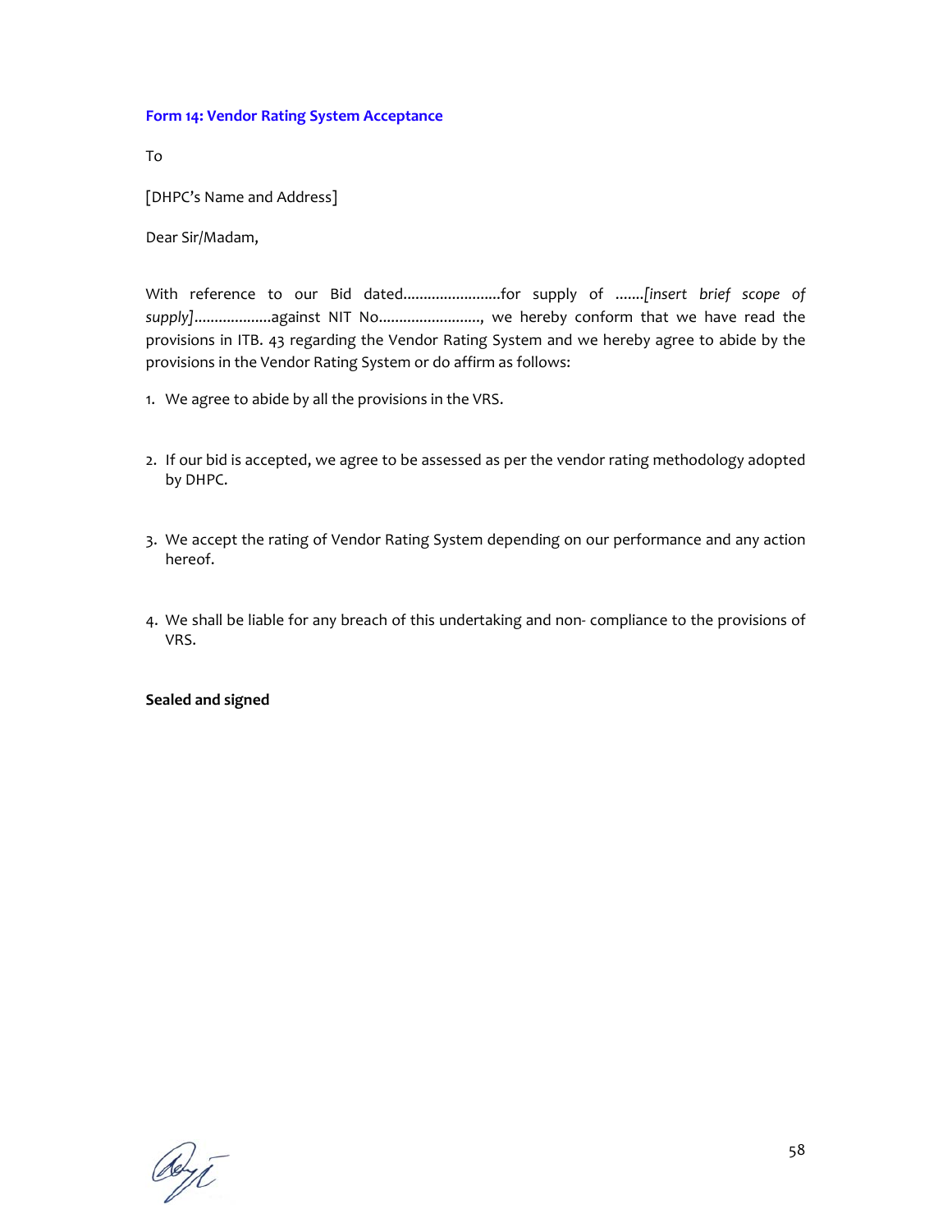### Form 14: Vendor Rating System Acceptance

To

[DHPC's Name and Address]

Dear Sir/Madam,

With reference to our Bid dated........................for supply of .......*[insert brief scope of supply]*...................against NIT No........................., we hereby conform that we have read the provisions in ITB. 43 regarding the Vendor Rating System and we hereby agree to abide by the provisions in the Vendor Rating System or do affirm as follows:

1. We agree to abide by all the provisions in the VRS.

2. If our bid is accepted, we agree to be assessed as per the vendor rating methodology adopted by DHPC.

3. We accept the rating of Vendor Rating System depending on our performance and any action hereof.

4. We shall be liable for any breach of this undertaking and non- compliance to the provisions of VRS.

**Sealed and signed**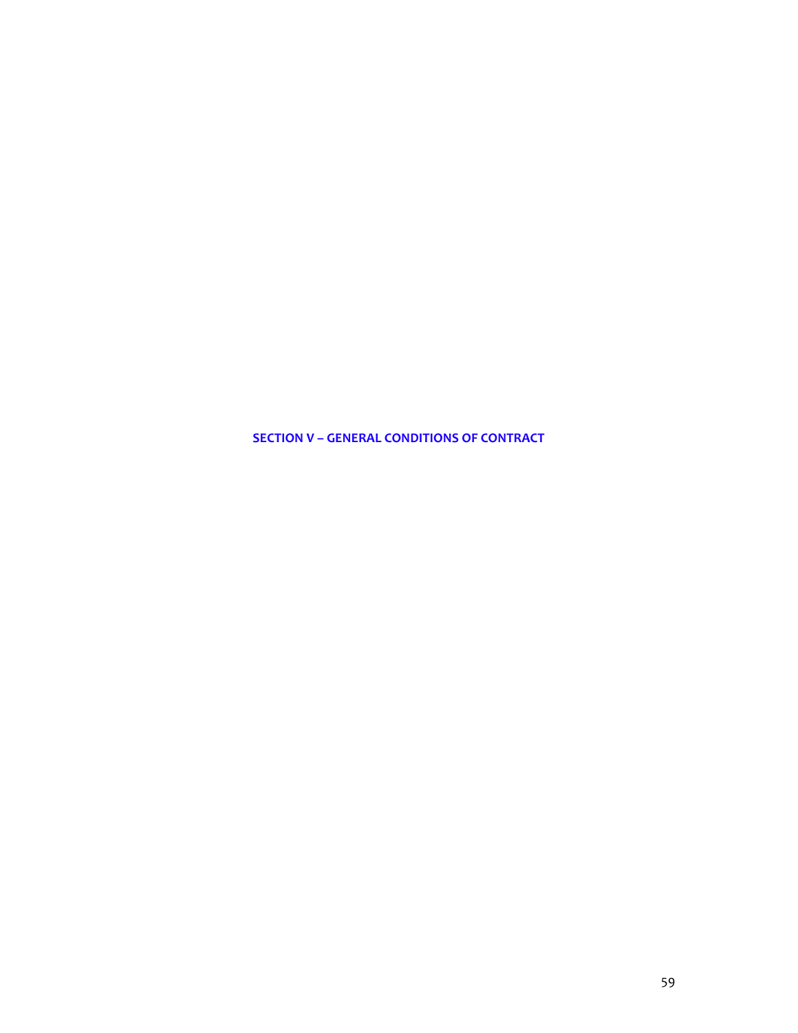# SECTION V – GENERAL CONDITIONS OF CONTRACT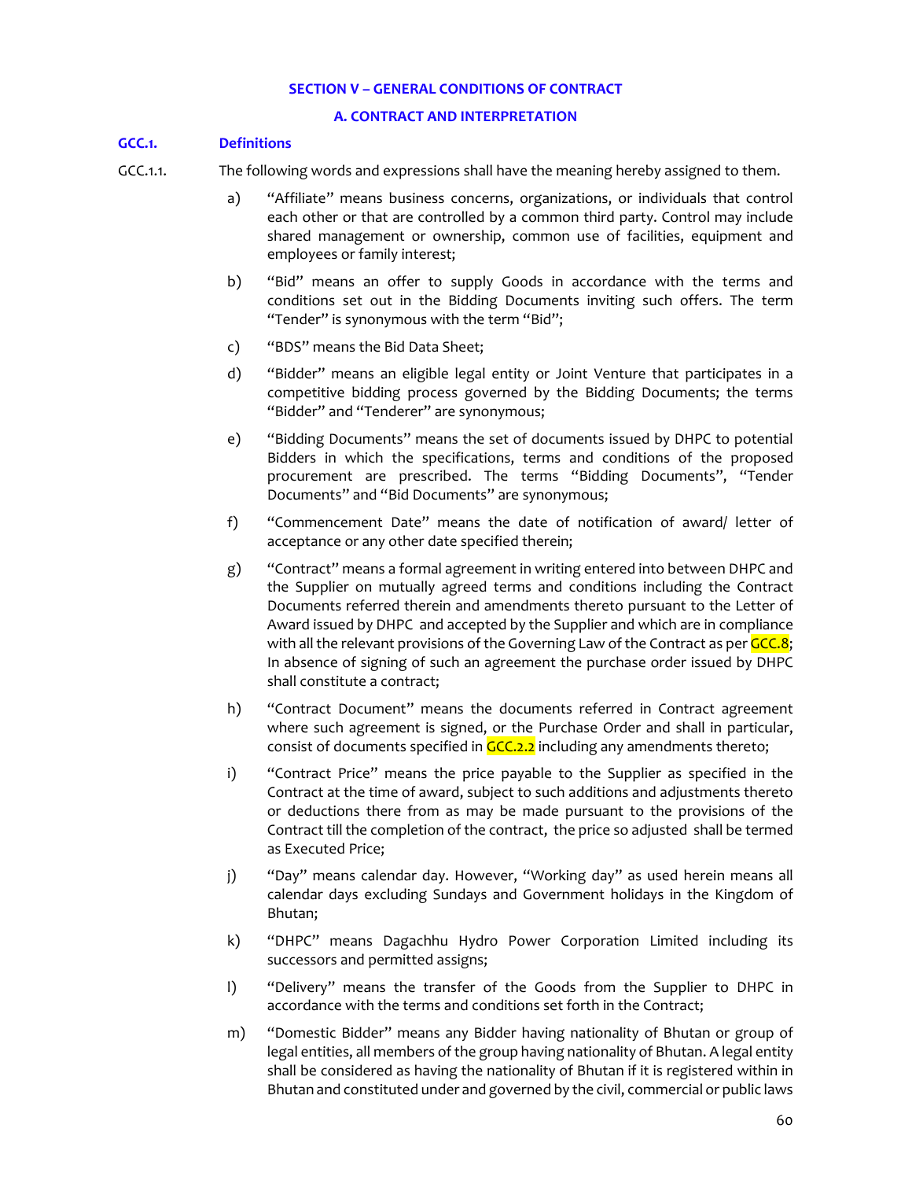# SECTION V – GENERAL CONDITIONS OF CONTRACT

## A. CONTRACT AND INTERPRETATION

### GCC.1. Definitions

GCC.1.1. The following words and expressions shall have the meaning hereby assigned to them.

a) "Affiliate" means business concerns, organizations, or individuals that control each other or that are controlled by a common third party. Control may include shared management or ownership, common use of facilities, equipment and employees or family interest;

b) "Bid" means an offer to supply Goods in accordance with the terms and conditions set out in the Bidding Documents inviting such offers. The term "Tender" is synonymous with the term "Bid";

c) "BDS" means the Bid Data Sheet;

d) "Bidder" means an eligible legal entity or Joint Venture that participates in a competitive bidding process governed by the Bidding Documents; the terms "Bidder" and "Tenderer" are synonymous;

e) "Bidding Documents" means the set of documents issued by DHPC to potential Bidders in which the specifications, terms and conditions of the proposed procurement are prescribed. The terms "Bidding Documents", "Tender Documents" and "Bid Documents" are synonymous;

f) "Commencement Date" means the date of notification of award/ letter of acceptance or any other date specified therein;

g) "Contract" means a formal agreement in writing entered into between DHPC and the Supplier on mutually agreed terms and conditions including the Contract Documents referred therein and amendments thereto pursuant to the Letter of Award issued by DHPC and accepted by the Supplier and which are in compliance with all the relevant provisions of the Governing Law of the Contract as per GCC.8; In absence of signing of such an agreement the purchase order issued by DHPC shall constitute a contract;

h) "Contract Document" means the documents referred in Contract agreement where such agreement is signed, or the Purchase Order and shall in particular, consist of documents specified in GCC.2.2 including any amendments thereto;

i) "Contract Price" means the price payable to the Supplier as specified in the Contract at the time of award, subject to such additions and adjustments thereto or deductions there from as may be made pursuant to the provisions of the Contract till the completion of the contract, the price so adjusted shall be termed as Executed Price;

j) "Day" means calendar day. However, "Working day" as used herein means all calendar days excluding Sundays and Government holidays in the Kingdom of Bhutan;

k) "DHPC" means Dagachhu Hydro Power Corporation Limited including its successors and permitted assigns;

l) "Delivery" means the transfer of the Goods from the Supplier to DHPC in accordance with the terms and conditions set forth in the Contract;

m) "Domestic Bidder" means any Bidder having nationality of Bhutan or group of legal entities, all members of the group having nationality of Bhutan. A legal entity shall be considered as having the nationality of Bhutan if it is registered within in Bhutan and constituted under and governed by the civil, commercial or public laws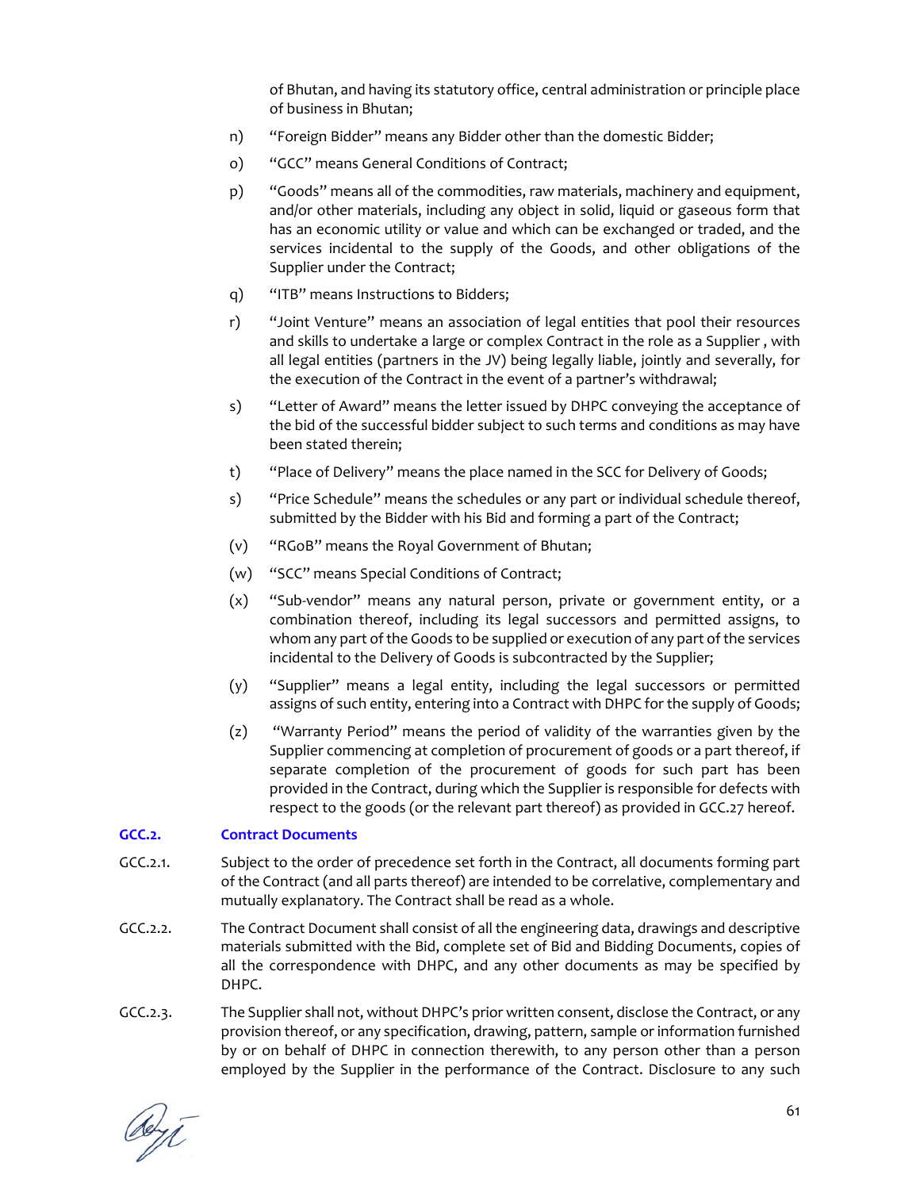of Bhutan, and having its statutory office, central administration or principle place of business in Bhutan;

n) "Foreign Bidder" means any Bidder other than the domestic Bidder;

o) "GCC" means General Conditions of Contract;

p) "Goods" means all of the commodities, raw materials, machinery and equipment, and/or other materials, including any object in solid, liquid or gaseous form that has an economic utility or value and which can be exchanged or traded, and the services incidental to the supply of the Goods, and other obligations of the Supplier under the Contract;

q) "ITB" means Instructions to Bidders;

r) "Joint Venture" means an association of legal entities that pool their resources and skills to undertake a large or complex Contract in the role as a Supplier , with all legal entities (partners in the JV) being legally liable, jointly and severally, for the execution of the Contract in the event of a partner's withdrawal;

s) "Letter of Award" means the letter issued by DHPC conveying the acceptance of the bid of the successful bidder subject to such terms and conditions as may have been stated therein;

t) "Place of Delivery" means the place named in the SCC for Delivery of Goods;

s) "Price Schedule" means the schedules or any part or individual schedule thereof, submitted by the Bidder with his Bid and forming a part of the Contract;

(v) "RGoB" means the Royal Government of Bhutan;

(w) "SCC" means Special Conditions of Contract;

(x) "Sub-vendor" means any natural person, private or government entity, or a combination thereof, including its legal successors and permitted assigns, to whom any part of the Goods to be supplied or execution of any part of the services incidental to the Delivery of Goods is subcontracted by the Supplier;

(y) "Supplier" means a legal entity, including the legal successors or permitted assigns of such entity, entering into a Contract with DHPC for the supply of Goods;

(z) "Warranty Period" means the period of validity of the warranties given by the Supplier commencing at completion of procurement of goods or a part thereof, if separate completion of the procurement of goods for such part has been provided in the Contract, during which the Supplier is responsible for defects with respect to the goods (or the relevant part thereof) as provided in GCC.27 hereof.

## GCC.2. Contract Documents

GCC.2.1. Subject to the order of precedence set forth in the Contract, all documents forming part of the Contract (and all parts thereof) are intended to be correlative, complementary and mutually explanatory. The Contract shall be read as a whole.

GCC.2.2. The Contract Document shall consist of all the engineering data, drawings and descriptive materials submitted with the Bid, complete set of Bid and Bidding Documents, copies of all the correspondence with DHPC, and any other documents as may be specified by DHPC.

GCC.2.3. The Supplier shall not, without DHPC's prior written consent, disclose the Contract, or any provision thereof, or any specification, drawing, pattern, sample or information furnished by or on behalf of DHPC in connection therewith, to any person other than a person employed by the Supplier in the performance of the Contract. Disclosure to any such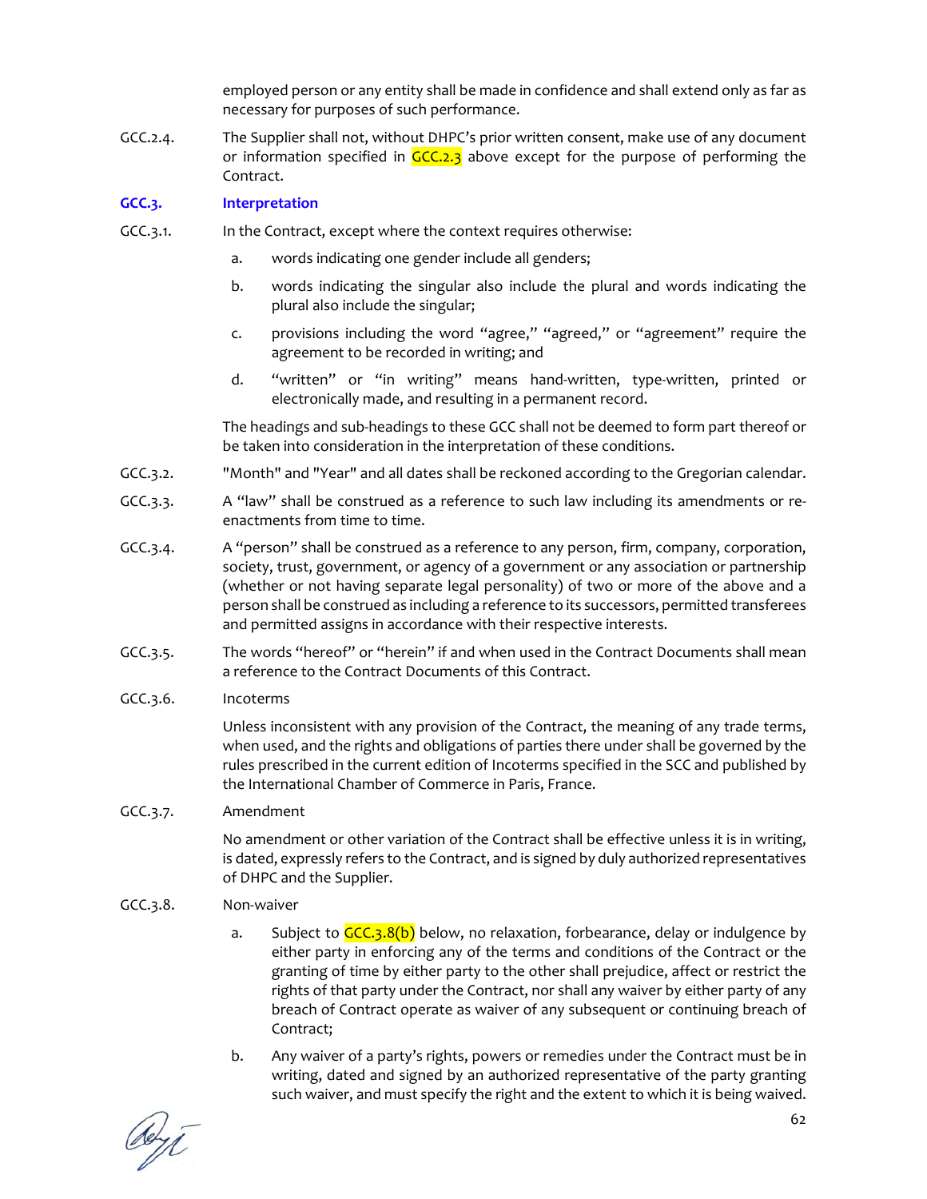employed person or any entity shall be made in confidence and shall extend only as far as necessary for purposes of such performance.

GCC.2.4. The Supplier shall not, without DHPC's prior written consent, make use of any document or information specified in GCC.2.3 above except for the purpose of performing the Contract.

## GCC.3. Interpretation

GCC.3.1. In the Contract, except where the context requires otherwise:

a. words indicating one gender include all genders;

b. words indicating the singular also include the plural and words indicating the plural also include the singular;

c. provisions including the word "agree," "agreed," or "agreement" require the agreement to be recorded in writing; and

d. "written" or "in writing" means hand-written, type-written, printed or electronically made, and resulting in a permanent record.

The headings and sub-headings to these GCC shall not be deemed to form part thereof or be taken into consideration in the interpretation of these conditions.

GCC.3.2. "Month" and "Year" and all dates shall be reckoned according to the Gregorian calendar.

GCC.3.3. A "law" shall be construed as a reference to such law including its amendments or re-enactments from time to time.

GCC.3.4. A "person" shall be construed as a reference to any person, firm, company, corporation, society, trust, government, or agency of a government or any association or partnership (whether or not having separate legal personality) of two or more of the above and a person shall be construed as including a reference to its successors, permitted transferees and permitted assigns in accordance with their respective interests.

GCC.3.5. The words "hereof" or "herein" if and when used in the Contract Documents shall mean a reference to the Contract Documents of this Contract.

GCC.3.6. Incoterms

Unless inconsistent with any provision of the Contract, the meaning of any trade terms, when used, and the rights and obligations of parties there under shall be governed by the rules prescribed in the current edition of Incoterms specified in the SCC and published by the International Chamber of Commerce in Paris, France.

GCC.3.7. Amendment

No amendment or other variation of the Contract shall be effective unless it is in writing, is dated, expressly refers to the Contract, and is signed by duly authorized representatives of DHPC and the Supplier.

GCC.3.8. Non-waiver

a. Subject to GCC.3.8(b) below, no relaxation, forbearance, delay or indulgence by either party in enforcing any of the terms and conditions of the Contract or the granting of time by either party to the other shall prejudice, affect or restrict the rights of that party under the Contract, nor shall any waiver by either party of any breach of Contract operate as waiver of any subsequent or continuing breach of Contract;

b. Any waiver of a party's rights, powers or remedies under the Contract must be in writing, dated and signed by an authorized representative of the party granting such waiver, and must specify the right and the extent to which it is being waived.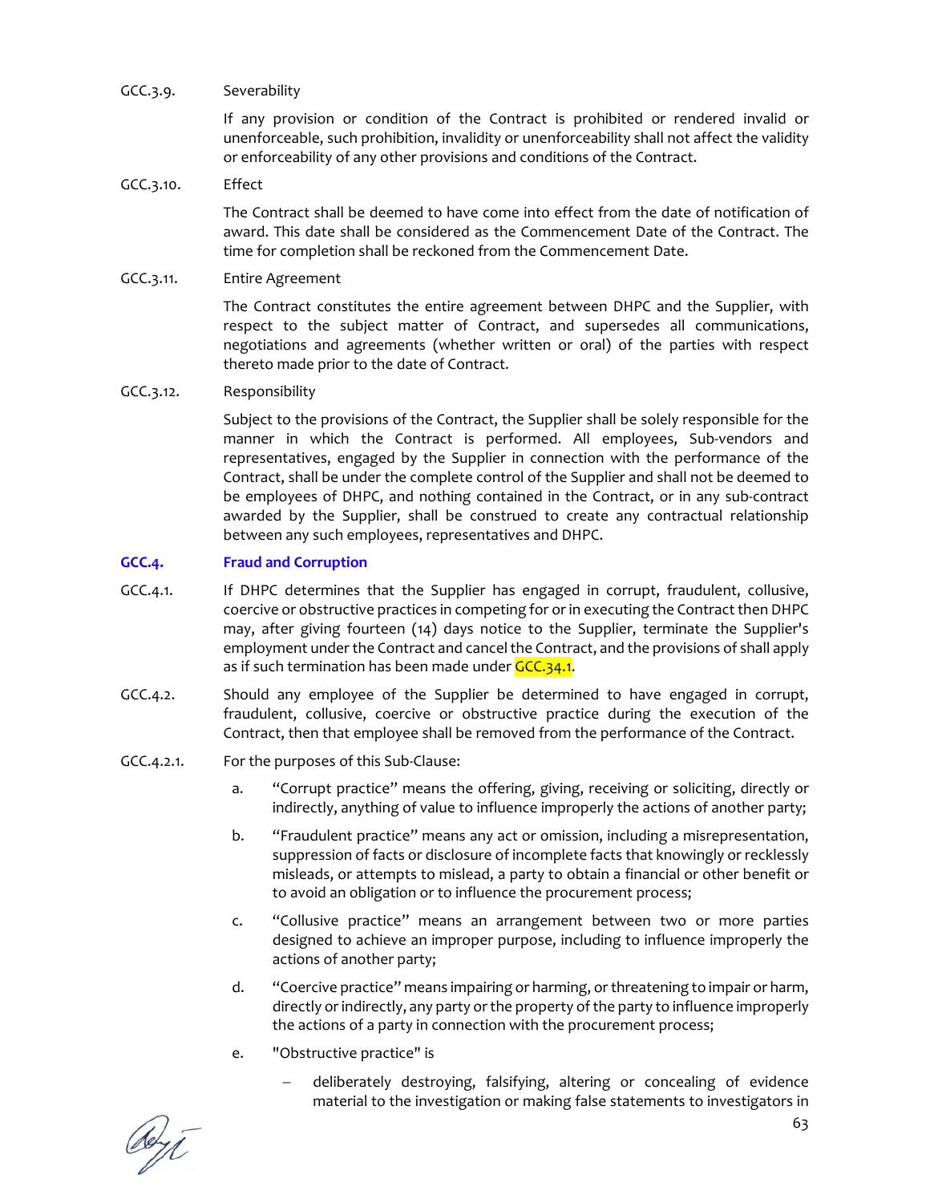GCC.3.9. Severability

If any provision or condition of the Contract is prohibited or rendered invalid or unenforceable, such prohibition, invalidity or unenforceability shall not affect the validity or enforceability of any other provisions and conditions of the Contract.

GCC.3.10. Effect

The Contract shall be deemed to have come into effect from the date of notification of award. This date shall be considered as the Commencement Date of the Contract. The time for completion shall be reckoned from the Commencement Date.

GCC.3.11. Entire Agreement

The Contract constitutes the entire agreement between DHPC and the Supplier, with respect to the subject matter of Contract, and supersedes all communications, negotiations and agreements (whether written or oral) of the parties with respect thereto made prior to the date of Contract.

GCC.3.12. Responsibility

Subject to the provisions of the Contract, the Supplier shall be solely responsible for the manner in which the Contract is performed. All employees, Sub-vendors and representatives, engaged by the Supplier in connection with the performance of the Contract, shall be under the complete control of the Supplier and shall not be deemed to be employees of DHPC, and nothing contained in the Contract, or in any sub-contract awarded by the Supplier, shall be construed to create any contractual relationship between any such employees, representatives and DHPC.

## GCC.4. Fraud and Corruption

GCC.4.1. If DHPC determines that the Supplier has engaged in corrupt, fraudulent, collusive, coercive or obstructive practices in competing for or in executing the Contract then DHPC may, after giving fourteen (14) days notice to the Supplier, terminate the Supplier's employment under the Contract and cancel the Contract, and the provisions of shall apply as if such termination has been made under GCC.34.1.

GCC.4.2. Should any employee of the Supplier be determined to have engaged in corrupt, fraudulent, collusive, coercive or obstructive practice during the execution of the Contract, then that employee shall be removed from the performance of the Contract.

GCC.4.2.1. For the purposes of this Sub-Clause:

a. "Corrupt practice" means the offering, giving, receiving or soliciting, directly or indirectly, anything of value to influence improperly the actions of another party;

b. "Fraudulent practice" means any act or omission, including a misrepresentation, suppression of facts or disclosure of incomplete facts that knowingly or recklessly misleads, or attempts to mislead, a party to obtain a financial or other benefit or to avoid an obligation or to influence the procurement process;

c. "Collusive practice" means an arrangement between two or more parties designed to achieve an improper purpose, including to influence improperly the actions of another party;

d. "Coercive practice" means impairing or harming, or threatening to impair or harm, directly or indirectly, any party or the property of the party to influence improperly the actions of a party in connection with the procurement process;

e. "Obstructive practice" is

- deliberately destroying, falsifying, altering or concealing of evidence material to the investigation or making false statements to investigators in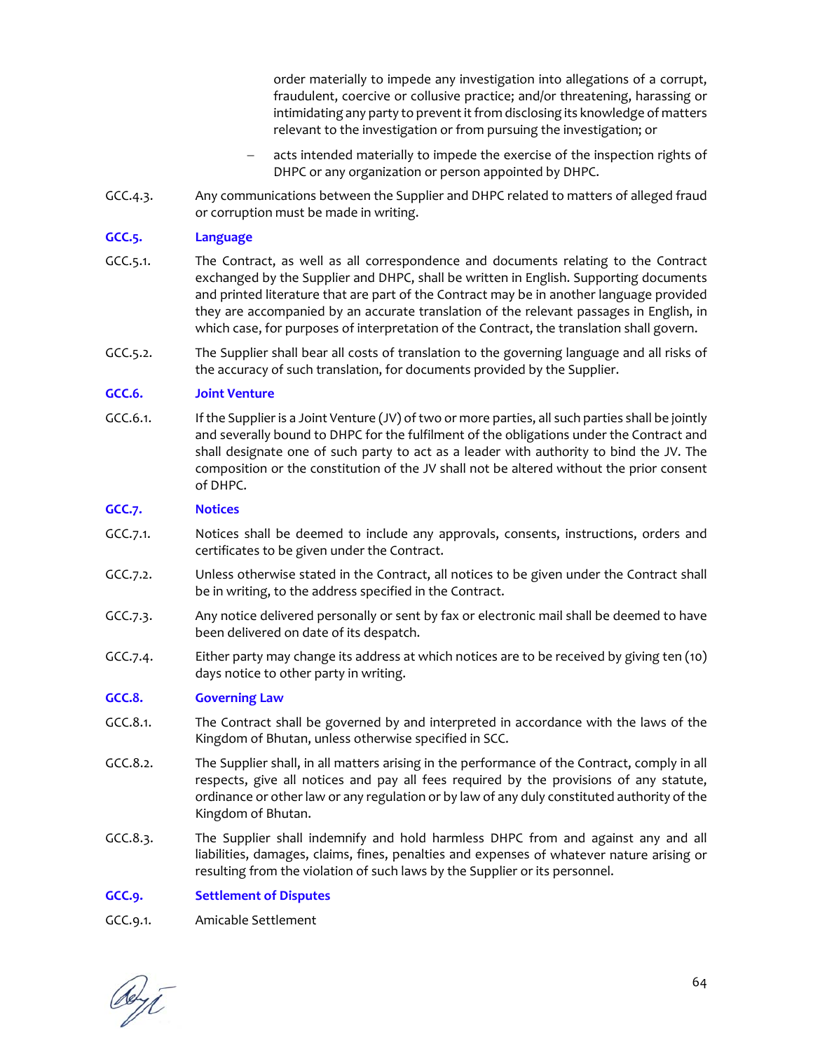order materially to impede any investigation into allegations of a corrupt, fraudulent, coercive or collusive practice; and/or threatening, harassing or intimidating any party to prevent it from disclosing its knowledge of matters relevant to the investigation or from pursuing the investigation; or

- acts intended materially to impede the exercise of the inspection rights of DHPC or any organization or person appointed by DHPC.

GCC.4.3. Any communications between the Supplier and DHPC related to matters of alleged fraud or corruption must be made in writing.

### GCC.5. Language

GCC.5.1. The Contract, as well as all correspondence and documents relating to the Contract exchanged by the Supplier and DHPC, shall be written in English. Supporting documents and printed literature that are part of the Contract may be in another language provided they are accompanied by an accurate translation of the relevant passages in English, in which case, for purposes of interpretation of the Contract, the translation shall govern.

GCC.5.2. The Supplier shall bear all costs of translation to the governing language and all risks of the accuracy of such translation, for documents provided by the Supplier.

### GCC.6. Joint Venture

GCC.6.1. If the Supplier is a Joint Venture (JV) of two or more parties, all such parties shall be jointly and severally bound to DHPC for the fulfilment of the obligations under the Contract and shall designate one of such party to act as a leader with authority to bind the JV. The composition or the constitution of the JV shall not be altered without the prior consent of DHPC.

### GCC.7. Notices

GCC.7.1. Notices shall be deemed to include any approvals, consents, instructions, orders and certificates to be given under the Contract.

GCC.7.2. Unless otherwise stated in the Contract, all notices to be given under the Contract shall be in writing, to the address specified in the Contract.

GCC.7.3. Any notice delivered personally or sent by fax or electronic mail shall be deemed to have been delivered on date of its despatch.

GCC.7.4. Either party may change its address at which notices are to be received by giving ten (10) days notice to other party in writing.

### GCC.8. Governing Law

GCC.8.1. The Contract shall be governed by and interpreted in accordance with the laws of the Kingdom of Bhutan, unless otherwise specified in SCC.

GCC.8.2. The Supplier shall, in all matters arising in the performance of the Contract, comply in all respects, give all notices and pay all fees required by the provisions of any statute, ordinance or other law or any regulation or by law of any duly constituted authority of the Kingdom of Bhutan.

GCC.8.3. The Supplier shall indemnify and hold harmless DHPC from and against any and all liabilities, damages, claims, fines, penalties and expenses of whatever nature arising or resulting from the violation of such laws by the Supplier or its personnel.

### GCC.9. Settlement of Disputes

GCC.9.1. Amicable Settlement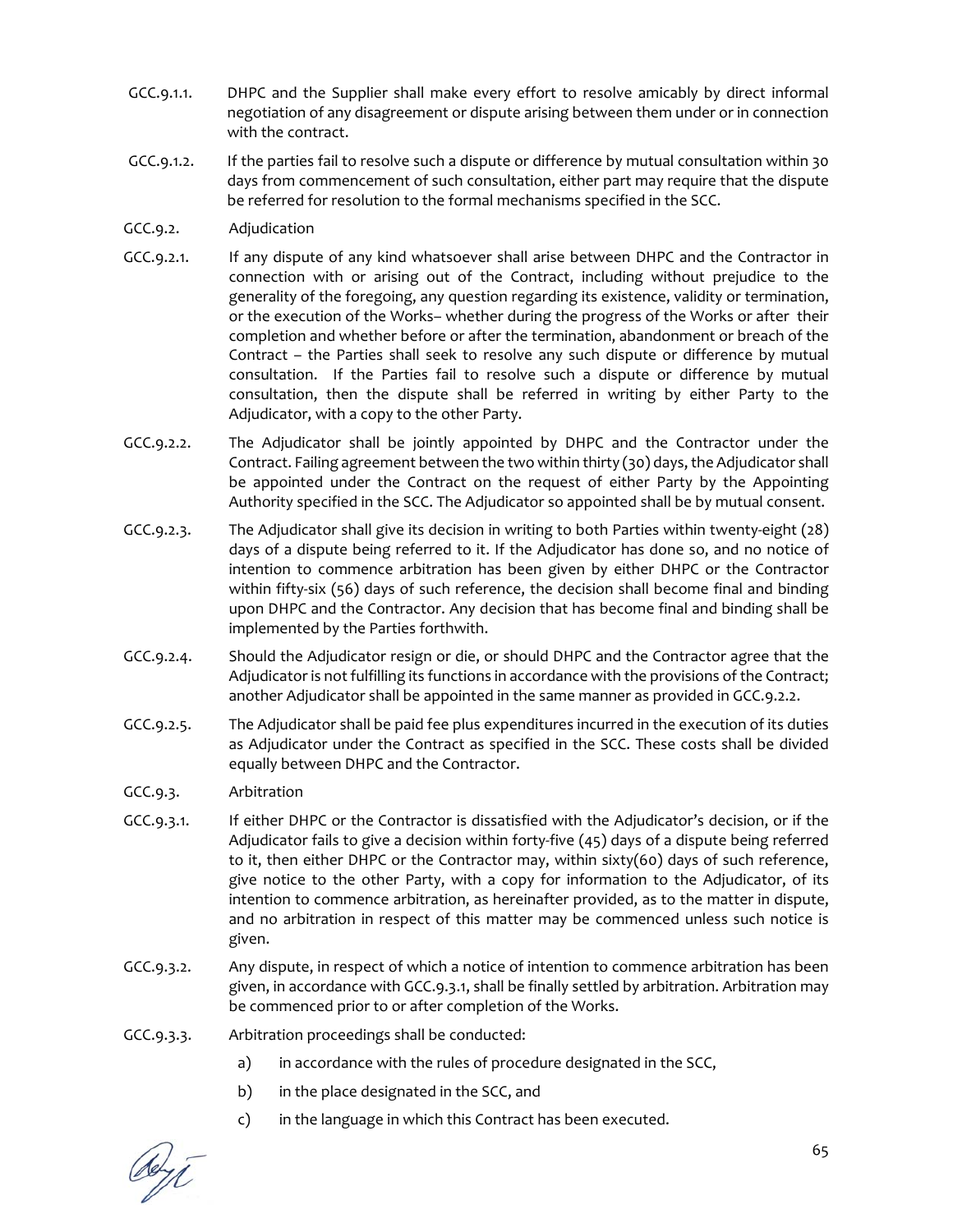GCC.9.1.1. DHPC and the Supplier shall make every effort to resolve amicably by direct informal negotiation of any disagreement or dispute arising between them under or in connection with the contract.

GCC.9.1.2. If the parties fail to resolve such a dispute or difference by mutual consultation within 30 days from commencement of such consultation, either part may require that the dispute be referred for resolution to the formal mechanisms specified in the SCC.

GCC.9.2. Adjudication

GCC.9.2.1. If any dispute of any kind whatsoever shall arise between DHPC and the Contractor in connection with or arising out of the Contract, including without prejudice to the generality of the foregoing, any question regarding its existence, validity or termination, or the execution of the Works– whether during the progress of the Works or after their completion and whether before or after the termination, abandonment or breach of the Contract – the Parties shall seek to resolve any such dispute or difference by mutual consultation. If the Parties fail to resolve such a dispute or difference by mutual consultation, then the dispute shall be referred in writing by either Party to the Adjudicator, with a copy to the other Party.

GCC.9.2.2. The Adjudicator shall be jointly appointed by DHPC and the Contractor under the Contract. Failing agreement between the two within thirty (30) days, the Adjudicator shall be appointed under the Contract on the request of either Party by the Appointing Authority specified in the SCC. The Adjudicator so appointed shall be by mutual consent.

GCC.9.2.3. The Adjudicator shall give its decision in writing to both Parties within twenty-eight (28) days of a dispute being referred to it. If the Adjudicator has done so, and no notice of intention to commence arbitration has been given by either DHPC or the Contractor within fifty-six (56) days of such reference, the decision shall become final and binding upon DHPC and the Contractor. Any decision that has become final and binding shall be implemented by the Parties forthwith.

GCC.9.2.4. Should the Adjudicator resign or die, or should DHPC and the Contractor agree that the Adjudicator is not fulfilling its functions in accordance with the provisions of the Contract; another Adjudicator shall be appointed in the same manner as provided in GCC.9.2.2.

GCC.9.2.5. The Adjudicator shall be paid fee plus expenditures incurred in the execution of its duties as Adjudicator under the Contract as specified in the SCC. These costs shall be divided equally between DHPC and the Contractor.

GCC.9.3. Arbitration

GCC.9.3.1. If either DHPC or the Contractor is dissatisfied with the Adjudicator's decision, or if the Adjudicator fails to give a decision within forty-five (45) days of a dispute being referred to it, then either DHPC or the Contractor may, within sixty(60) days of such reference, give notice to the other Party, with a copy for information to the Adjudicator, of its intention to commence arbitration, as hereinafter provided, as to the matter in dispute, and no arbitration in respect of this matter may be commenced unless such notice is given.

GCC.9.3.2. Any dispute, in respect of which a notice of intention to commence arbitration has been given, in accordance with GCC.9.3.1, shall be finally settled by arbitration. Arbitration may be commenced prior to or after completion of the Works.

GCC.9.3.3. Arbitration proceedings shall be conducted:

a) in accordance with the rules of procedure designated in the SCC,

b) in the place designated in the SCC, and

c) in the language in which this Contract has been executed.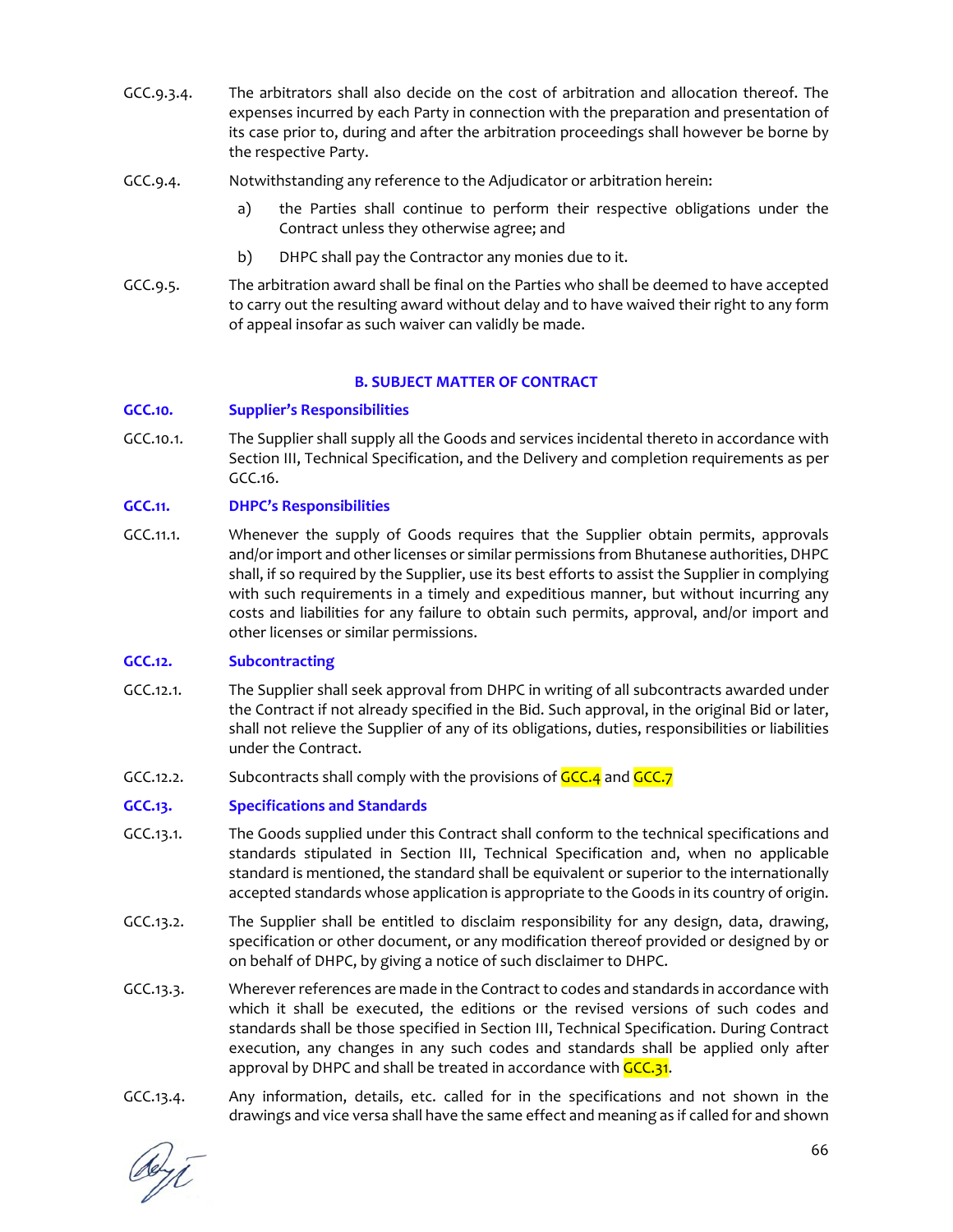GCC.9.3.4. The arbitrators shall also decide on the cost of arbitration and allocation thereof. The expenses incurred by each Party in connection with the preparation and presentation of its case prior to, during and after the arbitration proceedings shall however be borne by the respective Party.

GCC.9.4. Notwithstanding any reference to the Adjudicator or arbitration herein:

a) the Parties shall continue to perform their respective obligations under the Contract unless they otherwise agree; and

b) DHPC shall pay the Contractor any monies due to it.

GCC.9.5. The arbitration award shall be final on the Parties who shall be deemed to have accepted to carry out the resulting award without delay and to have waived their right to any form of appeal insofar as such waiver can validly be made.

## B. SUBJECT MATTER OF CONTRACT

### GCC.10. Supplier's Responsibilities

GCC.10.1. The Supplier shall supply all the Goods and services incidental thereto in accordance with Section III, Technical Specification, and the Delivery and completion requirements as per GCC.16.

### GCC.11. DHPC's Responsibilities

GCC.11.1. Whenever the supply of Goods requires that the Supplier obtain permits, approvals and/or import and other licenses or similar permissions from Bhutanese authorities, DHPC shall, if so required by the Supplier, use its best efforts to assist the Supplier in complying with such requirements in a timely and expeditious manner, but without incurring any costs and liabilities for any failure to obtain such permits, approval, and/or import and other licenses or similar permissions.

### GCC.12. Subcontracting

GCC.12.1. The Supplier shall seek approval from DHPC in writing of all subcontracts awarded under the Contract if not already specified in the Bid. Such approval, in the original Bid or later, shall not relieve the Supplier of any of its obligations, duties, responsibilities or liabilities under the Contract.

GCC.12.2. Subcontracts shall comply with the provisions of GCC.4 and GCC.7

### GCC.13. Specifications and Standards

GCC.13.1. The Goods supplied under this Contract shall conform to the technical specifications and standards stipulated in Section III, Technical Specification and, when no applicable standard is mentioned, the standard shall be equivalent or superior to the internationally accepted standards whose application is appropriate to the Goods in its country of origin.

GCC.13.2. The Supplier shall be entitled to disclaim responsibility for any design, data, drawing, specification or other document, or any modification thereof provided or designed by or on behalf of DHPC, by giving a notice of such disclaimer to DHPC.

GCC.13.3. Wherever references are made in the Contract to codes and standards in accordance with which it shall be executed, the editions or the revised versions of such codes and standards shall be those specified in Section III, Technical Specification. During Contract execution, any changes in any such codes and standards shall be applied only after approval by DHPC and shall be treated in accordance with GCC.31.

GCC.13.4. Any information, details, etc. called for in the specifications and not shown in the drawings and vice versa shall have the same effect and meaning as if called for and shown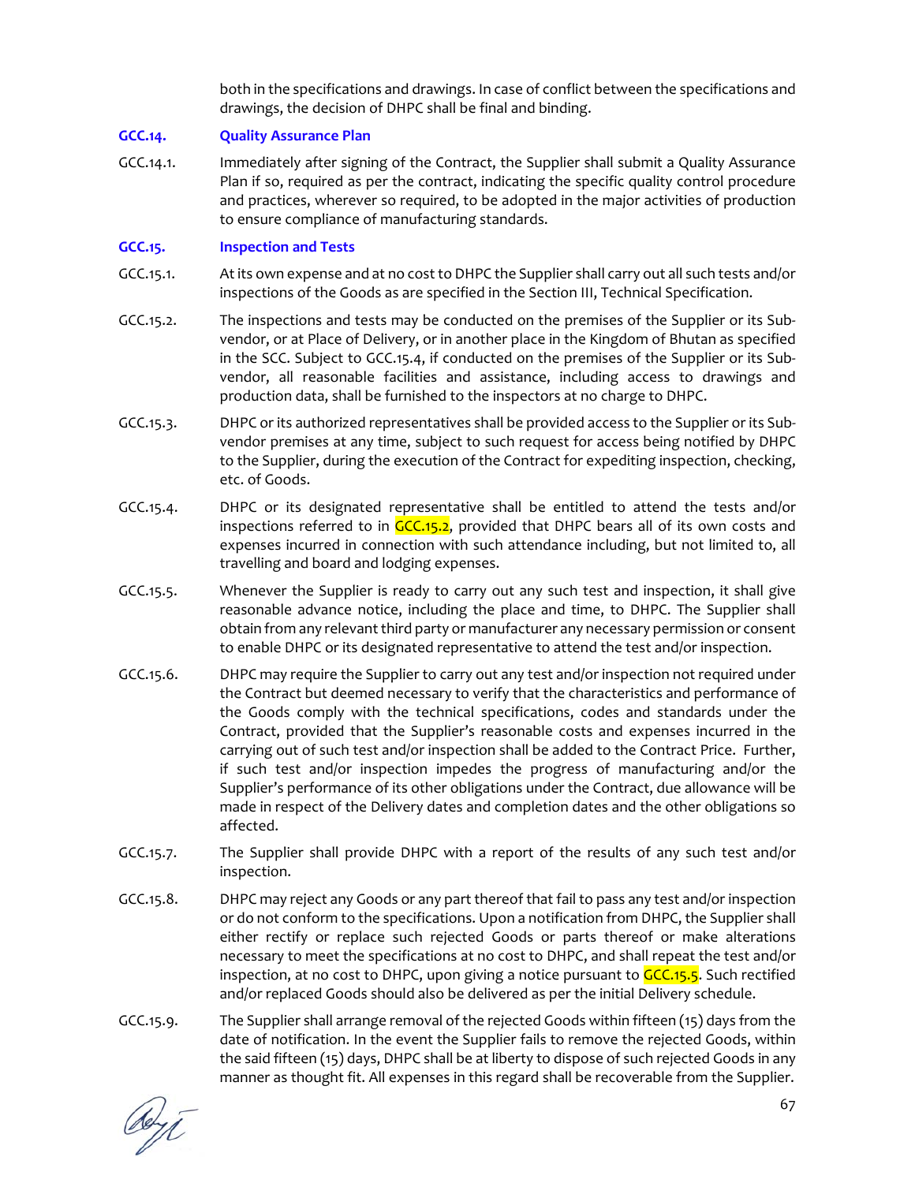both in the specifications and drawings. In case of conflict between the specifications and drawings, the decision of DHPC shall be final and binding.

### GCC.14. Quality Assurance Plan

GCC.14.1. Immediately after signing of the Contract, the Supplier shall submit a Quality Assurance Plan if so, required as per the contract, indicating the specific quality control procedure and practices, wherever so required, to be adopted in the major activities of production to ensure compliance of manufacturing standards.

### GCC.15. Inspection and Tests

GCC.15.1. At its own expense and at no cost to DHPC the Supplier shall carry out all such tests and/or inspections of the Goods as are specified in the Section III, Technical Specification.

GCC.15.2. The inspections and tests may be conducted on the premises of the Supplier or its Sub-vendor, or at Place of Delivery, or in another place in the Kingdom of Bhutan as specified in the SCC. Subject to GCC.15.4, if conducted on the premises of the Supplier or its Sub-vendor, all reasonable facilities and assistance, including access to drawings and production data, shall be furnished to the inspectors at no charge to DHPC.

GCC.15.3. DHPC or its authorized representatives shall be provided access to the Supplier or its Sub-vendor premises at any time, subject to such request for access being notified by DHPC to the Supplier, during the execution of the Contract for expediting inspection, checking, etc. of Goods.

GCC.15.4. DHPC or its designated representative shall be entitled to attend the tests and/or inspections referred to in GCC.15.2, provided that DHPC bears all of its own costs and expenses incurred in connection with such attendance including, but not limited to, all travelling and board and lodging expenses.

GCC.15.5. Whenever the Supplier is ready to carry out any such test and inspection, it shall give reasonable advance notice, including the place and time, to DHPC. The Supplier shall obtain from any relevant third party or manufacturer any necessary permission or consent to enable DHPC or its designated representative to attend the test and/or inspection.

GCC.15.6. DHPC may require the Supplier to carry out any test and/or inspection not required under the Contract but deemed necessary to verify that the characteristics and performance of the Goods comply with the technical specifications, codes and standards under the Contract, provided that the Supplier's reasonable costs and expenses incurred in the carrying out of such test and/or inspection shall be added to the Contract Price. Further, if such test and/or inspection impedes the progress of manufacturing and/or the Supplier's performance of its other obligations under the Contract, due allowance will be made in respect of the Delivery dates and completion dates and the other obligations so affected.

GCC.15.7. The Supplier shall provide DHPC with a report of the results of any such test and/or inspection.

GCC.15.8. DHPC may reject any Goods or any part thereof that fail to pass any test and/or inspection or do not conform to the specifications. Upon a notification from DHPC, the Supplier shall either rectify or replace such rejected Goods or parts thereof or make alterations necessary to meet the specifications at no cost to DHPC, and shall repeat the test and/or inspection, at no cost to DHPC, upon giving a notice pursuant to GCC.15.5. Such rectified and/or replaced Goods should also be delivered as per the initial Delivery schedule.

GCC.15.9. The Supplier shall arrange removal of the rejected Goods within fifteen (15) days from the date of notification. In the event the Supplier fails to remove the rejected Goods, within the said fifteen (15) days, DHPC shall be at liberty to dispose of such rejected Goods in any manner as thought fit. All expenses in this regard shall be recoverable from the Supplier.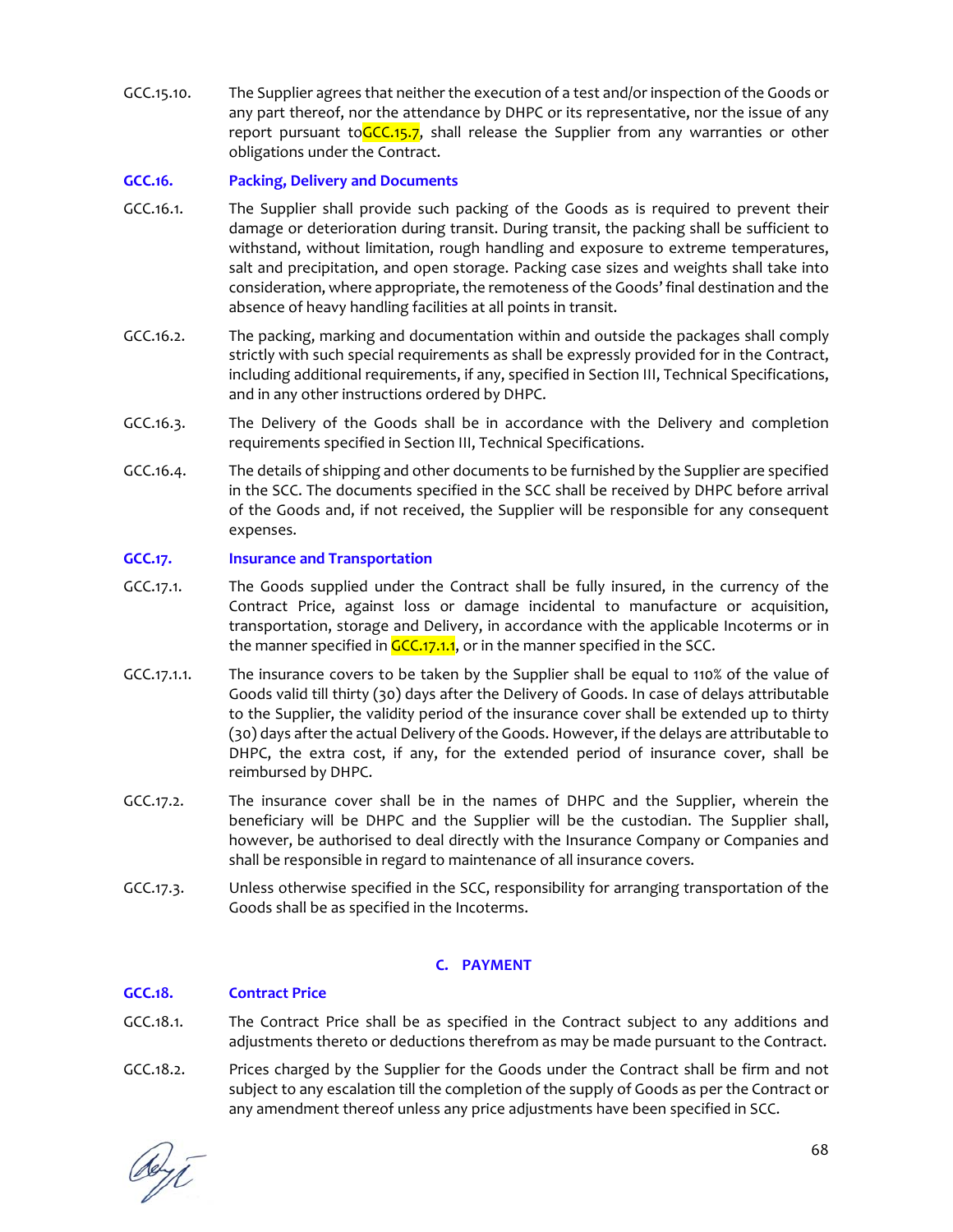GCC.15.10. The Supplier agrees that neither the execution of a test and/or inspection of the Goods or any part thereof, nor the attendance by DHPC or its representative, nor the issue of any report pursuant toGCC.15.7, shall release the Supplier from any warranties or other obligations under the Contract.

### GCC.16. Packing, Delivery and Documents

GCC.16.1. The Supplier shall provide such packing of the Goods as is required to prevent their damage or deterioration during transit. During transit, the packing shall be sufficient to withstand, without limitation, rough handling and exposure to extreme temperatures, salt and precipitation, and open storage. Packing case sizes and weights shall take into consideration, where appropriate, the remoteness of the Goods' final destination and the absence of heavy handling facilities at all points in transit.

GCC.16.2. The packing, marking and documentation within and outside the packages shall comply strictly with such special requirements as shall be expressly provided for in the Contract, including additional requirements, if any, specified in Section III, Technical Specifications, and in any other instructions ordered by DHPC.

GCC.16.3. The Delivery of the Goods shall be in accordance with the Delivery and completion requirements specified in Section III, Technical Specifications.

GCC.16.4. The details of shipping and other documents to be furnished by the Supplier are specified in the SCC. The documents specified in the SCC shall be received by DHPC before arrival of the Goods and, if not received, the Supplier will be responsible for any consequent expenses.

### GCC.17. Insurance and Transportation

GCC.17.1. The Goods supplied under the Contract shall be fully insured, in the currency of the Contract Price, against loss or damage incidental to manufacture or acquisition, transportation, storage and Delivery, in accordance with the applicable Incoterms or in the manner specified in GCC.17.1.1, or in the manner specified in the SCC.

GCC.17.1.1. The insurance covers to be taken by the Supplier shall be equal to 110% of the value of Goods valid till thirty (30) days after the Delivery of Goods. In case of delays attributable to the Supplier, the validity period of the insurance cover shall be extended up to thirty (30) days after the actual Delivery of the Goods. However, if the delays are attributable to DHPC, the extra cost, if any, for the extended period of insurance cover, shall be reimbursed by DHPC.

GCC.17.2. The insurance cover shall be in the names of DHPC and the Supplier, wherein the beneficiary will be DHPC and the Supplier will be the custodian. The Supplier shall, however, be authorised to deal directly with the Insurance Company or Companies and shall be responsible in regard to maintenance of all insurance covers.

GCC.17.3. Unless otherwise specified in the SCC, responsibility for arranging transportation of the Goods shall be as specified in the Incoterms.

## C. PAYMENT

### GCC.18. Contract Price

GCC.18.1. The Contract Price shall be as specified in the Contract subject to any additions and adjustments thereto or deductions therefrom as may be made pursuant to the Contract.

GCC.18.2. Prices charged by the Supplier for the Goods under the Contract shall be firm and not subject to any escalation till the completion of the supply of Goods as per the Contract or any amendment thereof unless any price adjustments have been specified in SCC.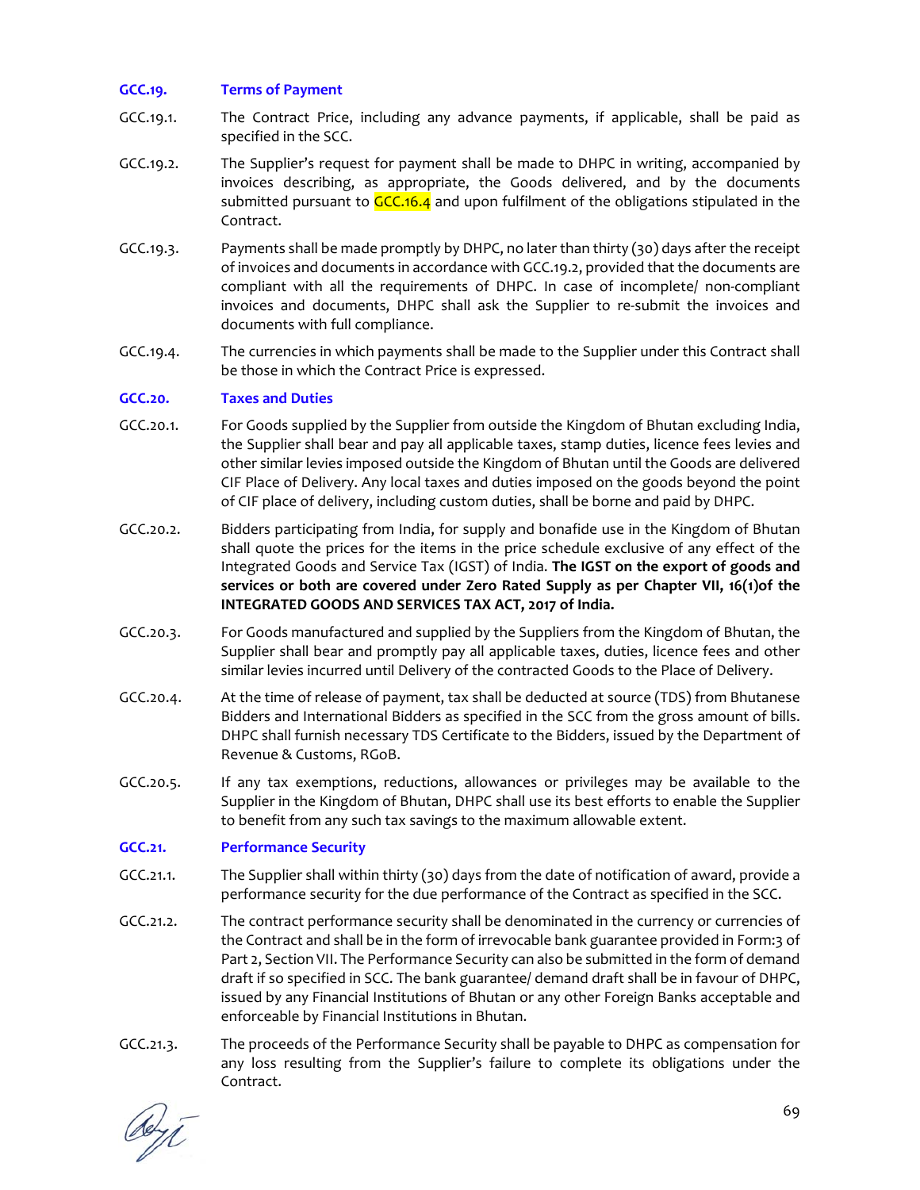### GCC.19. Terms of Payment

GCC.19.1. The Contract Price, including any advance payments, if applicable, shall be paid as specified in the SCC.

GCC.19.2. The Supplier's request for payment shall be made to DHPC in writing, accompanied by invoices describing, as appropriate, the Goods delivered, and by the documents submitted pursuant to GCC.16.4 and upon fulfilment of the obligations stipulated in the Contract.

GCC.19.3. Payments shall be made promptly by DHPC, no later than thirty (30) days after the receipt of invoices and documents in accordance with GCC.19.2, provided that the documents are compliant with all the requirements of DHPC. In case of incomplete/ non-compliant invoices and documents, DHPC shall ask the Supplier to re-submit the invoices and documents with full compliance.

GCC.19.4. The currencies in which payments shall be made to the Supplier under this Contract shall be those in which the Contract Price is expressed.

### GCC.20. Taxes and Duties

GCC.20.1. For Goods supplied by the Supplier from outside the Kingdom of Bhutan excluding India, the Supplier shall bear and pay all applicable taxes, stamp duties, licence fees levies and other similar levies imposed outside the Kingdom of Bhutan until the Goods are delivered CIF Place of Delivery. Any local taxes and duties imposed on the goods beyond the point of CIF place of delivery, including custom duties, shall be borne and paid by DHPC.

GCC.20.2. Bidders participating from India, for supply and bonafide use in the Kingdom of Bhutan shall quote the prices for the items in the price schedule exclusive of any effect of the Integrated Goods and Service Tax (IGST) of India. **The IGST on the export of goods and services or both are covered under Zero Rated Supply as per Chapter VII, 16(1)of the INTEGRATED GOODS AND SERVICES TAX ACT, 2017 of India.**

GCC.20.3. For Goods manufactured and supplied by the Suppliers from the Kingdom of Bhutan, the Supplier shall bear and promptly pay all applicable taxes, duties, licence fees and other similar levies incurred until Delivery of the contracted Goods to the Place of Delivery.

GCC.20.4. At the time of release of payment, tax shall be deducted at source (TDS) from Bhutanese Bidders and International Bidders as specified in the SCC from the gross amount of bills. DHPC shall furnish necessary TDS Certificate to the Bidders, issued by the Department of Revenue & Customs, RGoB.

GCC.20.5. If any tax exemptions, reductions, allowances or privileges may be available to the Supplier in the Kingdom of Bhutan, DHPC shall use its best efforts to enable the Supplier to benefit from any such tax savings to the maximum allowable extent.

### GCC.21. Performance Security

GCC.21.1. The Supplier shall within thirty (30) days from the date of notification of award, provide a performance security for the due performance of the Contract as specified in the SCC.

GCC.21.2. The contract performance security shall be denominated in the currency or currencies of the Contract and shall be in the form of irrevocable bank guarantee provided in Form:3 of Part 2, Section VII. The Performance Security can also be submitted in the form of demand draft if so specified in SCC. The bank guarantee/ demand draft shall be in favour of DHPC, issued by any Financial Institutions of Bhutan or any other Foreign Banks acceptable and enforceable by Financial Institutions in Bhutan.

GCC.21.3. The proceeds of the Performance Security shall be payable to DHPC as compensation for any loss resulting from the Supplier's failure to complete its obligations under the Contract.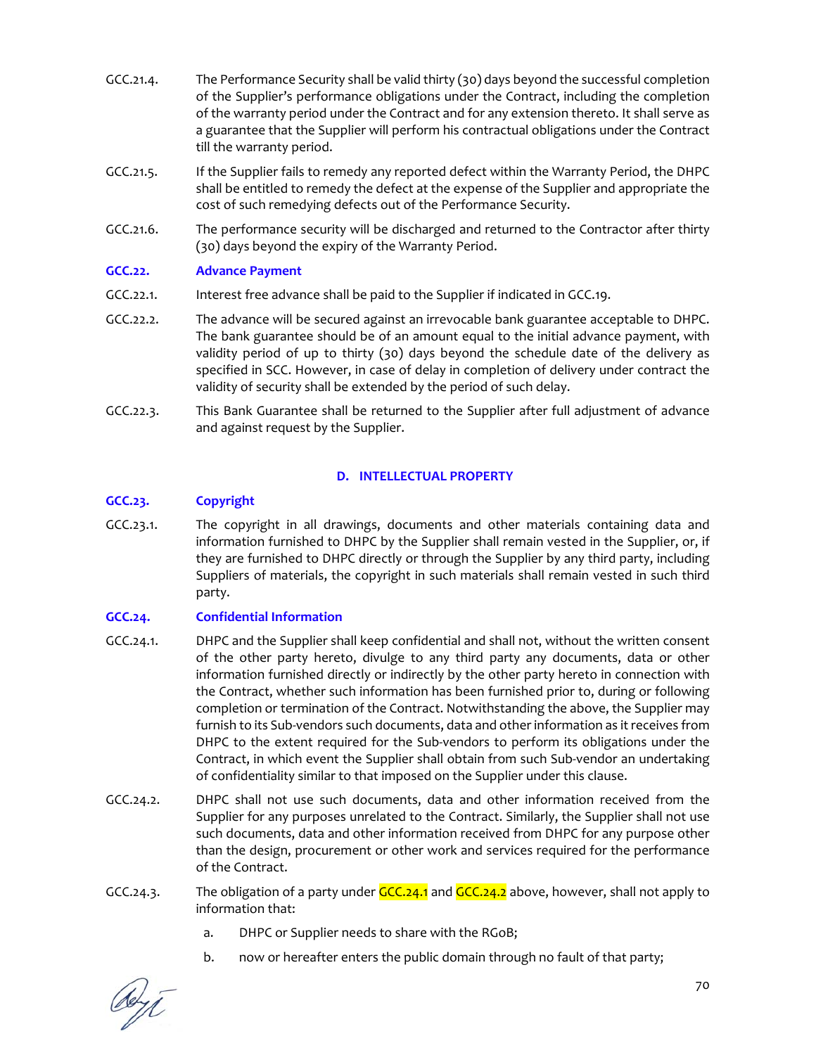GCC.21.4. The Performance Security shall be valid thirty (30) days beyond the successful completion of the Supplier's performance obligations under the Contract, including the completion of the warranty period under the Contract and for any extension thereto. It shall serve as a guarantee that the Supplier will perform his contractual obligations under the Contract till the warranty period.

GCC.21.5. If the Supplier fails to remedy any reported defect within the Warranty Period, the DHPC shall be entitled to remedy the defect at the expense of the Supplier and appropriate the cost of such remedying defects out of the Performance Security.

GCC.21.6. The performance security will be discharged and returned to the Contractor after thirty (30) days beyond the expiry of the Warranty Period.

### GCC.22. Advance Payment

GCC.22.1. Interest free advance shall be paid to the Supplier if indicated in GCC.19.

GCC.22.2. The advance will be secured against an irrevocable bank guarantee acceptable to DHPC. The bank guarantee should be of an amount equal to the initial advance payment, with validity period of up to thirty (30) days beyond the schedule date of the delivery as specified in SCC. However, in case of delay in completion of delivery under contract the validity of security shall be extended by the period of such delay.

GCC.22.3. This Bank Guarantee shall be returned to the Supplier after full adjustment of advance and against request by the Supplier.

## D. INTELLECTUAL PROPERTY

### GCC.23. Copyright

GCC.23.1. The copyright in all drawings, documents and other materials containing data and information furnished to DHPC by the Supplier shall remain vested in the Supplier, or, if they are furnished to DHPC directly or through the Supplier by any third party, including Suppliers of materials, the copyright in such materials shall remain vested in such third party.

### GCC.24. Confidential Information

GCC.24.1. DHPC and the Supplier shall keep confidential and shall not, without the written consent of the other party hereto, divulge to any third party any documents, data or other information furnished directly or indirectly by the other party hereto in connection with the Contract, whether such information has been furnished prior to, during or following completion or termination of the Contract. Notwithstanding the above, the Supplier may furnish to its Sub-vendors such documents, data and other information as it receives from DHPC to the extent required for the Sub-vendors to perform its obligations under the Contract, in which event the Supplier shall obtain from such Sub-vendor an undertaking of confidentiality similar to that imposed on the Supplier under this clause.

GCC.24.2. DHPC shall not use such documents, data and other information received from the Supplier for any purposes unrelated to the Contract. Similarly, the Supplier shall not use such documents, data and other information received from DHPC for any purpose other than the design, procurement or other work and services required for the performance of the Contract.

GCC.24.3. The obligation of a party under GCC.24.1 and GCC.24.2 above, however, shall not apply to information that:

a. DHPC or Supplier needs to share with the RGoB;

b. now or hereafter enters the public domain through no fault of that party;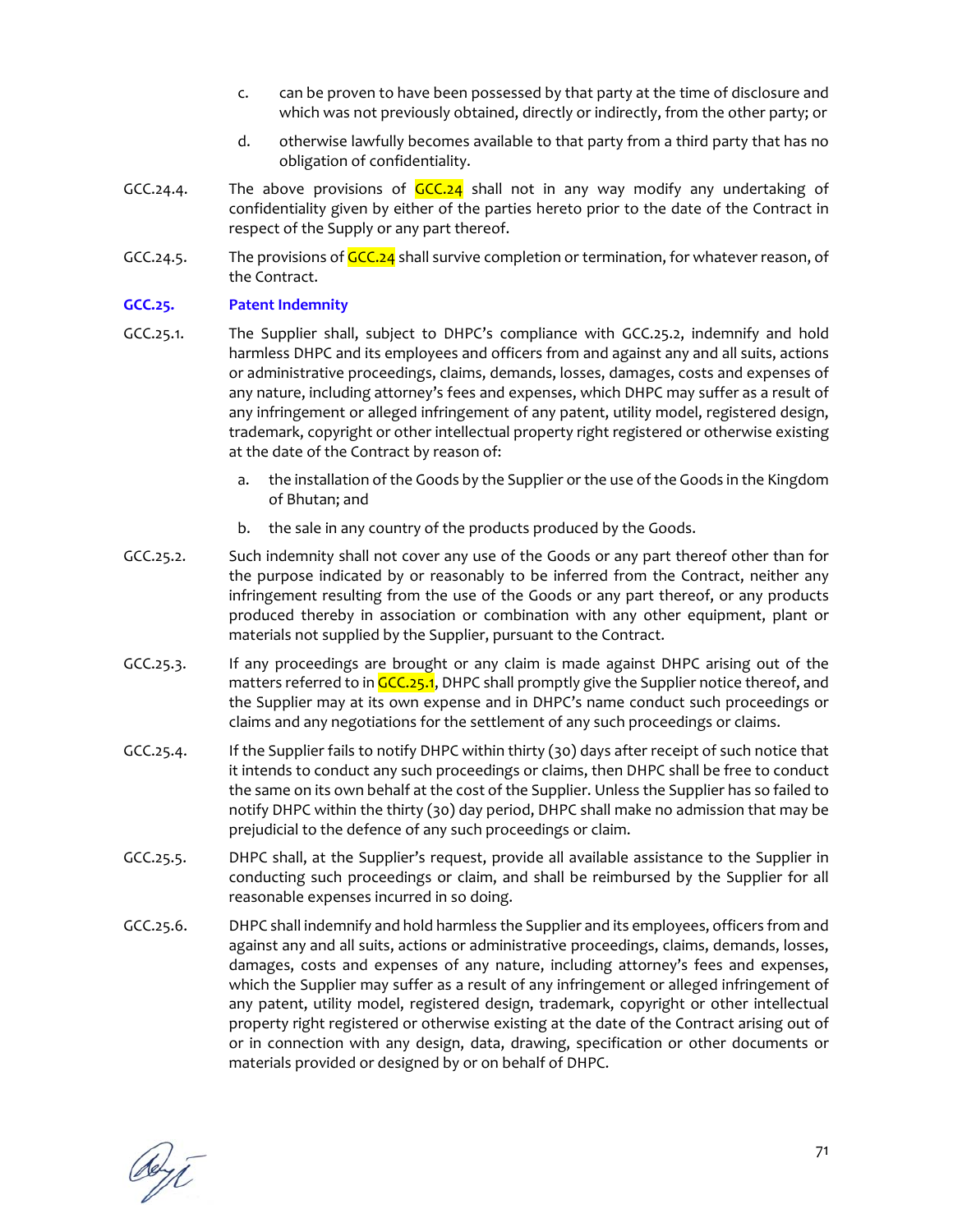c. can be proven to have been possessed by that party at the time of disclosure and which was not previously obtained, directly or indirectly, from the other party; or

d. otherwise lawfully becomes available to that party from a third party that has no obligation of confidentiality.

GCC.24.4. The above provisions of GCC.24 shall not in any way modify any undertaking of confidentiality given by either of the parties hereto prior to the date of the Contract in respect of the Supply or any part thereof.

GCC.24.5. The provisions of GCC.24 shall survive completion or termination, for whatever reason, of the Contract.

### GCC.25. Patent Indemnity

GCC.25.1. The Supplier shall, subject to DHPC's compliance with GCC.25.2, indemnify and hold harmless DHPC and its employees and officers from and against any and all suits, actions or administrative proceedings, claims, demands, losses, damages, costs and expenses of any nature, including attorney's fees and expenses, which DHPC may suffer as a result of any infringement or alleged infringement of any patent, utility model, registered design, trademark, copyright or other intellectual property right registered or otherwise existing at the date of the Contract by reason of:

a. the installation of the Goods by the Supplier or the use of the Goods in the Kingdom of Bhutan; and

b. the sale in any country of the products produced by the Goods.

GCC.25.2. Such indemnity shall not cover any use of the Goods or any part thereof other than for the purpose indicated by or reasonably to be inferred from the Contract, neither any infringement resulting from the use of the Goods or any part thereof, or any products produced thereby in association or combination with any other equipment, plant or materials not supplied by the Supplier, pursuant to the Contract.

GCC.25.3. If any proceedings are brought or any claim is made against DHPC arising out of the matters referred to in GCC.25.1, DHPC shall promptly give the Supplier notice thereof, and the Supplier may at its own expense and in DHPC's name conduct such proceedings or claims and any negotiations for the settlement of any such proceedings or claims.

GCC.25.4. If the Supplier fails to notify DHPC within thirty (30) days after receipt of such notice that it intends to conduct any such proceedings or claims, then DHPC shall be free to conduct the same on its own behalf at the cost of the Supplier. Unless the Supplier has so failed to notify DHPC within the thirty (30) day period, DHPC shall make no admission that may be prejudicial to the defence of any such proceedings or claim.

GCC.25.5. DHPC shall, at the Supplier's request, provide all available assistance to the Supplier in conducting such proceedings or claim, and shall be reimbursed by the Supplier for all reasonable expenses incurred in so doing.

GCC.25.6. DHPC shall indemnify and hold harmless the Supplier and its employees, officers from and against any and all suits, actions or administrative proceedings, claims, demands, losses, damages, costs and expenses of any nature, including attorney's fees and expenses, which the Supplier may suffer as a result of any infringement or alleged infringement of any patent, utility model, registered design, trademark, copyright or other intellectual property right registered or otherwise existing at the date of the Contract arising out of or in connection with any design, data, drawing, specification or other documents or materials provided or designed by or on behalf of DHPC.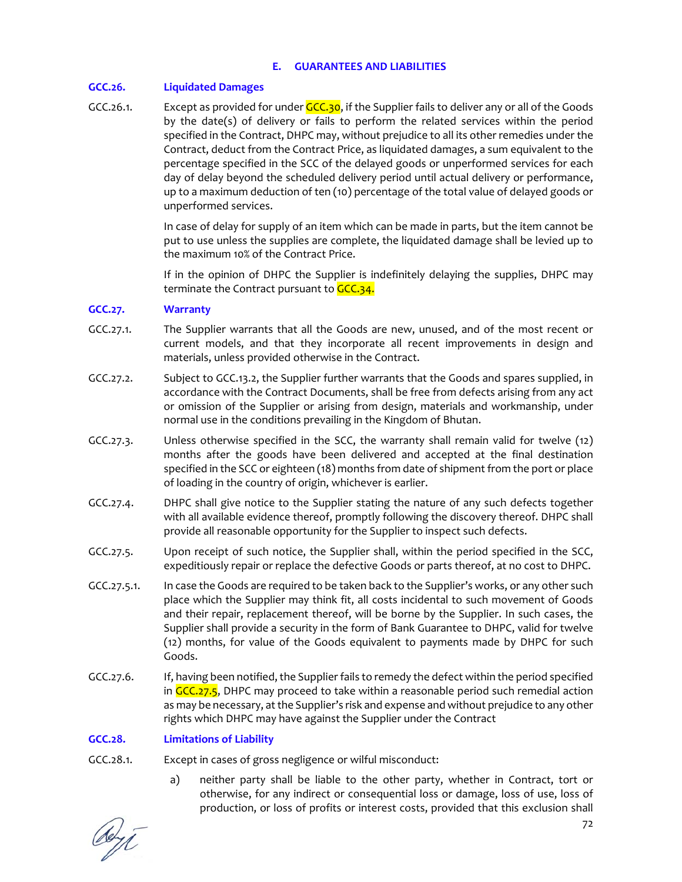## E. GUARANTEES AND LIABILITIES

### GCC.26. Liquidated Damages

GCC.26.1. Except as provided for under GCC.30, if the Supplier fails to deliver any or all of the Goods by the date(s) of delivery or fails to perform the related services within the period specified in the Contract, DHPC may, without prejudice to all its other remedies under the Contract, deduct from the Contract Price, as liquidated damages, a sum equivalent to the percentage specified in the SCC of the delayed goods or unperformed services for each day of delay beyond the scheduled delivery period until actual delivery or performance, up to a maximum deduction of ten (10) percentage of the total value of delayed goods or unperformed services.

In case of delay for supply of an item which can be made in parts, but the item cannot be put to use unless the supplies are complete, the liquidated damage shall be levied up to the maximum 10% of the Contract Price.

If in the opinion of DHPC the Supplier is indefinitely delaying the supplies, DHPC may terminate the Contract pursuant to GCC.34.

### GCC.27. Warranty

GCC.27.1. The Supplier warrants that all the Goods are new, unused, and of the most recent or current models, and that they incorporate all recent improvements in design and materials, unless provided otherwise in the Contract.

GCC.27.2. Subject to GCC.13.2, the Supplier further warrants that the Goods and spares supplied, in accordance with the Contract Documents, shall be free from defects arising from any act or omission of the Supplier or arising from design, materials and workmanship, under normal use in the conditions prevailing in the Kingdom of Bhutan.

GCC.27.3. Unless otherwise specified in the SCC, the warranty shall remain valid for twelve (12) months after the goods have been delivered and accepted at the final destination specified in the SCC or eighteen (18) months from date of shipment from the port or place of loading in the country of origin, whichever is earlier.

GCC.27.4. DHPC shall give notice to the Supplier stating the nature of any such defects together with all available evidence thereof, promptly following the discovery thereof. DHPC shall provide all reasonable opportunity for the Supplier to inspect such defects.

GCC.27.5. Upon receipt of such notice, the Supplier shall, within the period specified in the SCC, expeditiously repair or replace the defective Goods or parts thereof, at no cost to DHPC.

GCC.27.5.1. In case the Goods are required to be taken back to the Supplier's works, or any other such place which the Supplier may think fit, all costs incidental to such movement of Goods and their repair, replacement thereof, will be borne by the Supplier. In such cases, the Supplier shall provide a security in the form of Bank Guarantee to DHPC, valid for twelve (12) months, for value of the Goods equivalent to payments made by DHPC for such Goods.

GCC.27.6. If, having been notified, the Supplier fails to remedy the defect within the period specified in GCC.27.5, DHPC may proceed to take within a reasonable period such remedial action as may be necessary, at the Supplier's risk and expense and without prejudice to any other rights which DHPC may have against the Supplier under the Contract

### GCC.28. Limitations of Liability

GCC.28.1. Except in cases of gross negligence or wilful misconduct:

a) neither party shall be liable to the other party, whether in Contract, tort or otherwise, for any indirect or consequential loss or damage, loss of use, loss of production, or loss of profits or interest costs, provided that this exclusion shall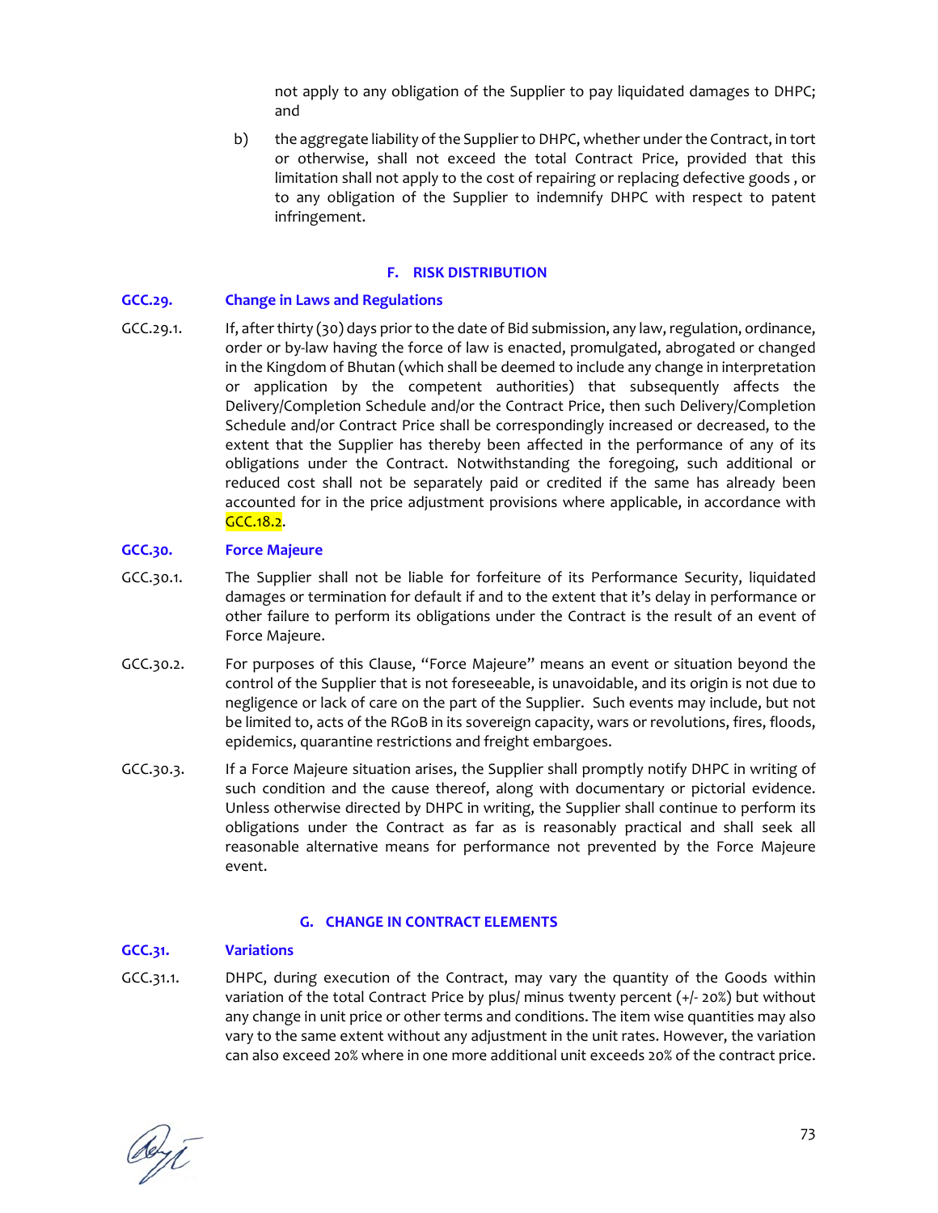not apply to any obligation of the Supplier to pay liquidated damages to DHPC; and

b) the aggregate liability of the Supplier to DHPC, whether under the Contract, in tort or otherwise, shall not exceed the total Contract Price, provided that this limitation shall not apply to the cost of repairing or replacing defective goods , or to any obligation of the Supplier to indemnify DHPC with respect to patent infringement.

## F. RISK DISTRIBUTION

### GCC.29. Change in Laws and Regulations

GCC.29.1. If, after thirty (30) days prior to the date of Bid submission, any law, regulation, ordinance, order or by-law having the force of law is enacted, promulgated, abrogated or changed in the Kingdom of Bhutan (which shall be deemed to include any change in interpretation or application by the competent authorities) that subsequently affects the Delivery/Completion Schedule and/or the Contract Price, then such Delivery/Completion Schedule and/or Contract Price shall be correspondingly increased or decreased, to the extent that the Supplier has thereby been affected in the performance of any of its obligations under the Contract. Notwithstanding the foregoing, such additional or reduced cost shall not be separately paid or credited if the same has already been accounted for in the price adjustment provisions where applicable, in accordance with GCC.18.2.

### GCC.30. Force Majeure

GCC.30.1. The Supplier shall not be liable for forfeiture of its Performance Security, liquidated damages or termination for default if and to the extent that it's delay in performance or other failure to perform its obligations under the Contract is the result of an event of Force Majeure.

GCC.30.2. For purposes of this Clause, "Force Majeure" means an event or situation beyond the control of the Supplier that is not foreseeable, is unavoidable, and its origin is not due to negligence or lack of care on the part of the Supplier. Such events may include, but not be limited to, acts of the RGoB in its sovereign capacity, wars or revolutions, fires, floods, epidemics, quarantine restrictions and freight embargoes.

GCC.30.3. If a Force Majeure situation arises, the Supplier shall promptly notify DHPC in writing of such condition and the cause thereof, along with documentary or pictorial evidence. Unless otherwise directed by DHPC in writing, the Supplier shall continue to perform its obligations under the Contract as far as is reasonably practical and shall seek all reasonable alternative means for performance not prevented by the Force Majeure event.

## G. CHANGE IN CONTRACT ELEMENTS

### GCC.31. Variations

GCC.31.1. DHPC, during execution of the Contract, may vary the quantity of the Goods within variation of the total Contract Price by plus/ minus twenty percent (+/- 20%) but without any change in unit price or other terms and conditions. The item wise quantities may also vary to the same extent without any adjustment in the unit rates. However, the variation can also exceed 20% where in one more additional unit exceeds 20% of the contract price.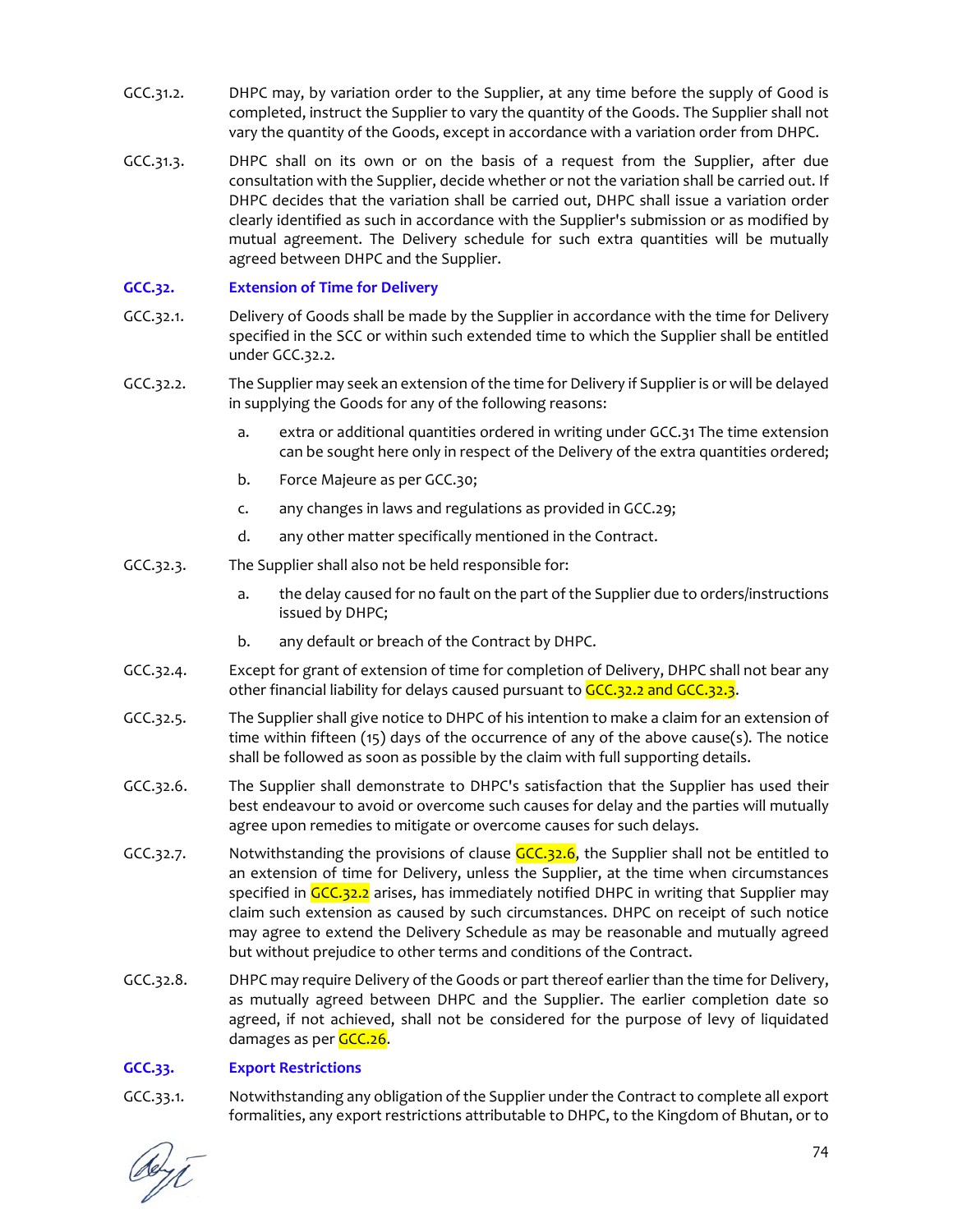GCC.31.2. DHPC may, by variation order to the Supplier, at any time before the supply of Good is completed, instruct the Supplier to vary the quantity of the Goods. The Supplier shall not vary the quantity of the Goods, except in accordance with a variation order from DHPC.

GCC.31.3. DHPC shall on its own or on the basis of a request from the Supplier, after due consultation with the Supplier, decide whether or not the variation shall be carried out. If DHPC decides that the variation shall be carried out, DHPC shall issue a variation order clearly identified as such in accordance with the Supplier's submission or as modified by mutual agreement. The Delivery schedule for such extra quantities will be mutually agreed between DHPC and the Supplier.

### GCC.32. Extension of Time for Delivery

GCC.32.1. Delivery of Goods shall be made by the Supplier in accordance with the time for Delivery specified in the SCC or within such extended time to which the Supplier shall be entitled under GCC.32.2.

GCC.32.2. The Supplier may seek an extension of the time for Delivery if Supplier is or will be delayed in supplying the Goods for any of the following reasons:

a. extra or additional quantities ordered in writing under GCC.31 The time extension can be sought here only in respect of the Delivery of the extra quantities ordered;

b. Force Majeure as per GCC.30;

c. any changes in laws and regulations as provided in GCC.29;

d. any other matter specifically mentioned in the Contract.

GCC.32.3. The Supplier shall also not be held responsible for:

a. the delay caused for no fault on the part of the Supplier due to orders/instructions issued by DHPC;

b. any default or breach of the Contract by DHPC.

GCC.32.4. Except for grant of extension of time for completion of Delivery, DHPC shall not bear any other financial liability for delays caused pursuant to GCC.32.2 and GCC.32.3.

GCC.32.5. The Supplier shall give notice to DHPC of his intention to make a claim for an extension of time within fifteen (15) days of the occurrence of any of the above cause(s). The notice shall be followed as soon as possible by the claim with full supporting details.

GCC.32.6. The Supplier shall demonstrate to DHPC's satisfaction that the Supplier has used their best endeavour to avoid or overcome such causes for delay and the parties will mutually agree upon remedies to mitigate or overcome causes for such delays.

GCC.32.7. Notwithstanding the provisions of clause GCC.32.6, the Supplier shall not be entitled to an extension of time for Delivery, unless the Supplier, at the time when circumstances specified in GCC.32.2 arises, has immediately notified DHPC in writing that Supplier may claim such extension as caused by such circumstances. DHPC on receipt of such notice may agree to extend the Delivery Schedule as may be reasonable and mutually agreed but without prejudice to other terms and conditions of the Contract.

GCC.32.8. DHPC may require Delivery of the Goods or part thereof earlier than the time for Delivery, as mutually agreed between DHPC and the Supplier. The earlier completion date so agreed, if not achieved, shall not be considered for the purpose of levy of liquidated damages as per GCC.26.

### GCC.33. Export Restrictions

GCC.33.1. Notwithstanding any obligation of the Supplier under the Contract to complete all export formalities, any export restrictions attributable to DHPC, to the Kingdom of Bhutan, or to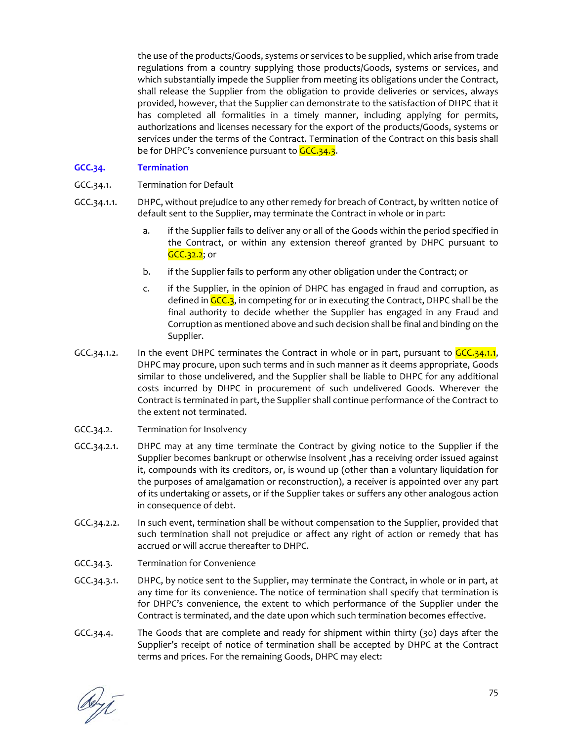the use of the products/Goods, systems or services to be supplied, which arise from trade regulations from a country supplying those products/Goods, systems or services, and which substantially impede the Supplier from meeting its obligations under the Contract, shall release the Supplier from the obligation to provide deliveries or services, always provided, however, that the Supplier can demonstrate to the satisfaction of DHPC that it has completed all formalities in a timely manner, including applying for permits, authorizations and licenses necessary for the export of the products/Goods, systems or services under the terms of the Contract. Termination of the Contract on this basis shall be for DHPC's convenience pursuant to GCC.34.3.

## GCC.34. Termination

GCC.34.1. Termination for Default

GCC.34.1.1. DHPC, without prejudice to any other remedy for breach of Contract, by written notice of default sent to the Supplier, may terminate the Contract in whole or in part:

a. if the Supplier fails to deliver any or all of the Goods within the period specified in the Contract, or within any extension thereof granted by DHPC pursuant to GCC.32.2; or

b. if the Supplier fails to perform any other obligation under the Contract; or

c. if the Supplier, in the opinion of DHPC has engaged in fraud and corruption, as defined in GCC.3, in competing for or in executing the Contract, DHPC shall be the final authority to decide whether the Supplier has engaged in any Fraud and Corruption as mentioned above and such decision shall be final and binding on the Supplier.

GCC.34.1.2. In the event DHPC terminates the Contract in whole or in part, pursuant to GCC.34.1.1, DHPC may procure, upon such terms and in such manner as it deems appropriate, Goods similar to those undelivered, and the Supplier shall be liable to DHPC for any additional costs incurred by DHPC in procurement of such undelivered Goods. Wherever the Contract is terminated in part, the Supplier shall continue performance of the Contract to the extent not terminated.

GCC.34.2. Termination for Insolvency

GCC.34.2.1. DHPC may at any time terminate the Contract by giving notice to the Supplier if the Supplier becomes bankrupt or otherwise insolvent ,has a receiving order issued against it, compounds with its creditors, or, is wound up (other than a voluntary liquidation for the purposes of amalgamation or reconstruction), a receiver is appointed over any part of its undertaking or assets, or if the Supplier takes or suffers any other analogous action in consequence of debt.

GCC.34.2.2. In such event, termination shall be without compensation to the Supplier, provided that such termination shall not prejudice or affect any right of action or remedy that has accrued or will accrue thereafter to DHPC.

GCC.34.3. Termination for Convenience

GCC.34.3.1. DHPC, by notice sent to the Supplier, may terminate the Contract, in whole or in part, at any time for its convenience. The notice of termination shall specify that termination is for DHPC's convenience, the extent to which performance of the Supplier under the Contract is terminated, and the date upon which such termination becomes effective.

GCC.34.4. The Goods that are complete and ready for shipment within thirty (30) days after the Supplier's receipt of notice of termination shall be accepted by DHPC at the Contract terms and prices. For the remaining Goods, DHPC may elect: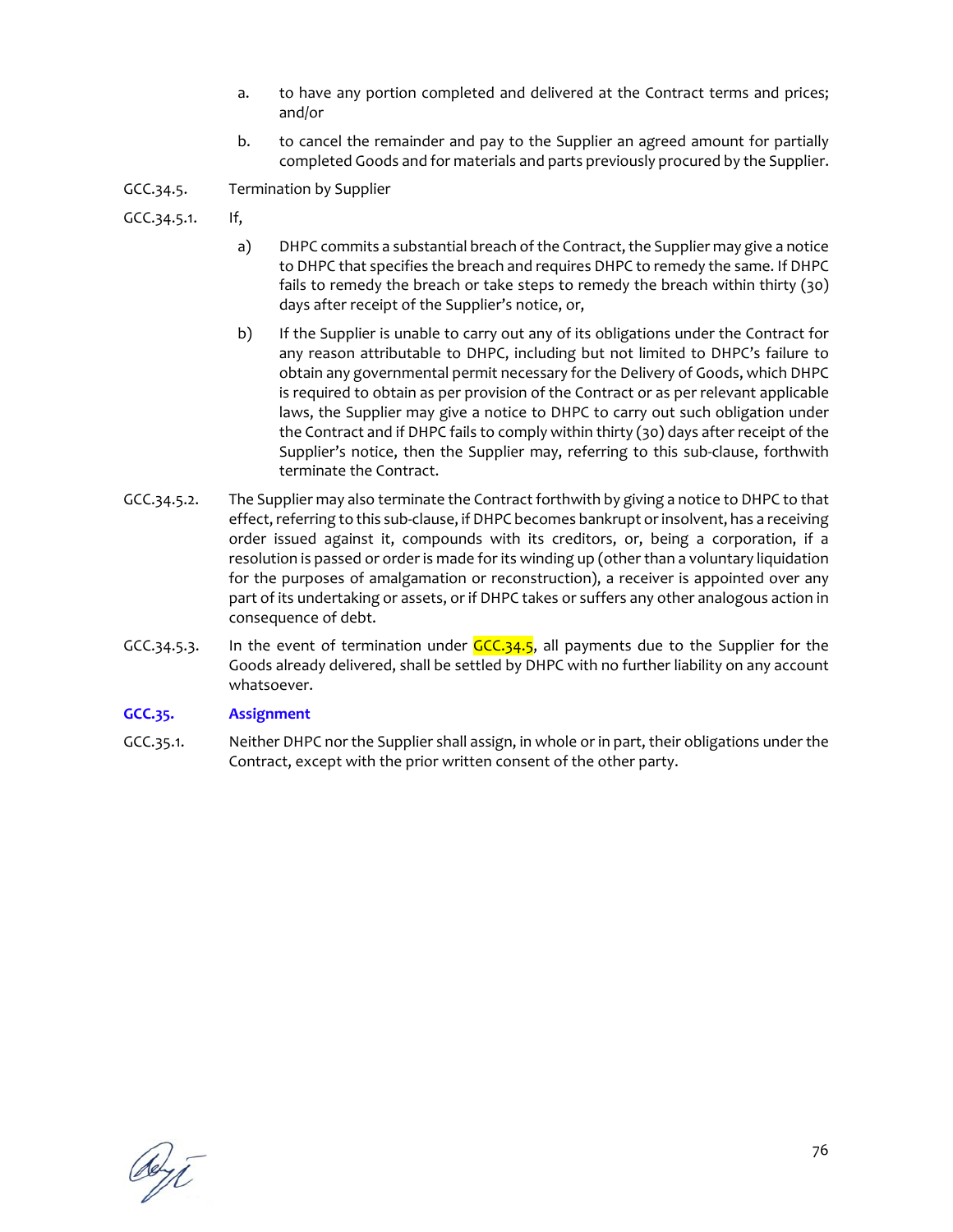a. to have any portion completed and delivered at the Contract terms and prices; and/or

b. to cancel the remainder and pay to the Supplier an agreed amount for partially completed Goods and for materials and parts previously procured by the Supplier.

GCC.34.5. Termination by Supplier

GCC.34.5.1. If,

a) DHPC commits a substantial breach of the Contract, the Supplier may give a notice to DHPC that specifies the breach and requires DHPC to remedy the same. If DHPC fails to remedy the breach or take steps to remedy the breach within thirty (30) days after receipt of the Supplier's notice, or,

b) If the Supplier is unable to carry out any of its obligations under the Contract for any reason attributable to DHPC, including but not limited to DHPC's failure to obtain any governmental permit necessary for the Delivery of Goods, which DHPC is required to obtain as per provision of the Contract or as per relevant applicable laws, the Supplier may give a notice to DHPC to carry out such obligation under the Contract and if DHPC fails to comply within thirty (30) days after receipt of the Supplier's notice, then the Supplier may, referring to this sub-clause, forthwith terminate the Contract.

GCC.34.5.2. The Supplier may also terminate the Contract forthwith by giving a notice to DHPC to that effect, referring to this sub-clause, if DHPC becomes bankrupt or insolvent, has a receiving order issued against it, compounds with its creditors, or, being a corporation, if a resolution is passed or order is made for its winding up (other than a voluntary liquidation for the purposes of amalgamation or reconstruction), a receiver is appointed over any part of its undertaking or assets, or if DHPC takes or suffers any other analogous action in consequence of debt.

GCC.34.5.3. In the event of termination under GCC.34.5, all payments due to the Supplier for the Goods already delivered, shall be settled by DHPC with no further liability on any account whatsoever.

## GCC.35. Assignment

GCC.35.1. Neither DHPC nor the Supplier shall assign, in whole or in part, their obligations under the Contract, except with the prior written consent of the other party.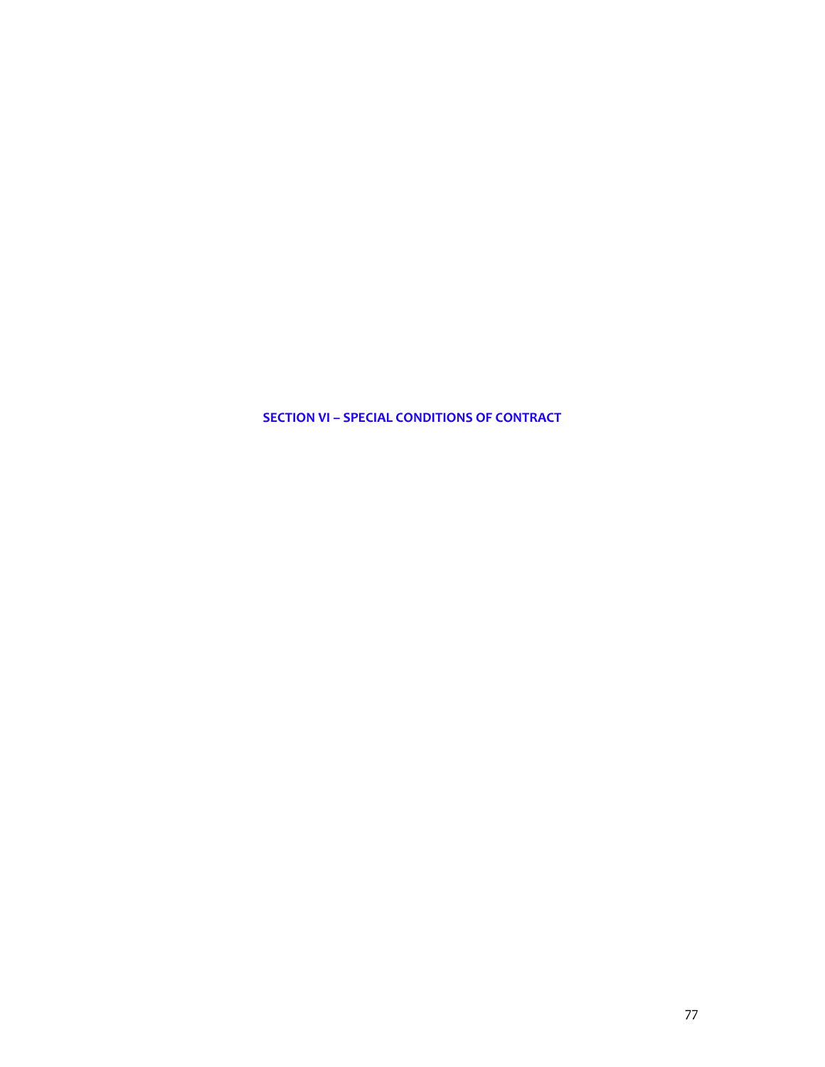# SECTION VI – SPECIAL CONDITIONS OF CONTRACT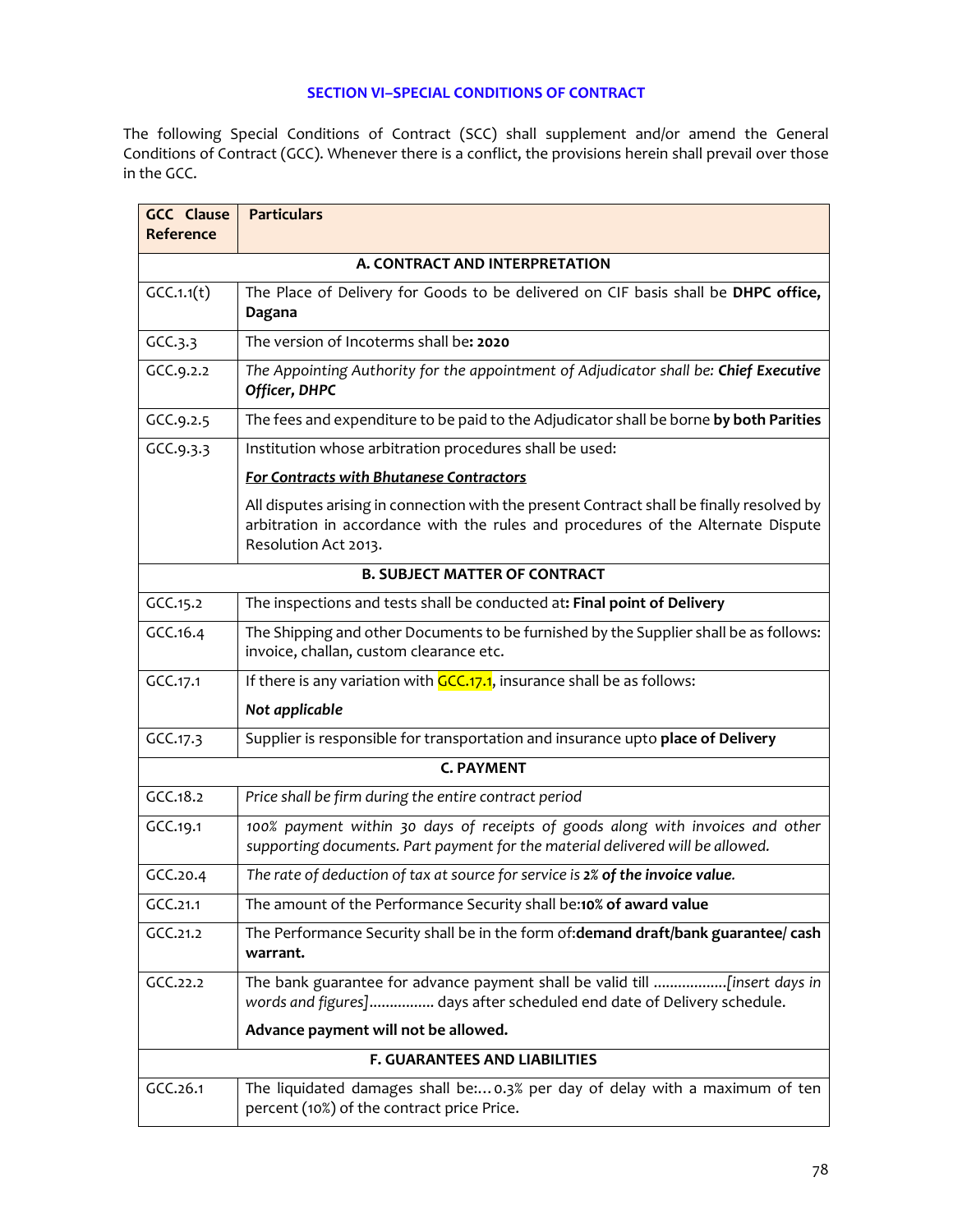## SECTION VI–SPECIAL CONDITIONS OF CONTRACT

The following Special Conditions of Contract (SCC) shall supplement and/or amend the General Conditions of Contract (GCC). Whenever there is a conflict, the provisions herein shall prevail over those in the GCC.

| GCC Clause Reference | Particulars |
|---|---|
| **A. CONTRACT AND INTERPRETATION** | |
| GCC.1.1(t) | The Place of Delivery for Goods to be delivered on CIF basis shall be **DHPC office, Dagana** |
| GCC.3.3 | The version of Incoterms shall be**: 2020** |
| GCC.9.2.2 | *The Appointing Authority for the appointment of Adjudicator shall be:* ***Chief Executive Officer, DHPC*** |
| GCC.9.2.5 | The fees and expenditure to be paid to the Adjudicator shall be borne **by both Parities** |
| GCC.9.3.3 | Institution whose arbitration procedures shall be used:<br>***For Contracts with Bhutanese Contractors***<br>All disputes arising in connection with the present Contract shall be finally resolved by arbitration in accordance with the rules and procedures of the Alternate Dispute Resolution Act 2013. |
| **B. SUBJECT MATTER OF CONTRACT** | |
| GCC.15.2 | The inspections and tests shall be conducted at**: Final point of Delivery** |
| GCC.16.4 | The Shipping and other Documents to be furnished by the Supplier shall be as follows: invoice, challan, custom clearance etc. |
| GCC.17.1 | If there is any variation with GCC.17.1, insurance shall be as follows:<br>***Not applicable*** |
| GCC.17.3 | Supplier is responsible for transportation and insurance upto **place of Delivery** |
| **C. PAYMENT** | |
| GCC.18.2 | *Price shall be firm during the entire contract period* |
| GCC.19.1 | *100% payment within 30 days of receipts of goods along with invoices and other supporting documents. Part payment for the material delivered will be allowed.* |
| GCC.20.4 | *The rate of deduction of tax at source for service is* ***2% of the invoice value.*** |
| GCC.21.1 | The amount of the Performance Security shall be:**10% of award value** |
| GCC.21.2 | The Performance Security shall be in the form of:**demand draft/bank guarantee/ cash warrant.** |
| GCC.22.2 | The bank guarantee for advance payment shall be valid till .................*[insert days in words and figures]*............... days after scheduled end date of Delivery schedule.<br>**Advance payment will not be allowed.** |
| **F. GUARANTEES AND LIABILITIES** | |
| GCC.26.1 | The liquidated damages shall be:... 0.3% per day of delay with a maximum of ten percent (10%) of the contract price Price. |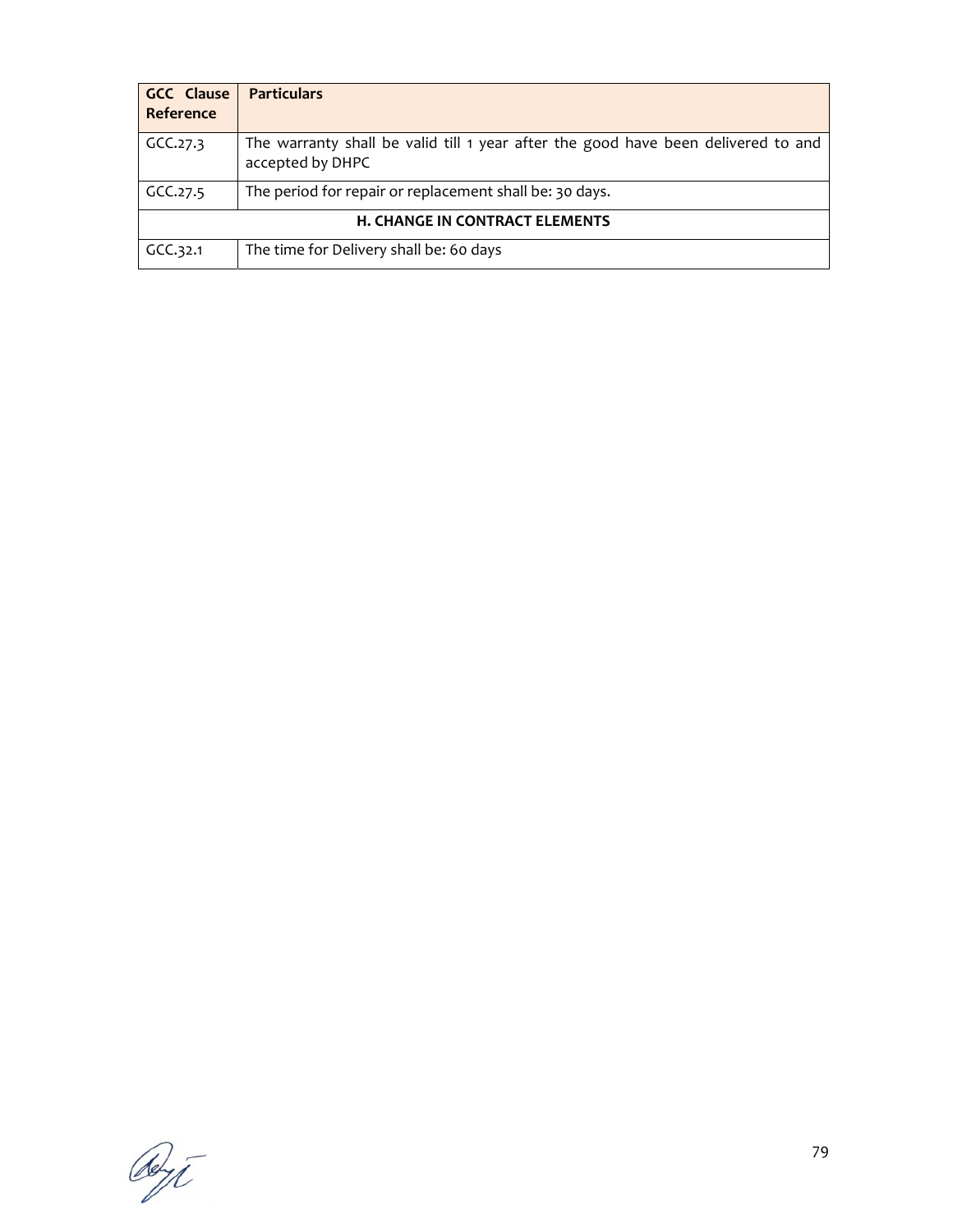| GCC Clause Reference | Particulars |
|---|---|
| GCC.27.3 | The warranty shall be valid till 1 year after the good have been delivered to and accepted by DHPC |
| GCC.27.5 | The period for repair or replacement shall be: 30 days. |
| **H. CHANGE IN CONTRACT ELEMENTS** | |
| GCC.32.1 | The time for Delivery shall be: 60 days |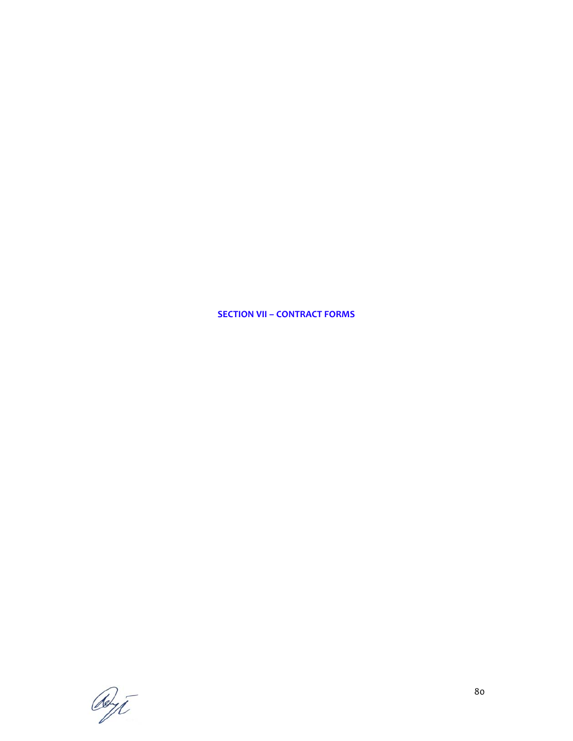# SECTION VII – CONTRACT FORMS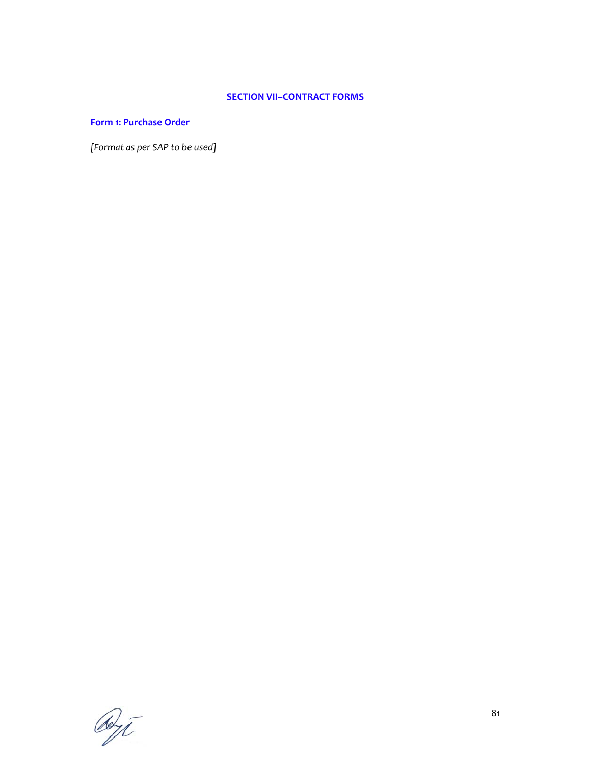## SECTION VII–CONTRACT FORMS

### Form 1: Purchase Order

*[Format as per SAP to be used]*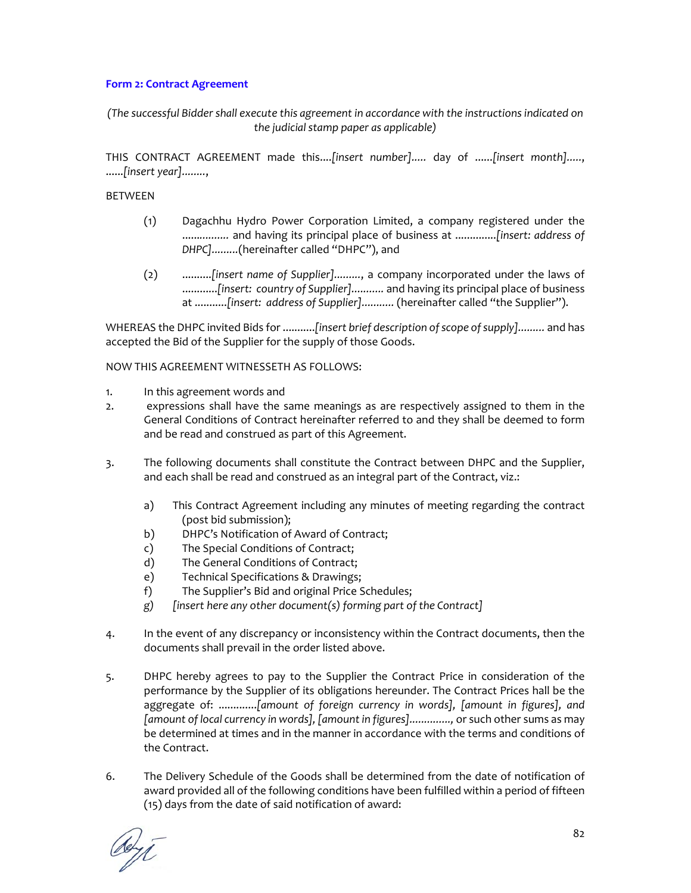### Form 2: Contract Agreement

*(The successful Bidder shall execute this agreement in accordance with the instructions indicated on the judicial stamp paper as applicable)*

THIS CONTRACT AGREEMENT made this....*[insert number]*..... day of ......*[insert month]*....., ......*[insert year]*........,

BETWEEN

(1) Dagachhu Hydro Power Corporation Limited, a company registered under the ................ and having its principal place of business at ..............*[insert: address of DHPC]*.........(hereinafter called "DHPC"), and

(2) ..........*[insert name of Supplier]*........., a company incorporated under the laws of ............*[insert: country of Supplier]*........... and having its principal place of business at ...........*[insert: address of Supplier]*........... (hereinafter called "the Supplier").

WHEREAS the DHPC invited Bids for ...........*[insert brief description of scope of supply]*......... and has accepted the Bid of the Supplier for the supply of those Goods.

NOW THIS AGREEMENT WITNESSETH AS FOLLOWS:

1. In this agreement words and
2. expressions shall have the same meanings as are respectively assigned to them in the General Conditions of Contract hereinafter referred to and they shall be deemed to form and be read and construed as part of this Agreement.

3. The following documents shall constitute the Contract between DHPC and the Supplier, and each shall be read and construed as an integral part of the Contract, viz.:

   a) This Contract Agreement including any minutes of meeting regarding the contract (post bid submission);
   b) DHPC's Notification of Award of Contract;
   c) The Special Conditions of Contract;
   d) The General Conditions of Contract;
   e) Technical Specifications & Drawings;
   f) The Supplier's Bid and original Price Schedules;
   g) *[insert here any other document(s) forming part of the Contract]*

4. In the event of any discrepancy or inconsistency within the Contract documents, then the documents shall prevail in the order listed above.

5. DHPC hereby agrees to pay to the Supplier the Contract Price in consideration of the performance by the Supplier of its obligations hereunder. The Contract Prices hall be the aggregate of: .............*[amount of foreign currency in words], [amount in figures], and [amount of local currency in words], [amount in figures]*.............., or such other sums as may be determined at times and in the manner in accordance with the terms and conditions of the Contract.

6. The Delivery Schedule of the Goods shall be determined from the date of notification of award provided all of the following conditions have been fulfilled within a period of fifteen (15) days from the date of said notification of award: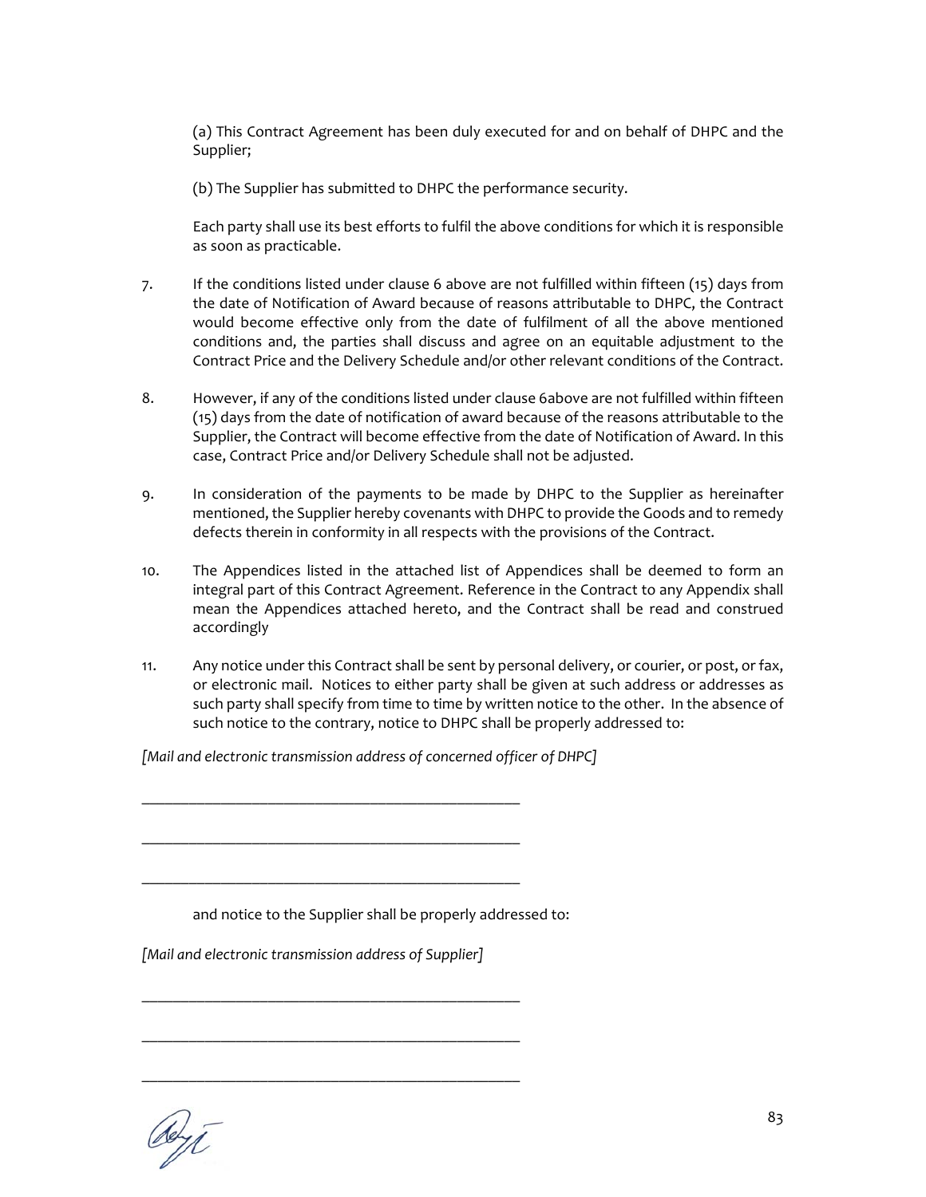(a) This Contract Agreement has been duly executed for and on behalf of DHPC and the Supplier;

(b) The Supplier has submitted to DHPC the performance security.

Each party shall use its best efforts to fulfil the above conditions for which it is responsible as soon as practicable.

7. If the conditions listed under clause 6 above are not fulfilled within fifteen (15) days from the date of Notification of Award because of reasons attributable to DHPC, the Contract would become effective only from the date of fulfilment of all the above mentioned conditions and, the parties shall discuss and agree on an equitable adjustment to the Contract Price and the Delivery Schedule and/or other relevant conditions of the Contract.

8. However, if any of the conditions listed under clause 6above are not fulfilled within fifteen (15) days from the date of notification of award because of the reasons attributable to the Supplier, the Contract will become effective from the date of Notification of Award. In this case, Contract Price and/or Delivery Schedule shall not be adjusted.

9. In consideration of the payments to be made by DHPC to the Supplier as hereinafter mentioned, the Supplier hereby covenants with DHPC to provide the Goods and to remedy defects therein in conformity in all respects with the provisions of the Contract.

10. The Appendices listed in the attached list of Appendices shall be deemed to form an integral part of this Contract Agreement. Reference in the Contract to any Appendix shall mean the Appendices attached hereto, and the Contract shall be read and construed accordingly

11. Any notice under this Contract shall be sent by personal delivery, or courier, or post, or fax, or electronic mail. Notices to either party shall be given at such address or addresses as such party shall specify from time to time by written notice to the other. In the absence of such notice to the contrary, notice to DHPC shall be properly addressed to:

*[Mail and electronic transmission address of concerned officer of DHPC]*

_______________________________________________

_______________________________________________

_______________________________________________

and notice to the Supplier shall be properly addressed to:

*[Mail and electronic transmission address of Supplier]*

_______________________________________________

_______________________________________________

_______________________________________________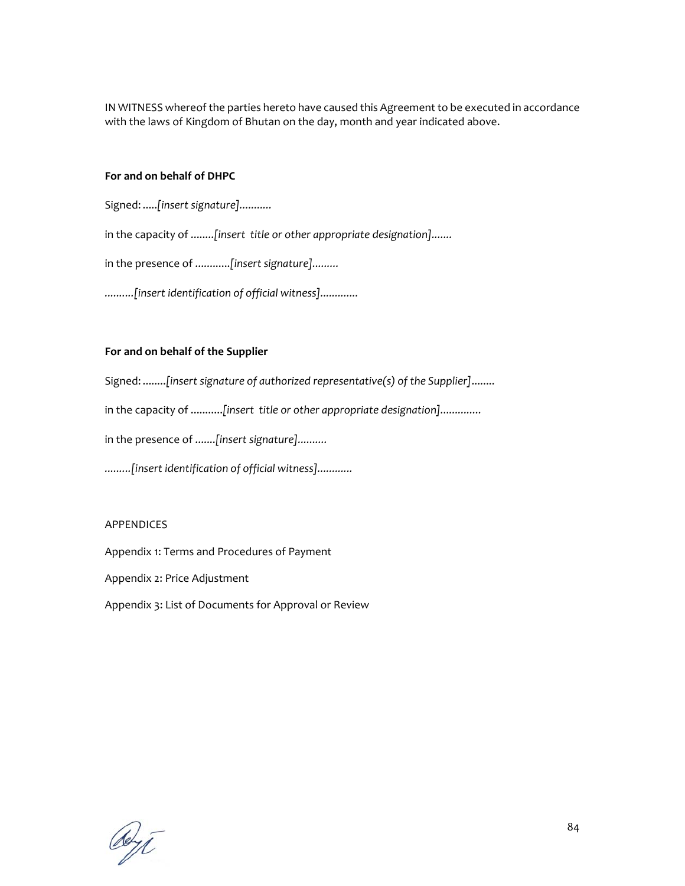IN WITNESS whereof the parties hereto have caused this Agreement to be executed in accordance with the laws of Kingdom of Bhutan on the day, month and year indicated above.

**For and on behalf of DHPC**

Signed: .....*[insert signature]...........*

in the capacity of ........*[insert title or other appropriate designation].......*

in the presence of ............*[insert signature].........*

*..........[insert identification of official witness]............*

**For and on behalf of the Supplier**

Signed: ........*[insert signature of authorized representative(s) of the Supplier]........*

in the capacity of ...........*[insert title or other appropriate designation].............*

in the presence of .......*[insert signature]..........*

*.........[insert identification of official witness]............*

APPENDICES

Appendix 1: Terms and Procedures of Payment

Appendix 2: Price Adjustment

Appendix 3: List of Documents for Approval or Review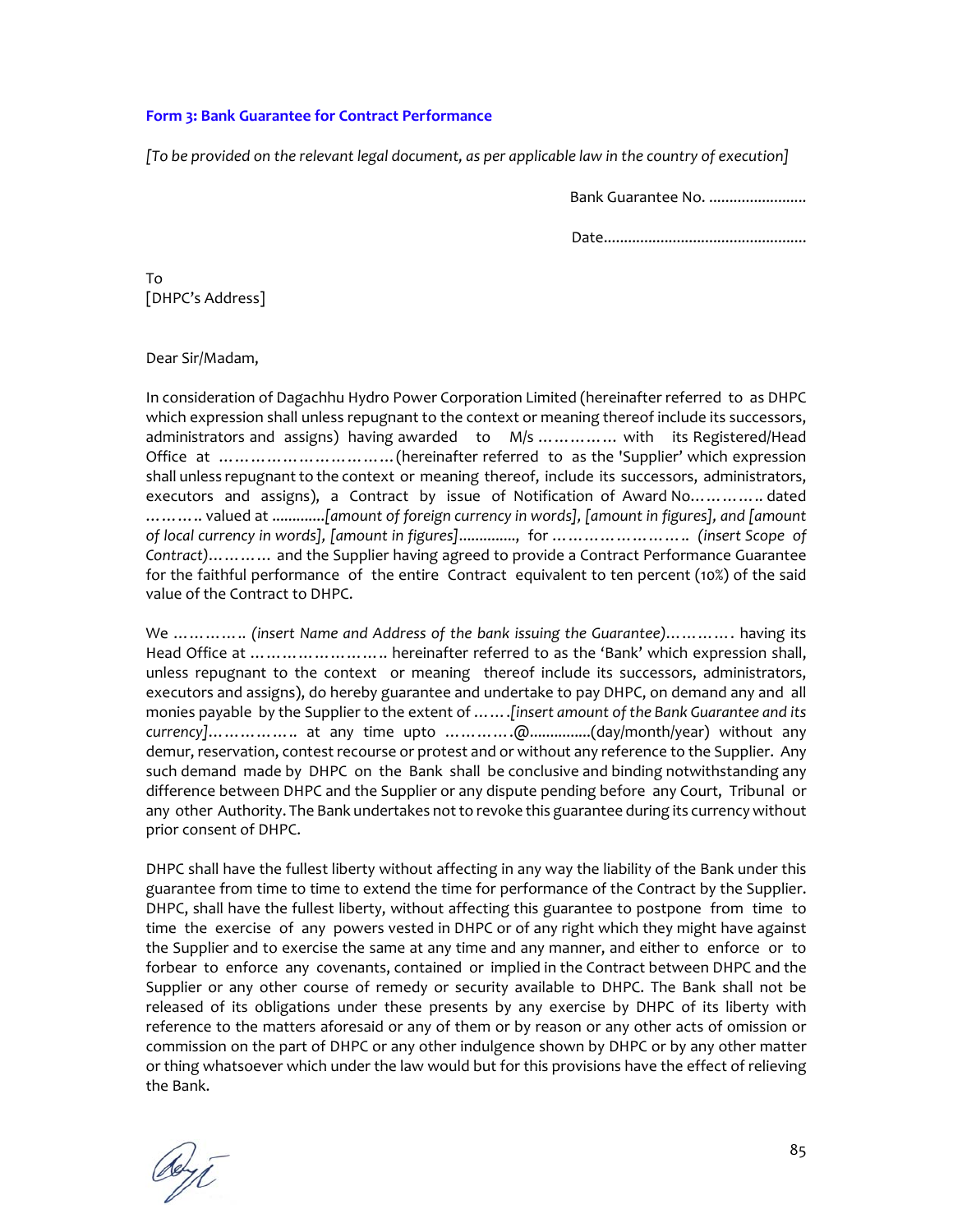### Form 3: Bank Guarantee for Contract Performance

*[To be provided on the relevant legal document, as per applicable law in the country of execution]*

Bank Guarantee No. ........................

Date..................................................

To
[DHPC's Address]

Dear Sir/Madam,

In consideration of Dagachhu Hydro Power Corporation Limited (hereinafter referred to as DHPC which expression shall unless repugnant to the context or meaning thereof include its successors, administrators and assigns) having awarded to M/s …………… with its Registered/Head Office at ……………………………(hereinafter referred to as the 'Supplier' which expression shall unless repugnant to the context or meaning thereof, include its successors, administrators, executors and assigns), a Contract by issue of Notification of Award No.………….. dated ……….. valued at .............*[amount of foreign currency in words], [amount in figures], and [amount of local currency in words], [amount in figures]*.............., for …………………….. *(insert Scope of Contract)*………… and the Supplier having agreed to provide a Contract Performance Guarantee for the faithful performance of the entire Contract equivalent to ten percent (10%) of the said value of the Contract to DHPC.

We ………….. *(insert Name and Address of the bank issuing the Guarantee)*…………. having its Head Office at …………………….. hereinafter referred to as the 'Bank' which expression shall, unless repugnant to the context or meaning thereof include its successors, administrators, executors and assigns), do hereby guarantee and undertake to pay DHPC, on demand any and all monies payable by the Supplier to the extent of …….*[insert amount of the Bank Guarantee and its currency]*…………….. at any time upto ………….@...............(day/month/year) without any demur, reservation, contest recourse or protest and or without any reference to the Supplier. Any such demand made by DHPC on the Bank shall be conclusive and binding notwithstanding any difference between DHPC and the Supplier or any dispute pending before any Court, Tribunal or any other Authority. The Bank undertakes not to revoke this guarantee during its currency without prior consent of DHPC.

DHPC shall have the fullest liberty without affecting in any way the liability of the Bank under this guarantee from time to time to extend the time for performance of the Contract by the Supplier. DHPC, shall have the fullest liberty, without affecting this guarantee to postpone from time to time the exercise of any powers vested in DHPC or of any right which they might have against the Supplier and to exercise the same at any time and any manner, and either to enforce or to forbear to enforce any covenants, contained or implied in the Contract between DHPC and the Supplier or any other course of remedy or security available to DHPC. The Bank shall not be released of its obligations under these presents by any exercise by DHPC of its liberty with reference to the matters aforesaid or any of them or by reason or any other acts of omission or commission on the part of DHPC or any other indulgence shown by DHPC or by any other matter or thing whatsoever which under the law would but for this provisions have the effect of relieving the Bank.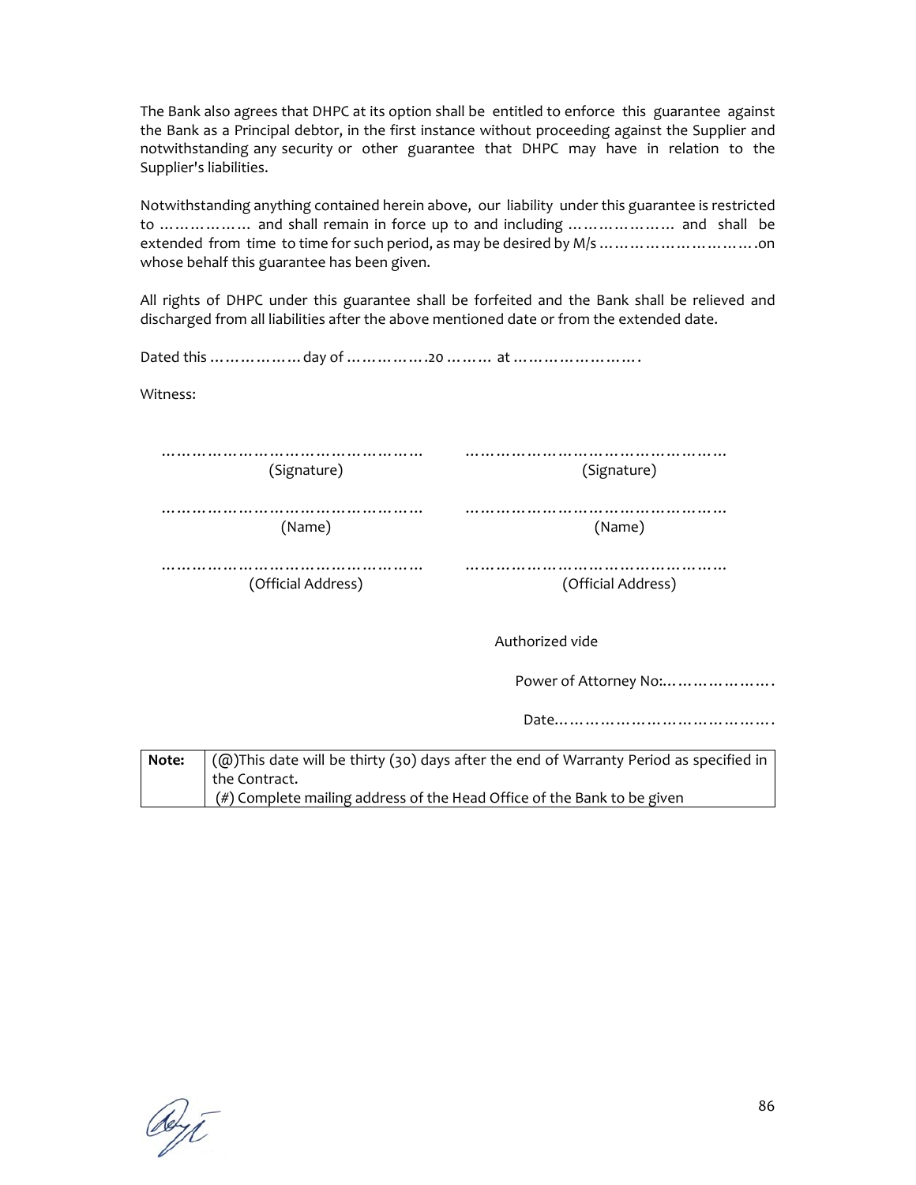The Bank also agrees that DHPC at its option shall be entitled to enforce this guarantee against the Bank as a Principal debtor, in the first instance without proceeding against the Supplier and notwithstanding any security or other guarantee that DHPC may have in relation to the Supplier's liabilities.

Notwithstanding anything contained herein above, our liability under this guarantee is restricted to ……………… and shall remain in force up to and including ………………… and shall be extended from time to time for such period, as may be desired by M/s ………………………….on whose behalf this guarantee has been given.

All rights of DHPC under this guarantee shall be forfeited and the Bank shall be relieved and discharged from all liabilities after the above mentioned date or from the extended date.

Dated this ……………… day of …………….20 ……… at …………………….

Witness:

| | |
|---|---|
| …………………………………………<br>(Signature) | …………………………………………<br>(Signature) |
| …………………………………………<br>(Name) | …………………………………………<br>(Name) |
| …………………………………………<br>(Official Address) | …………………………………………<br>(Official Address) |

Authorized vide

Power of Attorney No:………………….

Date…………………………………….

| **Note:** | (@)This date will be thirty (30) days after the end of Warranty Period as specified in the Contract.<br>(#) Complete mailing address of the Head Office of the Bank to be given |
|---|---|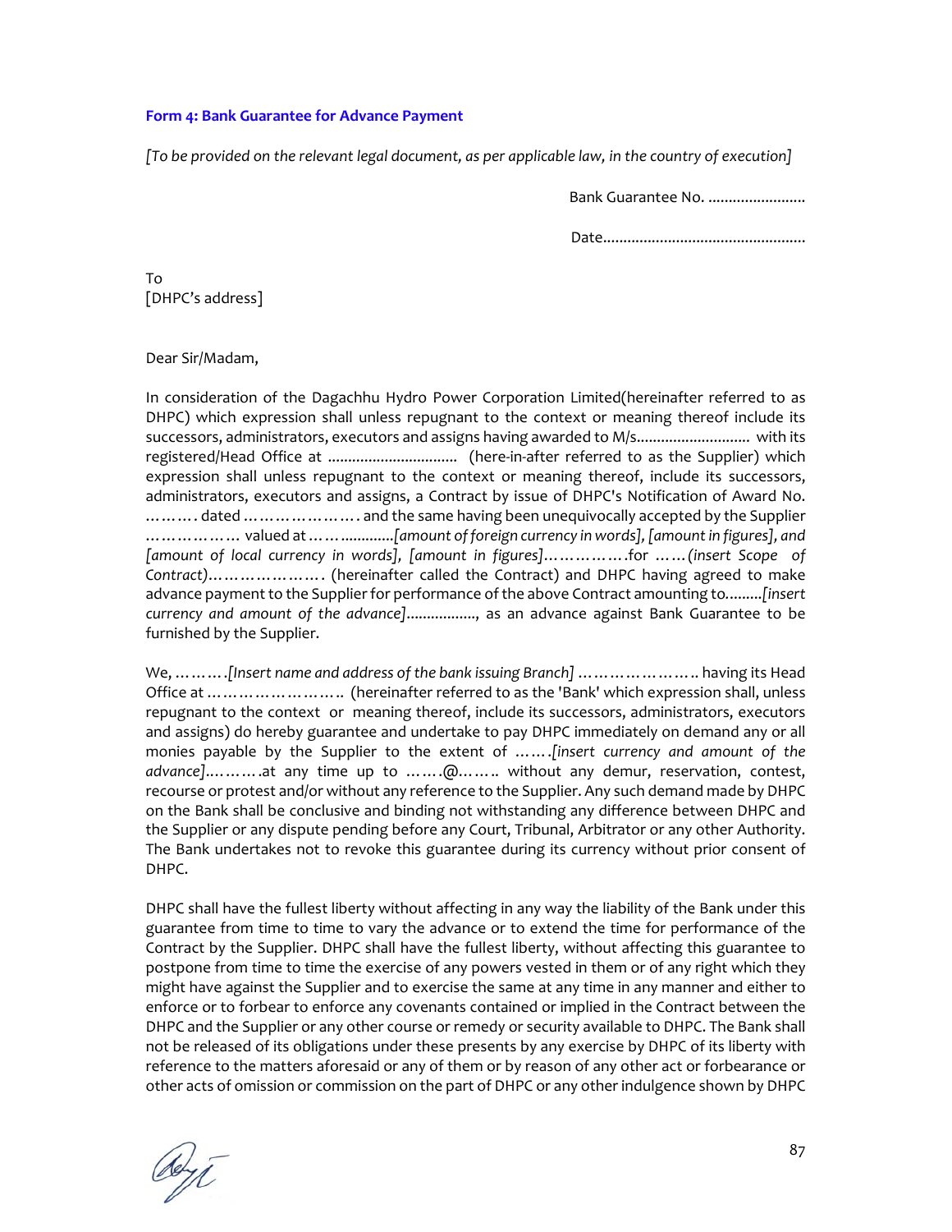### Form 4: Bank Guarantee for Advance Payment

*[To be provided on the relevant legal document, as per applicable law, in the country of execution]*

Bank Guarantee No. ........................

Date..................................................

To
[DHPC's address]

Dear Sir/Madam,

In consideration of the Dagachhu Hydro Power Corporation Limited(hereinafter referred to as DHPC) which expression shall unless repugnant to the context or meaning thereof include its successors, administrators, executors and assigns having awarded to M/s............................ with its registered/Head Office at ................................ (here-in-after referred to as the Supplier) which expression shall unless repugnant to the context or meaning thereof, include its successors, administrators, executors and assigns, a Contract by issue of DHPC's Notification of Award No. ………. dated …………………. and the same having been unequivocally accepted by the Supplier ……………… valued at ……............*[amount of foreign currency in words], [amount in figures], and [amount of local currency in words], [amount in figures]*…………….for ……*(insert Scope of Contract)*…………………. (hereinafter called the Contract) and DHPC having agreed to make advance payment to the Supplier for performance of the above Contract amounting to.........*[insert currency and amount of the advance]*................., as an advance against Bank Guarantee to be furnished by the Supplier.

We, ……….*[Insert name and address of the bank issuing Branch]* ………………….. having its Head Office at …………………….. (hereinafter referred to as the 'Bank' which expression shall, unless repugnant to the context or meaning thereof, include its successors, administrators, executors and assigns) do hereby guarantee and undertake to pay DHPC immediately on demand any or all monies payable by the Supplier to the extent of …….*[insert currency and amount of the advance]*..……….at any time up to …….@……. without any demur, reservation, contest, recourse or protest and/or without any reference to the Supplier. Any such demand made by DHPC on the Bank shall be conclusive and binding not withstanding any difference between DHPC and the Supplier or any dispute pending before any Court, Tribunal, Arbitrator or any other Authority. The Bank undertakes not to revoke this guarantee during its currency without prior consent of DHPC.

DHPC shall have the fullest liberty without affecting in any way the liability of the Bank under this guarantee from time to time to vary the advance or to extend the time for performance of the Contract by the Supplier. DHPC shall have the fullest liberty, without affecting this guarantee to postpone from time to time the exercise of any powers vested in them or of any right which they might have against the Supplier and to exercise the same at any time in any manner and either to enforce or to forbear to enforce any covenants contained or implied in the Contract between the DHPC and the Supplier or any other course or remedy or security available to DHPC. The Bank shall not be released of its obligations under these presents by any exercise by DHPC of its liberty with reference to the matters aforesaid or any of them or by reason of any other act or forbearance or other acts of omission or commission on the part of DHPC or any other indulgence shown by DHPC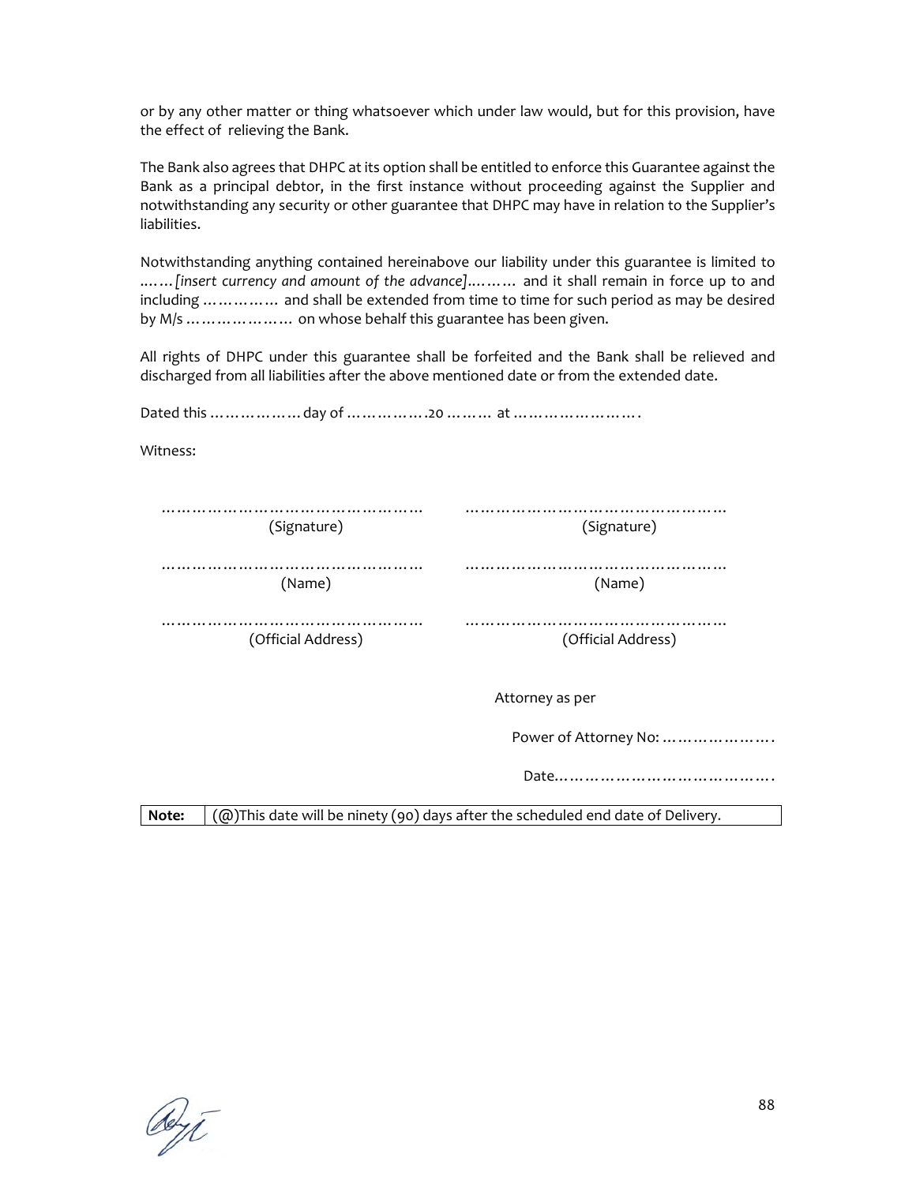or by any other matter or thing whatsoever which under law would, but for this provision, have the effect of relieving the Bank.

The Bank also agrees that DHPC at its option shall be entitled to enforce this Guarantee against the Bank as a principal debtor, in the first instance without proceeding against the Supplier and notwithstanding any security or other guarantee that DHPC may have in relation to the Supplier's liabilities.

Notwithstanding anything contained hereinabove our liability under this guarantee is limited to ……*[insert currency and amount of the advance]*……… and it shall remain in force up to and including …………… and shall be extended from time to time for such period as may be desired by M/s ………………… on whose behalf this guarantee has been given.

All rights of DHPC under this guarantee shall be forfeited and the Bank shall be relieved and discharged from all liabilities after the above mentioned date or from the extended date.

Dated this ……………… day of …………….20 ……… at …………………….

Witness:

| | |
|---|---|
| ………………………………………… (Signature) | ………………………………………… (Signature) |
| ………………………………………… (Name) | ………………………………………… (Name) |
| ………………………………………… (Official Address) | ………………………………………… (Official Address) |

Attorney as per

Power of Attorney No: ………………….

Date…………………………………….

| **Note:** | (@)This date will be ninety (90) days after the scheduled end date of Delivery. |
|---|---|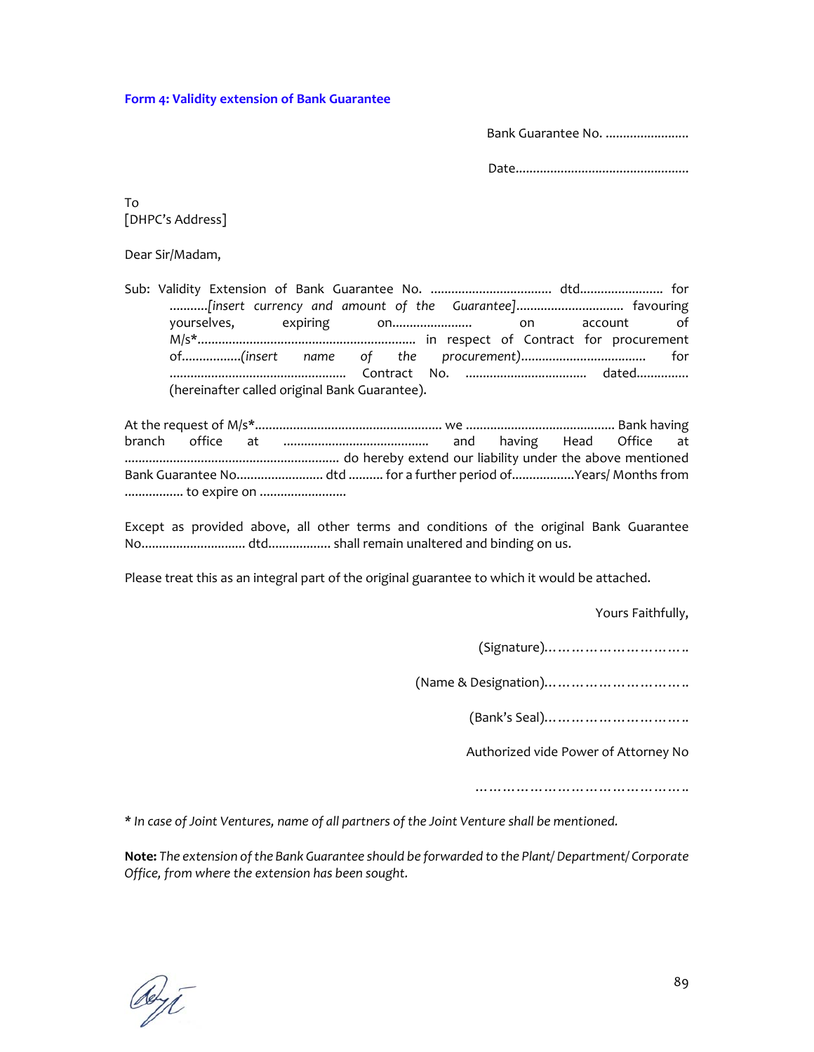### Form 4: Validity extension of Bank Guarantee

Bank Guarantee No. ........................

Date..................................................

To
[DHPC's Address]

Dear Sir/Madam,

Sub: Validity Extension of Bank Guarantee No. ................................... dtd........................ for ...........*[insert currency and amount of the Guarantee]*............................... favouring yourselves, expiring on....................... on account of M/s*............................................................... in respect of Contract for procurement of.................*(insert name of the procurement)*................................... for .................................................. Contract No. .................................. dated............... (hereinafter called original Bank Guarantee).

At the request of M/s*...................................................... we .......................................... Bank having branch office at .......................................... and having Head Office at ............................................................. do hereby extend our liability under the above mentioned Bank Guarantee No......................... dtd .......... for a further period of..................Years/ Months from ................ to expire on .........................

Except as provided above, all other terms and conditions of the original Bank Guarantee No.............................. dtd.................. shall remain unaltered and binding on us.

Please treat this as an integral part of the original guarantee to which it would be attached.

Yours Faithfully,

(Signature)…………………………..

(Name & Designation)…………………………..

(Bank's Seal)…………………………..

Authorized vide Power of Attorney No

………………………………………..

*\* In case of Joint Ventures, name of all partners of the Joint Venture shall be mentioned.*

**Note:** *The extension of the Bank Guarantee should be forwarded to the Plant/ Department/ Corporate Office, from where the extension has been sought.*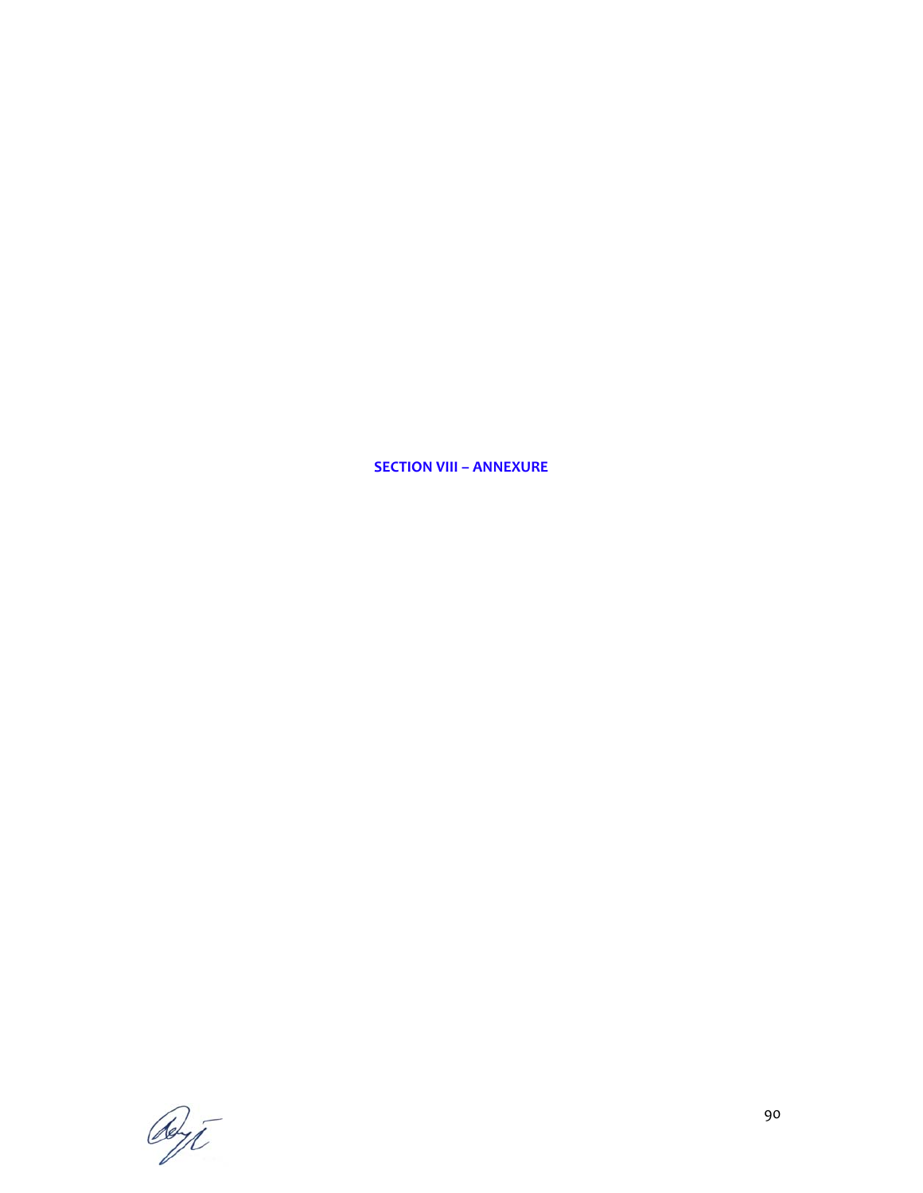# SECTION VIII – ANNEXURE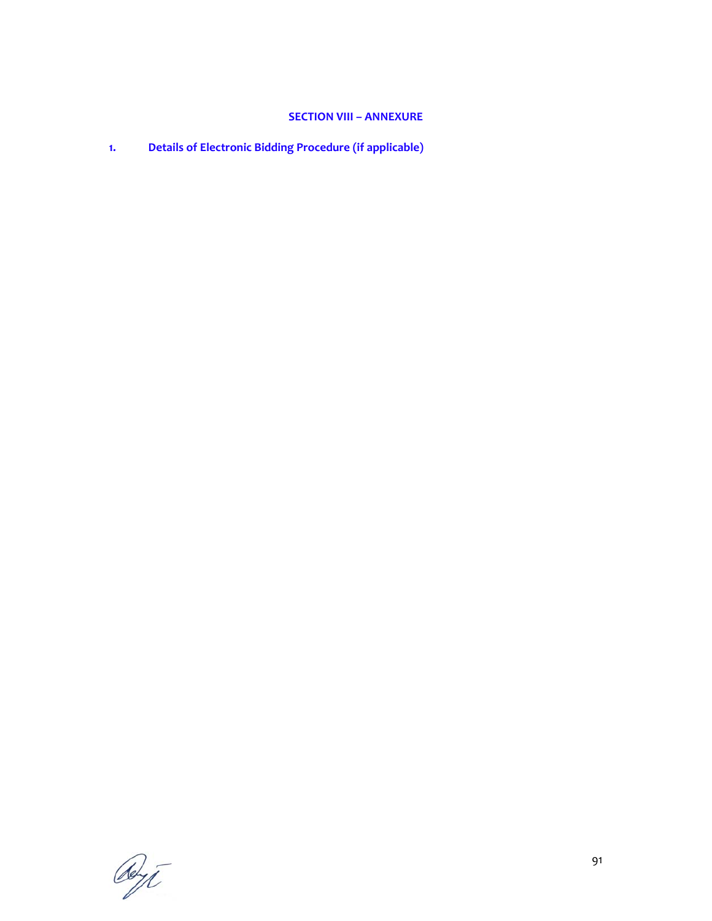## SECTION VIII – ANNEXURE

1. **Details of Electronic Bidding Procedure (if applicable)**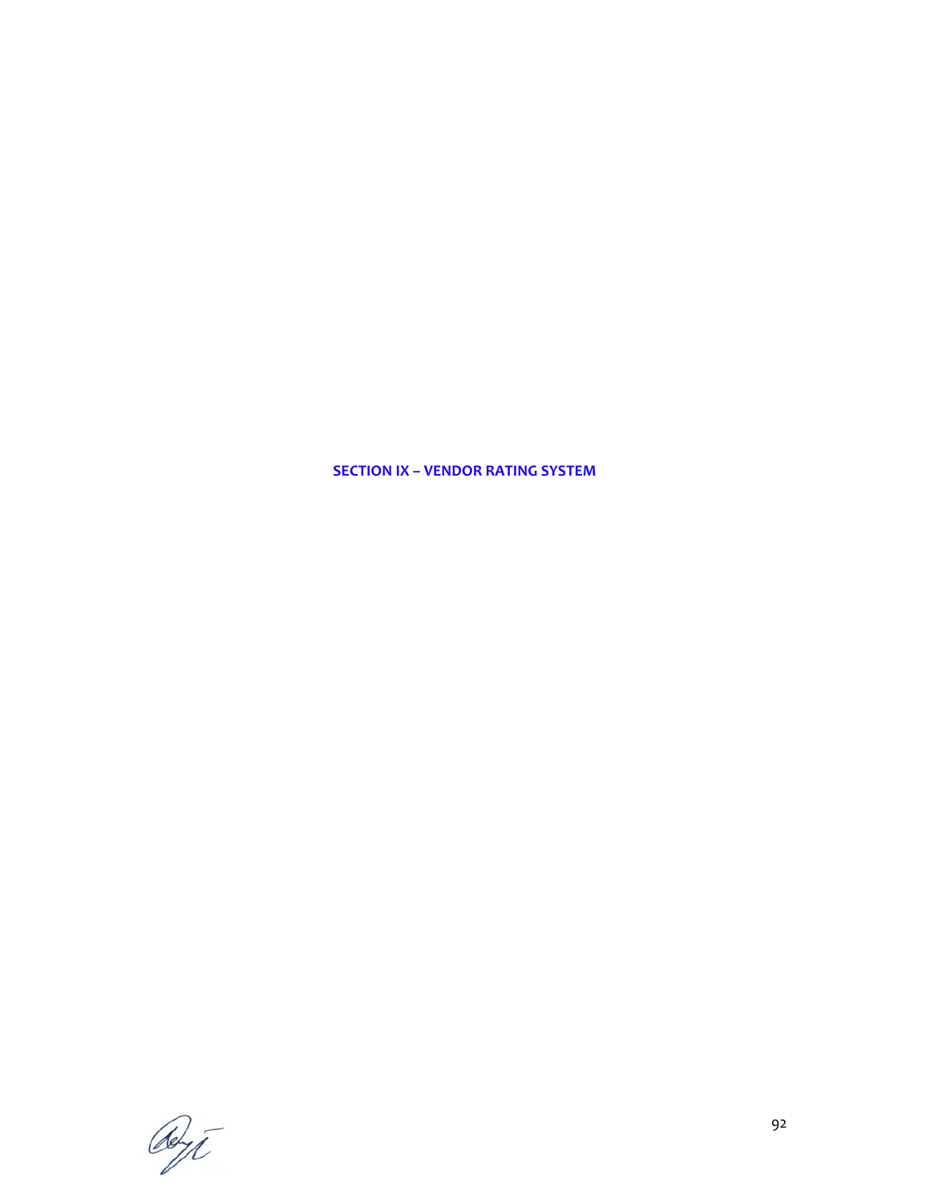# SECTION IX – VENDOR RATING SYSTEM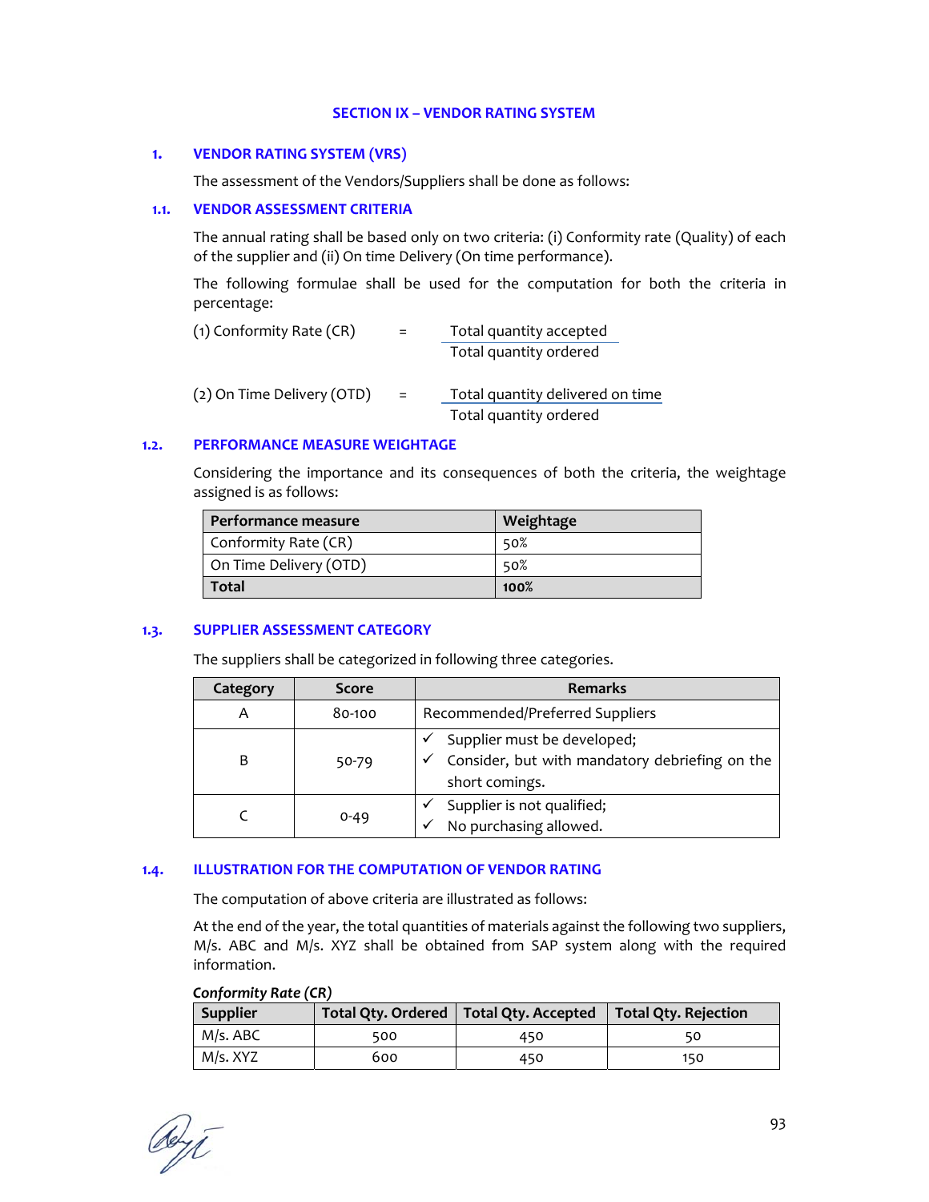# SECTION IX – VENDOR RATING SYSTEM

## 1. VENDOR RATING SYSTEM (VRS)

The assessment of the Vendors/Suppliers shall be done as follows:

### 1.1. VENDOR ASSESSMENT CRITERIA

The annual rating shall be based only on two criteria: (i) Conformity rate (Quality) of each of the supplier and (ii) On time Delivery (On time performance).

The following formulae shall be used for the computation for both the criteria in percentage:

$$\text{(1) Conformity Rate (CR)} = \frac{\text{Total quantity accepted}}{\text{Total quantity ordered}}$$

$$\text{(2) On Time Delivery (OTD)} = \frac{\text{Total quantity delivered on time}}{\text{Total quantity ordered}}$$

### 1.2. PERFORMANCE MEASURE WEIGHTAGE

Considering the importance and its consequences of both the criteria, the weightage assigned is as follows:

| Performance measure | Weightage |
|---|---|
| Conformity Rate (CR) | 50% |
| On Time Delivery (OTD) | 50% |
| **Total** | **100%** |

### 1.3. SUPPLIER ASSESSMENT CATEGORY

The suppliers shall be categorized in following three categories.

| Category | Score | Remarks |
|---|---|---|
| A | 80-100 | Recommended/Preferred Suppliers |
| B | 50-79 | ✓ Supplier must be developed; ✓ Consider, but with mandatory debriefing on the short comings. |
| C | 0-49 | ✓ Supplier is not qualified; ✓ No purchasing allowed. |

### 1.4. ILLUSTRATION FOR THE COMPUTATION OF VENDOR RATING

The computation of above criteria are illustrated as follows:

At the end of the year, the total quantities of materials against the following two suppliers, M/s. ABC and M/s. XYZ shall be obtained from SAP system along with the required information.

***Conformity Rate (CR)***

| Supplier | Total Qty. Ordered | Total Qty. Accepted | Total Qty. Rejection |
|---|---|---|---|
| M/s. ABC | 500 | 450 | 50 |
| M/s. XYZ | 600 | 450 | 150 |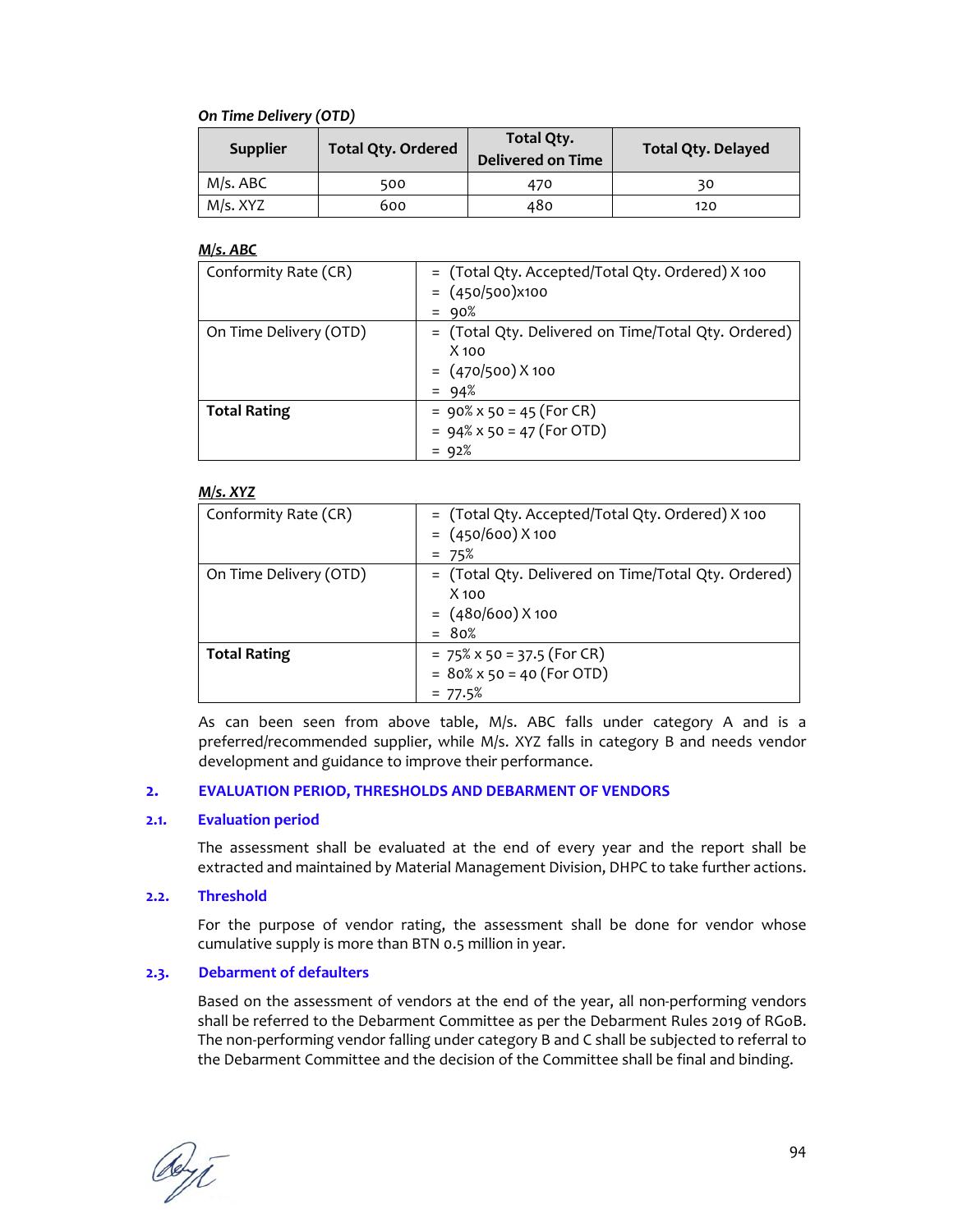*On Time Delivery (OTD)*

| Supplier | Total Qty. Ordered | Total Qty. Delivered on Time | Total Qty. Delayed |
|---|---|---|---|
| M/s. ABC | 500 | 470 | 30 |
| M/s. XYZ | 600 | 480 | 120 |

***M/s. ABC***

| | |
|---|---|
| Conformity Rate (CR) | = (Total Qty. Accepted/Total Qty. Ordered) X 100<br>= (450/500)x100<br>= 90% |
| On Time Delivery (OTD) | = (Total Qty. Delivered on Time/Total Qty. Ordered) X 100<br>= (470/500) X 100<br>= 94% |
| **Total Rating** | = 90% x 50 = 45 (For CR)<br>= 94% x 50 = 47 (For OTD)<br>= 92% |

***M/s. XYZ***

| | |
|---|---|
| Conformity Rate (CR) | = (Total Qty. Accepted/Total Qty. Ordered) X 100<br>= (450/600) X 100<br>= 75% |
| On Time Delivery (OTD) | = (Total Qty. Delivered on Time/Total Qty. Ordered) X 100<br>= (480/600) X 100<br>= 80% |
| **Total Rating** | = 75% x 50 = 37.5 (For CR)<br>= 80% x 50 = 40 (For OTD)<br>= 77.5% |

As can been seen from above table, M/s. ABC falls under category A and is a preferred/recommended supplier, while M/s. XYZ falls in category B and needs vendor development and guidance to improve their performance.

## 2. EVALUATION PERIOD, THRESHOLDS AND DEBARMENT OF VENDORS

### 2.1. Evaluation period

The assessment shall be evaluated at the end of every year and the report shall be extracted and maintained by Material Management Division, DHPC to take further actions.

### 2.2. Threshold

For the purpose of vendor rating, the assessment shall be done for vendor whose cumulative supply is more than BTN 0.5 million in year.

### 2.3. Debarment of defaulters

Based on the assessment of vendors at the end of the year, all non-performing vendors shall be referred to the Debarment Committee as per the Debarment Rules 2019 of RGoB. The non-performing vendor falling under category B and C shall be subjected to referral to the Debarment Committee and the decision of the Committee shall be final and binding.